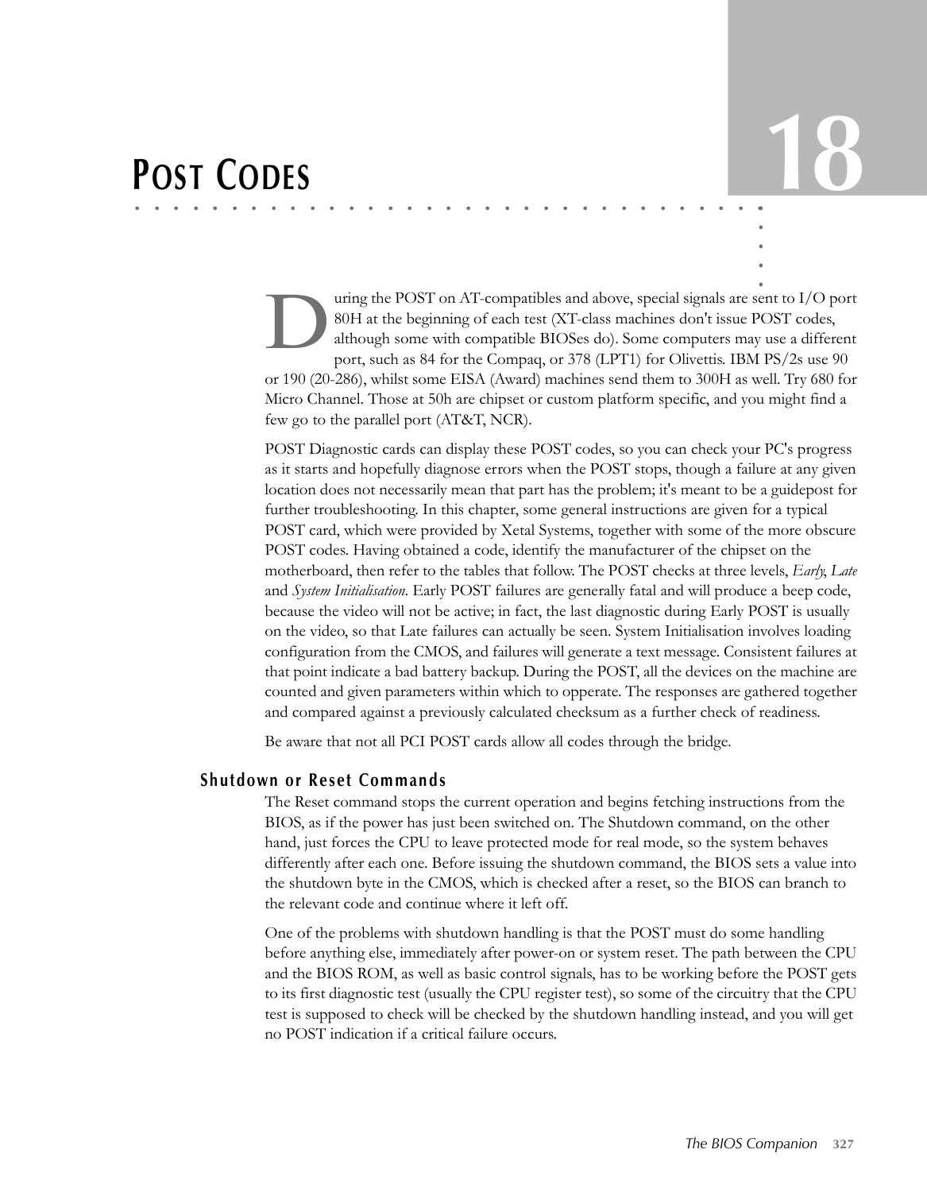# 18 POST CODES

During the POST on AT-compatibles and above, special signals are sent to I/O port 80H at the beginning of each test (XT-class machines don't issue POST codes, although some with compatible BIOSes do). Some computers may use a different port, such as 84 for the Compaq, or 378 (LPT1) for Olivettis. IBM PS/2s use 90 or 190 (20-286), whilst some EISA (Award) machines send them to 300H as well. Try 680 for Micro Channel. Those at 50h are chipset or custom platform specific, and you might find a few go to the parallel port (AT&T, NCR).

POST Diagnostic cards can display these POST codes, so you can check your PC's progress as it starts and hopefully diagnose errors when the POST stops, though a failure at any given location does not necessarily mean that part has the problem; it's meant to be a guidepost for further troubleshooting. In this chapter, some general instructions are given for a typical POST card, which were provided by Xetal Systems, together with some of the more obscure POST codes. Having obtained a code, identify the manufacturer of the chipset on the motherboard, then refer to the tables that follow. The POST checks at three levels, *Early*, *Late* and *System Initialisation*. Early POST failures are generally fatal and will produce a beep code, because the video will not be active; in fact, the last diagnostic during Early POST is usually on the video, so that Late failures can actually be seen. System Initialisation involves loading configuration from the CMOS, and failures will generate a text message. Consistent failures at that point indicate a bad battery backup. During the POST, all the devices on the machine are counted and given parameters within which to opperate. The responses are gathered together and compared against a previously calculated checksum as a further check of readiness.

Be aware that not all PCI POST cards allow all codes through the bridge.

## Shutdown or Reset Commands

The Reset command stops the current operation and begins fetching instructions from the BIOS, as if the power has just been switched on. The Shutdown command, on the other hand, just forces the CPU to leave protected mode for real mode, so the system behaves differently after each one. Before issuing the shutdown command, the BIOS sets a value into the shutdown byte in the CMOS, which is checked after a reset, so the BIOS can branch to the relevant code and continue where it left off.

One of the problems with shutdown handling is that the POST must do some handling before anything else, immediately after power-on or system reset. The path between the CPU and the BIOS ROM, as well as basic control signals, has to be working before the POST gets to its first diagnostic test (usually the CPU register test), so some of the circuitry that the CPU test is supposed to check will be checked by the shutdown handling instead, and you will get no POST indication if a critical failure occurs.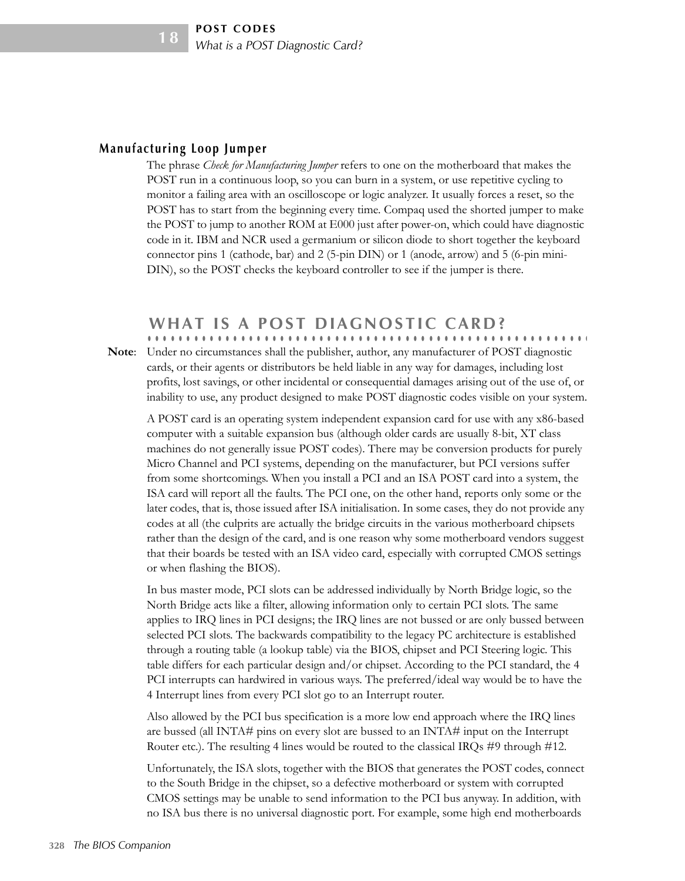### Manufacturing Loop Jumper

The phrase *Check for Manufacturing Jumper* refers to one on the motherboard that makes the POST run in a continuous loop, so you can burn in a system, or use repetitive cycling to monitor a failing area with an oscilloscope or logic analyzer. It usually forces a reset, so the POST has to start from the beginning every time. Compaq used the shorted jumper to make the POST to jump to another ROM at E000 just after power-on, which could have diagnostic code in it. IBM and NCR used a germanium or silicon diode to short together the keyboard connector pins 1 (cathode, bar) and 2 (5-pin DIN) or 1 (anode, arrow) and 5 (6-pin mini-DIN), so the POST checks the keyboard controller to see if the jumper is there.

## WHAT IS A POST DIAGNOSTIC CARD?

**Note**: Under no circumstances shall the publisher, author, any manufacturer of POST diagnostic cards, or their agents or distributors be held liable in any way for damages, including lost profits, lost savings, or other incidental or consequential damages arising out of the use of, or inability to use, any product designed to make POST diagnostic codes visible on your system.

A POST card is an operating system independent expansion card for use with any x86-based computer with a suitable expansion bus (although older cards are usually 8-bit, XT class machines do not generally issue POST codes). There may be conversion products for purely Micro Channel and PCI systems, depending on the manufacturer, but PCI versions suffer from some shortcomings. When you install a PCI and an ISA POST card into a system, the ISA card will report all the faults. The PCI one, on the other hand, reports only some or the later codes, that is, those issued after ISA initialisation. In some cases, they do not provide any codes at all (the culprits are actually the bridge circuits in the various motherboard chipsets rather than the design of the card, and is one reason why some motherboard vendors suggest that their boards be tested with an ISA video card, especially with corrupted CMOS settings or when flashing the BIOS).

In bus master mode, PCI slots can be addressed individually by North Bridge logic, so the North Bridge acts like a filter, allowing information only to certain PCI slots. The same applies to IRQ lines in PCI designs; the IRQ lines are not bussed or are only bussed between selected PCI slots. The backwards compatibility to the legacy PC architecture is established through a routing table (a lookup table) via the BIOS, chipset and PCI Steering logic. This table differs for each particular design and/or chipset. According to the PCI standard, the 4 PCI interrupts can hardwired in various ways. The preferred/ideal way would be to have the 4 Interrupt lines from every PCI slot go to an Interrupt router.

Also allowed by the PCI bus specification is a more low end approach where the IRQ lines are bussed (all INTA# pins on every slot are bussed to an INTA# input on the Interrupt Router etc.). The resulting 4 lines would be routed to the classical IRQs #9 through #12.

Unfortunately, the ISA slots, together with the BIOS that generates the POST codes, connect to the South Bridge in the chipset, so a defective motherboard or system with corrupted CMOS settings may be unable to send information to the PCI bus anyway. In addition, with no ISA bus there is no universal diagnostic port. For example, some high end motherboards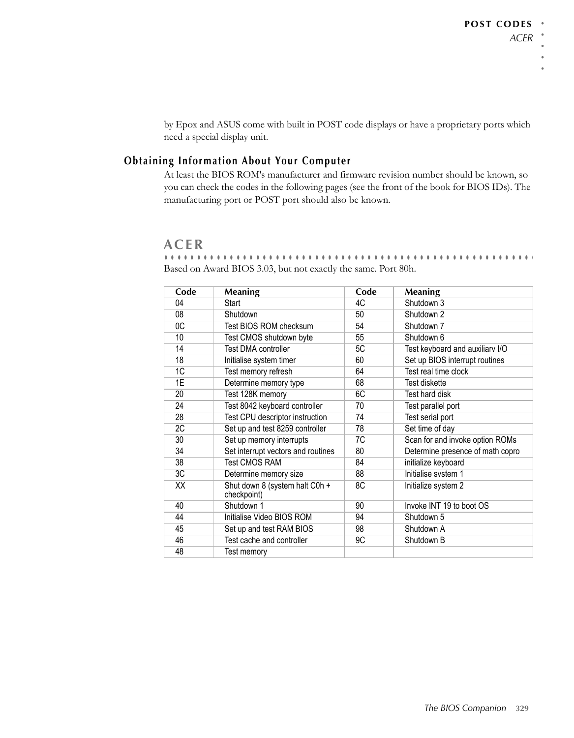by Epox and ASUS come with built in POST code displays or have a proprietary ports which need a special display unit.

## Obtaining Information About Your Computer

At least the BIOS ROM's manufacturer and firmware revision number should be known, so you can check the codes in the following pages (see the front of the book for BIOS IDs). The manufacturing port or POST port should also be known.

# ACER

Based on Award BIOS 3.03, but not exactly the same. Port 80h.

| Code | Meaning | Code | Meaning |
|---|---|---|---|
| 04 | Start | 4C | Shutdown 3 |
| 08 | Shutdown | 50 | Shutdown 2 |
| 0C | Test BIOS ROM checksum | 54 | Shutdown 7 |
| 10 | Test CMOS shutdown byte | 55 | Shutdown 6 |
| 14 | Test DMA controller | 5C | Test keyboard and auxiliarv I/O |
| 18 | Initialise system timer | 60 | Set up BIOS interrupt routines |
| 1C | Test memory refresh | 64 | Test real time clock |
| 1E | Determine memory type | 68 | Test diskette |
| 20 | Test 128K memory | 6C | Test hard disk |
| 24 | Test 8042 keyboard controller | 70 | Test parallel port |
| 28 | Test CPU descriptor instruction | 74 | Test serial port |
| 2C | Set up and test 8259 controller | 78 | Set time of day |
| 30 | Set up memory interrupts | 7C | Scan for and invoke option ROMs |
| 34 | Set interrupt vectors and routines | 80 | Determine presence of math copro |
| 38 | Test CMOS RAM | 84 | initialize keyboard |
| 3C | Determine memory size | 88 | Initialise svstem 1 |
| XX | Shut down 8 (system halt C0h + checkpoint) | 8C | Initialize system 2 |
| 40 | Shutdown 1 | 90 | Invoke INT 19 to boot OS |
| 44 | Initialise Video BIOS ROM | 94 | Shutdown 5 |
| 45 | Set up and test RAM BIOS | 98 | Shutdown A |
| 46 | Test cache and controller | 9C | Shutdown B |
| 48 | Test memory | | |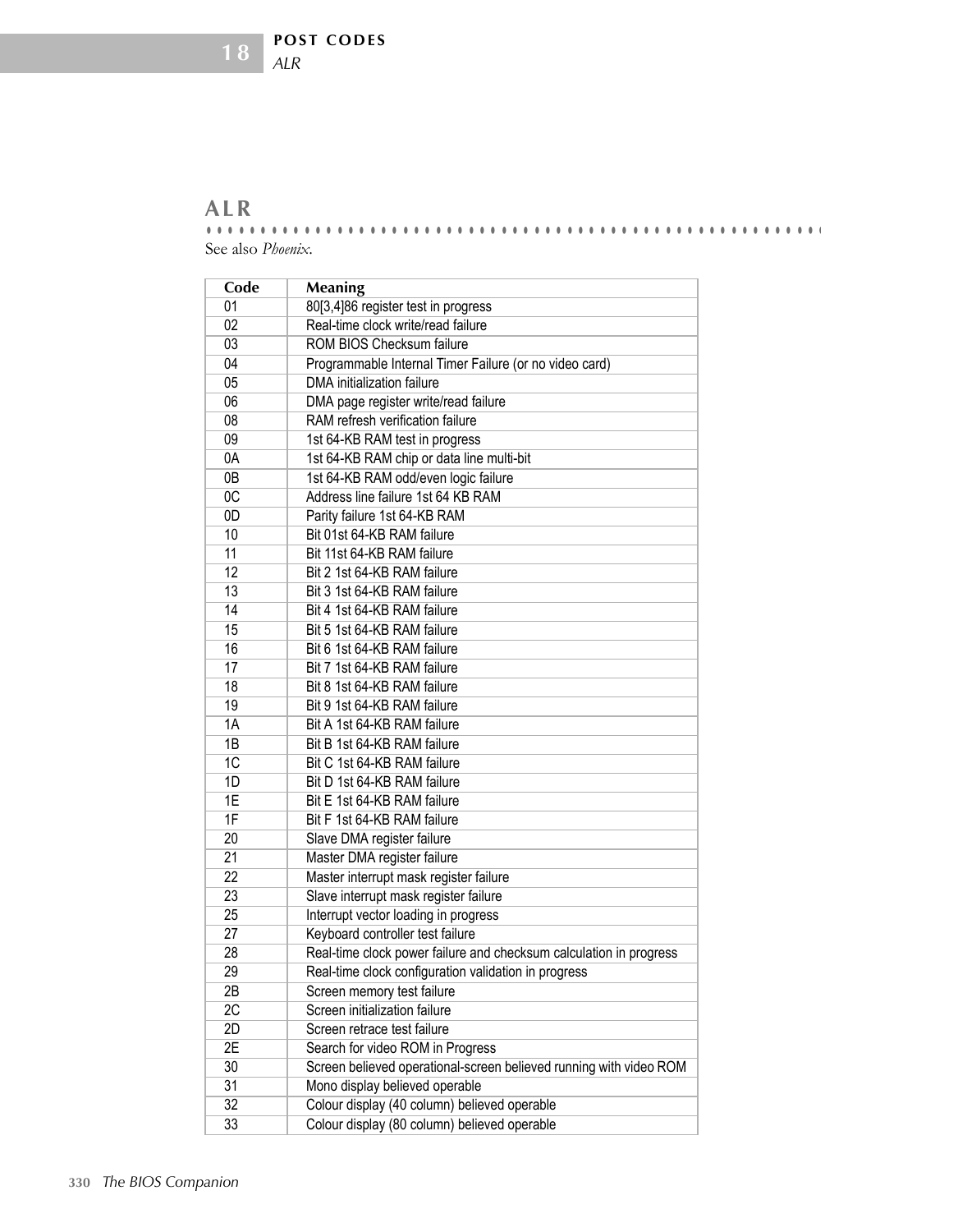## ALR

See also *Phoenix*.

| Code | Meaning |
|---|---|
| 01 | 80[3,4]86 register test in progress |
| 02 | Real-time clock write/read failure |
| 03 | ROM BIOS Checksum failure |
| 04 | Programmable Internal Timer Failure (or no video card) |
| 05 | DMA initialization failure |
| 06 | DMA page register write/read failure |
| 08 | RAM refresh verification failure |
| 09 | 1st 64-KB RAM test in progress |
| 0A | 1st 64-KB RAM chip or data line multi-bit |
| 0B | 1st 64-KB RAM odd/even logic failure |
| 0C | Address line failure 1st 64 KB RAM |
| 0D | Parity failure 1st 64-KB RAM |
| 10 | Bit 01st 64-KB RAM failure |
| 11 | Bit 11st 64-KB RAM failure |
| 12 | Bit 2 1st 64-KB RAM failure |
| 13 | Bit 3 1st 64-KB RAM failure |
| 14 | Bit 4 1st 64-KB RAM failure |
| 15 | Bit 5 1st 64-KB RAM failure |
| 16 | Bit 6 1st 64-KB RAM failure |
| 17 | Bit 7 1st 64-KB RAM failure |
| 18 | Bit 8 1st 64-KB RAM failure |
| 19 | Bit 9 1st 64-KB RAM failure |
| 1A | Bit A 1st 64-KB RAM failure |
| 1B | Bit B 1st 64-KB RAM failure |
| 1C | Bit C 1st 64-KB RAM failure |
| 1D | Bit D 1st 64-KB RAM failure |
| 1E | Bit E 1st 64-KB RAM failure |
| 1F | Bit F 1st 64-KB RAM failure |
| 20 | Slave DMA register failure |
| 21 | Master DMA register failure |
| 22 | Master interrupt mask register failure |
| 23 | Slave interrupt mask register failure |
| 25 | Interrupt vector loading in progress |
| 27 | Keyboard controller test failure |
| 28 | Real-time clock power failure and checksum calculation in progress |
| 29 | Real-time clock configuration validation in progress |
| 2B | Screen memory test failure |
| 2C | Screen initialization failure |
| 2D | Screen retrace test failure |
| 2E | Search for video ROM in Progress |
| 30 | Screen believed operational-screen believed running with video ROM |
| 31 | Mono display believed operable |
| 32 | Colour display (40 column) believed operable |
| 33 | Colour display (80 column) believed operable |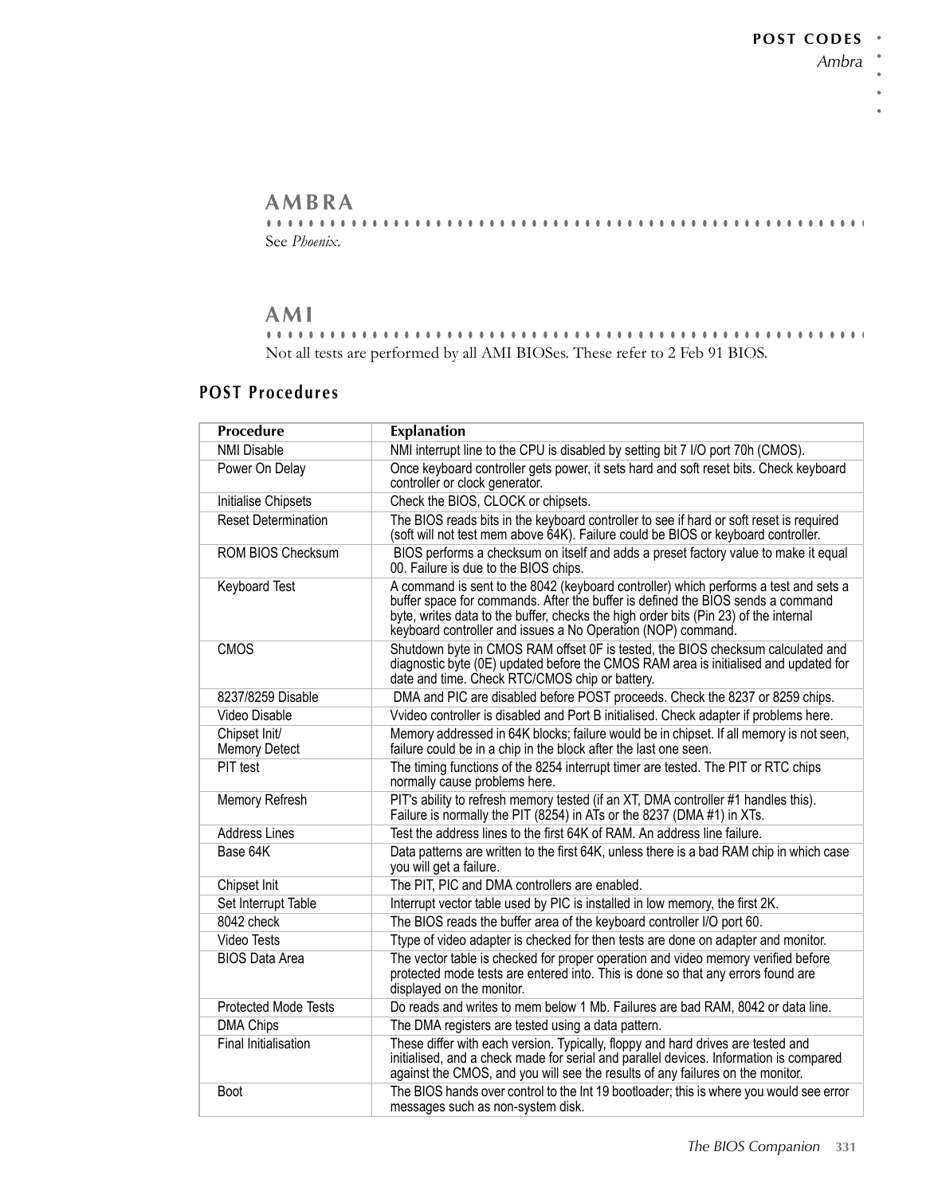## AMBRA

See *Phoenix*.

## AMI

Not all tests are performed by all AMI BIOSes. These refer to 2 Feb 91 BIOS.

### POST Procedures

| Procedure | Explanation |
|---|---|
| NMI Disable | NMI interrupt line to the CPU is disabled by setting bit 7 I/O port 70h (CMOS). |
| Power On Delay | Once keyboard controller gets power, it sets hard and soft reset bits. Check keyboard controller or clock generator. |
| Initialise Chipsets | Check the BIOS, CLOCK or chipsets. |
| Reset Determination | The BIOS reads bits in the keyboard controller to see if hard or soft reset is required (soft will not test mem above 64K). Failure could be BIOS or keyboard controller. |
| ROM BIOS Checksum | BIOS performs a checksum on itself and adds a preset factory value to make it equal 00. Failure is due to the BIOS chips. |
| Keyboard Test | A command is sent to the 8042 (keyboard controller) which performs a test and sets a buffer space for commands. After the buffer is defined the BIOS sends a command byte, writes data to the buffer, checks the high order bits (Pin 23) of the internal keyboard controller and issues a No Operation (NOP) command. |
| CMOS | Shutdown byte in CMOS RAM offset 0F is tested, the BIOS checksum calculated and diagnostic byte (0E) updated before the CMOS RAM area is initialised and updated for date and time. Check RTC/CMOS chip or battery. |
| 8237/8259 Disable | DMA and PIC are disabled before POST proceeds. Check the 8237 or 8259 chips. |
| Video Disable | Vvideo controller is disabled and Port B initialised. Check adapter if problems here. |
| Chipset Init/ Memory Detect | Memory addressed in 64K blocks; failure would be in chipset. If all memory is not seen, failure could be in a chip in the block after the last one seen. |
| PIT test | The timing functions of the 8254 interrupt timer are tested. The PIT or RTC chips normally cause problems here. |
| Memory Refresh | PIT's ability to refresh memory tested (if an XT, DMA controller #1 handles this). Failure is normally the PIT (8254) in ATs or the 8237 (DMA #1) in XTs. |
| Address Lines | Test the address lines to the first 64K of RAM. An address line failure. |
| Base 64K | Data patterns are written to the first 64K, unless there is a bad RAM chip in which case you will get a failure. |
| Chipset Init | The PIT, PIC and DMA controllers are enabled. |
| Set Interrupt Table | Interrupt vector table used by PIC is installed in low memory, the first 2K. |
| 8042 check | The BIOS reads the buffer area of the keyboard controller I/O port 60. |
| Video Tests | Ttype of video adapter is checked for then tests are done on adapter and monitor. |
| BIOS Data Area | The vector table is checked for proper operation and video memory verified before protected mode tests are entered into. This is done so that any errors found are displayed on the monitor. |
| Protected Mode Tests | Do reads and writes to mem below 1 Mb. Failures are bad RAM, 8042 or data line. |
| DMA Chips | The DMA registers are tested using a data pattern. |
| Final Initialisation | These differ with each version. Typically, floppy and hard drives are tested and initialised, and a check made for serial and parallel devices. Information is compared against the CMOS, and you will see the results of any failures on the monitor. |
| Boot | The BIOS hands over control to the Int 19 bootloader; this is where you would see error messages such as non-system disk. |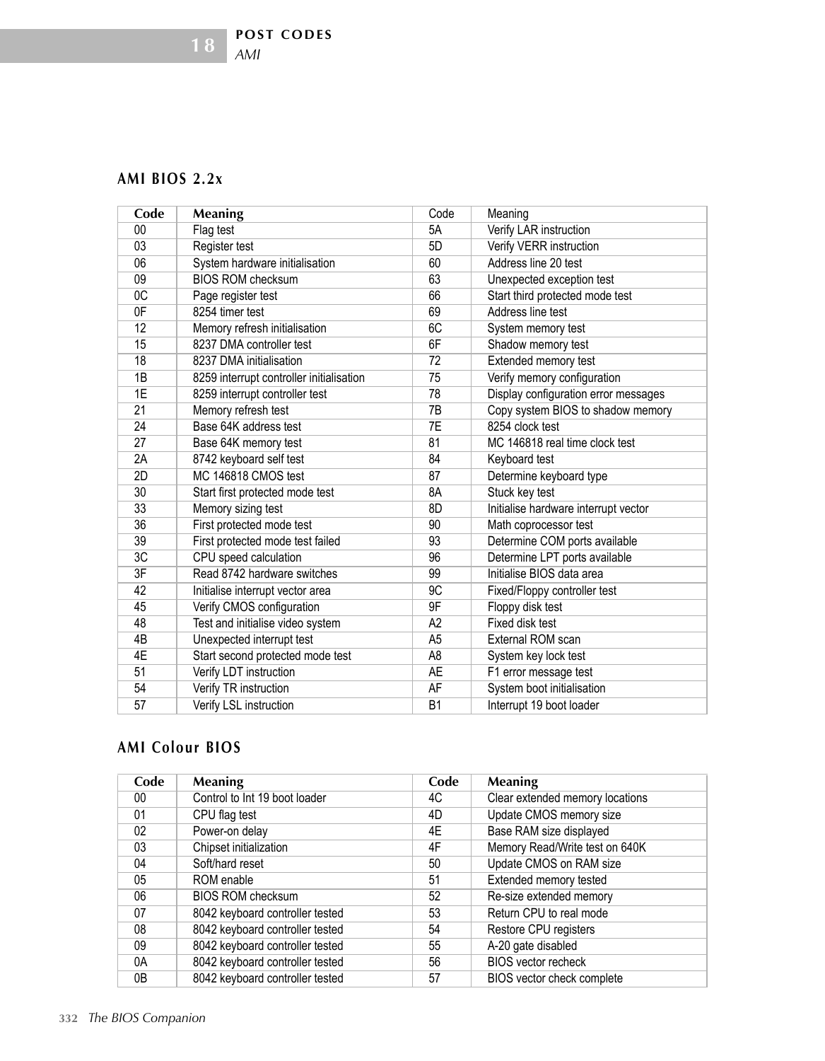## AMI BIOS 2.2x

| Code | Meaning | Code | Meaning |
|---|---|---|---|
| 00 | Flag test | 5A | Verify LAR instruction |
| 03 | Register test | 5D | Verify VERR instruction |
| 06 | System hardware initialisation | 60 | Address line 20 test |
| 09 | BIOS ROM checksum | 63 | Unexpected exception test |
| 0C | Page register test | 66 | Start third protected mode test |
| 0F | 8254 timer test | 69 | Address line test |
| 12 | Memory refresh initialisation | 6C | System memory test |
| 15 | 8237 DMA controller test | 6F | Shadow memory test |
| 18 | 8237 DMA initialisation | 72 | Extended memory test |
| 1B | 8259 interrupt controller initialisation | 75 | Verify memory configuration |
| 1E | 8259 interrupt controller test | 78 | Display configuration error messages |
| 21 | Memory refresh test | 7B | Copy system BIOS to shadow memory |
| 24 | Base 64K address test | 7E | 8254 clock test |
| 27 | Base 64K memory test | 81 | MC 146818 real time clock test |
| 2A | 8742 keyboard self test | 84 | Keyboard test |
| 2D | MC 146818 CMOS test | 87 | Determine keyboard type |
| 30 | Start first protected mode test | 8A | Stuck key test |
| 33 | Memory sizing test | 8D | Initialise hardware interrupt vector |
| 36 | First protected mode test | 90 | Math coprocessor test |
| 39 | First protected mode test failed | 93 | Determine COM ports available |
| 3C | CPU speed calculation | 96 | Determine LPT ports available |
| 3F | Read 8742 hardware switches | 99 | Initialise BIOS data area |
| 42 | Initialise interrupt vector area | 9C | Fixed/Floppy controller test |
| 45 | Verify CMOS configuration | 9F | Floppy disk test |
| 48 | Test and initialise video system | A2 | Fixed disk test |
| 4B | Unexpected interrupt test | A5 | External ROM scan |
| 4E | Start second protected mode test | A8 | System key lock test |
| 51 | Verify LDT instruction | AE | F1 error message test |
| 54 | Verify TR instruction | AF | System boot initialisation |
| 57 | Verify LSL instruction | B1 | Interrupt 19 boot loader |

## AMI Colour BIOS

| Code | Meaning | Code | Meaning |
|---|---|---|---|
| 00 | Control to Int 19 boot loader | 4C | Clear extended memory locations |
| 01 | CPU flag test | 4D | Update CMOS memory size |
| 02 | Power-on delay | 4E | Base RAM size displayed |
| 03 | Chipset initialization | 4F | Memory Read/Write test on 640K |
| 04 | Soft/hard reset | 50 | Update CMOS on RAM size |
| 05 | ROM enable | 51 | Extended memory tested |
| 06 | BIOS ROM checksum | 52 | Re-size extended memory |
| 07 | 8042 keyboard controller tested | 53 | Return CPU to real mode |
| 08 | 8042 keyboard controller tested | 54 | Restore CPU registers |
| 09 | 8042 keyboard controller tested | 55 | A-20 gate disabled |
| 0A | 8042 keyboard controller tested | 56 | BIOS vector recheck |
| 0B | 8042 keyboard controller tested | 57 | BIOS vector check complete |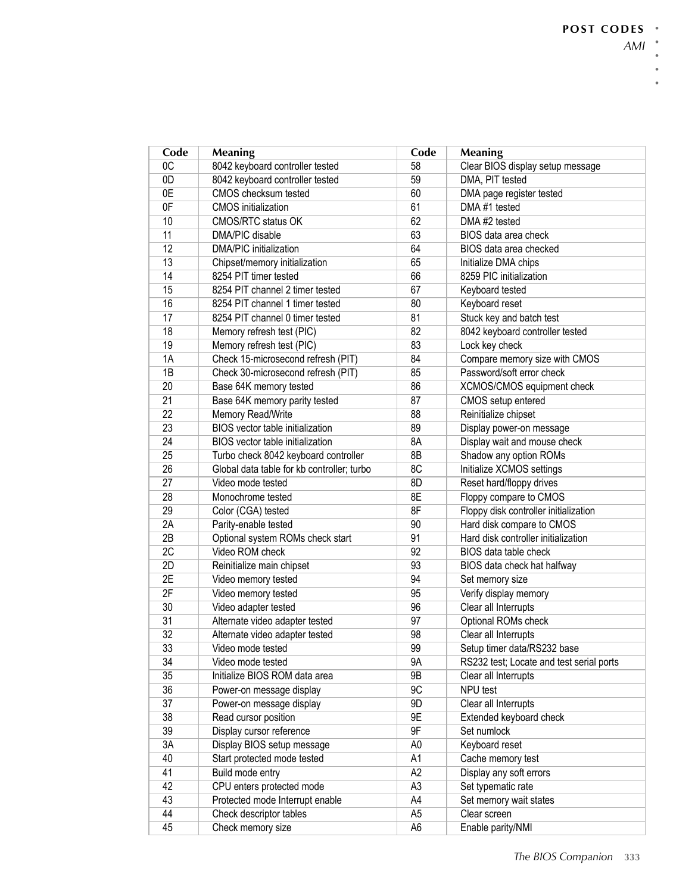| Code | Meaning | Code | Meaning |
|---|---|---|---|
| 0C | 8042 keyboard controller tested | 58 | Clear BIOS display setup message |
| 0D | 8042 keyboard controller tested | 59 | DMA, PIT tested |
| 0E | CMOS checksum tested | 60 | DMA page register tested |
| 0F | CMOS initialization | 61 | DMA #1 tested |
| 10 | CMOS/RTC status OK | 62 | DMA #2 tested |
| 11 | DMA/PIC disable | 63 | BIOS data area check |
| 12 | DMA/PIC initialization | 64 | BIOS data area checked |
| 13 | Chipset/memory initialization | 65 | Initialize DMA chips |
| 14 | 8254 PIT timer tested | 66 | 8259 PIC initialization |
| 15 | 8254 PIT channel 2 timer tested | 67 | Keyboard tested |
| 16 | 8254 PIT channel 1 timer tested | 80 | Keyboard reset |
| 17 | 8254 PIT channel 0 timer tested | 81 | Stuck key and batch test |
| 18 | Memory refresh test (PIC) | 82 | 8042 keyboard controller tested |
| 19 | Memory refresh test (PIC) | 83 | Lock key check |
| 1A | Check 15-microsecond refresh (PIT) | 84 | Compare memory size with CMOS |
| 1B | Check 30-microsecond refresh (PIT) | 85 | Password/soft error check |
| 20 | Base 64K memory tested | 86 | XCMOS/CMOS equipment check |
| 21 | Base 64K memory parity tested | 87 | CMOS setup entered |
| 22 | Memory Read/Write | 88 | Reinitialize chipset |
| 23 | BIOS vector table initialization | 89 | Display power-on message |
| 24 | BIOS vector table initialization | 8A | Display wait and mouse check |
| 25 | Turbo check 8042 keyboard controller | 8B | Shadow any option ROMs |
| 26 | Global data table for kb controller; turbo | 8C | Initialize XCMOS settings |
| 27 | Video mode tested | 8D | Reset hard/floppy drives |
| 28 | Monochrome tested | 8E | Floppy compare to CMOS |
| 29 | Color (CGA) tested | 8F | Floppy disk controller initialization |
| 2A | Parity-enable tested | 90 | Hard disk compare to CMOS |
| 2B | Optional system ROMs check start | 91 | Hard disk controller initialization |
| 2C | Video ROM check | 92 | BIOS data table check |
| 2D | Reinitialize main chipset | 93 | BIOS data check hat halfway |
| 2E | Video memory tested | 94 | Set memory size |
| 2F | Video memory tested | 95 | Verify display memory |
| 30 | Video adapter tested | 96 | Clear all Interrupts |
| 31 | Alternate video adapter tested | 97 | Optional ROMs check |
| 32 | Alternate video adapter tested | 98 | Clear all Interrupts |
| 33 | Video mode tested | 99 | Setup timer data/RS232 base |
| 34 | Video mode tested | 9A | RS232 test; Locate and test serial ports |
| 35 | Initialize BIOS ROM data area | 9B | Clear all Interrupts |
| 36 | Power-on message display | 9C | NPU test |
| 37 | Power-on message display | 9D | Clear all Interrupts |
| 38 | Read cursor position | 9E | Extended keyboard check |
| 39 | Display cursor reference | 9F | Set numlock |
| 3A | Display BIOS setup message | A0 | Keyboard reset |
| 40 | Start protected mode tested | A1 | Cache memory test |
| 41 | Build mode entry | A2 | Display any soft errors |
| 42 | CPU enters protected mode | A3 | Set typematic rate |
| 43 | Protected mode Interrupt enable | A4 | Set memory wait states |
| 44 | Check descriptor tables | A5 | Clear screen |
| 45 | Check memory size | A6 | Enable parity/NMI |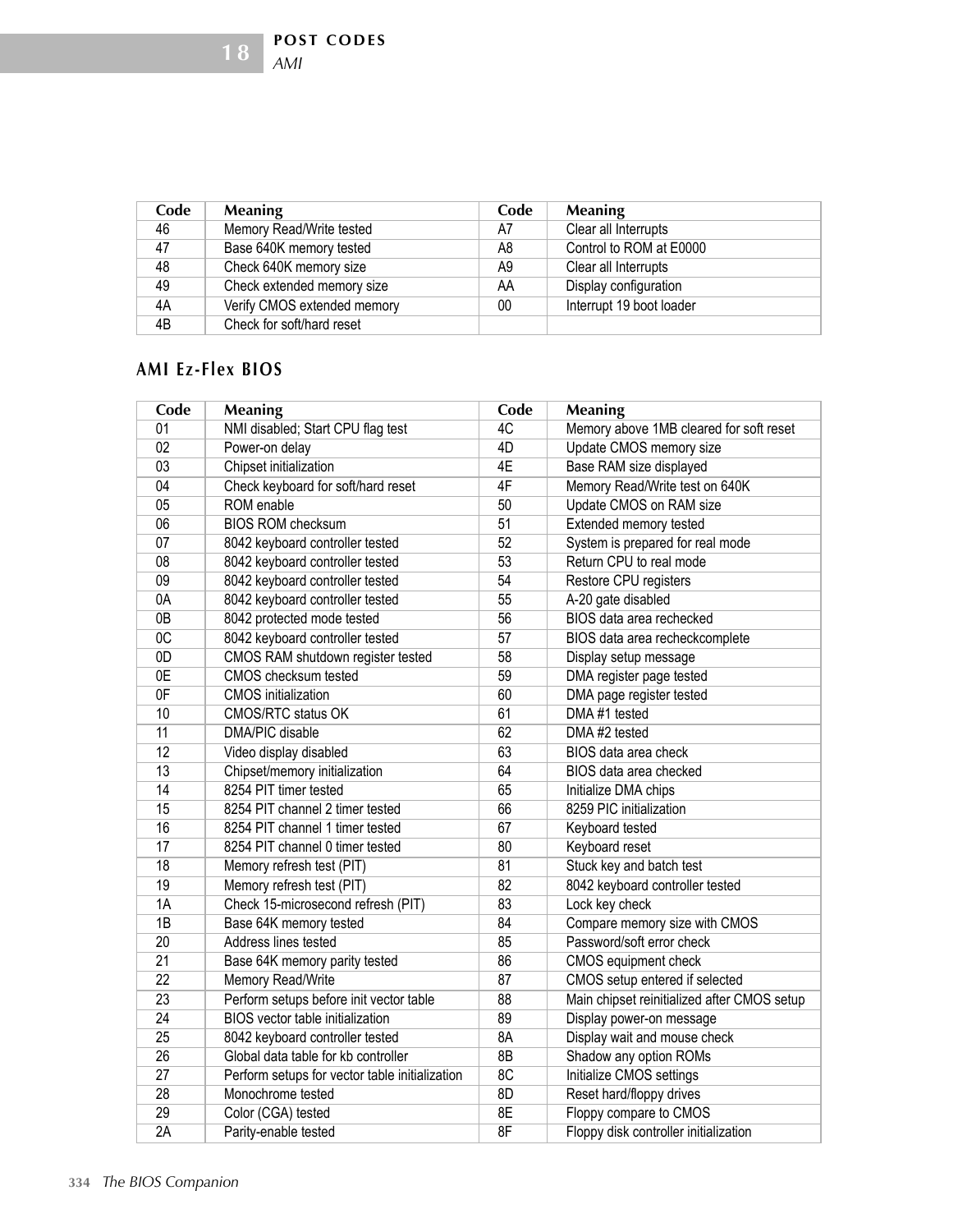| Code | Meaning | Code | Meaning |
| --- | --- | --- | --- |
| 46 | Memory Read/Write tested | A7 | Clear all Interrupts |
| 47 | Base 640K memory tested | A8 | Control to ROM at E0000 |
| 48 | Check 640K memory size | A9 | Clear all Interrupts |
| 49 | Check extended memory size | AA | Display configuration |
| 4A | Verify CMOS extended memory | 00 | Interrupt 19 boot loader |
| 4B | Check for soft/hard reset | | |

## AMI Ez-Flex BIOS

| Code | Meaning | Code | Meaning |
| --- | --- | --- | --- |
| 01 | NMI disabled; Start CPU flag test | 4C | Memory above 1MB cleared for soft reset |
| 02 | Power-on delay | 4D | Update CMOS memory size |
| 03 | Chipset initialization | 4E | Base RAM size displayed |
| 04 | Check keyboard for soft/hard reset | 4F | Memory Read/Write test on 640K |
| 05 | ROM enable | 50 | Update CMOS on RAM size |
| 06 | BIOS ROM checksum | 51 | Extended memory tested |
| 07 | 8042 keyboard controller tested | 52 | System is prepared for real mode |
| 08 | 8042 keyboard controller tested | 53 | Return CPU to real mode |
| 09 | 8042 keyboard controller tested | 54 | Restore CPU registers |
| 0A | 8042 keyboard controller tested | 55 | A-20 gate disabled |
| 0B | 8042 protected mode tested | 56 | BIOS data area rechecked |
| 0C | 8042 keyboard controller tested | 57 | BIOS data area recheckcomplete |
| 0D | CMOS RAM shutdown register tested | 58 | Display setup message |
| 0E | CMOS checksum tested | 59 | DMA register page tested |
| 0F | CMOS initialization | 60 | DMA page register tested |
| 10 | CMOS/RTC status OK | 61 | DMA #1 tested |
| 11 | DMA/PIC disable | 62 | DMA #2 tested |
| 12 | Video display disabled | 63 | BIOS data area check |
| 13 | Chipset/memory initialization | 64 | BIOS data area checked |
| 14 | 8254 PIT timer tested | 65 | Initialize DMA chips |
| 15 | 8254 PIT channel 2 timer tested | 66 | 8259 PIC initialization |
| 16 | 8254 PIT channel 1 timer tested | 67 | Keyboard tested |
| 17 | 8254 PIT channel 0 timer tested | 80 | Keyboard reset |
| 18 | Memory refresh test (PIT) | 81 | Stuck key and batch test |
| 19 | Memory refresh test (PIT) | 82 | 8042 keyboard controller tested |
| 1A | Check 15-microsecond refresh (PIT) | 83 | Lock key check |
| 1B | Base 64K memory tested | 84 | Compare memory size with CMOS |
| 20 | Address lines tested | 85 | Password/soft error check |
| 21 | Base 64K memory parity tested | 86 | CMOS equipment check |
| 22 | Memory Read/Write | 87 | CMOS setup entered if selected |
| 23 | Perform setups before init vector table | 88 | Main chipset reinitialized after CMOS setup |
| 24 | BIOS vector table initialization | 89 | Display power-on message |
| 25 | 8042 keyboard controller tested | 8A | Display wait and mouse check |
| 26 | Global data table for kb controller | 8B | Shadow any option ROMs |
| 27 | Perform setups for vector table initialization | 8C | Initialize CMOS settings |
| 28 | Monochrome tested | 8D | Reset hard/floppy drives |
| 29 | Color (CGA) tested | 8E | Floppy compare to CMOS |
| 2A | Parity-enable tested | 8F | Floppy disk controller initialization |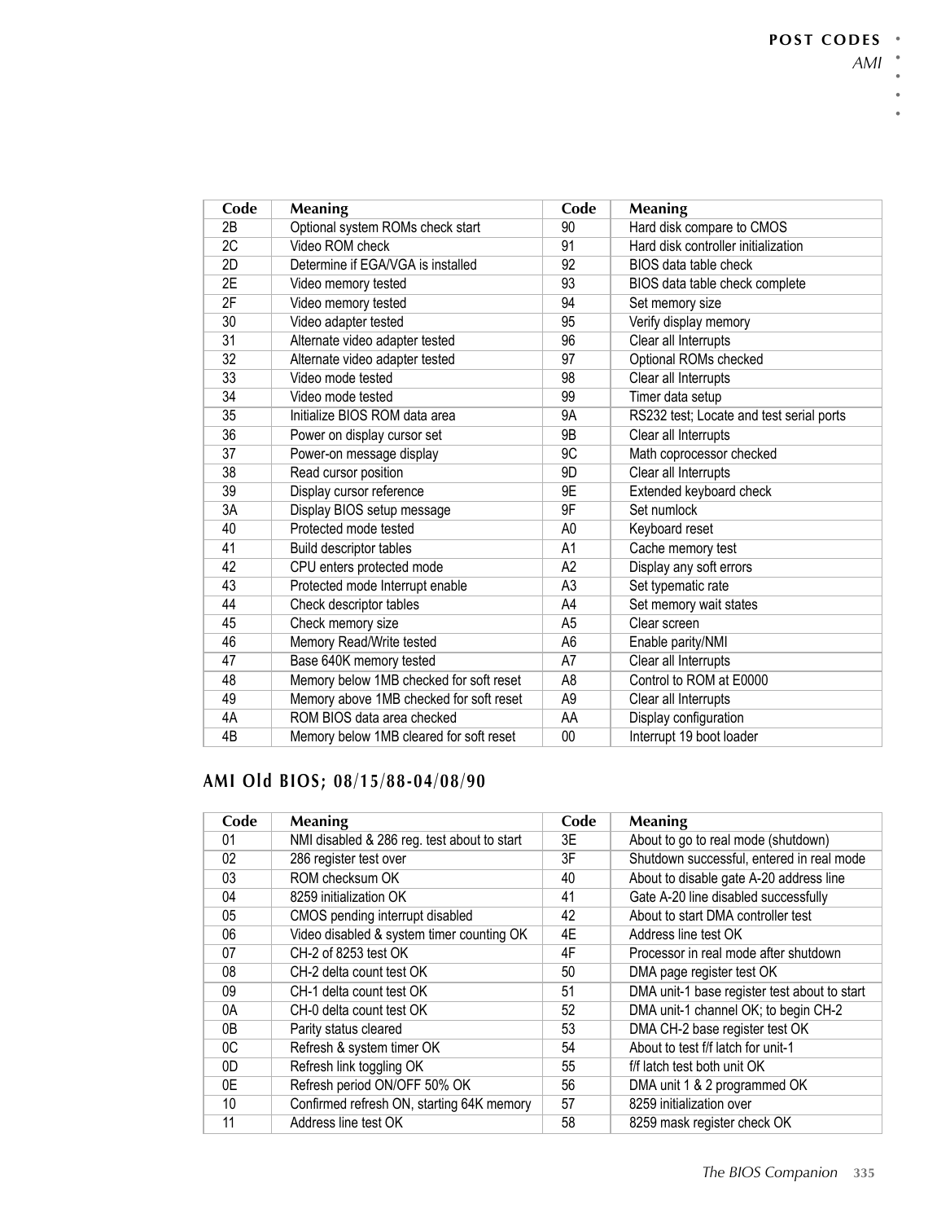| Code | Meaning | Code | Meaning |
|---|---|---|---|
| 2B | Optional system ROMs check start | 90 | Hard disk compare to CMOS |
| 2C | Video ROM check | 91 | Hard disk controller initialization |
| 2D | Determine if EGA/VGA is installed | 92 | BIOS data table check |
| 2E | Video memory tested | 93 | BIOS data table check complete |
| 2F | Video memory tested | 94 | Set memory size |
| 30 | Video adapter tested | 95 | Verify display memory |
| 31 | Alternate video adapter tested | 96 | Clear all Interrupts |
| 32 | Alternate video adapter tested | 97 | Optional ROMs checked |
| 33 | Video mode tested | 98 | Clear all Interrupts |
| 34 | Video mode tested | 99 | Timer data setup |
| 35 | Initialize BIOS ROM data area | 9A | RS232 test; Locate and test serial ports |
| 36 | Power on display cursor set | 9B | Clear all Interrupts |
| 37 | Power-on message display | 9C | Math coprocessor checked |
| 38 | Read cursor position | 9D | Clear all Interrupts |
| 39 | Display cursor reference | 9E | Extended keyboard check |
| 3A | Display BIOS setup message | 9F | Set numlock |
| 40 | Protected mode tested | A0 | Keyboard reset |
| 41 | Build descriptor tables | A1 | Cache memory test |
| 42 | CPU enters protected mode | A2 | Display any soft errors |
| 43 | Protected mode Interrupt enable | A3 | Set typematic rate |
| 44 | Check descriptor tables | A4 | Set memory wait states |
| 45 | Check memory size | A5 | Clear screen |
| 46 | Memory Read/Write tested | A6 | Enable parity/NMI |
| 47 | Base 640K memory tested | A7 | Clear all Interrupts |
| 48 | Memory below 1MB checked for soft reset | A8 | Control to ROM at E0000 |
| 49 | Memory above 1MB checked for soft reset | A9 | Clear all Interrupts |
| 4A | ROM BIOS data area checked | AA | Display configuration |
| 4B | Memory below 1MB cleared for soft reset | 00 | Interrupt 19 boot loader |

## AMI Old BIOS; 08/15/88-04/08/90

| Code | Meaning | Code | Meaning |
|---|---|---|---|
| 01 | NMI disabled & 286 reg. test about to start | 3E | About to go to real mode (shutdown) |
| 02 | 286 register test over | 3F | Shutdown successful, entered in real mode |
| 03 | ROM checksum OK | 40 | About to disable gate A-20 address line |
| 04 | 8259 initialization OK | 41 | Gate A-20 line disabled successfully |
| 05 | CMOS pending interrupt disabled | 42 | About to start DMA controller test |
| 06 | Video disabled & system timer counting OK | 4E | Address line test OK |
| 07 | CH-2 of 8253 test OK | 4F | Processor in real mode after shutdown |
| 08 | CH-2 delta count test OK | 50 | DMA page register test OK |
| 09 | CH-1 delta count test OK | 51 | DMA unit-1 base register test about to start |
| 0A | CH-0 delta count test OK | 52 | DMA unit-1 channel OK; to begin CH-2 |
| 0B | Parity status cleared | 53 | DMA CH-2 base register test OK |
| 0C | Refresh & system timer OK | 54 | About to test f/f latch for unit-1 |
| 0D | Refresh link toggling OK | 55 | f/f latch test both unit OK |
| 0E | Refresh period ON/OFF 50% OK | 56 | DMA unit 1 & 2 programmed OK |
| 10 | Confirmed refresh ON, starting 64K memory | 57 | 8259 initialization over |
| 11 | Address line test OK | 58 | 8259 mask register check OK |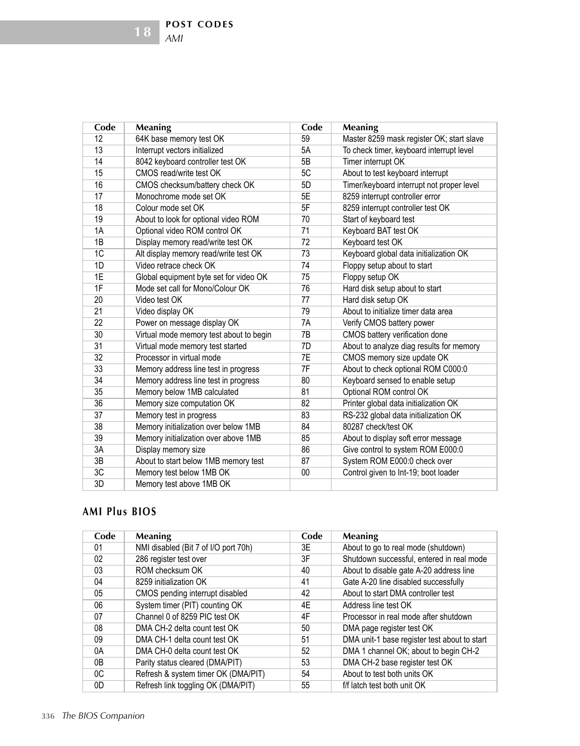| Code | Meaning | Code | Meaning |
|---|---|---|---|
| 12 | 64K base memory test OK | 59 | Master 8259 mask register OK; start slave |
| 13 | Interrupt vectors initialized | 5A | To check timer, keyboard interrupt level |
| 14 | 8042 keyboard controller test OK | 5B | Timer interrupt OK |
| 15 | CMOS read/write test OK | 5C | About to test keyboard interrupt |
| 16 | CMOS checksum/battery check OK | 5D | Timer/keyboard interrupt not proper level |
| 17 | Monochrome mode set OK | 5E | 8259 interrupt controller error |
| 18 | Colour mode set OK | 5F | 8259 interrupt controller test OK |
| 19 | About to look for optional video ROM | 70 | Start of keyboard test |
| 1A | Optional video ROM control OK | 71 | Keyboard BAT test OK |
| 1B | Display memory read/write test OK | 72 | Keyboard test OK |
| 1C | Alt display memory read/write test OK | 73 | Keyboard global data initialization OK |
| 1D | Video retrace check OK | 74 | Floppy setup about to start |
| 1E | Global equipment byte set for video OK | 75 | Floppy setup OK |
| 1F | Mode set call for Mono/Colour OK | 76 | Hard disk setup about to start |
| 20 | Video test OK | 77 | Hard disk setup OK |
| 21 | Video display OK | 79 | About to initialize timer data area |
| 22 | Power on message display OK | 7A | Verify CMOS battery power |
| 30 | Virtual mode memory test about to begin | 7B | CMOS battery verification done |
| 31 | Virtual mode memory test started | 7D | About to analyze diag results for memory |
| 32 | Processor in virtual mode | 7E | CMOS memory size update OK |
| 33 | Memory address line test in progress | 7F | About to check optional ROM C000:0 |
| 34 | Memory address line test in progress | 80 | Keyboard sensed to enable setup |
| 35 | Memory below 1MB calculated | 81 | Optional ROM control OK |
| 36 | Memory size computation OK | 82 | Printer global data initialization OK |
| 37 | Memory test in progress | 83 | RS-232 global data initialization OK |
| 38 | Memory initialization over below 1MB | 84 | 80287 check/test OK |
| 39 | Memory initialization over above 1MB | 85 | About to display soft error message |
| 3A | Display memory size | 86 | Give control to system ROM E000:0 |
| 3B | About to start below 1MB memory test | 87 | System ROM E000:0 check over |
| 3C | Memory test below 1MB OK | 00 | Control given to Int-19; boot loader |
| 3D | Memory test above 1MB OK | | |

### AMI Plus BIOS

| Code | Meaning | Code | Meaning |
|---|---|---|---|
| 01 | NMI disabled (Bit 7 of I/O port 70h) | 3E | About to go to real mode (shutdown) |
| 02 | 286 register test over | 3F | Shutdown successful, entered in real mode |
| 03 | ROM checksum OK | 40 | About to disable gate A-20 address line |
| 04 | 8259 initialization OK | 41 | Gate A-20 line disabled successfully |
| 05 | CMOS pending interrupt disabled | 42 | About to start DMA controller test |
| 06 | System timer (PIT) counting OK | 4E | Address line test OK |
| 07 | Channel 0 of 8259 PIC test OK | 4F | Processor in real mode after shutdown |
| 08 | DMA CH-2 delta count test OK | 50 | DMA page register test OK |
| 09 | DMA CH-1 delta count test OK | 51 | DMA unit-1 base register test about to start |
| 0A | DMA CH-0 delta count test OK | 52 | DMA 1 channel OK; about to begin CH-2 |
| 0B | Parity status cleared (DMA/PIT) | 53 | DMA CH-2 base register test OK |
| 0C | Refresh & system timer OK (DMA/PIT) | 54 | About to test both units OK |
| 0D | Refresh link toggling OK (DMA/PIT) | 55 | f/f latch test both unit OK |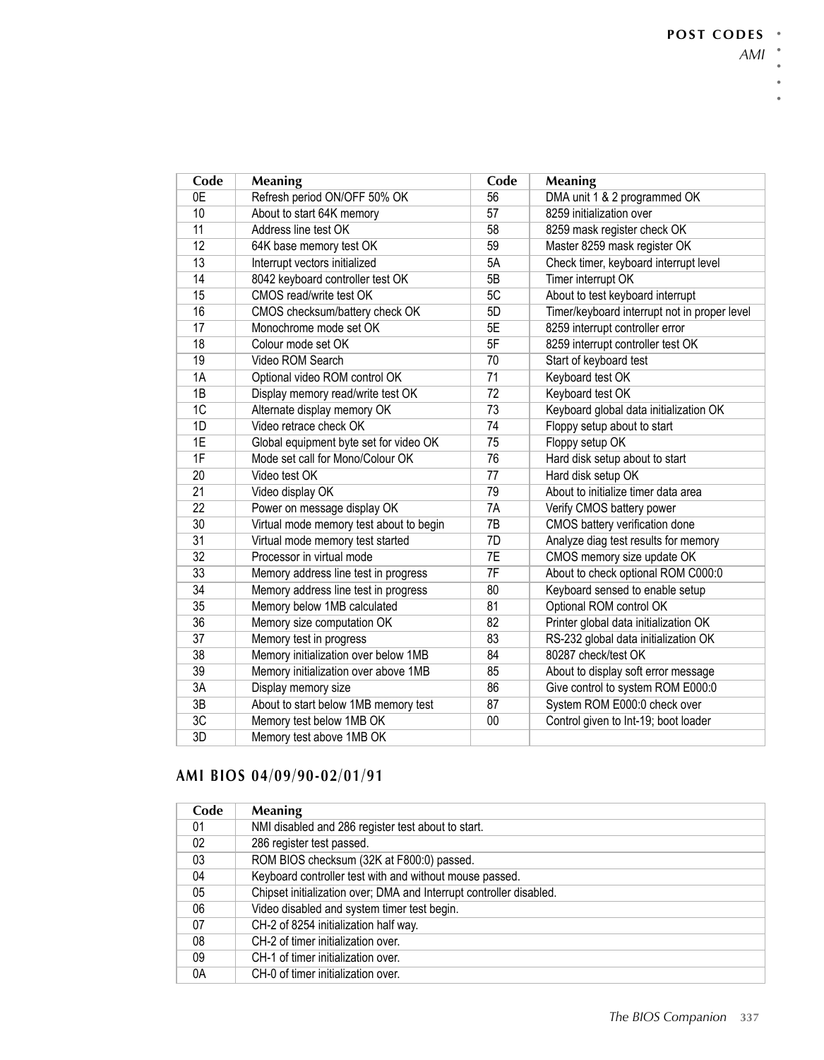| Code | Meaning | Code | Meaning |
|---|---|---|---|
| 0E | Refresh period ON/OFF 50% OK | 56 | DMA unit 1 & 2 programmed OK |
| 10 | About to start 64K memory | 57 | 8259 initialization over |
| 11 | Address line test OK | 58 | 8259 mask register check OK |
| 12 | 64K base memory test OK | 59 | Master 8259 mask register OK |
| 13 | Interrupt vectors initialized | 5A | Check timer, keyboard interrupt level |
| 14 | 8042 keyboard controller test OK | 5B | Timer interrupt OK |
| 15 | CMOS read/write test OK | 5C | About to test keyboard interrupt |
| 16 | CMOS checksum/battery check OK | 5D | Timer/keyboard interrupt not in proper level |
| 17 | Monochrome mode set OK | 5E | 8259 interrupt controller error |
| 18 | Colour mode set OK | 5F | 8259 interrupt controller test OK |
| 19 | Video ROM Search | 70 | Start of keyboard test |
| 1A | Optional video ROM control OK | 71 | Keyboard test OK |
| 1B | Display memory read/write test OK | 72 | Keyboard test OK |
| 1C | Alternate display memory OK | 73 | Keyboard global data initialization OK |
| 1D | Video retrace check OK | 74 | Floppy setup about to start |
| 1E | Global equipment byte set for video OK | 75 | Floppy setup OK |
| 1F | Mode set call for Mono/Colour OK | 76 | Hard disk setup about to start |
| 20 | Video test OK | 77 | Hard disk setup OK |
| 21 | Video display OK | 79 | About to initialize timer data area |
| 22 | Power on message display OK | 7A | Verify CMOS battery power |
| 30 | Virtual mode memory test about to begin | 7B | CMOS battery verification done |
| 31 | Virtual mode memory test started | 7D | Analyze diag test results for memory |
| 32 | Processor in virtual mode | 7E | CMOS memory size update OK |
| 33 | Memory address line test in progress | 7F | About to check optional ROM C000:0 |
| 34 | Memory address line test in progress | 80 | Keyboard sensed to enable setup |
| 35 | Memory below 1MB calculated | 81 | Optional ROM control OK |
| 36 | Memory size computation OK | 82 | Printer global data initialization OK |
| 37 | Memory test in progress | 83 | RS-232 global data initialization OK |
| 38 | Memory initialization over below 1MB | 84 | 80287 check/test OK |
| 39 | Memory initialization over above 1MB | 85 | About to display soft error message |
| 3A | Display memory size | 86 | Give control to system ROM E000:0 |
| 3B | About to start below 1MB memory test | 87 | System ROM E000:0 check over |
| 3C | Memory test below 1MB OK | 00 | Control given to Int-19; boot loader |
| 3D | Memory test above 1MB OK | | |

## AMI BIOS 04/09/90-02/01/91

| Code | Meaning |
|---|---|
| 01 | NMI disabled and 286 register test about to start. |
| 02 | 286 register test passed. |
| 03 | ROM BIOS checksum (32K at F800:0) passed. |
| 04 | Keyboard controller test with and without mouse passed. |
| 05 | Chipset initialization over; DMA and Interrupt controller disabled. |
| 06 | Video disabled and system timer test begin. |
| 07 | CH-2 of 8254 initialization half way. |
| 08 | CH-2 of timer initialization over. |
| 09 | CH-1 of timer initialization over. |
| 0A | CH-0 of timer initialization over. |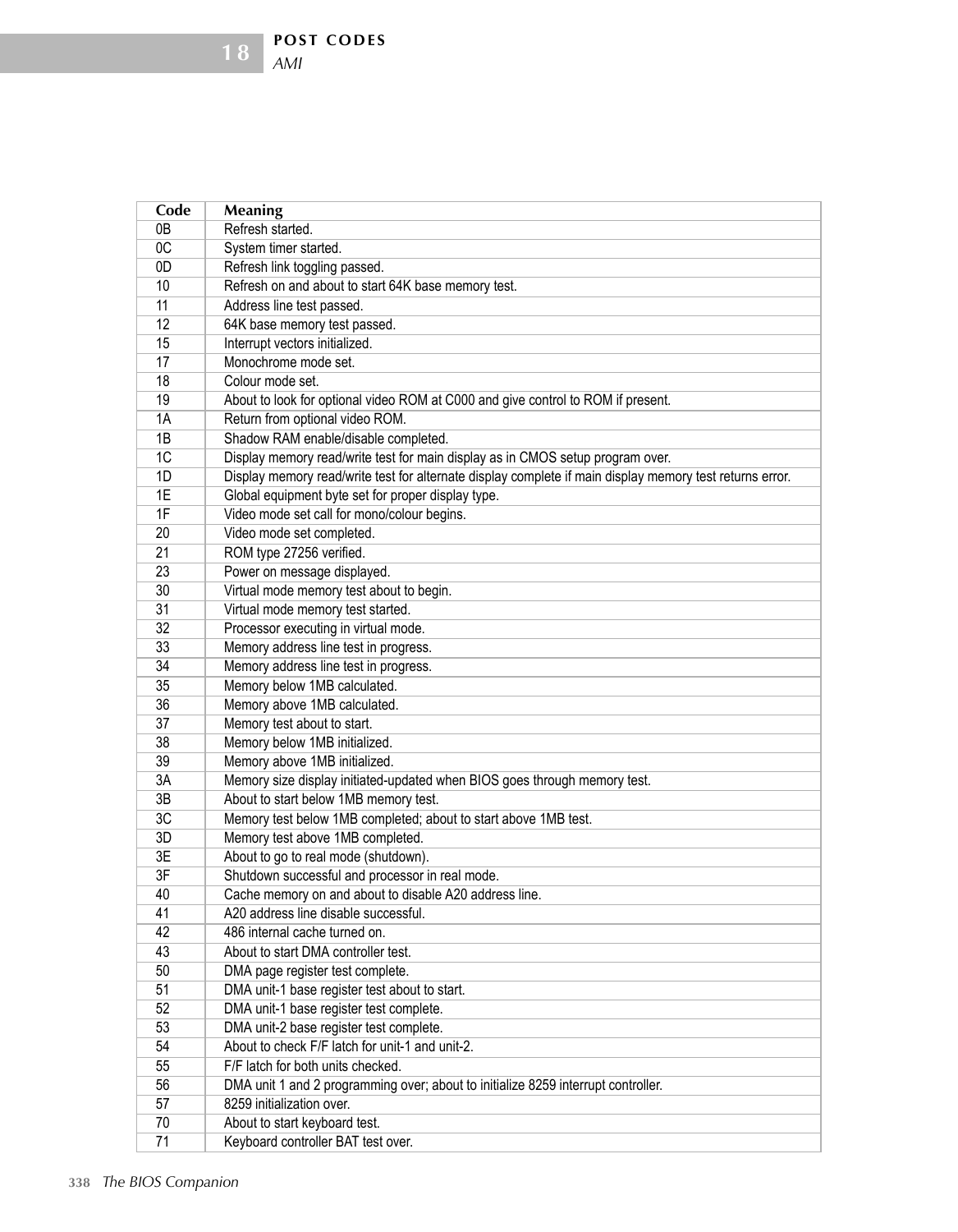| Code | Meaning |
|---|---|
| 0B | Refresh started. |
| 0C | System timer started. |
| 0D | Refresh link toggling passed. |
| 10 | Refresh on and about to start 64K base memory test. |
| 11 | Address line test passed. |
| 12 | 64K base memory test passed. |
| 15 | Interrupt vectors initialized. |
| 17 | Monochrome mode set. |
| 18 | Colour mode set. |
| 19 | About to look for optional video ROM at C000 and give control to ROM if present. |
| 1A | Return from optional video ROM. |
| 1B | Shadow RAM enable/disable completed. |
| 1C | Display memory read/write test for main display as in CMOS setup program over. |
| 1D | Display memory read/write test for alternate display complete if main display memory test returns error. |
| 1E | Global equipment byte set for proper display type. |
| 1F | Video mode set call for mono/colour begins. |
| 20 | Video mode set completed. |
| 21 | ROM type 27256 verified. |
| 23 | Power on message displayed. |
| 30 | Virtual mode memory test about to begin. |
| 31 | Virtual mode memory test started. |
| 32 | Processor executing in virtual mode. |
| 33 | Memory address line test in progress. |
| 34 | Memory address line test in progress. |
| 35 | Memory below 1MB calculated. |
| 36 | Memory above 1MB calculated. |
| 37 | Memory test about to start. |
| 38 | Memory below 1MB initialized. |
| 39 | Memory above 1MB initialized. |
| 3A | Memory size display initiated-updated when BIOS goes through memory test. |
| 3B | About to start below 1MB memory test. |
| 3C | Memory test below 1MB completed; about to start above 1MB test. |
| 3D | Memory test above 1MB completed. |
| 3E | About to go to real mode (shutdown). |
| 3F | Shutdown successful and processor in real mode. |
| 40 | Cache memory on and about to disable A20 address line. |
| 41 | A20 address line disable successful. |
| 42 | 486 internal cache turned on. |
| 43 | About to start DMA controller test. |
| 50 | DMA page register test complete. |
| 51 | DMA unit-1 base register test about to start. |
| 52 | DMA unit-1 base register test complete. |
| 53 | DMA unit-2 base register test complete. |
| 54 | About to check F/F latch for unit-1 and unit-2. |
| 55 | F/F latch for both units checked. |
| 56 | DMA unit 1 and 2 programming over; about to initialize 8259 interrupt controller. |
| 57 | 8259 initialization over. |
| 70 | About to start keyboard test. |
| 71 | Keyboard controller BAT test over. |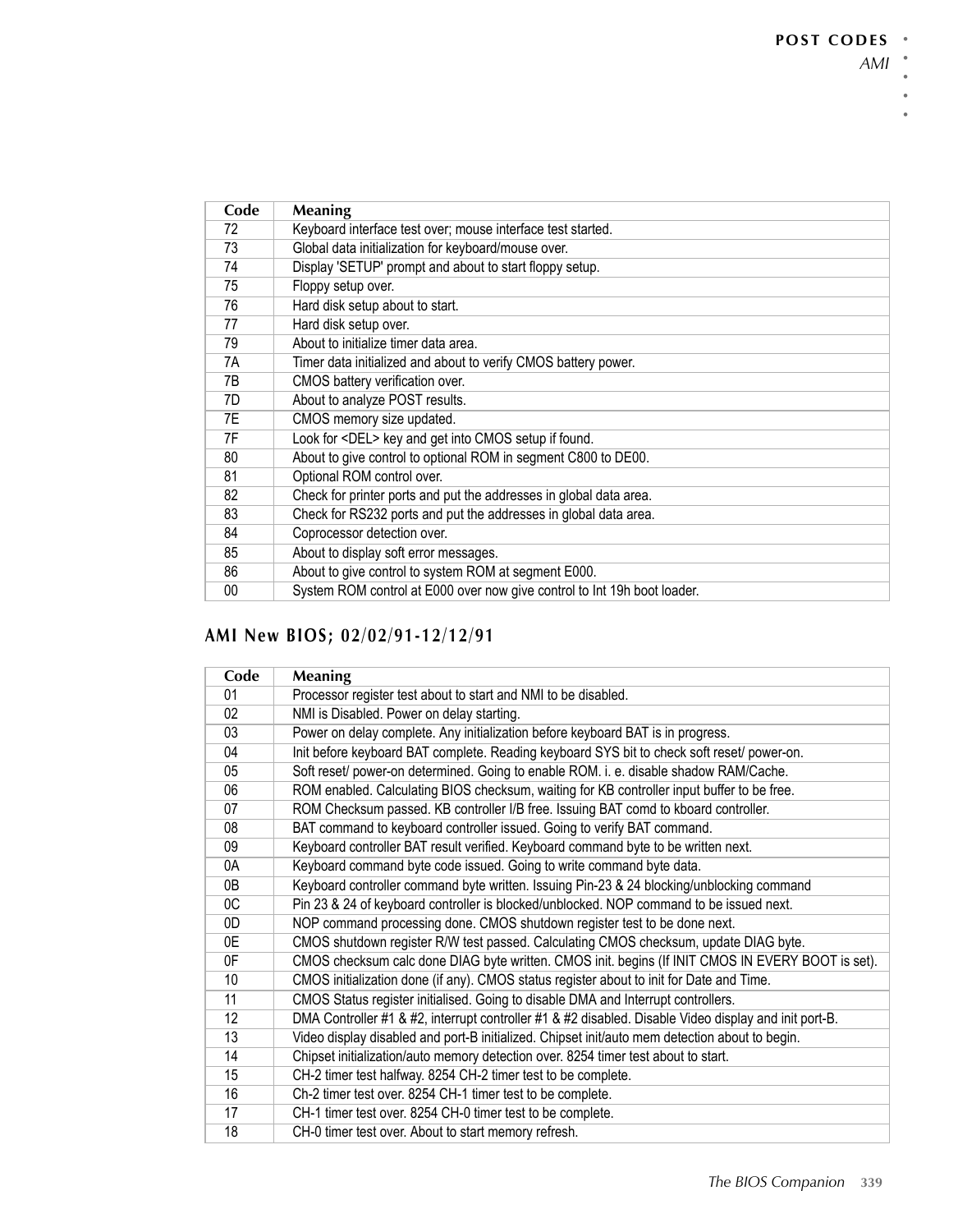| Code | Meaning |
|---|---|
| 72 | Keyboard interface test over; mouse interface test started. |
| 73 | Global data initialization for keyboard/mouse over. |
| 74 | Display 'SETUP' prompt and about to start floppy setup. |
| 75 | Floppy setup over. |
| 76 | Hard disk setup about to start. |
| 77 | Hard disk setup over. |
| 79 | About to initialize timer data area. |
| 7A | Timer data initialized and about to verify CMOS battery power. |
| 7B | CMOS battery verification over. |
| 7D | About to analyze POST results. |
| 7E | CMOS memory size updated. |
| 7F | Look for <DEL> key and get into CMOS setup if found. |
| 80 | About to give control to optional ROM in segment C800 to DE00. |
| 81 | Optional ROM control over. |
| 82 | Check for printer ports and put the addresses in global data area. |
| 83 | Check for RS232 ports and put the addresses in global data area. |
| 84 | Coprocessor detection over. |
| 85 | About to display soft error messages. |
| 86 | About to give control to system ROM at segment E000. |
| 00 | System ROM control at E000 over now give control to Int 19h boot loader. |

## AMI New BIOS; 02/02/91-12/12/91

| Code | Meaning |
|---|---|
| 01 | Processor register test about to start and NMI to be disabled. |
| 02 | NMI is Disabled. Power on delay starting. |
| 03 | Power on delay complete. Any initialization before keyboard BAT is in progress. |
| 04 | Init before keyboard BAT complete. Reading keyboard SYS bit to check soft reset/ power-on. |
| 05 | Soft reset/ power-on determined. Going to enable ROM. i. e. disable shadow RAM/Cache. |
| 06 | ROM enabled. Calculating BIOS checksum, waiting for KB controller input buffer to be free. |
| 07 | ROM Checksum passed. KB controller I/B free. Issuing BAT comd to kboard controller. |
| 08 | BAT command to keyboard controller issued. Going to verify BAT command. |
| 09 | Keyboard controller BAT result verified. Keyboard command byte to be written next. |
| 0A | Keyboard command byte code issued. Going to write command byte data. |
| 0B | Keyboard controller command byte written. Issuing Pin-23 & 24 blocking/unblocking command |
| 0C | Pin 23 & 24 of keyboard controller is blocked/unblocked. NOP command to be issued next. |
| 0D | NOP command processing done. CMOS shutdown register test to be done next. |
| 0E | CMOS shutdown register R/W test passed. Calculating CMOS checksum, update DIAG byte. |
| 0F | CMOS checksum calc done DIAG byte written. CMOS init. begins (If INIT CMOS IN EVERY BOOT is set). |
| 10 | CMOS initialization done (if any). CMOS status register about to init for Date and Time. |
| 11 | CMOS Status register initialised. Going to disable DMA and Interrupt controllers. |
| 12 | DMA Controller #1 & #2, interrupt controller #1 & #2 disabled. Disable Video display and init port-B. |
| 13 | Video display disabled and port-B initialized. Chipset init/auto mem detection about to begin. |
| 14 | Chipset initialization/auto memory detection over. 8254 timer test about to start. |
| 15 | CH-2 timer test halfway. 8254 CH-2 timer test to be complete. |
| 16 | Ch-2 timer test over. 8254 CH-1 timer test to be complete. |
| 17 | CH-1 timer test over. 8254 CH-0 timer test to be complete. |
| 18 | CH-0 timer test over. About to start memory refresh. |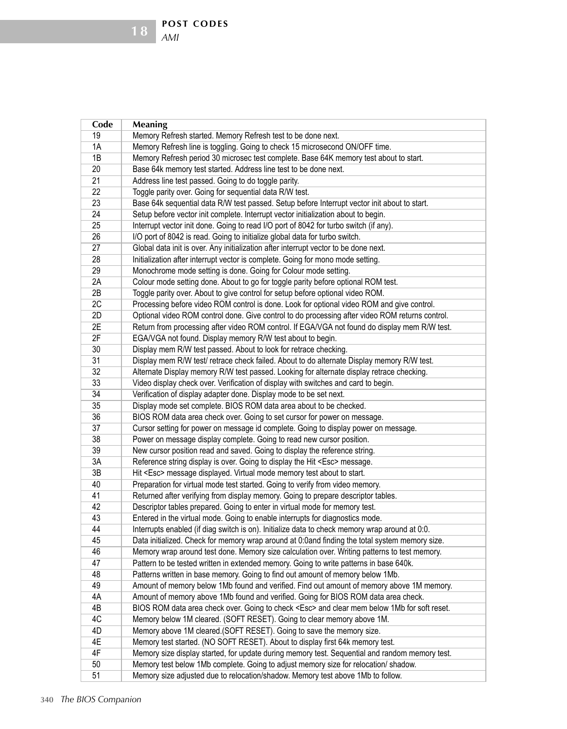| Code | Meaning |
|---|---|
| 19 | Memory Refresh started. Memory Refresh test to be done next. |
| 1A | Memory Refresh line is toggling. Going to check 15 microsecond ON/OFF time. |
| 1B | Memory Refresh period 30 microsec test complete. Base 64K memory test about to start. |
| 20 | Base 64k memory test started. Address line test to be done next. |
| 21 | Address line test passed. Going to do toggle parity. |
| 22 | Toggle parity over. Going for sequential data R/W test. |
| 23 | Base 64k sequential data R/W test passed. Setup before Interrupt vector init about to start. |
| 24 | Setup before vector init complete. Interrupt vector initialization about to begin. |
| 25 | Interrupt vector init done. Going to read I/O port of 8042 for turbo switch (if any). |
| 26 | I/O port of 8042 is read. Going to initialize global data for turbo switch. |
| 27 | Global data init is over. Any initialization after interrupt vector to be done next. |
| 28 | Initialization after interrupt vector is complete. Going for mono mode setting. |
| 29 | Monochrome mode setting is done. Going for Colour mode setting. |
| 2A | Colour mode setting done. About to go for toggle parity before optional ROM test. |
| 2B | Toggle parity over. About to give control for setup before optional video ROM. |
| 2C | Processing before video ROM control is done. Look for optional video ROM and give control. |
| 2D | Optional video ROM control done. Give control to do processing after video ROM returns control. |
| 2E | Return from processing after video ROM control. If EGA/VGA not found do display mem R/W test. |
| 2F | EGA/VGA not found. Display memory R/W test about to begin. |
| 30 | Display mem R/W test passed. About to look for retrace checking. |
| 31 | Display mem R/W test/ retrace check failed. About to do alternate Display memory R/W test. |
| 32 | Alternate Display memory R/W test passed. Looking for alternate display retrace checking. |
| 33 | Video display check over. Verification of display with switches and card to begin. |
| 34 | Verification of display adapter done. Display mode to be set next. |
| 35 | Display mode set complete. BIOS ROM data area about to be checked. |
| 36 | BIOS ROM data area check over. Going to set cursor for power on message. |
| 37 | Cursor setting for power on message id complete. Going to display power on message. |
| 38 | Power on message display complete. Going to read new cursor position. |
| 39 | New cursor position read and saved. Going to display the reference string. |
| 3A | Reference string display is over. Going to display the Hit <Esc> message. |
| 3B | Hit <Esc> message displayed. Virtual mode memory test about to start. |
| 40 | Preparation for virtual mode test started. Going to verify from video memory. |
| 41 | Returned after verifying from display memory. Going to prepare descriptor tables. |
| 42 | Descriptor tables prepared. Going to enter in virtual mode for memory test. |
| 43 | Entered in the virtual mode. Going to enable interrupts for diagnostics mode. |
| 44 | Interrupts enabled (if diag switch is on). Initialize data to check memory wrap around at 0:0. |
| 45 | Data initialized. Check for memory wrap around at 0:0and finding the total system memory size. |
| 46 | Memory wrap around test done. Memory size calculation over. Writing patterns to test memory. |
| 47 | Pattern to be tested written in extended memory. Going to write patterns in base 640k. |
| 48 | Patterns written in base memory. Going to find out amount of memory below 1Mb. |
| 49 | Amount of memory below 1Mb found and verified. Find out amount of memory above 1M memory. |
| 4A | Amount of memory above 1Mb found and verified. Going for BIOS ROM data area check. |
| 4B | BIOS ROM data area check over. Going to check <Esc> and clear mem below 1Mb for soft reset. |
| 4C | Memory below 1M cleared. (SOFT RESET). Going to clear memory above 1M. |
| 4D | Memory above 1M cleared.(SOFT RESET). Going to save the memory size. |
| 4E | Memory test started. (NO SOFT RESET). About to display first 64k memory test. |
| 4F | Memory size display started, for update during memory test. Sequential and random memory test. |
| 50 | Memory test below 1Mb complete. Going to adjust memory size for relocation/ shadow. |
| 51 | Memory size adjusted due to relocation/shadow. Memory test above 1Mb to follow. |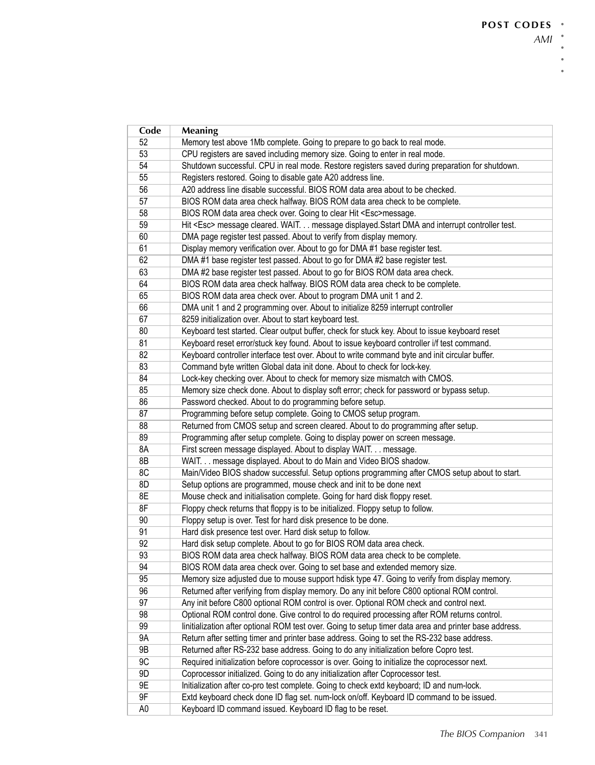| Code | Meaning |
|---|---|
| 52 | Memory test above 1Mb complete. Going to prepare to go back to real mode. |
| 53 | CPU registers are saved including memory size. Going to enter in real mode. |
| 54 | Shutdown successful. CPU in real mode. Restore registers saved during preparation for shutdown. |
| 55 | Registers restored. Going to disable gate A20 address line. |
| 56 | A20 address line disable successful. BIOS ROM data area about to be checked. |
| 57 | BIOS ROM data area check halfway. BIOS ROM data area check to be complete. |
| 58 | BIOS ROM data area check over. Going to clear Hit <Esc>message. |
| 59 | Hit <Esc> message cleared. WAIT. . . message displayed.Sstart DMA and interrupt controller test. |
| 60 | DMA page register test passed. About to verify from display memory. |
| 61 | Display memory verification over. About to go for DMA #1 base register test. |
| 62 | DMA #1 base register test passed. About to go for DMA #2 base register test. |
| 63 | DMA #2 base register test passed. About to go for BIOS ROM data area check. |
| 64 | BIOS ROM data area check halfway. BIOS ROM data area check to be complete. |
| 65 | BIOS ROM data area check over. About to program DMA unit 1 and 2. |
| 66 | DMA unit 1 and 2 programming over. About to initialize 8259 interrupt controller |
| 67 | 8259 initialization over. About to start keyboard test. |
| 80 | Keyboard test started. Clear output buffer, check for stuck key. About to issue keyboard reset |
| 81 | Keyboard reset error/stuck key found. About to issue keyboard controller i/f test command. |
| 82 | Keyboard controller interface test over. About to write command byte and init circular buffer. |
| 83 | Command byte written Global data init done. About to check for lock-key. |
| 84 | Lock-key checking over. About to check for memory size mismatch with CMOS. |
| 85 | Memory size check done. About to display soft error; check for password or bypass setup. |
| 86 | Password checked. About to do programming before setup. |
| 87 | Programming before setup complete. Going to CMOS setup program. |
| 88 | Returned from CMOS setup and screen cleared. About to do programming after setup. |
| 89 | Programming after setup complete. Going to display power on screen message. |
| 8A | First screen message displayed. About to display WAIT. . . message. |
| 8B | WAIT. . . message displayed. About to do Main and Video BIOS shadow. |
| 8C | Main/Video BIOS shadow successful. Setup options programming after CMOS setup about to start. |
| 8D | Setup options are programmed, mouse check and init to be done next |
| 8E | Mouse check and initialisation complete. Going for hard disk floppy reset. |
| 8F | Floppy check returns that floppy is to be initialized. Floppy setup to follow. |
| 90 | Floppy setup is over. Test for hard disk presence to be done. |
| 91 | Hard disk presence test over. Hard disk setup to follow. |
| 92 | Hard disk setup complete. About to go for BIOS ROM data area check. |
| 93 | BIOS ROM data area check halfway. BIOS ROM data area check to be complete. |
| 94 | BIOS ROM data area check over. Going to set base and extended memory size. |
| 95 | Memory size adjusted due to mouse support hdisk type 47. Going to verify from display memory. |
| 96 | Returned after verifying from display memory. Do any init before C800 optional ROM control. |
| 97 | Any init before C800 optional ROM control is over. Optional ROM check and control next. |
| 98 | Optional ROM control done. Give control to do required processing after ROM returns control. |
| 99 | Iinitialization after optional ROM test over. Going to setup timer data area and printer base address. |
| 9A | Return after setting timer and printer base address. Going to set the RS-232 base address. |
| 9B | Returned after RS-232 base address. Going to do any initialization before Copro test. |
| 9C | Required initialization before coprocessor is over. Going to initialize the coprocessor next. |
| 9D | Coprocessor initialized. Going to do any initialization after Coprocessor test. |
| 9E | Initialization after co-pro test complete. Going to check extd keyboard; ID and num-lock. |
| 9F | Extd keyboard check done ID flag set. num-lock on/off. Keyboard ID command to be issued. |
| A0 | Keyboard ID command issued. Keyboard ID flag to be reset. |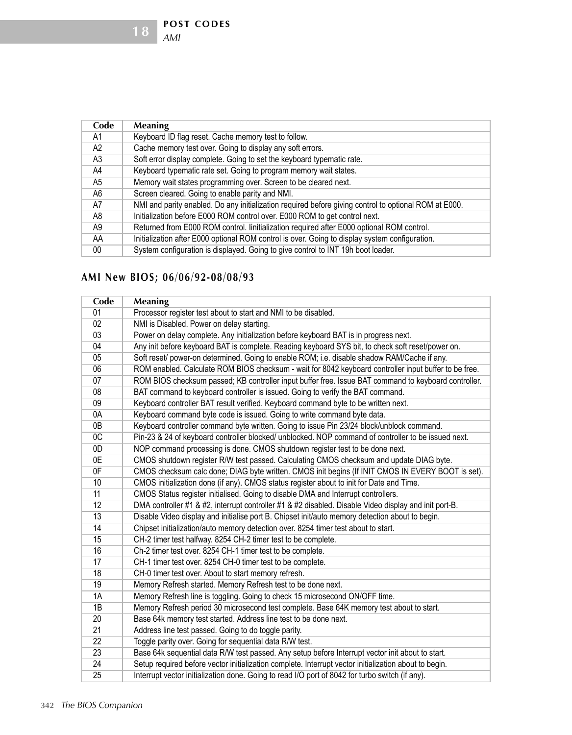| Code | Meaning |
|---|---|
| A1 | Keyboard ID flag reset. Cache memory test to follow. |
| A2 | Cache memory test over. Going to display any soft errors. |
| A3 | Soft error display complete. Going to set the keyboard typematic rate. |
| A4 | Keyboard typematic rate set. Going to program memory wait states. |
| A5 | Memory wait states programming over. Screen to be cleared next. |
| A6 | Screen cleared. Going to enable parity and NMI. |
| A7 | NMI and parity enabled. Do any initialization required before giving control to optional ROM at E000. |
| A8 | Initialization before E000 ROM control over. E000 ROM to get control next. |
| A9 | Returned from E000 ROM control. Iinitialization required after E000 optional ROM control. |
| AA | Initialization after E000 optional ROM control is over. Going to display system configuration. |
| 00 | System configuration is displayed. Going to give control to INT 19h boot loader. |

## AMI New BIOS; 06/06/92-08/08/93

| Code | Meaning |
|---|---|
| 01 | Processor register test about to start and NMI to be disabled. |
| 02 | NMI is Disabled. Power on delay starting. |
| 03 | Power on delay complete. Any initialization before keyboard BAT is in progress next. |
| 04 | Any init before keyboard BAT is complete. Reading keyboard SYS bit, to check soft reset/power on. |
| 05 | Soft reset/ power-on determined. Going to enable ROM; i.e. disable shadow RAM/Cache if any. |
| 06 | ROM enabled. Calculate ROM BIOS checksum - wait for 8042 keyboard controller input buffer to be free. |
| 07 | ROM BIOS checksum passed; KB controller input buffer free. Issue BAT command to keyboard controller. |
| 08 | BAT command to keyboard controller is issued. Going to verify the BAT command. |
| 09 | Keyboard controller BAT result verified. Keyboard command byte to be written next. |
| 0A | Keyboard command byte code is issued. Going to write command byte data. |
| 0B | Keyboard controller command byte written. Going to issue Pin 23/24 block/unblock command. |
| 0C | Pin-23 & 24 of keyboard controller blocked/ unblocked. NOP command of controller to be issued next. |
| 0D | NOP command processing is done. CMOS shutdown register test to be done next. |
| 0E | CMOS shutdown register R/W test passed. Calculating CMOS checksum and update DIAG byte. |
| 0F | CMOS checksum calc done; DIAG byte written. CMOS init begins (If INIT CMOS IN EVERY BOOT is set). |
| 10 | CMOS initialization done (if any). CMOS status register about to init for Date and Time. |
| 11 | CMOS Status register initialised. Going to disable DMA and Interrupt controllers. |
| 12 | DMA controller #1 & #2, interrupt controller #1 & #2 disabled. Disable Video display and init port-B. |
| 13 | Disable Video display and initialise port B. Chipset init/auto memory detection about to begin. |
| 14 | Chipset initialization/auto memory detection over. 8254 timer test about to start. |
| 15 | CH-2 timer test halfway. 8254 CH-2 timer test to be complete. |
| 16 | Ch-2 timer test over. 8254 CH-1 timer test to be complete. |
| 17 | CH-1 timer test over. 8254 CH-0 timer test to be complete. |
| 18 | CH-0 timer test over. About to start memory refresh. |
| 19 | Memory Refresh started. Memory Refresh test to be done next. |
| 1A | Memory Refresh line is toggling. Going to check 15 microsecond ON/OFF time. |
| 1B | Memory Refresh period 30 microsecond test complete. Base 64K memory test about to start. |
| 20 | Base 64k memory test started. Address line test to be done next. |
| 21 | Address line test passed. Going to do toggle parity. |
| 22 | Toggle parity over. Going for sequential data R/W test. |
| 23 | Base 64k sequential data R/W test passed. Any setup before Interrupt vector init about to start. |
| 24 | Setup required before vector initialization complete. Interrupt vector initialization about to begin. |
| 25 | Interrupt vector initialization done. Going to read I/O port of 8042 for turbo switch (if any). |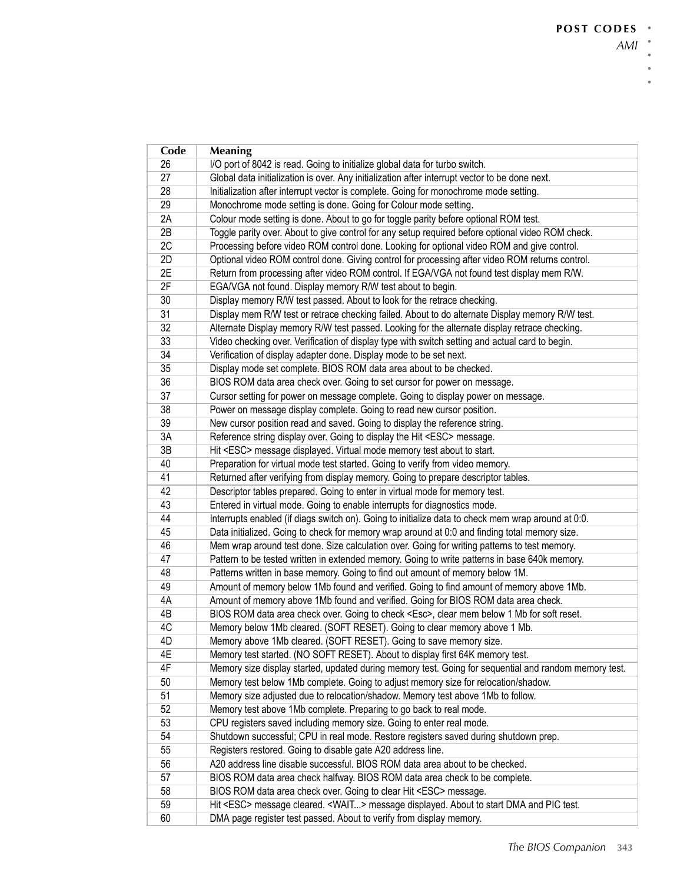| Code | Meaning |
| --- | --- |
| 26 | I/O port of 8042 is read. Going to initialize global data for turbo switch. |
| 27 | Global data initialization is over. Any initialization after interrupt vector to be done next. |
| 28 | Initialization after interrupt vector is complete. Going for monochrome mode setting. |
| 29 | Monochrome mode setting is done. Going for Colour mode setting. |
| 2A | Colour mode setting is done. About to go for toggle parity before optional ROM test. |
| 2B | Toggle parity over. About to give control for any setup required before optional video ROM check. |
| 2C | Processing before video ROM control done. Looking for optional video ROM and give control. |
| 2D | Optional video ROM control done. Giving control for processing after video ROM returns control. |
| 2E | Return from processing after video ROM control. If EGA/VGA not found test display mem R/W. |
| 2F | EGA/VGA not found. Display memory R/W test about to begin. |
| 30 | Display memory R/W test passed. About to look for the retrace checking. |
| 31 | Display mem R/W test or retrace checking failed. About to do alternate Display memory R/W test. |
| 32 | Alternate Display memory R/W test passed. Looking for the alternate display retrace checking. |
| 33 | Video checking over. Verification of display type with switch setting and actual card to begin. |
| 34 | Verification of display adapter done. Display mode to be set next. |
| 35 | Display mode set complete. BIOS ROM data area about to be checked. |
| 36 | BIOS ROM data area check over. Going to set cursor for power on message. |
| 37 | Cursor setting for power on message complete. Going to display power on message. |
| 38 | Power on message display complete. Going to read new cursor position. |
| 39 | New cursor position read and saved. Going to display the reference string. |
| 3A | Reference string display over. Going to display the Hit <ESC> message. |
| 3B | Hit <ESC> message displayed. Virtual mode memory test about to start. |
| 40 | Preparation for virtual mode test started. Going to verify from video memory. |
| 41 | Returned after verifying from display memory. Going to prepare descriptor tables. |
| 42 | Descriptor tables prepared. Going to enter in virtual mode for memory test. |
| 43 | Entered in virtual mode. Going to enable interrupts for diagnostics mode. |
| 44 | Interrupts enabled (if diags switch on). Going to initialize data to check mem wrap around at 0:0. |
| 45 | Data initialized. Going to check for memory wrap around at 0:0 and finding total memory size. |
| 46 | Mem wrap around test done. Size calculation over. Going for writing patterns to test memory. |
| 47 | Pattern to be tested written in extended memory. Going to write patterns in base 640k memory. |
| 48 | Patterns written in base memory. Going to find out amount of memory below 1M. |
| 49 | Amount of memory below 1Mb found and verified. Going to find amount of memory above 1Mb. |
| 4A | Amount of memory above 1Mb found and verified. Going for BIOS ROM data area check. |
| 4B | BIOS ROM data area check over. Going to check <Esc>, clear mem below 1 Mb for soft reset. |
| 4C | Memory below 1Mb cleared. (SOFT RESET). Going to clear memory above 1 Mb. |
| 4D | Memory above 1Mb cleared. (SOFT RESET). Going to save memory size. |
| 4E | Memory test started. (NO SOFT RESET). About to display first 64K memory test. |
| 4F | Memory size display started, updated during memory test. Going for sequential and random memory test. |
| 50 | Memory test below 1Mb complete. Going to adjust memory size for relocation/shadow. |
| 51 | Memory size adjusted due to relocation/shadow. Memory test above 1Mb to follow. |
| 52 | Memory test above 1Mb complete. Preparing to go back to real mode. |
| 53 | CPU registers saved including memory size. Going to enter real mode. |
| 54 | Shutdown successful; CPU in real mode. Restore registers saved during shutdown prep. |
| 55 | Registers restored. Going to disable gate A20 address line. |
| 56 | A20 address line disable successful. BIOS ROM data area about to be checked. |
| 57 | BIOS ROM data area check halfway. BIOS ROM data area check to be complete. |
| 58 | BIOS ROM data area check over. Going to clear Hit <ESC> message. |
| 59 | Hit <ESC> message cleared. <WAIT...> message displayed. About to start DMA and PIC test. |
| 60 | DMA page register test passed. About to verify from display memory. |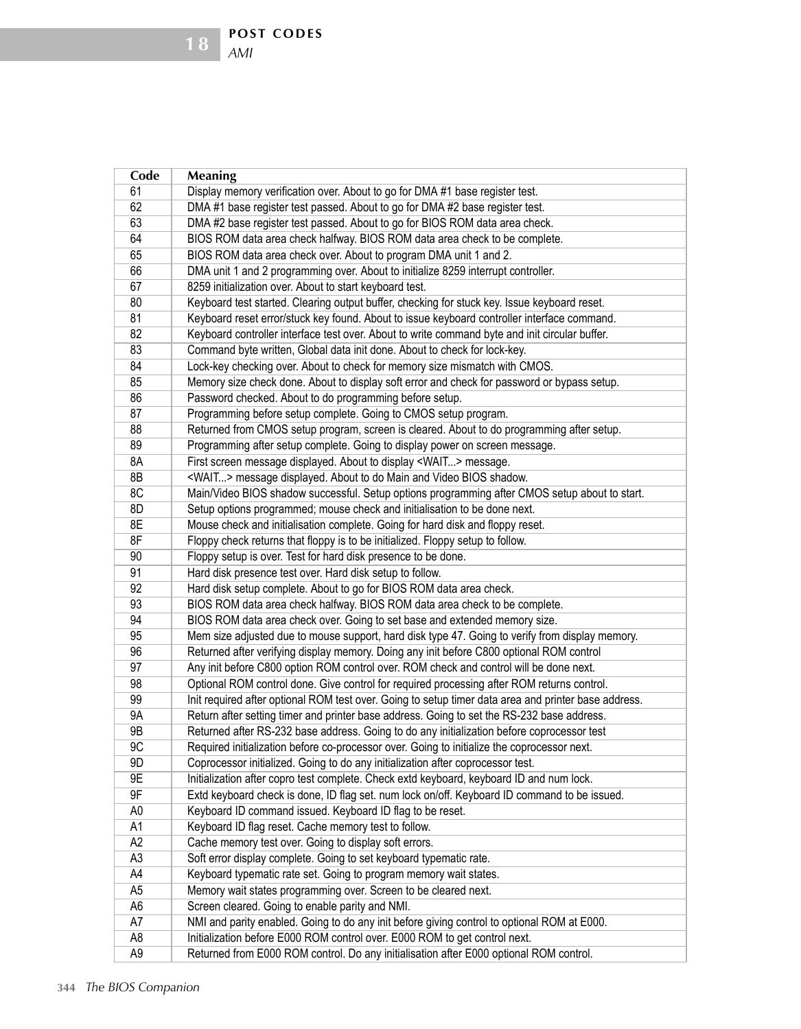| Code | Meaning |
|---|---|
| 61 | Display memory verification over. About to go for DMA #1 base register test. |
| 62 | DMA #1 base register test passed. About to go for DMA #2 base register test. |
| 63 | DMA #2 base register test passed. About to go for BIOS ROM data area check. |
| 64 | BIOS ROM data area check halfway. BIOS ROM data area check to be complete. |
| 65 | BIOS ROM data area check over. About to program DMA unit 1 and 2. |
| 66 | DMA unit 1 and 2 programming over. About to initialize 8259 interrupt controller. |
| 67 | 8259 initialization over. About to start keyboard test. |
| 80 | Keyboard test started. Clearing output buffer, checking for stuck key. Issue keyboard reset. |
| 81 | Keyboard reset error/stuck key found. About to issue keyboard controller interface command. |
| 82 | Keyboard controller interface test over. About to write command byte and init circular buffer. |
| 83 | Command byte written, Global data init done. About to check for lock-key. |
| 84 | Lock-key checking over. About to check for memory size mismatch with CMOS. |
| 85 | Memory size check done. About to display soft error and check for password or bypass setup. |
| 86 | Password checked. About to do programming before setup. |
| 87 | Programming before setup complete. Going to CMOS setup program. |
| 88 | Returned from CMOS setup program, screen is cleared. About to do programming after setup. |
| 89 | Programming after setup complete. Going to display power on screen message. |
| 8A | First screen message displayed. About to display <WAIT...> message. |
| 8B | <WAIT...> message displayed. About to do Main and Video BIOS shadow. |
| 8C | Main/Video BIOS shadow successful. Setup options programming after CMOS setup about to start. |
| 8D | Setup options programmed; mouse check and initialisation to be done next. |
| 8E | Mouse check and initialisation complete. Going for hard disk and floppy reset. |
| 8F | Floppy check returns that floppy is to be initialized. Floppy setup to follow. |
| 90 | Floppy setup is over. Test for hard disk presence to be done. |
| 91 | Hard disk presence test over. Hard disk setup to follow. |
| 92 | Hard disk setup complete. About to go for BIOS ROM data area check. |
| 93 | BIOS ROM data area check halfway. BIOS ROM data area check to be complete. |
| 94 | BIOS ROM data area check over. Going to set base and extended memory size. |
| 95 | Mem size adjusted due to mouse support, hard disk type 47. Going to verify from display memory. |
| 96 | Returned after verifying display memory. Doing any init before C800 optional ROM control |
| 97 | Any init before C800 option ROM control over. ROM check and control will be done next. |
| 98 | Optional ROM control done. Give control for required processing after ROM returns control. |
| 99 | Init required after optional ROM test over. Going to setup timer data area and printer base address. |
| 9A | Return after setting timer and printer base address. Going to set the RS-232 base address. |
| 9B | Returned after RS-232 base address. Going to do any initialization before coprocessor test |
| 9C | Required initialization before co-processor over. Going to initialize the coprocessor next. |
| 9D | Coprocessor initialized. Going to do any initialization after coprocessor test. |
| 9E | Initialization after copro test complete. Check extd keyboard, keyboard ID and num lock. |
| 9F | Extd keyboard check is done, ID flag set. num lock on/off. Keyboard ID command to be issued. |
| A0 | Keyboard ID command issued. Keyboard ID flag to be reset. |
| A1 | Keyboard ID flag reset. Cache memory test to follow. |
| A2 | Cache memory test over. Going to display soft errors. |
| A3 | Soft error display complete. Going to set keyboard typematic rate. |
| A4 | Keyboard typematic rate set. Going to program memory wait states. |
| A5 | Memory wait states programming over. Screen to be cleared next. |
| A6 | Screen cleared. Going to enable parity and NMI. |
| A7 | NMI and parity enabled. Going to do any init before giving control to optional ROM at E000. |
| A8 | Initialization before E000 ROM control over. E000 ROM to get control next. |
| A9 | Returned from E000 ROM control. Do any initialisation after E000 optional ROM control. |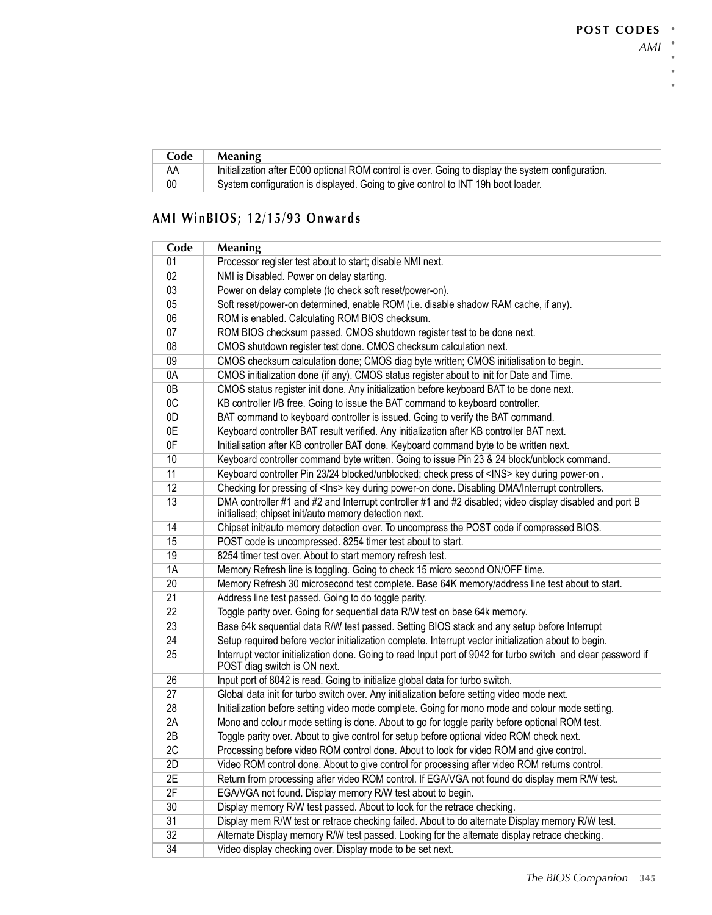| Code | Meaning |
|---|---|
| AA | Initialization after E000 optional ROM control is over. Going to display the system configuration. |
| 00 | System configuration is displayed. Going to give control to INT 19h boot loader. |

## AMI WinBIOS; 12/15/93 Onwards

| Code | Meaning |
|---|---|
| 01 | Processor register test about to start; disable NMI next. |
| 02 | NMI is Disabled. Power on delay starting. |
| 03 | Power on delay complete (to check soft reset/power-on). |
| 05 | Soft reset/power-on determined, enable ROM (i.e. disable shadow RAM cache, if any). |
| 06 | ROM is enabled. Calculating ROM BIOS checksum. |
| 07 | ROM BIOS checksum passed. CMOS shutdown register test to be done next. |
| 08 | CMOS shutdown register test done. CMOS checksum calculation next. |
| 09 | CMOS checksum calculation done; CMOS diag byte written; CMOS initialisation to begin. |
| 0A | CMOS initialization done (if any). CMOS status register about to init for Date and Time. |
| 0B | CMOS status register init done. Any initialization before keyboard BAT to be done next. |
| 0C | KB controller I/B free. Going to issue the BAT command to keyboard controller. |
| 0D | BAT command to keyboard controller is issued. Going to verify the BAT command. |
| 0E | Keyboard controller BAT result verified. Any initialization after KB controller BAT next. |
| 0F | Initialisation after KB controller BAT done. Keyboard command byte to be written next. |
| 10 | Keyboard controller command byte written. Going to issue Pin 23 & 24 block/unblock command. |
| 11 | Keyboard controller Pin 23/24 blocked/unblocked; check press of <INS> key during power-on . |
| 12 | Checking for pressing of <Ins> key during power-on done. Disabling DMA/Interrupt controllers. |
| 13 | DMA controller #1 and #2 and Interrupt controller #1 and #2 disabled; video display disabled and port B initialised; chipset init/auto memory detection next. |
| 14 | Chipset init/auto memory detection over. To uncompress the POST code if compressed BIOS. |
| 15 | POST code is uncompressed. 8254 timer test about to start. |
| 19 | 8254 timer test over. About to start memory refresh test. |
| 1A | Memory Refresh line is toggling. Going to check 15 micro second ON/OFF time. |
| 20 | Memory Refresh 30 microsecond test complete. Base 64K memory/address line test about to start. |
| 21 | Address line test passed. Going to do toggle parity. |
| 22 | Toggle parity over. Going for sequential data R/W test on base 64k memory. |
| 23 | Base 64k sequential data R/W test passed. Setting BIOS stack and any setup before Interrupt |
| 24 | Setup required before vector initialization complete. Interrupt vector initialization about to begin. |
| 25 | Interrupt vector initialization done. Going to read Input port of 9042 for turbo switch and clear password if POST diag switch is ON next. |
| 26 | Input port of 8042 is read. Going to initialize global data for turbo switch. |
| 27 | Global data init for turbo switch over. Any initialization before setting video mode next. |
| 28 | Initialization before setting video mode complete. Going for mono mode and colour mode setting. |
| 2A | Mono and colour mode setting is done. About to go for toggle parity before optional ROM test. |
| 2B | Toggle parity over. About to give control for setup before optional video ROM check next. |
| 2C | Processing before video ROM control done. About to look for video ROM and give control. |
| 2D | Video ROM control done. About to give control for processing after video ROM returns control. |
| 2E | Return from processing after video ROM control. If EGA/VGA not found do display mem R/W test. |
| 2F | EGA/VGA not found. Display memory R/W test about to begin. |
| 30 | Display memory R/W test passed. About to look for the retrace checking. |
| 31 | Display mem R/W test or retrace checking failed. About to do alternate Display memory R/W test. |
| 32 | Alternate Display memory R/W test passed. Looking for the alternate display retrace checking. |
| 34 | Video display checking over. Display mode to be set next. |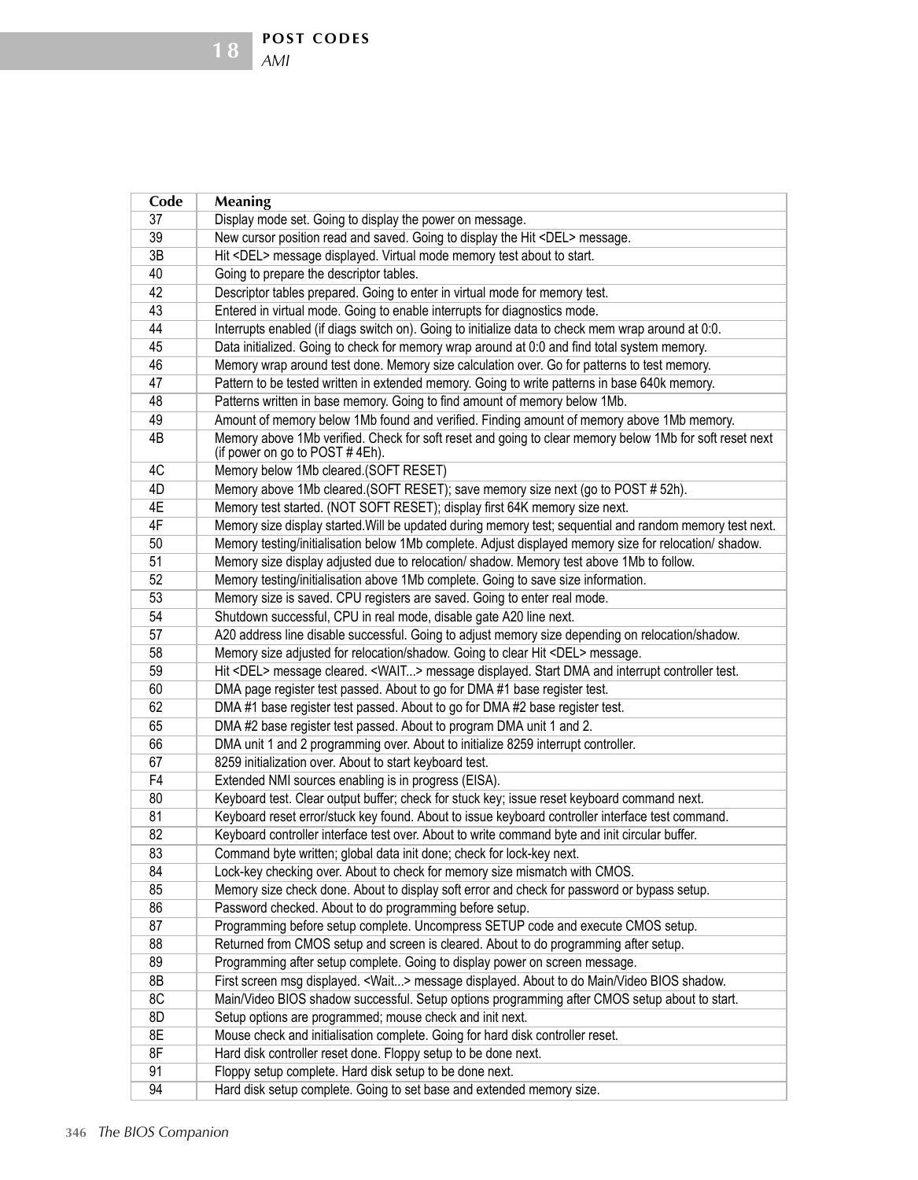| Code | Meaning |
| --- | --- |
| 37 | Display mode set. Going to display the power on message. |
| 39 | New cursor position read and saved. Going to display the Hit <DEL> message. |
| 3B | Hit <DEL> message displayed. Virtual mode memory test about to start. |
| 40 | Going to prepare the descriptor tables. |
| 42 | Descriptor tables prepared. Going to enter in virtual mode for memory test. |
| 43 | Entered in virtual mode. Going to enable interrupts for diagnostics mode. |
| 44 | Interrupts enabled (if diags switch on). Going to initialize data to check mem wrap around at 0:0. |
| 45 | Data initialized. Going to check for memory wrap around at 0:0 and find total system memory. |
| 46 | Memory wrap around test done. Memory size calculation over. Go for patterns to test memory. |
| 47 | Pattern to be tested written in extended memory. Going to write patterns in base 640k memory. |
| 48 | Patterns written in base memory. Going to find amount of memory below 1Mb. |
| 49 | Amount of memory below 1Mb found and verified. Finding amount of memory above 1Mb memory. |
| 4B | Memory above 1Mb verified. Check for soft reset and going to clear memory below 1Mb for soft reset next (if power on go to POST # 4Eh). |
| 4C | Memory below 1Mb cleared.(SOFT RESET) |
| 4D | Memory above 1Mb cleared.(SOFT RESET); save memory size next (go to POST # 52h). |
| 4E | Memory test started. (NOT SOFT RESET); display first 64K memory size next. |
| 4F | Memory size display started.Will be updated during memory test; sequential and random memory test next. |
| 50 | Memory testing/initialisation below 1Mb complete. Adjust displayed memory size for relocation/ shadow. |
| 51 | Memory size display adjusted due to relocation/ shadow. Memory test above 1Mb to follow. |
| 52 | Memory testing/initialisation above 1Mb complete. Going to save size information. |
| 53 | Memory size is saved. CPU registers are saved. Going to enter real mode. |
| 54 | Shutdown successful, CPU in real mode, disable gate A20 line next. |
| 57 | A20 address line disable successful. Going to adjust memory size depending on relocation/shadow. |
| 58 | Memory size adjusted for relocation/shadow. Going to clear Hit <DEL> message. |
| 59 | Hit <DEL> message cleared. <WAIT...> message displayed. Start DMA and interrupt controller test. |
| 60 | DMA page register test passed. About to go for DMA #1 base register test. |
| 62 | DMA #1 base register test passed. About to go for DMA #2 base register test. |
| 65 | DMA #2 base register test passed. About to program DMA unit 1 and 2. |
| 66 | DMA unit 1 and 2 programming over. About to initialize 8259 interrupt controller. |
| 67 | 8259 initialization over. About to start keyboard test. |
| F4 | Extended NMI sources enabling is in progress (EISA). |
| 80 | Keyboard test. Clear output buffer; check for stuck key; issue reset keyboard command next. |
| 81 | Keyboard reset error/stuck key found. About to issue keyboard controller interface test command. |
| 82 | Keyboard controller interface test over. About to write command byte and init circular buffer. |
| 83 | Command byte written; global data init done; check for lock-key next. |
| 84 | Lock-key checking over. About to check for memory size mismatch with CMOS. |
| 85 | Memory size check done. About to display soft error and check for password or bypass setup. |
| 86 | Password checked. About to do programming before setup. |
| 87 | Programming before setup complete. Uncompress SETUP code and execute CMOS setup. |
| 88 | Returned from CMOS setup and screen is cleared. About to do programming after setup. |
| 89 | Programming after setup complete. Going to display power on screen message. |
| 8B | First screen msg displayed. <Wait...> message displayed. About to do Main/Video BIOS shadow. |
| 8C | Main/Video BIOS shadow successful. Setup options programming after CMOS setup about to start. |
| 8D | Setup options are programmed; mouse check and init next. |
| 8E | Mouse check and initialisation complete. Going for hard disk controller reset. |
| 8F | Hard disk controller reset done. Floppy setup to be done next. |
| 91 | Floppy setup complete. Hard disk setup to be done next. |
| 94 | Hard disk setup complete. Going to set base and extended memory size. |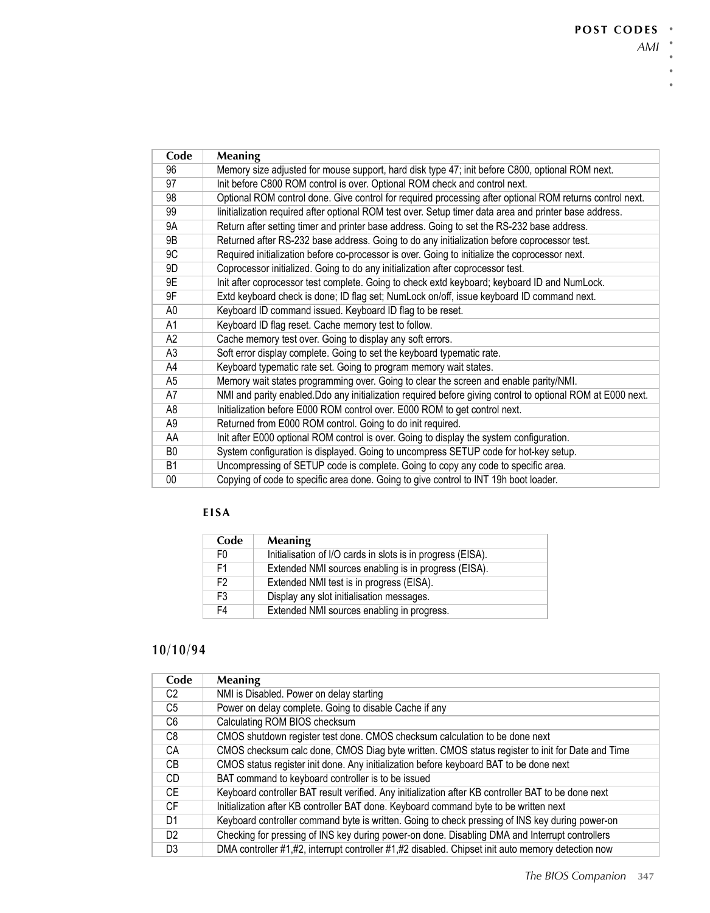| Code | Meaning |
|---|---|
| 96 | Memory size adjusted for mouse support, hard disk type 47; init before C800, optional ROM next. |
| 97 | Init before C800 ROM control is over. Optional ROM check and control next. |
| 98 | Optional ROM control done. Give control for required processing after optional ROM returns control next. |
| 99 | Iinitialization required after optional ROM test over. Setup timer data area and printer base address. |
| 9A | Return after setting timer and printer base address. Going to set the RS-232 base address. |
| 9B | Returned after RS-232 base address. Going to do any initialization before coprocessor test. |
| 9C | Required initialization before co-processor is over. Going to initialize the coprocessor next. |
| 9D | Coprocessor initialized. Going to do any initialization after coprocessor test. |
| 9E | Init after coprocessor test complete. Going to check extd keyboard; keyboard ID and NumLock. |
| 9F | Extd keyboard check is done; ID flag set; NumLock on/off, issue keyboard ID command next. |
| A0 | Keyboard ID command issued. Keyboard ID flag to be reset. |
| A1 | Keyboard ID flag reset. Cache memory test to follow. |
| A2 | Cache memory test over. Going to display any soft errors. |
| A3 | Soft error display complete. Going to set the keyboard typematic rate. |
| A4 | Keyboard typematic rate set. Going to program memory wait states. |
| A5 | Memory wait states programming over. Going to clear the screen and enable parity/NMI. |
| A7 | NMI and parity enabled.Ddo any initialization required before giving control to optional ROM at E000 next. |
| A8 | Initialization before E000 ROM control over. E000 ROM to get control next. |
| A9 | Returned from E000 ROM control. Going to do init required. |
| AA | Init after E000 optional ROM control is over. Going to display the system configuration. |
| B0 | System configuration is displayed. Going to uncompress SETUP code for hot-key setup. |
| B1 | Uncompressing of SETUP code is complete. Going to copy any code to specific area. |
| 00 | Copying of code to specific area done. Going to give control to INT 19h boot loader. |

### EISA

| Code | Meaning |
|---|---|
| F0 | Initialisation of I/O cards in slots is in progress (EISA). |
| F1 | Extended NMI sources enabling is in progress (EISA). |
| F2 | Extended NMI test is in progress (EISA). |
| F3 | Display any slot initialisation messages. |
| F4 | Extended NMI sources enabling in progress. |

## 10/10/94

| Code | Meaning |
|---|---|
| C2 | NMI is Disabled. Power on delay starting |
| C5 | Power on delay complete. Going to disable Cache if any |
| C6 | Calculating ROM BIOS checksum |
| C8 | CMOS shutdown register test done. CMOS checksum calculation to be done next |
| CA | CMOS checksum calc done, CMOS Diag byte written. CMOS status register to init for Date and Time |
| CB | CMOS status register init done. Any initialization before keyboard BAT to be done next |
| CD | BAT command to keyboard controller is to be issued |
| CE | Keyboard controller BAT result verified. Any initialization after KB controller BAT to be done next |
| CF | Initialization after KB controller BAT done. Keyboard command byte to be written next |
| D1 | Keyboard controller command byte is written. Going to check pressing of INS key during power-on |
| D2 | Checking for pressing of INS key during power-on done. Disabling DMA and Interrupt controllers |
| D3 | DMA controller #1,#2, interrupt controller #1,#2 disabled. Chipset init auto memory detection now |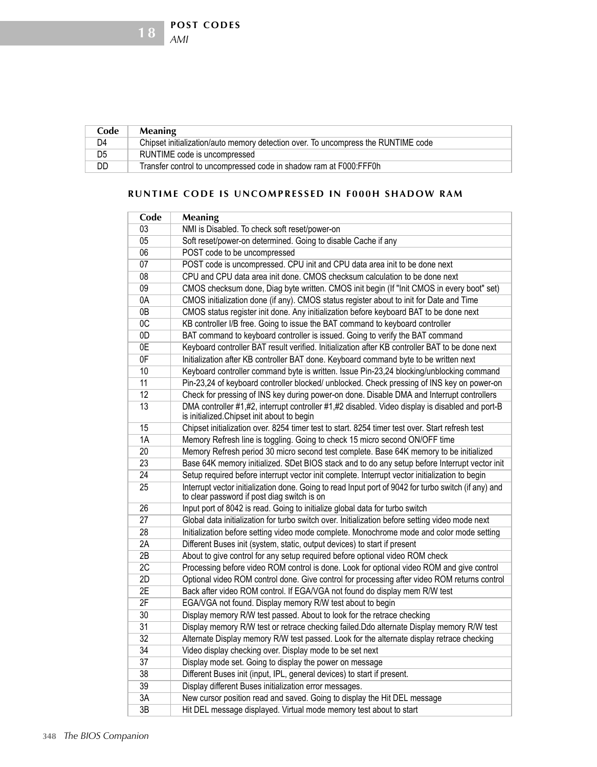| Code | Meaning |
|---|---|
| D4 | Chipset initialization/auto memory detection over. To uncompress the RUNTIME code |
| D5 | RUNTIME code is uncompressed |
| DD | Transfer control to uncompressed code in shadow ram at F000:FFF0h |

### RUNTIME CODE IS UNCOMPRESSED IN F000H SHADOW RAM

| Code | Meaning |
|---|---|
| 03 | NMI is Disabled. To check soft reset/power-on |
| 05 | Soft reset/power-on determined. Going to disable Cache if any |
| 06 | POST code to be uncompressed |
| 07 | POST code is uncompressed. CPU init and CPU data area init to be done next |
| 08 | CPU and CPU data area init done. CMOS checksum calculation to be done next |
| 09 | CMOS checksum done, Diag byte written. CMOS init begin (If "Init CMOS in every boot" set) |
| 0A | CMOS initialization done (if any). CMOS status register about to init for Date and Time |
| 0B | CMOS status register init done. Any initialization before keyboard BAT to be done next |
| 0C | KB controller I/B free. Going to issue the BAT command to keyboard controller |
| 0D | BAT command to keyboard controller is issued. Going to verify the BAT command |
| 0E | Keyboard controller BAT result verified. Initialization after KB controller BAT to be done next |
| 0F | Initialization after KB controller BAT done. Keyboard command byte to be written next |
| 10 | Keyboard controller command byte is written. Issue Pin-23,24 blocking/unblocking command |
| 11 | Pin-23,24 of keyboard controller blocked/ unblocked. Check pressing of INS key on power-on |
| 12 | Check for pressing of INS key during power-on done. Disable DMA and Interrupt controllers |
| 13 | DMA controller #1,#2, interrupt controller #1,#2 disabled. Video display is disabled and port-B is initialized.Chipset init about to begin |
| 15 | Chipset initialization over. 8254 timer test to start. 8254 timer test over. Start refresh test |
| 1A | Memory Refresh line is toggling. Going to check 15 micro second ON/OFF time |
| 20 | Memory Refresh period 30 micro second test complete. Base 64K memory to be initialized |
| 23 | Base 64K memory initialized. SDet BIOS stack and to do any setup before Interrupt vector init |
| 24 | Setup required before interrupt vector init complete. Interrupt vector initialization to begin |
| 25 | Interrupt vector initialization done. Going to read Input port of 9042 for turbo switch (if any) and to clear password if post diag switch is on |
| 26 | Input port of 8042 is read. Going to initialize global data for turbo switch |
| 27 | Global data initialization for turbo switch over. Initialization before setting video mode next |
| 28 | Initialization before setting video mode complete. Monochrome mode and color mode setting |
| 2A | Different Buses init (system, static, output devices) to start if present |
| 2B | About to give control for any setup required before optional video ROM check |
| 2C | Processing before video ROM control is done. Look for optional video ROM and give control |
| 2D | Optional video ROM control done. Give control for processing after video ROM returns control |
| 2E | Back after video ROM control. If EGA/VGA not found do display mem R/W test |
| 2F | EGA/VGA not found. Display memory R/W test about to begin |
| 30 | Display memory R/W test passed. About to look for the retrace checking |
| 31 | Display memory R/W test or retrace checking failed.Ddo alternate Display memory R/W test |
| 32 | Alternate Display memory R/W test passed. Look for the alternate display retrace checking |
| 34 | Video display checking over. Display mode to be set next |
| 37 | Display mode set. Going to display the power on message |
| 38 | Different Buses init (input, IPL, general devices) to start if present. |
| 39 | Display different Buses initialization error messages. |
| 3A | New cursor position read and saved. Going to display the Hit DEL message |
| 3B | Hit DEL message displayed. Virtual mode memory test about to start |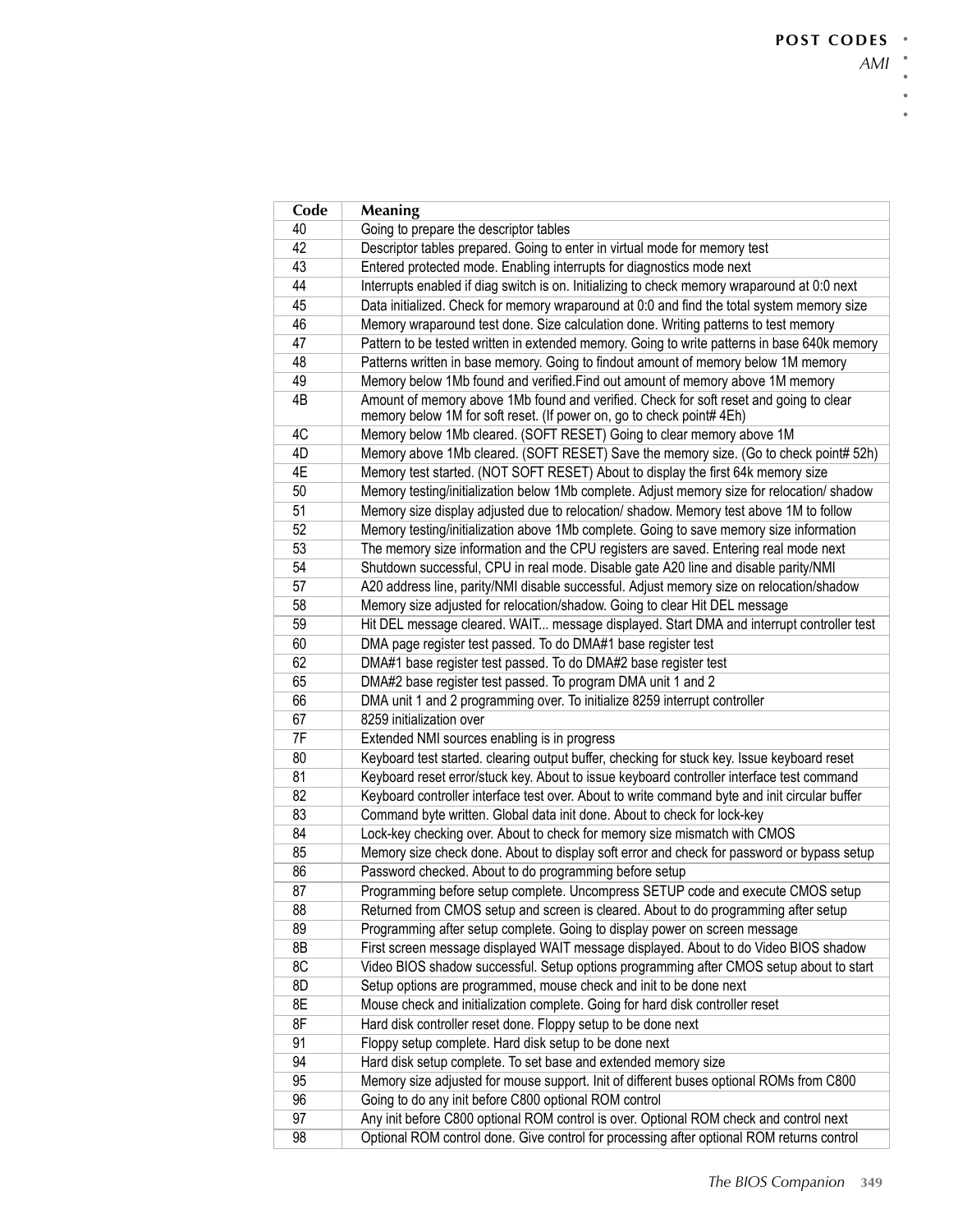| Code | Meaning |
|---|---|
| 40 | Going to prepare the descriptor tables |
| 42 | Descriptor tables prepared. Going to enter in virtual mode for memory test |
| 43 | Entered protected mode. Enabling interrupts for diagnostics mode next |
| 44 | Interrupts enabled if diag switch is on. Initializing to check memory wraparound at 0:0 next |
| 45 | Data initialized. Check for memory wraparound at 0:0 and find the total system memory size |
| 46 | Memory wraparound test done. Size calculation done. Writing patterns to test memory |
| 47 | Pattern to be tested written in extended memory. Going to write patterns in base 640k memory |
| 48 | Patterns written in base memory. Going to findout amount of memory below 1M memory |
| 49 | Memory below 1Mb found and verified.Find out amount of memory above 1M memory |
| 4B | Amount of memory above 1Mb found and verified. Check for soft reset and going to clear memory below 1M for soft reset. (If power on, go to check point# 4Eh) |
| 4C | Memory below 1Mb cleared. (SOFT RESET) Going to clear memory above 1M |
| 4D | Memory above 1Mb cleared. (SOFT RESET) Save the memory size. (Go to check point# 52h) |
| 4E | Memory test started. (NOT SOFT RESET) About to display the first 64k memory size |
| 50 | Memory testing/initialization below 1Mb complete. Adjust memory size for relocation/ shadow |
| 51 | Memory size display adjusted due to relocation/ shadow. Memory test above 1M to follow |
| 52 | Memory testing/initialization above 1Mb complete. Going to save memory size information |
| 53 | The memory size information and the CPU registers are saved. Entering real mode next |
| 54 | Shutdown successful, CPU in real mode. Disable gate A20 line and disable parity/NMI |
| 57 | A20 address line, parity/NMI disable successful. Adjust memory size on relocation/shadow |
| 58 | Memory size adjusted for relocation/shadow. Going to clear Hit DEL message |
| 59 | Hit DEL message cleared. WAIT... message displayed. Start DMA and interrupt controller test |
| 60 | DMA page register test passed. To do DMA#1 base register test |
| 62 | DMA#1 base register test passed. To do DMA#2 base register test |
| 65 | DMA#2 base register test passed. To program DMA unit 1 and 2 |
| 66 | DMA unit 1 and 2 programming over. To initialize 8259 interrupt controller |
| 67 | 8259 initialization over |
| 7F | Extended NMI sources enabling is in progress |
| 80 | Keyboard test started. clearing output buffer, checking for stuck key. Issue keyboard reset |
| 81 | Keyboard reset error/stuck key. About to issue keyboard controller interface test command |
| 82 | Keyboard controller interface test over. About to write command byte and init circular buffer |
| 83 | Command byte written. Global data init done. About to check for lock-key |
| 84 | Lock-key checking over. About to check for memory size mismatch with CMOS |
| 85 | Memory size check done. About to display soft error and check for password or bypass setup |
| 86 | Password checked. About to do programming before setup |
| 87 | Programming before setup complete. Uncompress SETUP code and execute CMOS setup |
| 88 | Returned from CMOS setup and screen is cleared. About to do programming after setup |
| 89 | Programming after setup complete. Going to display power on screen message |
| 8B | First screen message displayed WAIT message displayed. About to do Video BIOS shadow |
| 8C | Video BIOS shadow successful. Setup options programming after CMOS setup about to start |
| 8D | Setup options are programmed, mouse check and init to be done next |
| 8E | Mouse check and initialization complete. Going for hard disk controller reset |
| 8F | Hard disk controller reset done. Floppy setup to be done next |
| 91 | Floppy setup complete. Hard disk setup to be done next |
| 94 | Hard disk setup complete. To set base and extended memory size |
| 95 | Memory size adjusted for mouse support. Init of different buses optional ROMs from C800 |
| 96 | Going to do any init before C800 optional ROM control |
| 97 | Any init before C800 optional ROM control is over. Optional ROM check and control next |
| 98 | Optional ROM control done. Give control for processing after optional ROM returns control |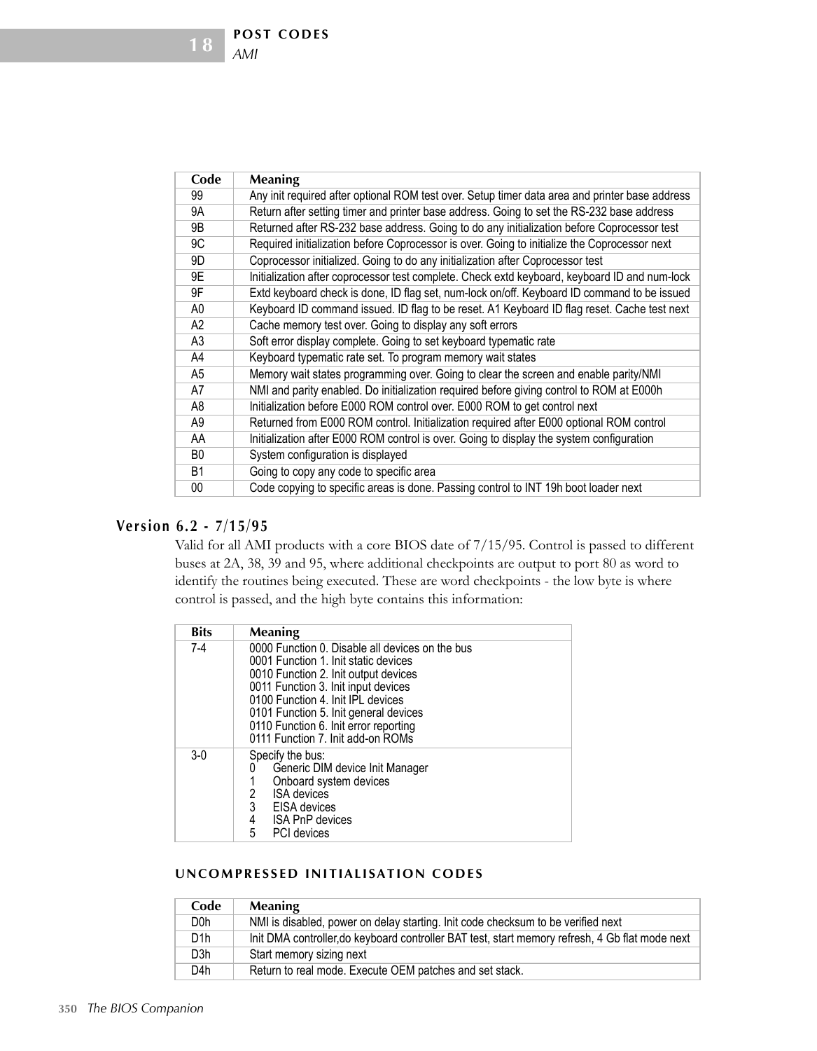| Code | Meaning |
|---|---|
| 99 | Any init required after optional ROM test over. Setup timer data area and printer base address |
| 9A | Return after setting timer and printer base address. Going to set the RS-232 base address |
| 9B | Returned after RS-232 base address. Going to do any initialization before Coprocessor test |
| 9C | Required initialization before Coprocessor is over. Going to initialize the Coprocessor next |
| 9D | Coprocessor initialized. Going to do any initialization after Coprocessor test |
| 9E | Initialization after coprocessor test complete. Check extd keyboard, keyboard ID and num-lock |
| 9F | Extd keyboard check is done, ID flag set, num-lock on/off. Keyboard ID command to be issued |
| A0 | Keyboard ID command issued. ID flag to be reset. A1 Keyboard ID flag reset. Cache test next |
| A2 | Cache memory test over. Going to display any soft errors |
| A3 | Soft error display complete. Going to set keyboard typematic rate |
| A4 | Keyboard typematic rate set. To program memory wait states |
| A5 | Memory wait states programming over. Going to clear the screen and enable parity/NMI |
| A7 | NMI and parity enabled. Do initialization required before giving control to ROM at E000h |
| A8 | Initialization before E000 ROM control over. E000 ROM to get control next |
| A9 | Returned from E000 ROM control. Initialization required after E000 optional ROM control |
| AA | Initialization after E000 ROM control is over. Going to display the system configuration |
| B0 | System configuration is displayed |
| B1 | Going to copy any code to specific area |
| 00 | Code copying to specific areas is done. Passing control to INT 19h boot loader next |

## Version 6.2 - 7/15/95

Valid for all AMI products with a core BIOS date of 7/15/95. Control is passed to different buses at 2A, 38, 39 and 95, where additional checkpoints are output to port 80 as word to identify the routines being executed. These are word checkpoints - the low byte is where control is passed, and the high byte contains this information:

| Bits | Meaning |
|---|---|
| 7-4 | 0000 Function 0. Disable all devices on the bus<br>0001 Function 1. Init static devices<br>0010 Function 2. Init output devices<br>0011 Function 3. Init input devices<br>0100 Function 4. Init IPL devices<br>0101 Function 5. Init general devices<br>0110 Function 6. Init error reporting<br>0111 Function 7. Init add-on ROMs |
| 3-0 | Specify the bus:<br>0 Generic DIM device Init Manager<br>1 Onboard system devices<br>2 ISA devices<br>3 EISA devices<br>4 ISA PnP devices<br>5 PCI devices |

### UNCOMPRESSED INITIALISATION CODES

| Code | Meaning |
|---|---|
| D0h | NMI is disabled, power on delay starting. Init code checksum to be verified next |
| D1h | Init DMA controller,do keyboard controller BAT test, start memory refresh, 4 Gb flat mode next |
| D3h | Start memory sizing next |
| D4h | Return to real mode. Execute OEM patches and set stack. |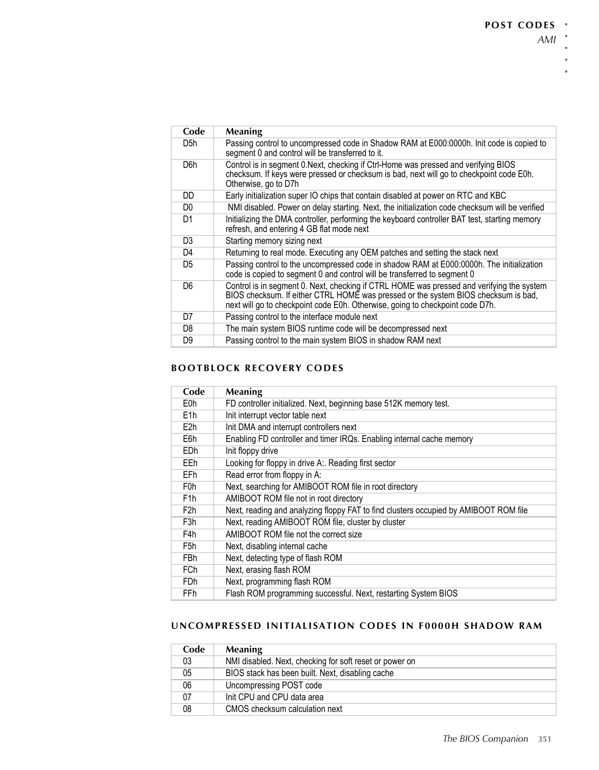| Code | Meaning |
|---|---|
| D5h | Passing control to uncompressed code in Shadow RAM at E000:0000h. Init code is copied to segment 0 and control will be transferred to it. |
| D6h | Control is in segment 0.Next, checking if Ctrl-Home was pressed and verifying BIOS checksum. If keys were pressed or checksum is bad, next will go to checkpoint code E0h. Otherwise, go to D7h |
| DD | Early initialization super IO chips that contain disabled at power on RTC and KBC |
| D0 | NMI disabled. Power on delay starting. Next, the initialization code checksum will be verified |
| D1 | Initializing the DMA controller, performing the keyboard controller BAT test, starting memory refresh, and entering 4 GB flat mode next |
| D3 | Starting memory sizing next |
| D4 | Returning to real mode. Executing any OEM patches and setting the stack next |
| D5 | Passing control to the uncompressed code in shadow RAM at E000:0000h. The initialization code is copied to segment 0 and control will be transferred to segment 0 |
| D6 | Control is in segment 0. Next, checking if CTRL HOME was pressed and verifying the system BIOS checksum. If either CTRL HOME was pressed or the system BIOS checksum is bad, next will go to checkpoint code E0h. Otherwise, going to checkpoint code D7h. |
| D7 | Passing control to the interface module next |
| D8 | The main system BIOS runtime code will be decompressed next |
| D9 | Passing control to the main system BIOS in shadow RAM next |

### BOOTBLOCK RECOVERY CODES

| Code | Meaning |
|---|---|
| E0h | FD controller initialized. Next, beginning base 512K memory test. |
| E1h | Init interrupt vector table next |
| E2h | Init DMA and interrupt controllers next |
| E6h | Enabling FD controller and timer IRQs. Enabling internal cache memory |
| EDh | Init floppy drive |
| EEh | Looking for floppy in drive A:. Reading first sector |
| EFh | Read error from floppy in A: |
| F0h | Next, searching for AMIBOOT ROM file in root directory |
| F1h | AMIBOOT ROM file not in root directory |
| F2h | Next, reading and analyzing floppy FAT to find clusters occupied by AMIBOOT ROM file |
| F3h | Next, reading AMIBOOT ROM file, cluster by cluster |
| F4h | AMIBOOT ROM file not the correct size |
| F5h | Next, disabling internal cache |
| FBh | Next, detecting type of flash ROM |
| FCh | Next, erasing flash ROM |
| FDh | Next, programming flash ROM |
| FFh | Flash ROM programming successful. Next, restarting System BIOS |

### UNCOMPRESSED INITIALISATION CODES IN F0000H SHADOW RAM

| Code | Meaning |
|---|---|
| 03 | NMI disabled. Next, checking for soft reset or power on |
| 05 | BIOS stack has been built. Next, disabling cache |
| 06 | Uncompressing POST code |
| 07 | Init CPU and CPU data area |
| 08 | CMOS checksum calculation next |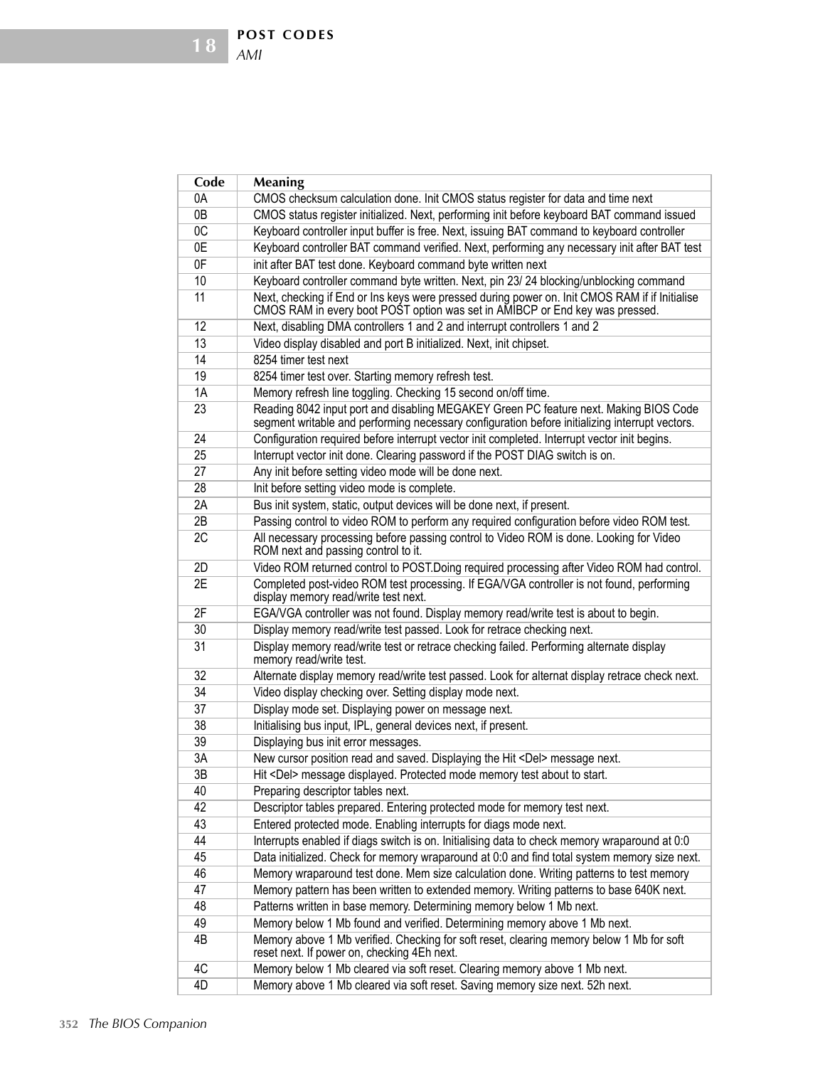| Code | Meaning |
| --- | --- |
| 0A | CMOS checksum calculation done. Init CMOS status register for data and time next |
| 0B | CMOS status register initialized. Next, performing init before keyboard BAT command issued |
| 0C | Keyboard controller input buffer is free. Next, issuing BAT command to keyboard controller |
| 0E | Keyboard controller BAT command verified. Next, performing any necessary init after BAT test |
| 0F | init after BAT test done. Keyboard command byte written next |
| 10 | Keyboard controller command byte written. Next, pin 23/ 24 blocking/unblocking command |
| 11 | Next, checking if End or Ins keys were pressed during power on. Init CMOS RAM if if Initialise CMOS RAM in every boot POST option was set in AMIBCP or End key was pressed. |
| 12 | Next, disabling DMA controllers 1 and 2 and interrupt controllers 1 and 2 |
| 13 | Video display disabled and port B initialized. Next, init chipset. |
| 14 | 8254 timer test next |
| 19 | 8254 timer test over. Starting memory refresh test. |
| 1A | Memory refresh line toggling. Checking 15 second on/off time. |
| 23 | Reading 8042 input port and disabling MEGAKEY Green PC feature next. Making BIOS Code segment writable and performing necessary configuration before initializing interrupt vectors. |
| 24 | Configuration required before interrupt vector init completed. Interrupt vector init begins. |
| 25 | Interrupt vector init done. Clearing password if the POST DIAG switch is on. |
| 27 | Any init before setting video mode will be done next. |
| 28 | Init before setting video mode is complete. |
| 2A | Bus init system, static, output devices will be done next, if present. |
| 2B | Passing control to video ROM to perform any required configuration before video ROM test. |
| 2C | All necessary processing before passing control to Video ROM is done. Looking for Video ROM next and passing control to it. |
| 2D | Video ROM returned control to POST.Doing required processing after Video ROM had control. |
| 2E | Completed post-video ROM test processing. If EGA/VGA controller is not found, performing display memory read/write test next. |
| 2F | EGA/VGA controller was not found. Display memory read/write test is about to begin. |
| 30 | Display memory read/write test passed. Look for retrace checking next. |
| 31 | Display memory read/write test or retrace checking failed. Performing alternate display memory read/write test. |
| 32 | Alternate display memory read/write test passed. Look for alternat display retrace check next. |
| 34 | Video display checking over. Setting display mode next. |
| 37 | Display mode set. Displaying power on message next. |
| 38 | Initialising bus input, IPL, general devices next, if present. |
| 39 | Displaying bus init error messages. |
| 3A | New cursor position read and saved. Displaying the Hit <Del> message next. |
| 3B | Hit <Del> message displayed. Protected mode memory test about to start. |
| 40 | Preparing descriptor tables next. |
| 42 | Descriptor tables prepared. Entering protected mode for memory test next. |
| 43 | Entered protected mode. Enabling interrupts for diags mode next. |
| 44 | Interrupts enabled if diags switch is on. Initialising data to check memory wraparound at 0:0 |
| 45 | Data initialized. Check for memory wraparound at 0:0 and find total system memory size next. |
| 46 | Memory wraparound test done. Mem size calculation done. Writing patterns to test memory |
| 47 | Memory pattern has been written to extended memory. Writing patterns to base 640K next. |
| 48 | Patterns written in base memory. Determining memory below 1 Mb next. |
| 49 | Memory below 1 Mb found and verified. Determining memory above 1 Mb next. |
| 4B | Memory above 1 Mb verified. Checking for soft reset, clearing memory below 1 Mb for soft reset next. If power on, checking 4Eh next. |
| 4C | Memory below 1 Mb cleared via soft reset. Clearing memory above 1 Mb next. |
| 4D | Memory above 1 Mb cleared via soft reset. Saving memory size next. 52h next. |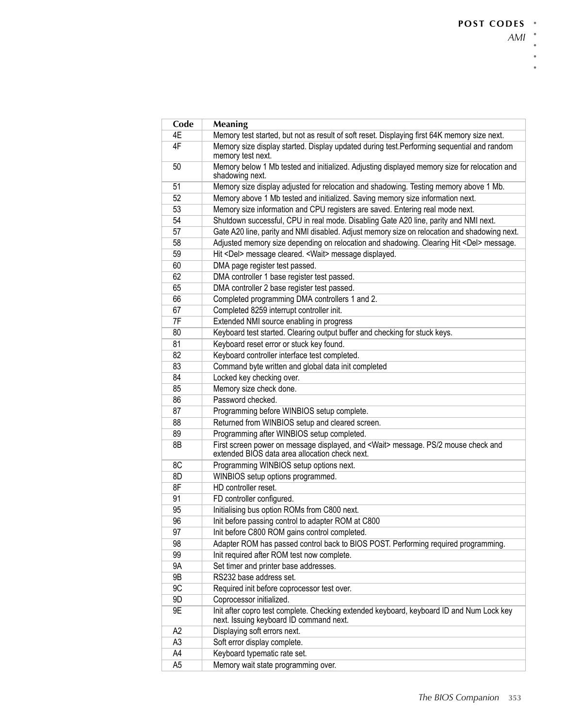| Code | Meaning |
|---|---|
| 4E | Memory test started, but not as result of soft reset. Displaying first 64K memory size next. |
| 4F | Memory size display started. Display updated during test.Performing sequential and random memory test next. |
| 50 | Memory below 1 Mb tested and initialized. Adjusting displayed memory size for relocation and shadowing next. |
| 51 | Memory size display adjusted for relocation and shadowing. Testing memory above 1 Mb. |
| 52 | Memory above 1 Mb tested and initialized. Saving memory size information next. |
| 53 | Memory size information and CPU registers are saved. Entering real mode next. |
| 54 | Shutdown successful, CPU in real mode. Disabling Gate A20 line, parity and NMI next. |
| 57 | Gate A20 line, parity and NMI disabled. Adjust memory size on relocation and shadowing next. |
| 58 | Adjusted memory size depending on relocation and shadowing. Clearing Hit <Del> message. |
| 59 | Hit <Del> message cleared. <Wait> message displayed. |
| 60 | DMA page register test passed. |
| 62 | DMA controller 1 base register test passed. |
| 65 | DMA controller 2 base register test passed. |
| 66 | Completed programming DMA controllers 1 and 2. |
| 67 | Completed 8259 interrupt controller init. |
| 7F | Extended NMI source enabling in progress |
| 80 | Keyboard test started. Clearing output buffer and checking for stuck keys. |
| 81 | Keyboard reset error or stuck key found. |
| 82 | Keyboard controller interface test completed. |
| 83 | Command byte written and global data init completed |
| 84 | Locked key checking over. |
| 85 | Memory size check done. |
| 86 | Password checked. |
| 87 | Programming before WINBIOS setup complete. |
| 88 | Returned from WINBIOS setup and cleared screen. |
| 89 | Programming after WINBIOS setup completed. |
| 8B | First screen power on message displayed, and <Wait> message. PS/2 mouse check and extended BIOS data area allocation check next. |
| 8C | Programming WINBIOS setup options next. |
| 8D | WINBIOS setup options programmed. |
| 8F | HD controller reset. |
| 91 | FD controller configured. |
| 95 | Initialising bus option ROMs from C800 next. |
| 96 | Init before passing control to adapter ROM at C800 |
| 97 | Init before C800 ROM gains control completed. |
| 98 | Adapter ROM has passed control back to BIOS POST. Performing required programming. |
| 99 | Init required after ROM test now complete. |
| 9A | Set timer and printer base addresses. |
| 9B | RS232 base address set. |
| 9C | Required init before coprocessor test over. |
| 9D | Coprocessor initialized. |
| 9E | Init after copro test complete. Checking extended keyboard, keyboard ID and Num Lock key next. Issuing keyboard ID command next. |
| A2 | Displaying soft errors next. |
| A3 | Soft error display complete. |
| A4 | Keyboard typematic rate set. |
| A5 | Memory wait state programming over. |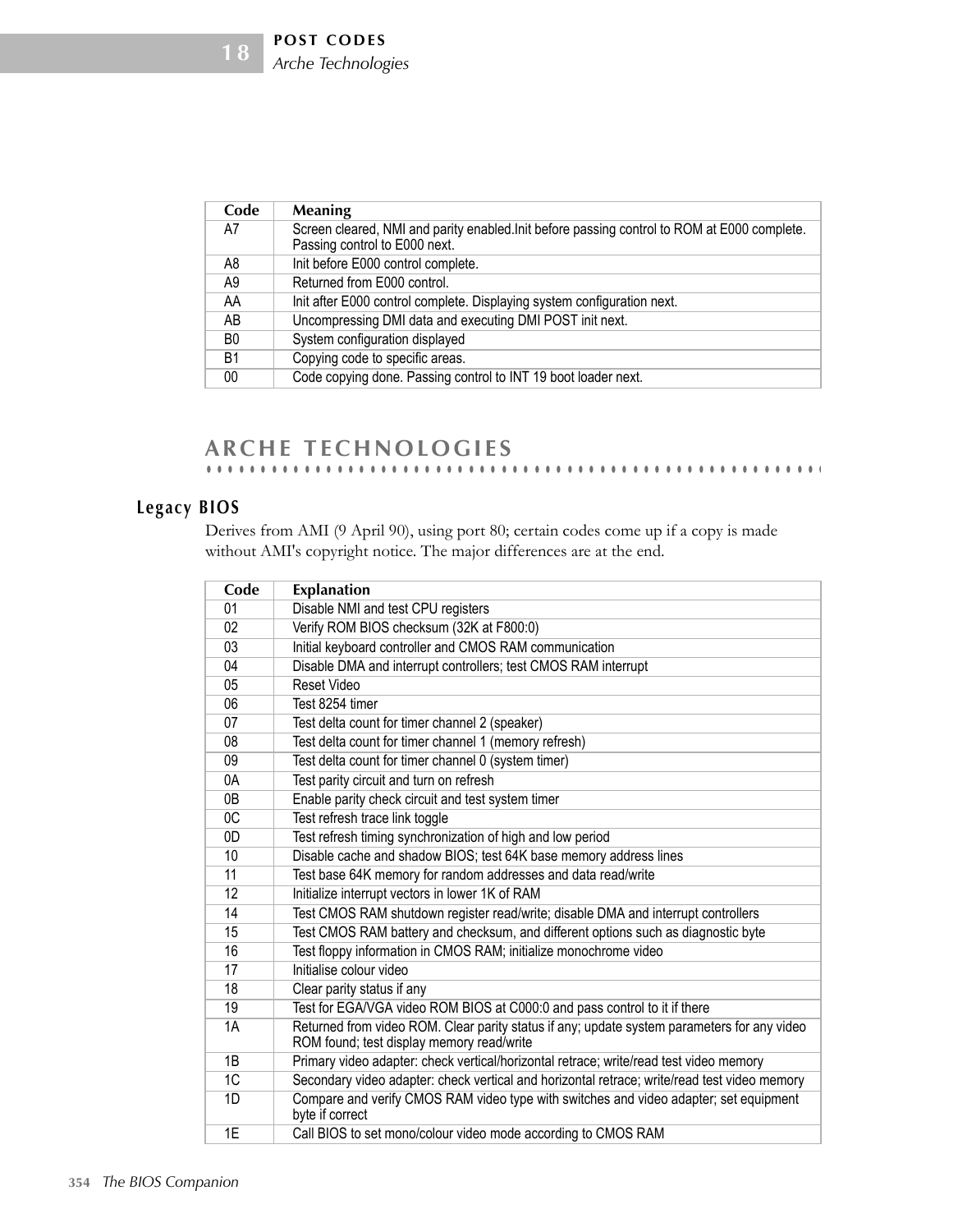| Code | Meaning |
|---|---|
| A7 | Screen cleared, NMI and parity enabled.Init before passing control to ROM at E000 complete. Passing control to E000 next. |
| A8 | Init before E000 control complete. |
| A9 | Returned from E000 control. |
| AA | Init after E000 control complete. Displaying system configuration next. |
| AB | Uncompressing DMI data and executing DMI POST init next. |
| B0 | System configuration displayed |
| B1 | Copying code to specific areas. |
| 00 | Code copying done. Passing control to INT 19 boot loader next. |

## ARCHE TECHNOLOGIES

### Legacy BIOS

Derives from AMI (9 April 90), using port 80; certain codes come up if a copy is made without AMI's copyright notice. The major differences are at the end.

| Code | Explanation |
|---|---|
| 01 | Disable NMI and test CPU registers |
| 02 | Verify ROM BIOS checksum (32K at F800:0) |
| 03 | Initial keyboard controller and CMOS RAM communication |
| 04 | Disable DMA and interrupt controllers; test CMOS RAM interrupt |
| 05 | Reset Video |
| 06 | Test 8254 timer |
| 07 | Test delta count for timer channel 2 (speaker) |
| 08 | Test delta count for timer channel 1 (memory refresh) |
| 09 | Test delta count for timer channel 0 (system timer) |
| 0A | Test parity circuit and turn on refresh |
| 0B | Enable parity check circuit and test system timer |
| 0C | Test refresh trace link toggle |
| 0D | Test refresh timing synchronization of high and low period |
| 10 | Disable cache and shadow BIOS; test 64K base memory address lines |
| 11 | Test base 64K memory for random addresses and data read/write |
| 12 | Initialize interrupt vectors in lower 1K of RAM |
| 14 | Test CMOS RAM shutdown register read/write; disable DMA and interrupt controllers |
| 15 | Test CMOS RAM battery and checksum, and different options such as diagnostic byte |
| 16 | Test floppy information in CMOS RAM; initialize monochrome video |
| 17 | Initialise colour video |
| 18 | Clear parity status if any |
| 19 | Test for EGA/VGA video ROM BIOS at C000:0 and pass control to it if there |
| 1A | Returned from video ROM. Clear parity status if any; update system parameters for any video ROM found; test display memory read/write |
| 1B | Primary video adapter: check vertical/horizontal retrace; write/read test video memory |
| 1C | Secondary video adapter: check vertical and horizontal retrace; write/read test video memory |
| 1D | Compare and verify CMOS RAM video type with switches and video adapter; set equipment byte if correct |
| 1E | Call BIOS to set mono/colour video mode according to CMOS RAM |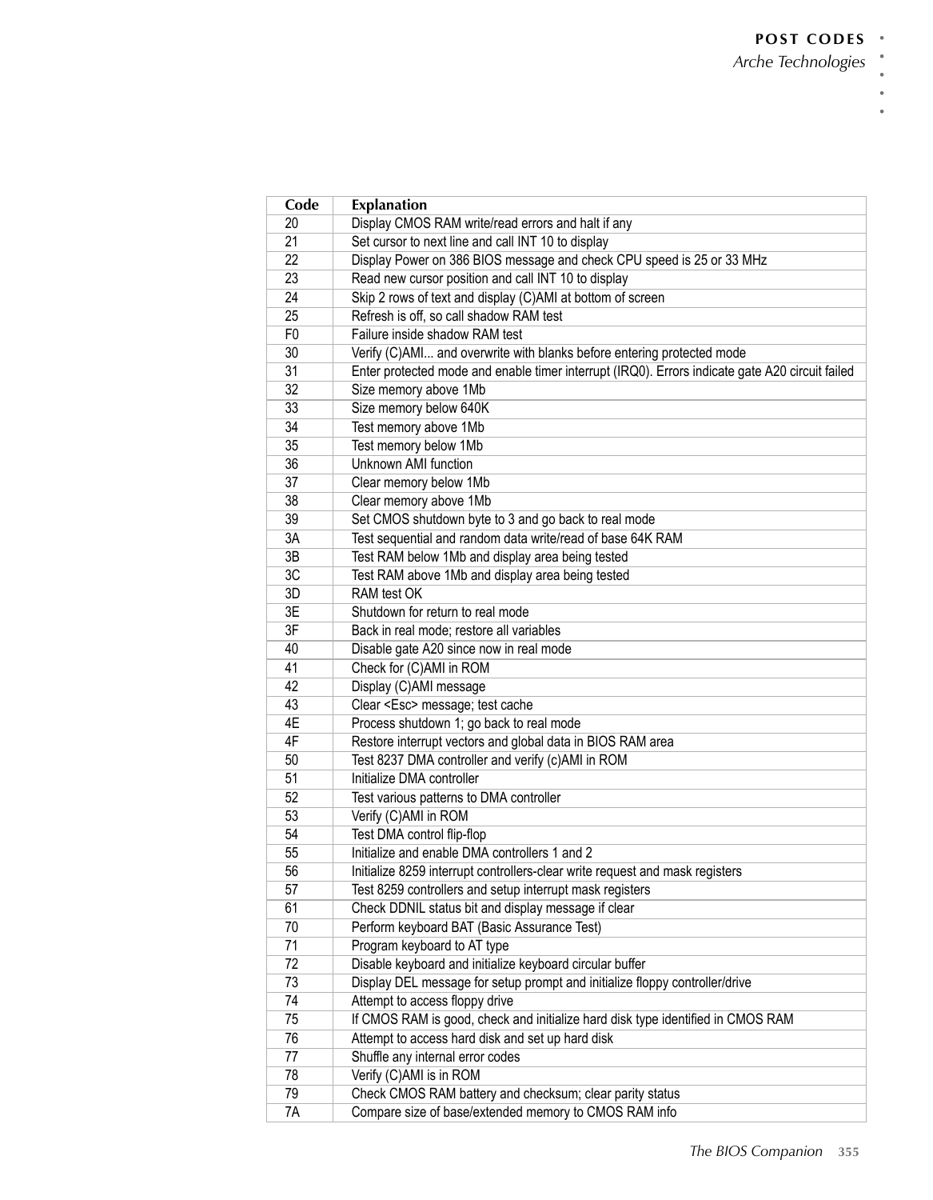| Code | Explanation |
|---|---|
| 20 | Display CMOS RAM write/read errors and halt if any |
| 21 | Set cursor to next line and call INT 10 to display |
| 22 | Display Power on 386 BIOS message and check CPU speed is 25 or 33 MHz |
| 23 | Read new cursor position and call INT 10 to display |
| 24 | Skip 2 rows of text and display (C)AMI at bottom of screen |
| 25 | Refresh is off, so call shadow RAM test |
| F0 | Failure inside shadow RAM test |
| 30 | Verify (C)AMI... and overwrite with blanks before entering protected mode |
| 31 | Enter protected mode and enable timer interrupt (IRQ0). Errors indicate gate A20 circuit failed |
| 32 | Size memory above 1Mb |
| 33 | Size memory below 640K |
| 34 | Test memory above 1Mb |
| 35 | Test memory below 1Mb |
| 36 | Unknown AMI function |
| 37 | Clear memory below 1Mb |
| 38 | Clear memory above 1Mb |
| 39 | Set CMOS shutdown byte to 3 and go back to real mode |
| 3A | Test sequential and random data write/read of base 64K RAM |
| 3B | Test RAM below 1Mb and display area being tested |
| 3C | Test RAM above 1Mb and display area being tested |
| 3D | RAM test OK |
| 3E | Shutdown for return to real mode |
| 3F | Back in real mode; restore all variables |
| 40 | Disable gate A20 since now in real mode |
| 41 | Check for (C)AMI in ROM |
| 42 | Display (C)AMI message |
| 43 | Clear <Esc> message; test cache |
| 4E | Process shutdown 1; go back to real mode |
| 4F | Restore interrupt vectors and global data in BIOS RAM area |
| 50 | Test 8237 DMA controller and verify (c)AMI in ROM |
| 51 | Initialize DMA controller |
| 52 | Test various patterns to DMA controller |
| 53 | Verify (C)AMI in ROM |
| 54 | Test DMA control flip-flop |
| 55 | Initialize and enable DMA controllers 1 and 2 |
| 56 | Initialize 8259 interrupt controllers-clear write request and mask registers |
| 57 | Test 8259 controllers and setup interrupt mask registers |
| 61 | Check DDNIL status bit and display message if clear |
| 70 | Perform keyboard BAT (Basic Assurance Test) |
| 71 | Program keyboard to AT type |
| 72 | Disable keyboard and initialize keyboard circular buffer |
| 73 | Display DEL message for setup prompt and initialize floppy controller/drive |
| 74 | Attempt to access floppy drive |
| 75 | If CMOS RAM is good, check and initialize hard disk type identified in CMOS RAM |
| 76 | Attempt to access hard disk and set up hard disk |
| 77 | Shuffle any internal error codes |
| 78 | Verify (C)AMI is in ROM |
| 79 | Check CMOS RAM battery and checksum; clear parity status |
| 7A | Compare size of base/extended memory to CMOS RAM info |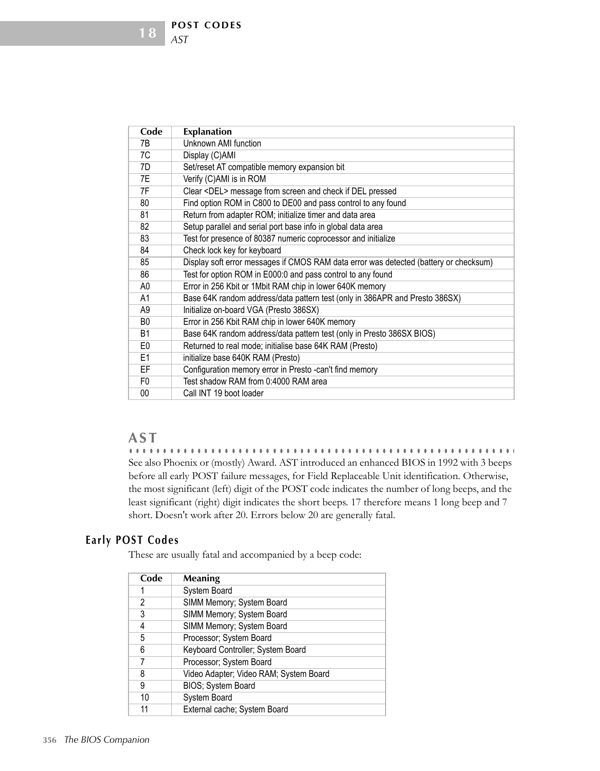| Code | Explanation |
|---|---|
| 7B | Unknown AMI function |
| 7C | Display (C)AMI |
| 7D | Set/reset AT compatible memory expansion bit |
| 7E | Verify (C)AMI is in ROM |
| 7F | Clear <DEL> message from screen and check if DEL pressed |
| 80 | Find option ROM in C800 to DE00 and pass control to any found |
| 81 | Return from adapter ROM; initialize timer and data area |
| 82 | Setup parallel and serial port base info in global data area |
| 83 | Test for presence of 80387 numeric coprocessor and initialize |
| 84 | Check lock key for keyboard |
| 85 | Display soft error messages if CMOS RAM data error was detected (battery or checksum) |
| 86 | Test for option ROM in E000:0 and pass control to any found |
| A0 | Error in 256 Kbit or 1Mbit RAM chip in lower 640K memory |
| A1 | Base 64K random address/data pattern test (only in 386APR and Presto 386SX) |
| A9 | Initialize on-board VGA (Presto 386SX) |
| B0 | Error in 256 Kbit RAM chip in lower 640K memory |
| B1 | Base 64K random address/data pattern test (only in Presto 386SX BIOS) |
| E0 | Returned to real mode; initialise base 64K RAM (Presto) |
| E1 | initialize base 640K RAM (Presto) |
| EF | Configuration memory error in Presto -can't find memory |
| F0 | Test shadow RAM from 0:4000 RAM area |
| 00 | Call INT 19 boot loader |

## AST

See also Phoenix or (mostly) Award. AST introduced an enhanced BIOS in 1992 with 3 beeps before all early POST failure messages, for Field Replaceable Unit identification. Otherwise, the most significant (left) digit of the POST code indicates the number of long beeps, and the least significant (right) digit indicates the short beeps. 17 therefore means 1 long beep and 7 short. Doesn't work after 20. Errors below 20 are generally fatal.

### Early POST Codes

These are usually fatal and accompanied by a beep code:

| Code | Meaning |
|---|---|
| 1 | System Board |
| 2 | SIMM Memory; System Board |
| 3 | SIMM Memory; System Board |
| 4 | SIMM Memory; System Board |
| 5 | Processor; System Board |
| 6 | Keyboard Controller; System Board |
| 7 | Processor; System Board |
| 8 | Video Adapter; Video RAM; System Board |
| 9 | BIOS; System Board |
| 10 | System Board |
| 11 | External cache; System Board |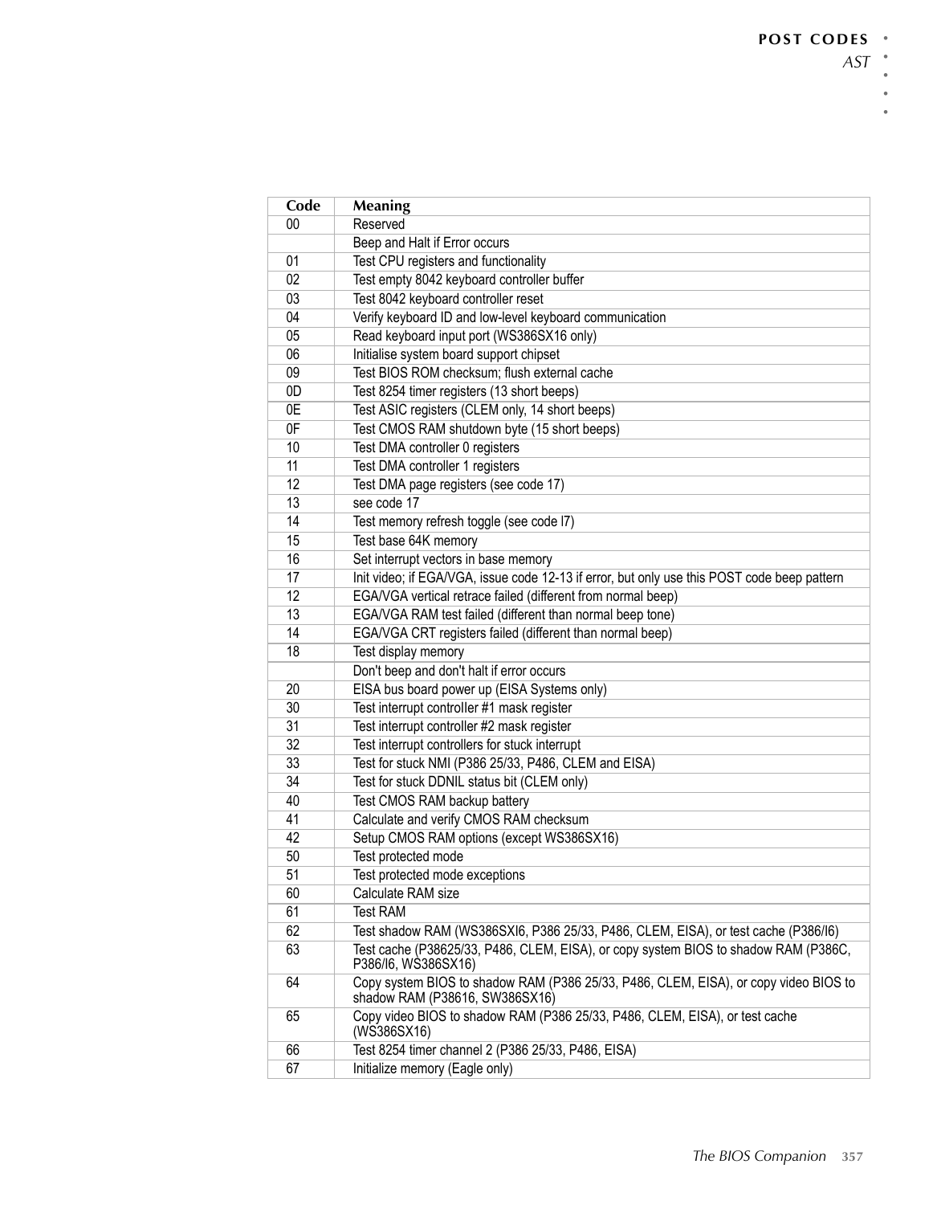| Code | Meaning |
|---|---|
| 00 | Reserved |
| | Beep and Halt if Error occurs |
| 01 | Test CPU registers and functionality |
| 02 | Test empty 8042 keyboard controller buffer |
| 03 | Test 8042 keyboard controller reset |
| 04 | Verify keyboard ID and low-level keyboard communication |
| 05 | Read keyboard input port (WS386SX16 only) |
| 06 | Initialise system board support chipset |
| 09 | Test BIOS ROM checksum; flush external cache |
| 0D | Test 8254 timer registers (13 short beeps) |
| 0E | Test ASIC registers (CLEM only, 14 short beeps) |
| 0F | Test CMOS RAM shutdown byte (15 short beeps) |
| 10 | Test DMA controller 0 registers |
| 11 | Test DMA controller 1 registers |
| 12 | Test DMA page registers (see code 17) |
| 13 | see code 17 |
| 14 | Test memory refresh toggle (see code l7) |
| 15 | Test base 64K memory |
| 16 | Set interrupt vectors in base memory |
| 17 | Init video; if EGA/VGA, issue code 12-13 if error, but only use this POST code beep pattern |
| 12 | EGA/VGA vertical retrace failed (different from normal beep) |
| 13 | EGA/VGA RAM test failed (different than normal beep tone) |
| 14 | EGA/VGA CRT registers failed (different than normal beep) |
| 18 | Test display memory |
| | Don't beep and don't halt if error occurs |
| 20 | EISA bus board power up (EISA Systems only) |
| 30 | Test interrupt controller #1 mask register |
| 31 | Test interrupt controller #2 mask register |
| 32 | Test interrupt controllers for stuck interrupt |
| 33 | Test for stuck NMI (P386 25/33, P486, CLEM and EISA) |
| 34 | Test for stuck DDNIL status bit (CLEM only) |
| 40 | Test CMOS RAM backup battery |
| 41 | Calculate and verify CMOS RAM checksum |
| 42 | Setup CMOS RAM options (except WS386SX16) |
| 50 | Test protected mode |
| 51 | Test protected mode exceptions |
| 60 | Calculate RAM size |
| 61 | Test RAM |
| 62 | Test shadow RAM (WS386SXl6, P386 25/33, P486, CLEM, EISA), or test cache (P386/l6) |
| 63 | Test cache (P38625/33, P486, CLEM, EISA), or copy system BIOS to shadow RAM (P386C, P386/l6, WS386SX16) |
| 64 | Copy system BIOS to shadow RAM (P386 25/33, P486, CLEM, EISA), or copy video BIOS to shadow RAM (P38616, SW386SX16) |
| 65 | Copy video BIOS to shadow RAM (P386 25/33, P486, CLEM, EISA), or test cache (WS386SX16) |
| 66 | Test 8254 timer channel 2 (P386 25/33, P486, EISA) |
| 67 | Initialize memory (Eagle only) |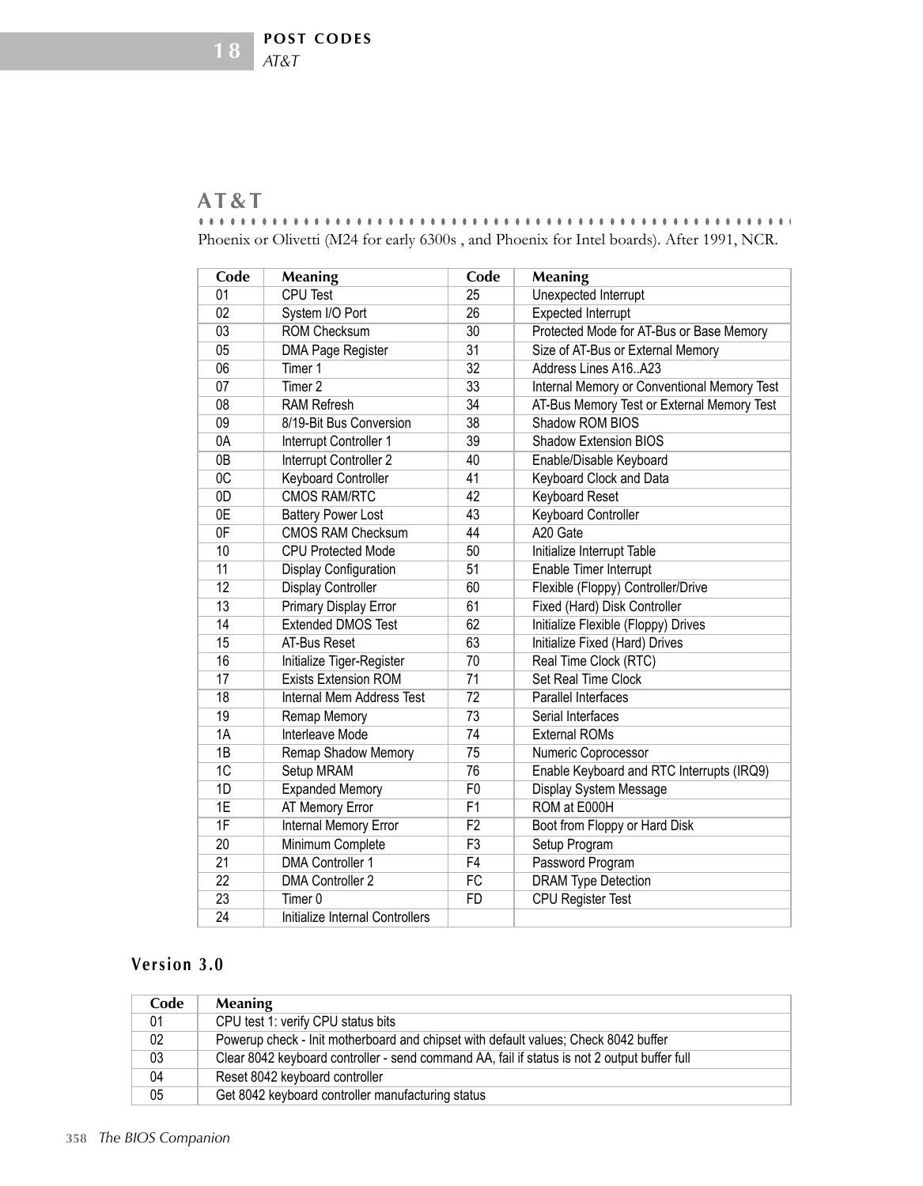## AT&T

Phoenix or Olivetti (M24 for early 6300s , and Phoenix for Intel boards). After 1991, NCR.

| Code | Meaning | Code | Meaning |
|---|---|---|---|
| 01 | CPU Test | 25 | Unexpected Interrupt |
| 02 | System I/O Port | 26 | Expected Interrupt |
| 03 | ROM Checksum | 30 | Protected Mode for AT-Bus or Base Memory |
| 05 | DMA Page Register | 31 | Size of AT-Bus or External Memory |
| 06 | Timer 1 | 32 | Address Lines A16..A23 |
| 07 | Timer 2 | 33 | Internal Memory or Conventional Memory Test |
| 08 | RAM Refresh | 34 | AT-Bus Memory Test or External Memory Test |
| 09 | 8/19-Bit Bus Conversion | 38 | Shadow ROM BIOS |
| 0A | Interrupt Controller 1 | 39 | Shadow Extension BIOS |
| 0B | Interrupt Controller 2 | 40 | Enable/Disable Keyboard |
| 0C | Keyboard Controller | 41 | Keyboard Clock and Data |
| 0D | CMOS RAM/RTC | 42 | Keyboard Reset |
| 0E | Battery Power Lost | 43 | Keyboard Controller |
| 0F | CMOS RAM Checksum | 44 | A20 Gate |
| 10 | CPU Protected Mode | 50 | Initialize Interrupt Table |
| 11 | Display Configuration | 51 | Enable Timer Interrupt |
| 12 | Display Controller | 60 | Flexible (Floppy) Controller/Drive |
| 13 | Primary Display Error | 61 | Fixed (Hard) Disk Controller |
| 14 | Extended DMOS Test | 62 | Initialize Flexible (Floppy) Drives |
| 15 | AT-Bus Reset | 63 | Initialize Fixed (Hard) Drives |
| 16 | Initialize Tiger-Register | 70 | Real Time Clock (RTC) |
| 17 | Exists Extension ROM | 71 | Set Real Time Clock |
| 18 | Internal Mem Address Test | 72 | Parallel Interfaces |
| 19 | Remap Memory | 73 | Serial Interfaces |
| 1A | Interleave Mode | 74 | External ROMs |
| 1B | Remap Shadow Memory | 75 | Numeric Coprocessor |
| 1C | Setup MRAM | 76 | Enable Keyboard and RTC Interrupts (IRQ9) |
| 1D | Expanded Memory | F0 | Display System Message |
| 1E | AT Memory Error | F1 | ROM at E000H |
| 1F | Internal Memory Error | F2 | Boot from Floppy or Hard Disk |
| 20 | Minimum Complete | F3 | Setup Program |
| 21 | DMA Controller 1 | F4 | Password Program |
| 22 | DMA Controller 2 | FC | DRAM Type Detection |
| 23 | Timer 0 | FD | CPU Register Test |
| 24 | Initialize Internal Controllers | | |

### Version 3.0

| Code | Meaning |
|---|---|
| 01 | CPU test 1: verify CPU status bits |
| 02 | Powerup check - Init motherboard and chipset with default values; Check 8042 buffer |
| 03 | Clear 8042 keyboard controller - send command AA, fail if status is not 2 output buffer full |
| 04 | Reset 8042 keyboard controller |
| 05 | Get 8042 keyboard controller manufacturing status |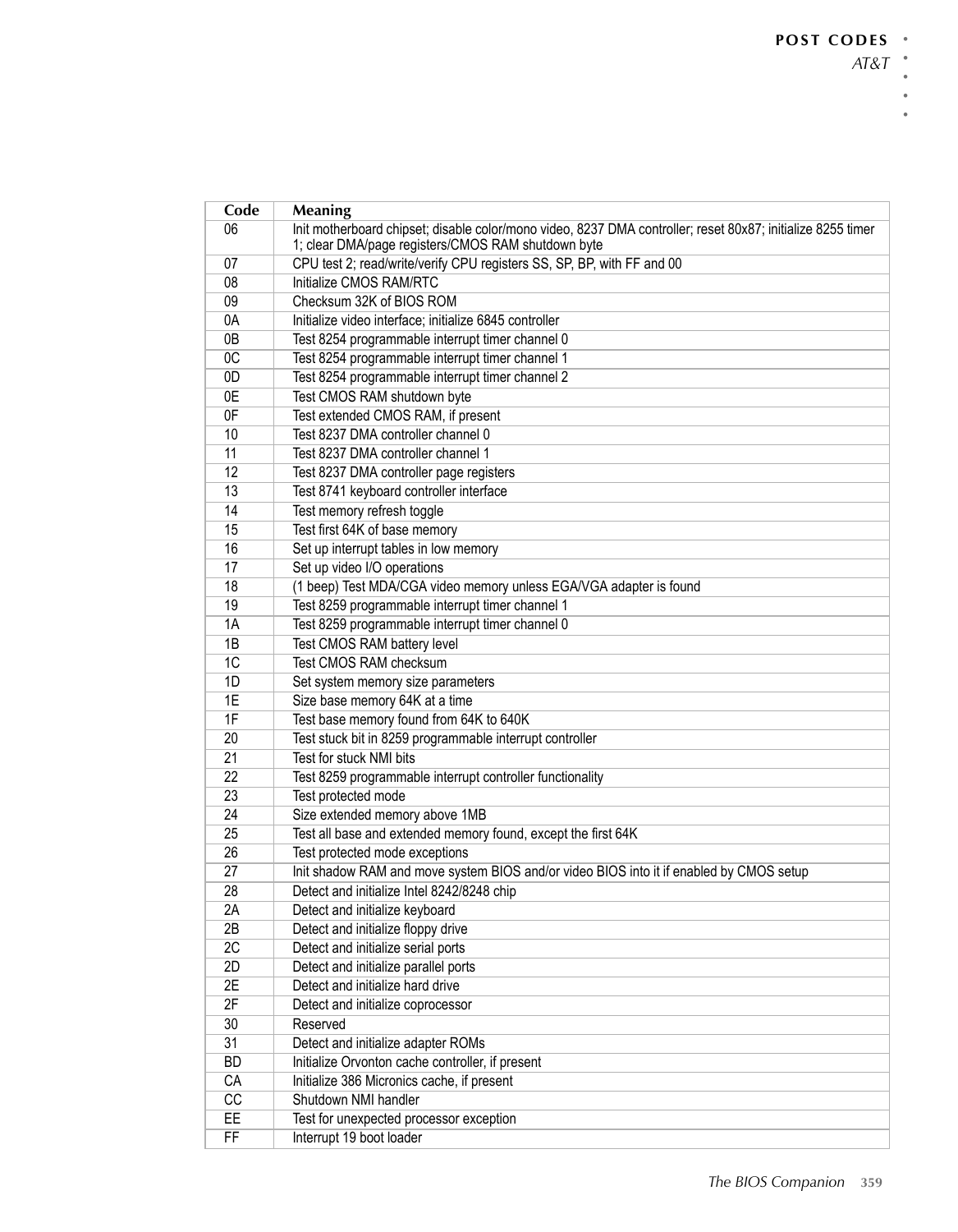| Code | Meaning |
|---|---|
| 06 | Init motherboard chipset; disable color/mono video, 8237 DMA controller; reset 80x87; initialize 8255 timer 1; clear DMA/page registers/CMOS RAM shutdown byte |
| 07 | CPU test 2; read/write/verify CPU registers SS, SP, BP, with FF and 00 |
| 08 | Initialize CMOS RAM/RTC |
| 09 | Checksum 32K of BIOS ROM |
| 0A | Initialize video interface; initialize 6845 controller |
| 0B | Test 8254 programmable interrupt timer channel 0 |
| 0C | Test 8254 programmable interrupt timer channel 1 |
| 0D | Test 8254 programmable interrupt timer channel 2 |
| 0E | Test CMOS RAM shutdown byte |
| 0F | Test extended CMOS RAM, if present |
| 10 | Test 8237 DMA controller channel 0 |
| 11 | Test 8237 DMA controller channel 1 |
| 12 | Test 8237 DMA controller page registers |
| 13 | Test 8741 keyboard controller interface |
| 14 | Test memory refresh toggle |
| 15 | Test first 64K of base memory |
| 16 | Set up interrupt tables in low memory |
| 17 | Set up video I/O operations |
| 18 | (1 beep) Test MDA/CGA video memory unless EGA/VGA adapter is found |
| 19 | Test 8259 programmable interrupt timer channel 1 |
| 1A | Test 8259 programmable interrupt timer channel 0 |
| 1B | Test CMOS RAM battery level |
| 1C | Test CMOS RAM checksum |
| 1D | Set system memory size parameters |
| 1E | Size base memory 64K at a time |
| 1F | Test base memory found from 64K to 640K |
| 20 | Test stuck bit in 8259 programmable interrupt controller |
| 21 | Test for stuck NMI bits |
| 22 | Test 8259 programmable interrupt controller functionality |
| 23 | Test protected mode |
| 24 | Size extended memory above 1MB |
| 25 | Test all base and extended memory found, except the first 64K |
| 26 | Test protected mode exceptions |
| 27 | Init shadow RAM and move system BIOS and/or video BIOS into it if enabled by CMOS setup |
| 28 | Detect and initialize Intel 8242/8248 chip |
| 2A | Detect and initialize keyboard |
| 2B | Detect and initialize floppy drive |
| 2C | Detect and initialize serial ports |
| 2D | Detect and initialize parallel ports |
| 2E | Detect and initialize hard drive |
| 2F | Detect and initialize coprocessor |
| 30 | Reserved |
| 31 | Detect and initialize adapter ROMs |
| BD | Initialize Orvonton cache controller, if present |
| CA | Initialize 386 Micronics cache, if present |
| CC | Shutdown NMI handler |
| EE | Test for unexpected processor exception |
| FF | Interrupt 19 boot loader |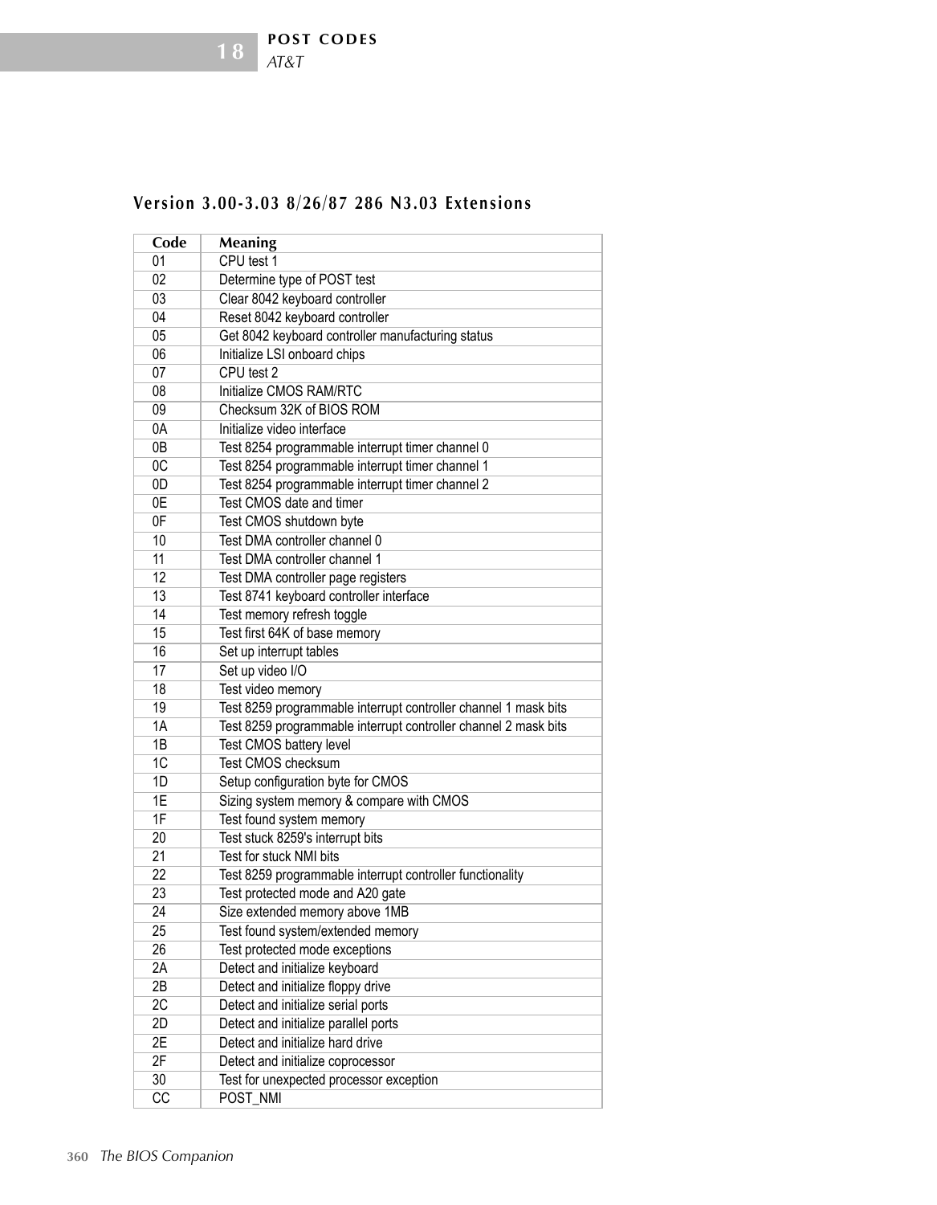### Version 3.00-3.03 8/26/87 286 N3.03 Extensions

| Code | Meaning |
|---|---|
| 01 | CPU test 1 |
| 02 | Determine type of POST test |
| 03 | Clear 8042 keyboard controller |
| 04 | Reset 8042 keyboard controller |
| 05 | Get 8042 keyboard controller manufacturing status |
| 06 | Initialize LSI onboard chips |
| 07 | CPU test 2 |
| 08 | Initialize CMOS RAM/RTC |
| 09 | Checksum 32K of BIOS ROM |
| 0A | Initialize video interface |
| 0B | Test 8254 programmable interrupt timer channel 0 |
| 0C | Test 8254 programmable interrupt timer channel 1 |
| 0D | Test 8254 programmable interrupt timer channel 2 |
| 0E | Test CMOS date and timer |
| 0F | Test CMOS shutdown byte |
| 10 | Test DMA controller channel 0 |
| 11 | Test DMA controller channel 1 |
| 12 | Test DMA controller page registers |
| 13 | Test 8741 keyboard controller interface |
| 14 | Test memory refresh toggle |
| 15 | Test first 64K of base memory |
| 16 | Set up interrupt tables |
| 17 | Set up video I/O |
| 18 | Test video memory |
| 19 | Test 8259 programmable interrupt controller channel 1 mask bits |
| 1A | Test 8259 programmable interrupt controller channel 2 mask bits |
| 1B | Test CMOS battery level |
| 1C | Test CMOS checksum |
| 1D | Setup configuration byte for CMOS |
| 1E | Sizing system memory & compare with CMOS |
| 1F | Test found system memory |
| 20 | Test stuck 8259's interrupt bits |
| 21 | Test for stuck NMI bits |
| 22 | Test 8259 programmable interrupt controller functionality |
| 23 | Test protected mode and A20 gate |
| 24 | Size extended memory above 1MB |
| 25 | Test found system/extended memory |
| 26 | Test protected mode exceptions |
| 2A | Detect and initialize keyboard |
| 2B | Detect and initialize floppy drive |
| 2C | Detect and initialize serial ports |
| 2D | Detect and initialize parallel ports |
| 2E | Detect and initialize hard drive |
| 2F | Detect and initialize coprocessor |
| 30 | Test for unexpected processor exception |
| CC | POST_NMI |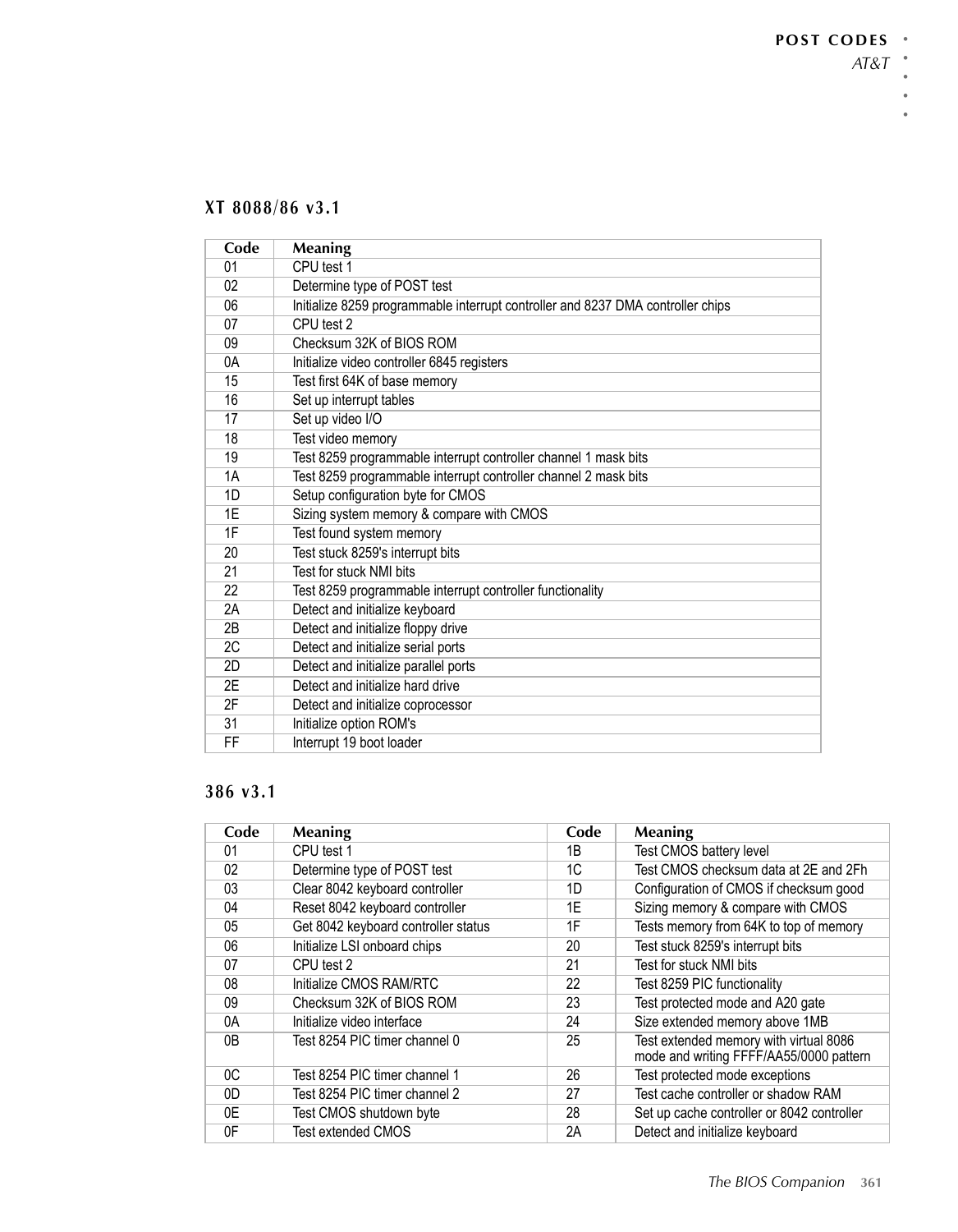### XT 8088/86 v3.1

| Code | Meaning |
|---|---|
| 01 | CPU test 1 |
| 02 | Determine type of POST test |
| 06 | Initialize 8259 programmable interrupt controller and 8237 DMA controller chips |
| 07 | CPU test 2 |
| 09 | Checksum 32K of BIOS ROM |
| 0A | Initialize video controller 6845 registers |
| 15 | Test first 64K of base memory |
| 16 | Set up interrupt tables |
| 17 | Set up video I/O |
| 18 | Test video memory |
| 19 | Test 8259 programmable interrupt controller channel 1 mask bits |
| 1A | Test 8259 programmable interrupt controller channel 2 mask bits |
| 1D | Setup configuration byte for CMOS |
| 1E | Sizing system memory & compare with CMOS |
| 1F | Test found system memory |
| 20 | Test stuck 8259's interrupt bits |
| 21 | Test for stuck NMI bits |
| 22 | Test 8259 programmable interrupt controller functionality |
| 2A | Detect and initialize keyboard |
| 2B | Detect and initialize floppy drive |
| 2C | Detect and initialize serial ports |
| 2D | Detect and initialize parallel ports |
| 2E | Detect and initialize hard drive |
| 2F | Detect and initialize coprocessor |
| 31 | Initialize option ROM's |
| FF | Interrupt 19 boot loader |

### 386 v3.1

| Code | Meaning | Code | Meaning |
|---|---|---|---|
| 01 | CPU test 1 | 1B | Test CMOS battery level |
| 02 | Determine type of POST test | 1C | Test CMOS checksum data at 2E and 2Fh |
| 03 | Clear 8042 keyboard controller | 1D | Configuration of CMOS if checksum good |
| 04 | Reset 8042 keyboard controller | 1E | Sizing memory & compare with CMOS |
| 05 | Get 8042 keyboard controller status | 1F | Tests memory from 64K to top of memory |
| 06 | Initialize LSI onboard chips | 20 | Test stuck 8259's interrupt bits |
| 07 | CPU test 2 | 21 | Test for stuck NMI bits |
| 08 | Initialize CMOS RAM/RTC | 22 | Test 8259 PIC functionality |
| 09 | Checksum 32K of BIOS ROM | 23 | Test protected mode and A20 gate |
| 0A | Initialize video interface | 24 | Size extended memory above 1MB |
| 0B | Test 8254 PIC timer channel 0 | 25 | Test extended memory with virtual 8086 mode and writing FFFF/AA55/0000 pattern |
| 0C | Test 8254 PIC timer channel 1 | 26 | Test protected mode exceptions |
| 0D | Test 8254 PIC timer channel 2 | 27 | Test cache controller or shadow RAM |
| 0E | Test CMOS shutdown byte | 28 | Set up cache controller or 8042 controller |
| 0F | Test extended CMOS | 2A | Detect and initialize keyboard |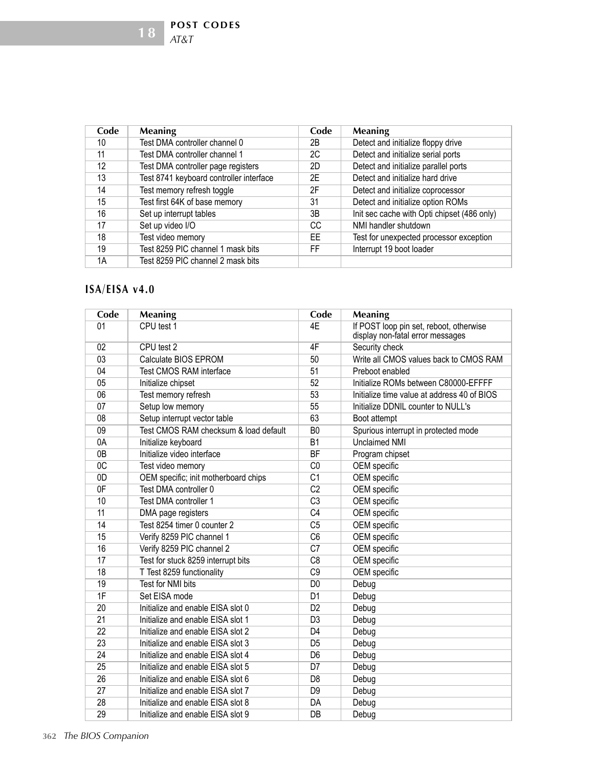| Code | Meaning | Code | Meaning |
|---|---|---|---|
| 10 | Test DMA controller channel 0 | 2B | Detect and initialize floppy drive |
| 11 | Test DMA controller channel 1 | 2C | Detect and initialize serial ports |
| 12 | Test DMA controller page registers | 2D | Detect and initialize parallel ports |
| 13 | Test 8741 keyboard controller interface | 2E | Detect and initialize hard drive |
| 14 | Test memory refresh toggle | 2F | Detect and initialize coprocessor |
| 15 | Test first 64K of base memory | 31 | Detect and initialize option ROMs |
| 16 | Set up interrupt tables | 3B | Init sec cache with Opti chipset (486 only) |
| 17 | Set up video I/O | CC | NMI handler shutdown |
| 18 | Test video memory | EE | Test for unexpected processor exception |
| 19 | Test 8259 PIC channel 1 mask bits | FF | Interrupt 19 boot loader |
| 1A | Test 8259 PIC channel 2 mask bits | | |

## ISA/EISA v4.0

| Code | Meaning | Code | Meaning |
|---|---|---|---|
| 01 | CPU test 1 | 4E | If POST loop pin set, reboot, otherwise display non-fatal error messages |
| 02 | CPU test 2 | 4F | Security check |
| 03 | Calculate BIOS EPROM | 50 | Write all CMOS values back to CMOS RAM |
| 04 | Test CMOS RAM interface | 51 | Preboot enabled |
| 05 | Initialize chipset | 52 | Initialize ROMs between C80000-EFFFF |
| 06 | Test memory refresh | 53 | Initialize time value at address 40 of BIOS |
| 07 | Setup low memory | 55 | Initialize DDNIL counter to NULL's |
| 08 | Setup interrupt vector table | 63 | Boot attempt |
| 09 | Test CMOS RAM checksum & load default | B0 | Spurious interrupt in protected mode |
| 0A | Initialize keyboard | B1 | Unclaimed NMI |
| 0B | Initialize video interface | BF | Program chipset |
| 0C | Test video memory | C0 | OEM specific |
| 0D | OEM specific; init motherboard chips | C1 | OEM specific |
| 0F | Test DMA controller 0 | C2 | OEM specific |
| 10 | Test DMA controller 1 | C3 | OEM specific |
| 11 | DMA page registers | C4 | OEM specific |
| 14 | Test 8254 timer 0 counter 2 | C5 | OEM specific |
| 15 | Verify 8259 PIC channel 1 | C6 | OEM specific |
| 16 | Verify 8259 PIC channel 2 | C7 | OEM specific |
| 17 | Test for stuck 8259 interrupt bits | C8 | OEM specific |
| 18 | T Test 8259 functionality | C9 | OEM specific |
| 19 | Test for NMI bits | D0 | Debug |
| 1F | Set EISA mode | D1 | Debug |
| 20 | Initialize and enable EISA slot 0 | D2 | Debug |
| 21 | Initialize and enable EISA slot 1 | D3 | Debug |
| 22 | Initialize and enable EISA slot 2 | D4 | Debug |
| 23 | Initialize and enable EISA slot 3 | D5 | Debug |
| 24 | Initialize and enable EISA slot 4 | D6 | Debug |
| 25 | Initialize and enable EISA slot 5 | D7 | Debug |
| 26 | Initialize and enable EISA slot 6 | D8 | Debug |
| 27 | Initialize and enable EISA slot 7 | D9 | Debug |
| 28 | Initialize and enable EISA slot 8 | DA | Debug |
| 29 | Initialize and enable EISA slot 9 | DB | Debug |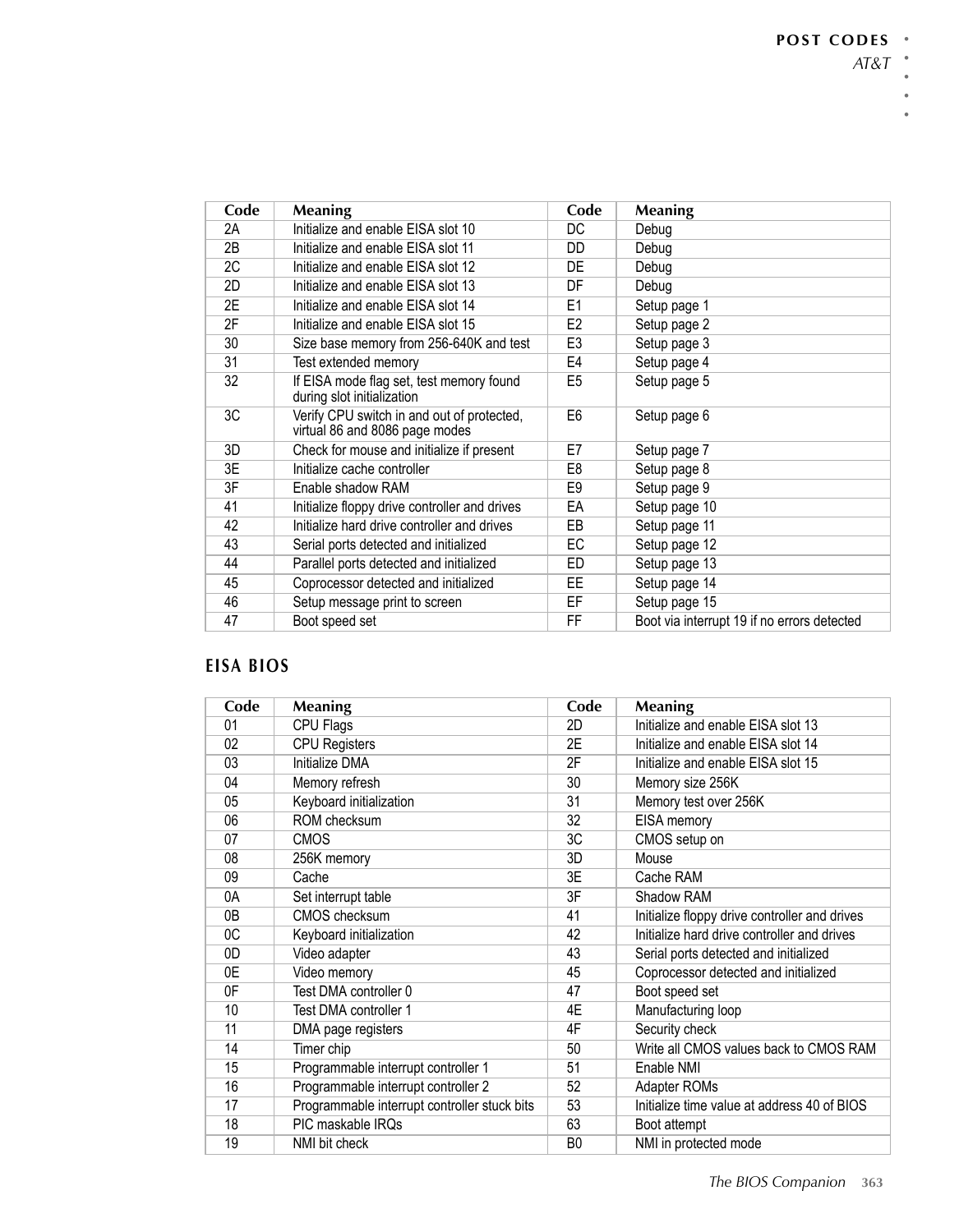| Code | Meaning | Code | Meaning |
|---|---|---|---|
| 2A | Initialize and enable EISA slot 10 | DC | Debug |
| 2B | Initialize and enable EISA slot 11 | DD | Debug |
| 2C | Initialize and enable EISA slot 12 | DE | Debug |
| 2D | Initialize and enable EISA slot 13 | DF | Debug |
| 2E | Initialize and enable EISA slot 14 | E1 | Setup page 1 |
| 2F | Initialize and enable EISA slot 15 | E2 | Setup page 2 |
| 30 | Size base memory from 256-640K and test | E3 | Setup page 3 |
| 31 | Test extended memory | E4 | Setup page 4 |
| 32 | If EISA mode flag set, test memory found during slot initialization | E5 | Setup page 5 |
| 3C | Verify CPU switch in and out of protected, virtual 86 and 8086 page modes | E6 | Setup page 6 |
| 3D | Check for mouse and initialize if present | E7 | Setup page 7 |
| 3E | Initialize cache controller | E8 | Setup page 8 |
| 3F | Enable shadow RAM | E9 | Setup page 9 |
| 41 | Initialize floppy drive controller and drives | EA | Setup page 10 |
| 42 | Initialize hard drive controller and drives | EB | Setup page 11 |
| 43 | Serial ports detected and initialized | EC | Setup page 12 |
| 44 | Parallel ports detected and initialized | ED | Setup page 13 |
| 45 | Coprocessor detected and initialized | EE | Setup page 14 |
| 46 | Setup message print to screen | EF | Setup page 15 |
| 47 | Boot speed set | FF | Boot via interrupt 19 if no errors detected |

## EISA BIOS

| Code | Meaning | Code | Meaning |
|---|---|---|---|
| 01 | CPU Flags | 2D | Initialize and enable EISA slot 13 |
| 02 | CPU Registers | 2E | Initialize and enable EISA slot 14 |
| 03 | Initialize DMA | 2F | Initialize and enable EISA slot 15 |
| 04 | Memory refresh | 30 | Memory size 256K |
| 05 | Keyboard initialization | 31 | Memory test over 256K |
| 06 | ROM checksum | 32 | EISA memory |
| 07 | CMOS | 3C | CMOS setup on |
| 08 | 256K memory | 3D | Mouse |
| 09 | Cache | 3E | Cache RAM |
| 0A | Set interrupt table | 3F | Shadow RAM |
| 0B | CMOS checksum | 41 | Initialize floppy drive controller and drives |
| 0C | Keyboard initialization | 42 | Initialize hard drive controller and drives |
| 0D | Video adapter | 43 | Serial ports detected and initialized |
| 0E | Video memory | 45 | Coprocessor detected and initialized |
| 0F | Test DMA controller 0 | 47 | Boot speed set |
| 10 | Test DMA controller 1 | 4E | Manufacturing loop |
| 11 | DMA page registers | 4F | Security check |
| 14 | Timer chip | 50 | Write all CMOS values back to CMOS RAM |
| 15 | Programmable interrupt controller 1 | 51 | Enable NMI |
| 16 | Programmable interrupt controller 2 | 52 | Adapter ROMs |
| 17 | Programmable interrupt controller stuck bits | 53 | Initialize time value at address 40 of BIOS |
| 18 | PIC maskable IRQs | 63 | Boot attempt |
| 19 | NMI bit check | B0 | NMI in protected mode |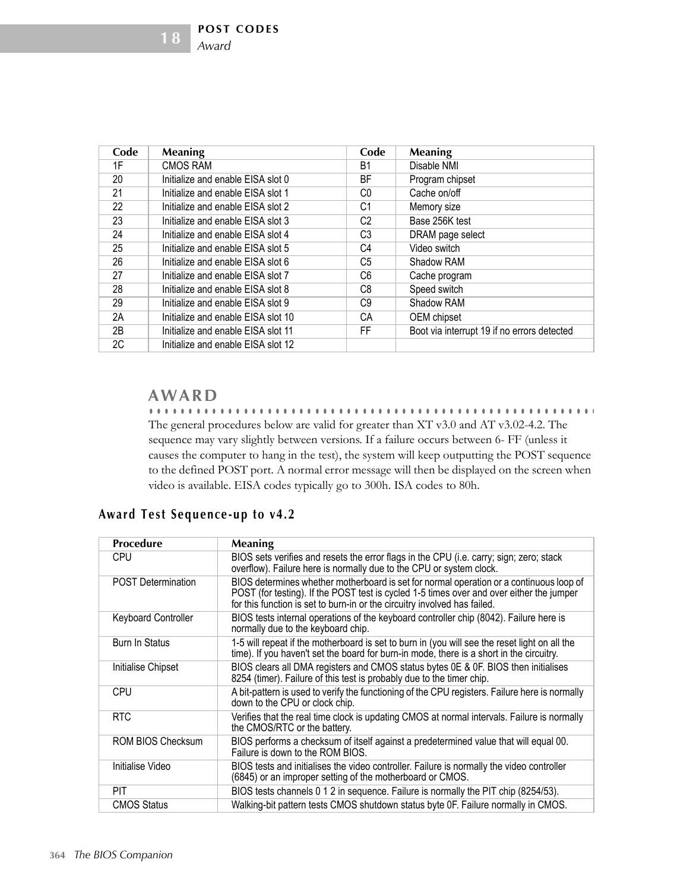| Code | Meaning | Code | Meaning |
|---|---|---|---|
| 1F | CMOS RAM | B1 | Disable NMI |
| 20 | Initialize and enable EISA slot 0 | BF | Program chipset |
| 21 | Initialize and enable EISA slot 1 | C0 | Cache on/off |
| 22 | Initialize and enable EISA slot 2 | C1 | Memory size |
| 23 | Initialize and enable EISA slot 3 | C2 | Base 256K test |
| 24 | Initialize and enable EISA slot 4 | C3 | DRAM page select |
| 25 | Initialize and enable EISA slot 5 | C4 | Video switch |
| 26 | Initialize and enable EISA slot 6 | C5 | Shadow RAM |
| 27 | Initialize and enable EISA slot 7 | C6 | Cache program |
| 28 | Initialize and enable EISA slot 8 | C8 | Speed switch |
| 29 | Initialize and enable EISA slot 9 | C9 | Shadow RAM |
| 2A | Initialize and enable EISA slot 10 | CA | OEM chipset |
| 2B | Initialize and enable EISA slot 11 | FF | Boot via interrupt 19 if no errors detected |
| 2C | Initialize and enable EISA slot 12 | | |

## AWARD

The general procedures below are valid for greater than XT v3.0 and AT v3.02-4.2. The sequence may vary slightly between versions. If a failure occurs between 6- FF (unless it causes the computer to hang in the test), the system will keep outputting the POST sequence to the defined POST port. A normal error message will then be displayed on the screen when video is available. EISA codes typically go to 300h. ISA codes to 80h.

### Award Test Sequence-up to v4.2

| Procedure | Meaning |
|---|---|
| CPU | BIOS sets verifies and resets the error flags in the CPU (i.e. carry; sign; zero; stack overflow). Failure here is normally due to the CPU or system clock. |
| POST Determination | BIOS determines whether motherboard is set for normal operation or a continuous loop of POST (for testing). If the POST test is cycled 1-5 times over and over either the jumper for this function is set to burn-in or the circuitry involved has failed. |
| Keyboard Controller | BIOS tests internal operations of the keyboard controller chip (8042). Failure here is normally due to the keyboard chip. |
| Burn In Status | 1-5 will repeat if the motherboard is set to burn in (you will see the reset light on all the time). If you haven't set the board for burn-in mode, there is a short in the circuitry. |
| Initialise Chipset | BIOS clears all DMA registers and CMOS status bytes 0E & 0F. BIOS then initialises 8254 (timer). Failure of this test is probably due to the timer chip. |
| CPU | A bit-pattern is used to verify the functioning of the CPU registers. Failure here is normally down to the CPU or clock chip. |
| RTC | Verifies that the real time clock is updating CMOS at normal intervals. Failure is normally the CMOS/RTC or the battery. |
| ROM BIOS Checksum | BIOS performs a checksum of itself against a predetermined value that will equal 00. Failure is down to the ROM BIOS. |
| Initialise Video | BIOS tests and initialises the video controller. Failure is normally the video controller (6845) or an improper setting of the motherboard or CMOS. |
| PIT | BIOS tests channels 0 1 2 in sequence. Failure is normally the PIT chip (8254/53). |
| CMOS Status | Walking-bit pattern tests CMOS shutdown status byte 0F. Failure normally in CMOS. |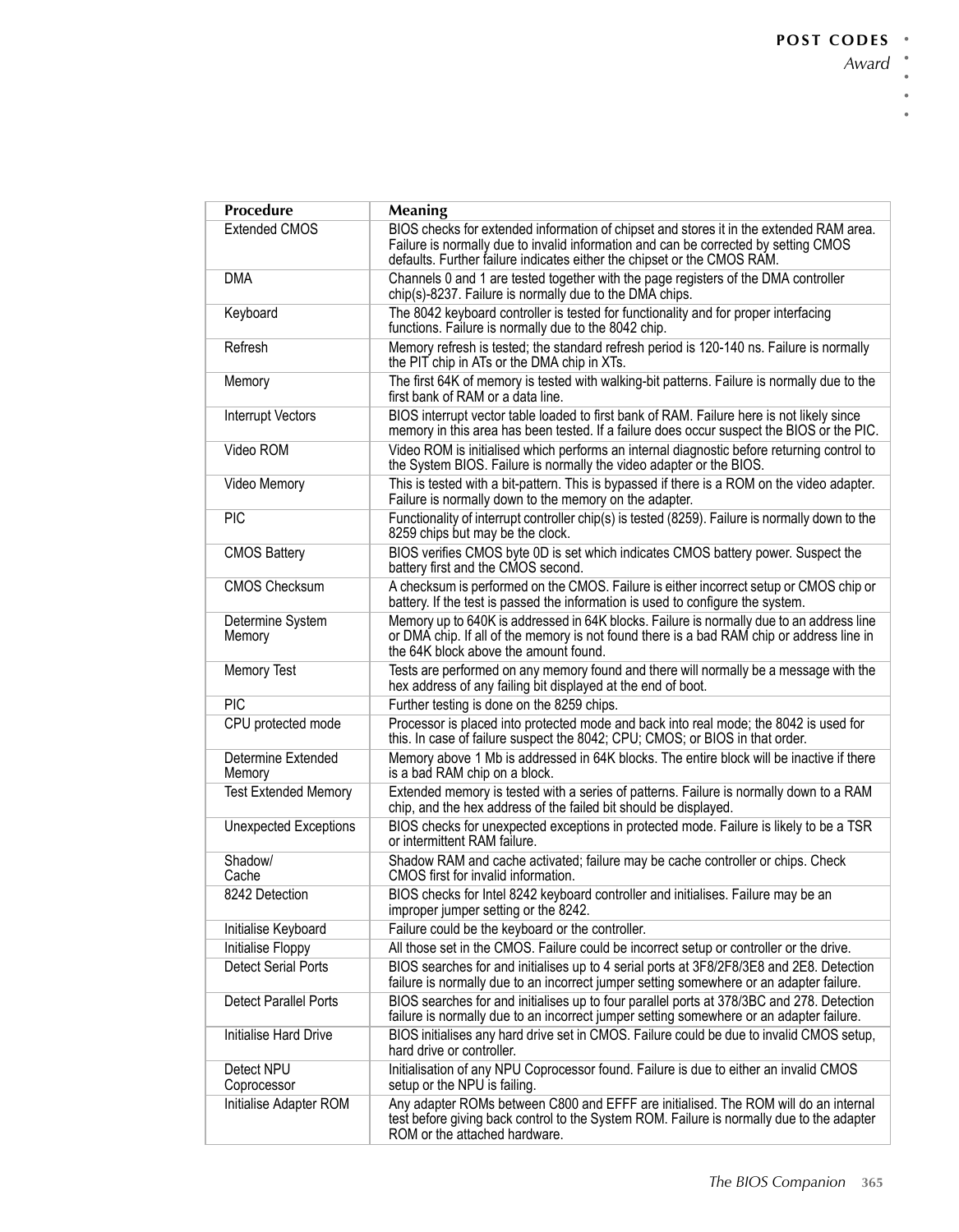| Procedure | Meaning |
|---|---|
| Extended CMOS | BIOS checks for extended information of chipset and stores it in the extended RAM area. Failure is normally due to invalid information and can be corrected by setting CMOS defaults. Further failure indicates either the chipset or the CMOS RAM. |
| DMA | Channels 0 and 1 are tested together with the page registers of the DMA controller chip(s)-8237. Failure is normally due to the DMA chips. |
| Keyboard | The 8042 keyboard controller is tested for functionality and for proper interfacing functions. Failure is normally due to the 8042 chip. |
| Refresh | Memory refresh is tested; the standard refresh period is 120-140 ns. Failure is normally the PIT chip in ATs or the DMA chip in XTs. |
| Memory | The first 64K of memory is tested with walking-bit patterns. Failure is normally due to the first bank of RAM or a data line. |
| Interrupt Vectors | BIOS interrupt vector table loaded to first bank of RAM. Failure here is not likely since memory in this area has been tested. If a failure does occur suspect the BIOS or the PIC. |
| Video ROM | Video ROM is initialised which performs an internal diagnostic before returning control to the System BIOS. Failure is normally the video adapter or the BIOS. |
| Video Memory | This is tested with a bit-pattern. This is bypassed if there is a ROM on the video adapter. Failure is normally down to the memory on the adapter. |
| PIC | Functionality of interrupt controller chip(s) is tested (8259). Failure is normally down to the 8259 chips but may be the clock. |
| CMOS Battery | BIOS verifies CMOS byte 0D is set which indicates CMOS battery power. Suspect the battery first and the CMOS second. |
| CMOS Checksum | A checksum is performed on the CMOS. Failure is either incorrect setup or CMOS chip or battery. If the test is passed the information is used to configure the system. |
| Determine System Memory | Memory up to 640K is addressed in 64K blocks. Failure is normally due to an address line or DMA chip. If all of the memory is not found there is a bad RAM chip or address line in the 64K block above the amount found. |
| Memory Test | Tests are performed on any memory found and there will normally be a message with the hex address of any failing bit displayed at the end of boot. |
| PIC | Further testing is done on the 8259 chips. |
| CPU protected mode | Processor is placed into protected mode and back into real mode; the 8042 is used for this. In case of failure suspect the 8042; CPU; CMOS; or BIOS in that order. |
| Determine Extended Memory | Memory above 1 Mb is addressed in 64K blocks. The entire block will be inactive if there is a bad RAM chip on a block. |
| Test Extended Memory | Extended memory is tested with a series of patterns. Failure is normally down to a RAM chip, and the hex address of the failed bit should be displayed. |
| Unexpected Exceptions | BIOS checks for unexpected exceptions in protected mode. Failure is likely to be a TSR or intermittent RAM failure. |
| Shadow/ Cache | Shadow RAM and cache activated; failure may be cache controller or chips. Check CMOS first for invalid information. |
| 8242 Detection | BIOS checks for Intel 8242 keyboard controller and initialises. Failure may be an improper jumper setting or the 8242. |
| Initialise Keyboard | Failure could be the keyboard or the controller. |
| Initialise Floppy | All those set in the CMOS. Failure could be incorrect setup or controller or the drive. |
| Detect Serial Ports | BIOS searches for and initialises up to 4 serial ports at 3F8/2F8/3E8 and 2E8. Detection failure is normally due to an incorrect jumper setting somewhere or an adapter failure. |
| Detect Parallel Ports | BIOS searches for and initialises up to four parallel ports at 378/3BC and 278. Detection failure is normally due to an incorrect jumper setting somewhere or an adapter failure. |
| Initialise Hard Drive | BIOS initialises any hard drive set in CMOS. Failure could be due to invalid CMOS setup, hard drive or controller. |
| Detect NPU Coprocessor | Initialisation of any NPU Coprocessor found. Failure is due to either an invalid CMOS setup or the NPU is failing. |
| Initialise Adapter ROM | Any adapter ROMs between C800 and EFFF are initialised. The ROM will do an internal test before giving back control to the System ROM. Failure is normally due to the adapter ROM or the attached hardware. |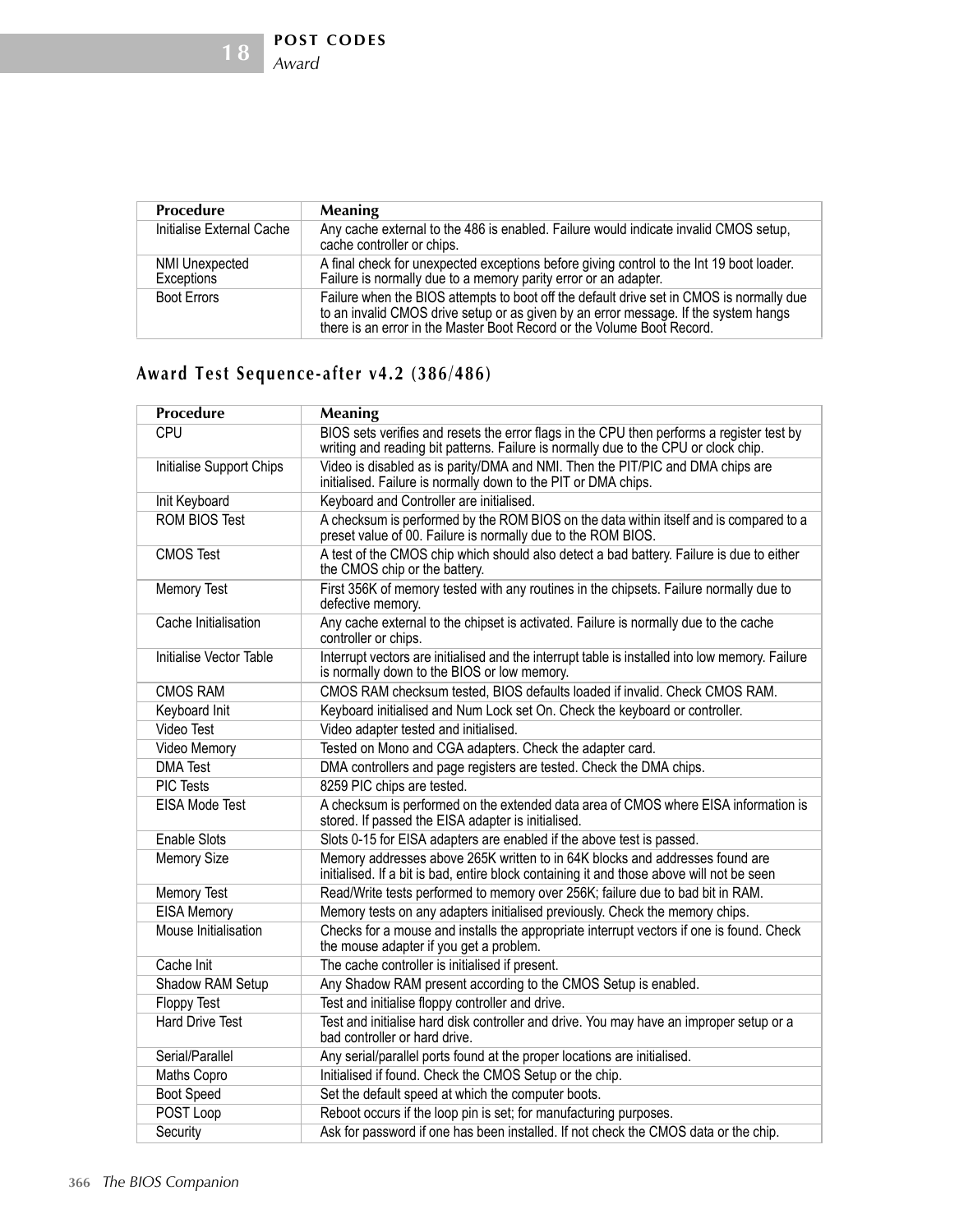| Procedure | Meaning |
|---|---|
| Initialise External Cache | Any cache external to the 486 is enabled. Failure would indicate invalid CMOS setup, cache controller or chips. |
| NMI Unexpected Exceptions | A final check for unexpected exceptions before giving control to the Int 19 boot loader. Failure is normally due to a memory parity error or an adapter. |
| Boot Errors | Failure when the BIOS attempts to boot off the default drive set in CMOS is normally due to an invalid CMOS drive setup or as given by an error message. If the system hangs there is an error in the Master Boot Record or the Volume Boot Record. |

## Award Test Sequence-after v4.2 (386/486)

| Procedure | Meaning |
|---|---|
| CPU | BIOS sets verifies and resets the error flags in the CPU then performs a register test by writing and reading bit patterns. Failure is normally due to the CPU or clock chip. |
| Initialise Support Chips | Video is disabled as is parity/DMA and NMI. Then the PIT/PIC and DMA chips are initialised. Failure is normally down to the PIT or DMA chips. |
| Init Keyboard | Keyboard and Controller are initialised. |
| ROM BIOS Test | A checksum is performed by the ROM BIOS on the data within itself and is compared to a preset value of 00. Failure is normally due to the ROM BIOS. |
| CMOS Test | A test of the CMOS chip which should also detect a bad battery. Failure is due to either the CMOS chip or the battery. |
| Memory Test | First 356K of memory tested with any routines in the chipsets. Failure normally due to defective memory. |
| Cache Initialisation | Any cache external to the chipset is activated. Failure is normally due to the cache controller or chips. |
| Initialise Vector Table | Interrupt vectors are initialised and the interrupt table is installed into low memory. Failure is normally down to the BIOS or low memory. |
| CMOS RAM | CMOS RAM checksum tested, BIOS defaults loaded if invalid. Check CMOS RAM. |
| Keyboard Init | Keyboard initialised and Num Lock set On. Check the keyboard or controller. |
| Video Test | Video adapter tested and initialised. |
| Video Memory | Tested on Mono and CGA adapters. Check the adapter card. |
| DMA Test | DMA controllers and page registers are tested. Check the DMA chips. |
| PIC Tests | 8259 PIC chips are tested. |
| EISA Mode Test | A checksum is performed on the extended data area of CMOS where EISA information is stored. If passed the EISA adapter is initialised. |
| Enable Slots | Slots 0-15 for EISA adapters are enabled if the above test is passed. |
| Memory Size | Memory addresses above 265K written to in 64K blocks and addresses found are initialised. If a bit is bad, entire block containing it and those above will not be seen |
| Memory Test | Read/Write tests performed to memory over 256K; failure due to bad bit in RAM. |
| EISA Memory | Memory tests on any adapters initialised previously. Check the memory chips. |
| Mouse Initialisation | Checks for a mouse and installs the appropriate interrupt vectors if one is found. Check the mouse adapter if you get a problem. |
| Cache Init | The cache controller is initialised if present. |
| Shadow RAM Setup | Any Shadow RAM present according to the CMOS Setup is enabled. |
| Floppy Test | Test and initialise floppy controller and drive. |
| Hard Drive Test | Test and initialise hard disk controller and drive. You may have an improper setup or a bad controller or hard drive. |
| Serial/Parallel | Any serial/parallel ports found at the proper locations are initialised. |
| Maths Copro | Initialised if found. Check the CMOS Setup or the chip. |
| Boot Speed | Set the default speed at which the computer boots. |
| POST Loop | Reboot occurs if the loop pin is set; for manufacturing purposes. |
| Security | Ask for password if one has been installed. If not check the CMOS data or the chip. |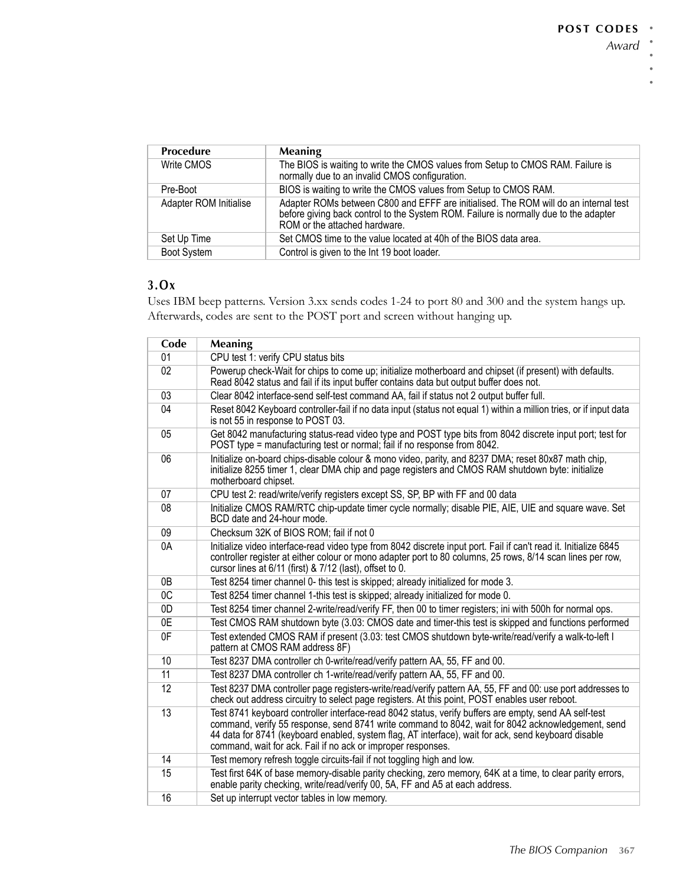| Procedure | Meaning |
|---|---|
| Write CMOS | The BIOS is waiting to write the CMOS values from Setup to CMOS RAM. Failure is normally due to an invalid CMOS configuration. |
| Pre-Boot | BIOS is waiting to write the CMOS values from Setup to CMOS RAM. |
| Adapter ROM Initialise | Adapter ROMs between C800 and EFFF are initialised. The ROM will do an internal test before giving back control to the System ROM. Failure is normally due to the adapter ROM or the attached hardware. |
| Set Up Time | Set CMOS time to the value located at 40h of the BIOS data area. |
| Boot System | Control is given to the Int 19 boot loader. |

### 3.0x

Uses IBM beep patterns. Version 3.xx sends codes 1-24 to port 80 and 300 and the system hangs up. Afterwards, codes are sent to the POST port and screen without hanging up.

| Code | Meaning |
|---|---|
| 01 | CPU test 1: verify CPU status bits |
| 02 | Powerup check-Wait for chips to come up; initialize motherboard and chipset (if present) with defaults. Read 8042 status and fail if its input buffer contains data but output buffer does not. |
| 03 | Clear 8042 interface-send self-test command AA, fail if status not 2 output buffer full. |
| 04 | Reset 8042 Keyboard controller-fail if no data input (status not equal 1) within a million tries, or if input data is not 55 in response to POST 03. |
| 05 | Get 8042 manufacturing status-read video type and POST type bits from 8042 discrete input port; test for POST type = manufacturing test or normal; fail if no response from 8042. |
| 06 | Initialize on-board chips-disable colour & mono video, parity, and 8237 DMA; reset 80x87 math chip, initialize 8255 timer 1, clear DMA chip and page registers and CMOS RAM shutdown byte: initialize motherboard chipset. |
| 07 | CPU test 2: read/write/verify registers except SS, SP, BP with FF and 00 data |
| 08 | Initialize CMOS RAM/RTC chip-update timer cycle normally; disable PIE, AIE, UIE and square wave. Set BCD date and 24-hour mode. |
| 09 | Checksum 32K of BIOS ROM; fail if not 0 |
| 0A | Initialize video interface-read video type from 8042 discrete input port. Fail if can't read it. Initialize 6845 controller register at either colour or mono adapter port to 80 columns, 25 rows, 8/14 scan lines per row, cursor lines at 6/11 (first) & 7/12 (last), offset to 0. |
| 0B | Test 8254 timer channel 0- this test is skipped; already initialized for mode 3. |
| 0C | Test 8254 timer channel 1-this test is skipped; already initialized for mode 0. |
| 0D | Test 8254 timer channel 2-write/read/verify FF, then 00 to timer registers; ini with 500h for normal ops. |
| 0E | Test CMOS RAM shutdown byte (3.03: CMOS date and timer-this test is skipped and functions performed |
| 0F | Test extended CMOS RAM if present (3.03: test CMOS shutdown byte-write/read/verify a walk-to-left I pattern at CMOS RAM address 8F) |
| 10 | Test 8237 DMA controller ch 0-write/read/verify pattern AA, 55, FF and 00. |
| 11 | Test 8237 DMA controller ch 1-write/read/verify pattern AA, 55, FF and 00. |
| 12 | Test 8237 DMA controller page registers-write/read/verify pattern AA, 55, FF and 00: use port addresses to check out address circuitry to select page registers. At this point, POST enables user reboot. |
| 13 | Test 8741 keyboard controller interface-read 8042 status, verify buffers are empty, send AA self-test command, verify 55 response, send 8741 write command to 8042, wait for 8042 acknowledgement, send 44 data for 8741 (keyboard enabled, system flag, AT interface), wait for ack, send keyboard disable command, wait for ack. Fail if no ack or improper responses. |
| 14 | Test memory refresh toggle circuits-fail if not toggling high and low. |
| 15 | Test first 64K of base memory-disable parity checking, zero memory, 64K at a time, to clear parity errors, enable parity checking, write/read/verify 00, 5A, FF and A5 at each address. |
| 16 | Set up interrupt vector tables in low memory. |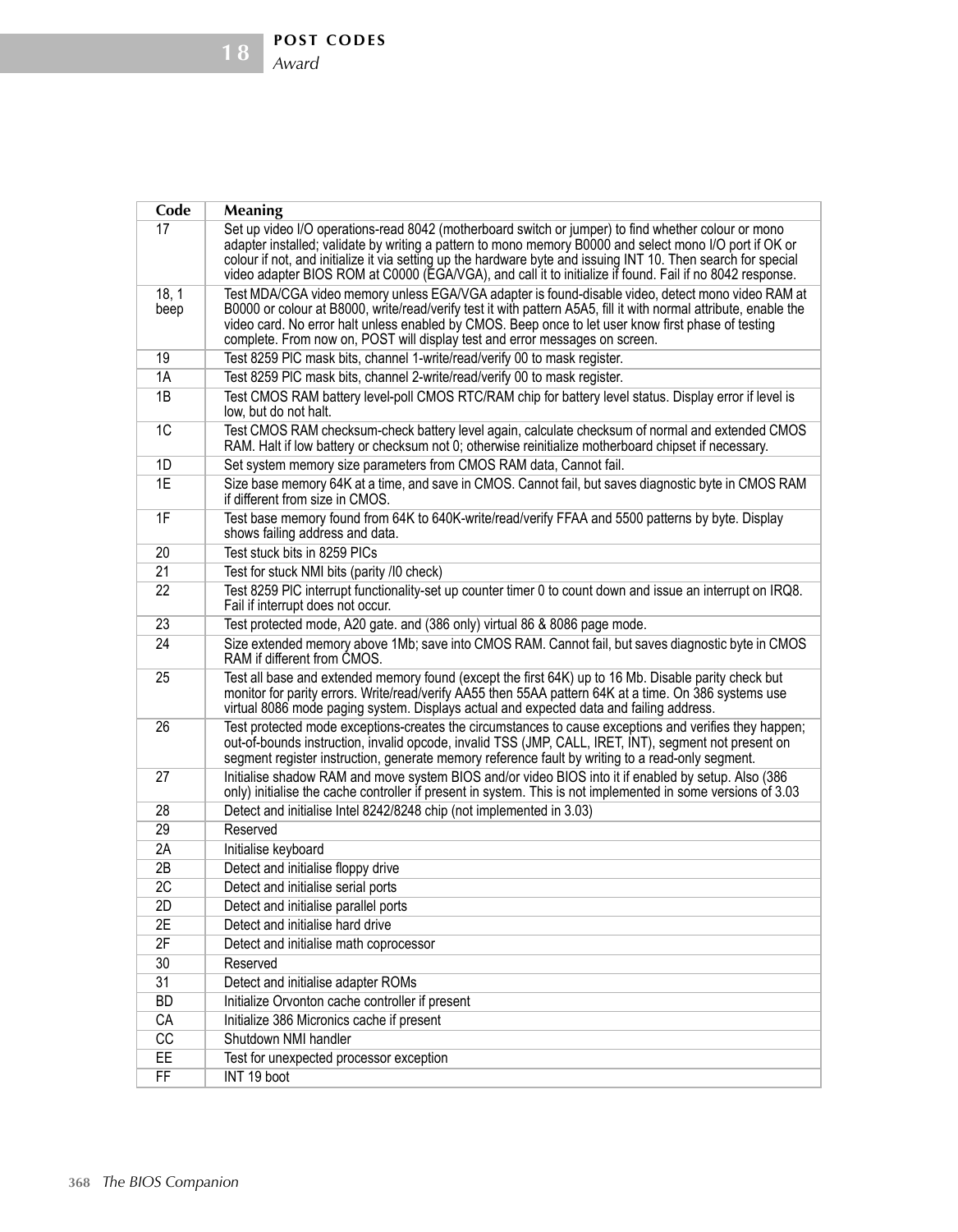| Code | Meaning |
|---|---|
| 17 | Set up video I/O operations-read 8042 (motherboard switch or jumper) to find whether colour or mono adapter installed; validate by writing a pattern to mono memory B0000 and select mono I/O port if OK or colour if not, and initialize it via setting up the hardware byte and issuing INT 10. Then search for special video adapter BIOS ROM at C0000 (EGA/VGA), and call it to initialize if found. Fail if no 8042 response. |
| 18, 1 beep | Test MDA/CGA video memory unless EGA/VGA adapter is found-disable video, detect mono video RAM at B0000 or colour at B8000, write/read/verify test it with pattern A5A5, fill it with normal attribute, enable the video card. No error halt unless enabled by CMOS. Beep once to let user know first phase of testing complete. From now on, POST will display test and error messages on screen. |
| 19 | Test 8259 PIC mask bits, channel 1-write/read/verify 00 to mask register. |
| 1A | Test 8259 PIC mask bits, channel 2-write/read/verify 00 to mask register. |
| 1B | Test CMOS RAM battery level-poll CMOS RTC/RAM chip for battery level status. Display error if level is low, but do not halt. |
| 1C | Test CMOS RAM checksum-check battery level again, calculate checksum of normal and extended CMOS RAM. Halt if low battery or checksum not 0; otherwise reinitialize motherboard chipset if necessary. |
| 1D | Set system memory size parameters from CMOS RAM data, Cannot fail. |
| 1E | Size base memory 64K at a time, and save in CMOS. Cannot fail, but saves diagnostic byte in CMOS RAM if different from size in CMOS. |
| 1F | Test base memory found from 64K to 640K-write/read/verify FFAA and 5500 patterns by byte. Display shows failing address and data. |
| 20 | Test stuck bits in 8259 PICs |
| 21 | Test for stuck NMI bits (parity /I0 check) |
| 22 | Test 8259 PIC interrupt functionality-set up counter timer 0 to count down and issue an interrupt on IRQ8. Fail if interrupt does not occur. |
| 23 | Test protected mode, A20 gate. and (386 only) virtual 86 & 8086 page mode. |
| 24 | Size extended memory above 1Mb; save into CMOS RAM. Cannot fail, but saves diagnostic byte in CMOS RAM if different from CMOS. |
| 25 | Test all base and extended memory found (except the first 64K) up to 16 Mb. Disable parity check but monitor for parity errors. Write/read/verify AA55 then 55AA pattern 64K at a time. On 386 systems use virtual 8086 mode paging system. Displays actual and expected data and failing address. |
| 26 | Test protected mode exceptions-creates the circumstances to cause exceptions and verifies they happen; out-of-bounds instruction, invalid opcode, invalid TSS (JMP, CALL, IRET, INT), segment not present on segment register instruction, generate memory reference fault by writing to a read-only segment. |
| 27 | Initialise shadow RAM and move system BIOS and/or video BIOS into it if enabled by setup. Also (386 only) initialise the cache controller if present in system. This is not implemented in some versions of 3.03 |
| 28 | Detect and initialise Intel 8242/8248 chip (not implemented in 3.03) |
| 29 | Reserved |
| 2A | Initialise keyboard |
| 2B | Detect and initialise floppy drive |
| 2C | Detect and initialise serial ports |
| 2D | Detect and initialise parallel ports |
| 2E | Detect and initialise hard drive |
| 2F | Detect and initialise math coprocessor |
| 30 | Reserved |
| 31 | Detect and initialise adapter ROMs |
| BD | Initialize Orvonton cache controller if present |
| CA | Initialize 386 Micronics cache if present |
| CC | Shutdown NMI handler |
| EE | Test for unexpected processor exception |
| FF | INT 19 boot |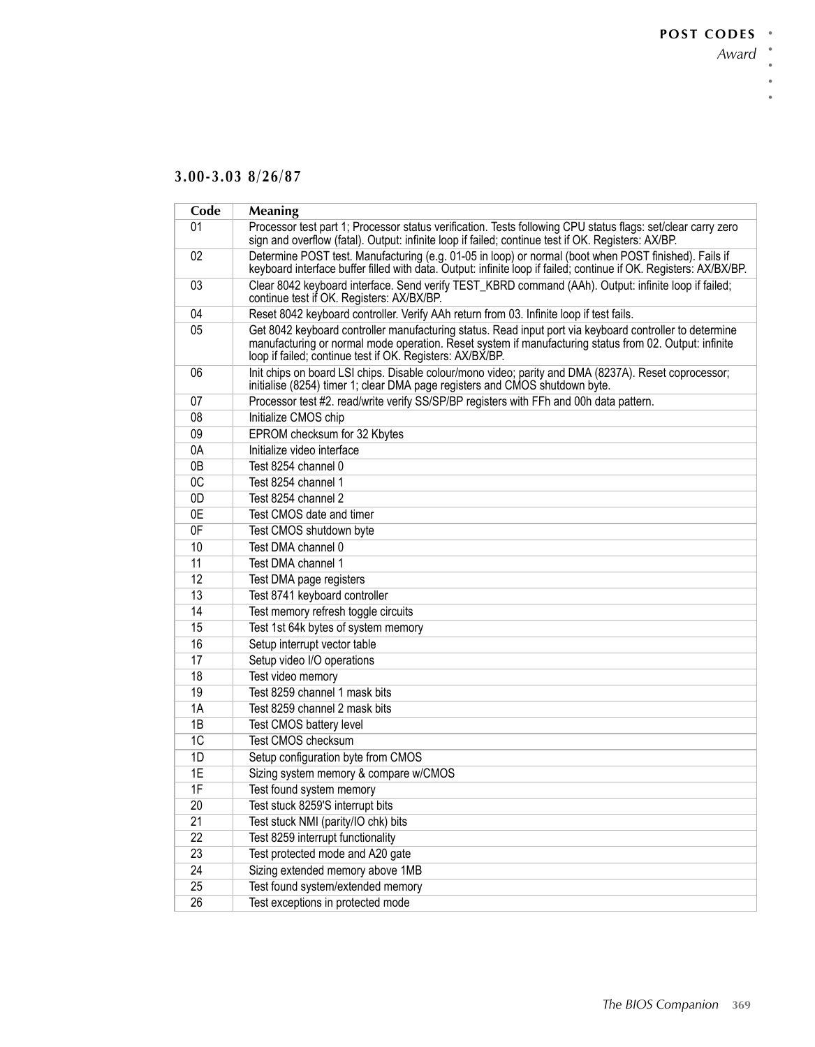### 3.00-3.03 8/26/87

| Code | Meaning |
|---|---|
| 01 | Processor test part 1; Processor status verification. Tests following CPU status flags: set/clear carry zero sign and overflow (fatal). Output: infinite loop if failed; continue test if OK. Registers: AX/BP. |
| 02 | Determine POST test. Manufacturing (e.g. 01-05 in loop) or normal (boot when POST finished). Fails if keyboard interface buffer filled with data. Output: infinite loop if failed; continue if OK. Registers: AX/BX/BP. |
| 03 | Clear 8042 keyboard interface. Send verify TEST_KBRD command (AAh). Output: infinite loop if failed; continue test if OK. Registers: AX/BX/BP. |
| 04 | Reset 8042 keyboard controller. Verify AAh return from 03. Infinite loop if test fails. |
| 05 | Get 8042 keyboard controller manufacturing status. Read input port via keyboard controller to determine manufacturing or normal mode operation. Reset system if manufacturing status from 02. Output: infinite loop if failed; continue test if OK. Registers: AX/BX/BP. |
| 06 | Init chips on board LSI chips. Disable colour/mono video; parity and DMA (8237A). Reset coprocessor; initialise (8254) timer 1; clear DMA page registers and CMOS shutdown byte. |
| 07 | Processor test #2. read/write verify SS/SP/BP registers with FFh and 00h data pattern. |
| 08 | Initialize CMOS chip |
| 09 | EPROM checksum for 32 Kbytes |
| 0A | Initialize video interface |
| 0B | Test 8254 channel 0 |
| 0C | Test 8254 channel 1 |
| 0D | Test 8254 channel 2 |
| 0E | Test CMOS date and timer |
| 0F | Test CMOS shutdown byte |
| 10 | Test DMA channel 0 |
| 11 | Test DMA channel 1 |
| 12 | Test DMA page registers |
| 13 | Test 8741 keyboard controller |
| 14 | Test memory refresh toggle circuits |
| 15 | Test 1st 64k bytes of system memory |
| 16 | Setup interrupt vector table |
| 17 | Setup video I/O operations |
| 18 | Test video memory |
| 19 | Test 8259 channel 1 mask bits |
| 1A | Test 8259 channel 2 mask bits |
| 1B | Test CMOS battery level |
| 1C | Test CMOS checksum |
| 1D | Setup configuration byte from CMOS |
| 1E | Sizing system memory & compare w/CMOS |
| 1F | Test found system memory |
| 20 | Test stuck 8259'S interrupt bits |
| 21 | Test stuck NMI (parity/IO chk) bits |
| 22 | Test 8259 interrupt functionality |
| 23 | Test protected mode and A20 gate |
| 24 | Sizing extended memory above 1MB |
| 25 | Test found system/extended memory |
| 26 | Test exceptions in protected mode |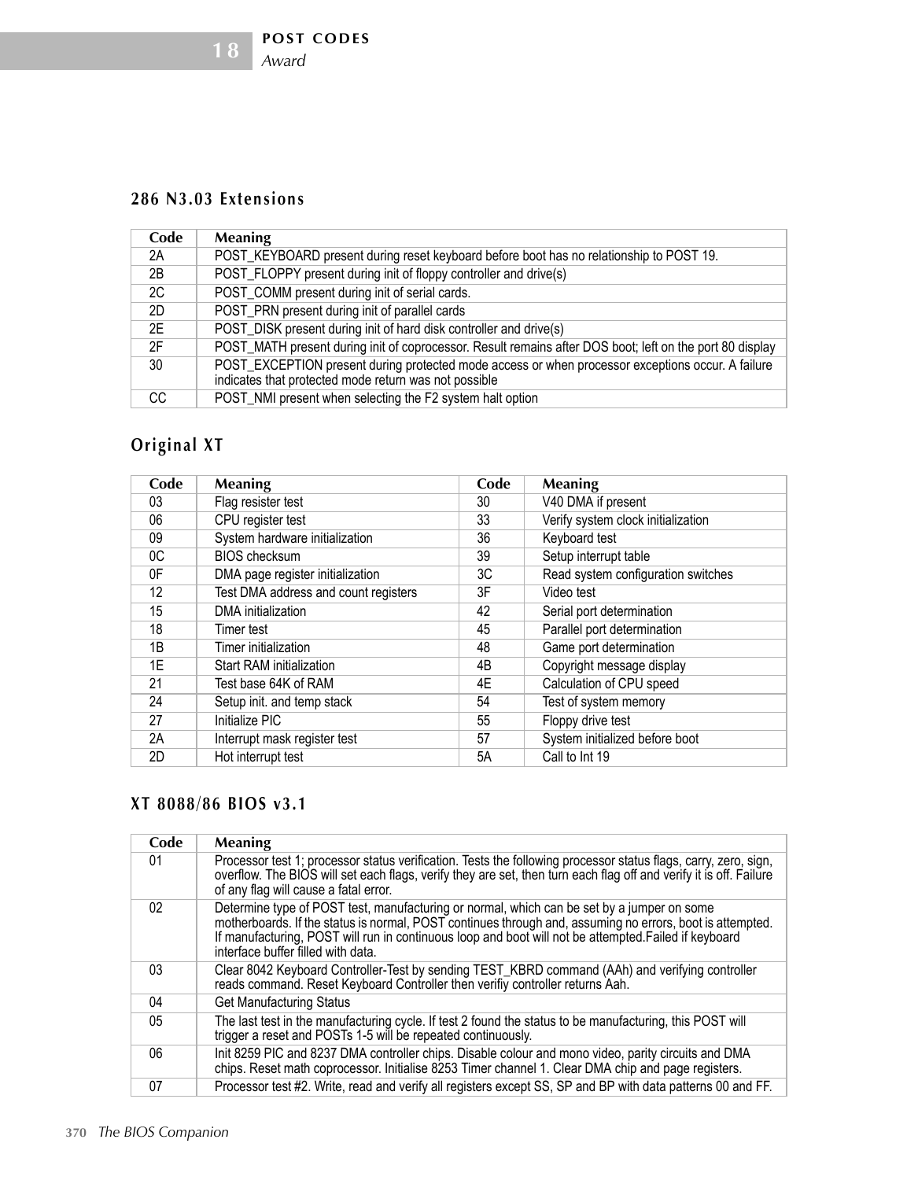### 286 N3.03 Extensions

| Code | Meaning |
|---|---|
| 2A | POST_KEYBOARD present during reset keyboard before boot has no relationship to POST 19. |
| 2B | POST_FLOPPY present during init of floppy controller and drive(s) |
| 2C | POST_COMM present during init of serial cards. |
| 2D | POST_PRN present during init of parallel cards |
| 2E | POST_DISK present during init of hard disk controller and drive(s) |
| 2F | POST_MATH present during init of coprocessor. Result remains after DOS boot; left on the port 80 display |
| 30 | POST_EXCEPTION present during protected mode access or when processor exceptions occur. A failure indicates that protected mode return was not possible |
| CC | POST_NMI present when selecting the F2 system halt option |

### Original XT

| Code | Meaning | Code | Meaning |
|---|---|---|---|
| 03 | Flag resister test | 30 | V40 DMA if present |
| 06 | CPU register test | 33 | Verify system clock initialization |
| 09 | System hardware initialization | 36 | Keyboard test |
| 0C | BIOS checksum | 39 | Setup interrupt table |
| 0F | DMA page register initialization | 3C | Read system configuration switches |
| 12 | Test DMA address and count registers | 3F | Video test |
| 15 | DMA initialization | 42 | Serial port determination |
| 18 | Timer test | 45 | Parallel port determination |
| 1B | Timer initialization | 48 | Game port determination |
| 1E | Start RAM initialization | 4B | Copyright message display |
| 21 | Test base 64K of RAM | 4E | Calculation of CPU speed |
| 24 | Setup init. and temp stack | 54 | Test of system memory |
| 27 | Initialize PIC | 55 | Floppy drive test |
| 2A | Interrupt mask register test | 57 | System initialized before boot |
| 2D | Hot interrupt test | 5A | Call to Int 19 |

### XT 8088/86 BIOS v3.1

| Code | Meaning |
|---|---|
| 01 | Processor test 1; processor status verification. Tests the following processor status flags, carry, zero, sign, overflow. The BIOS will set each flags, verify they are set, then turn each flag off and verify it is off. Failure of any flag will cause a fatal error. |
| 02 | Determine type of POST test, manufacturing or normal, which can be set by a jumper on some motherboards. If the status is normal, POST continues through and, assuming no errors, boot is attempted. If manufacturing, POST will run in continuous loop and boot will not be attempted.Failed if keyboard interface buffer filled with data. |
| 03 | Clear 8042 Keyboard Controller-Test by sending TEST_KBRD command (AAh) and verifying controller reads command. Reset Keyboard Controller then verifiy controller returns Aah. |
| 04 | Get Manufacturing Status |
| 05 | The last test in the manufacturing cycle. If test 2 found the status to be manufacturing, this POST will trigger a reset and POSTs 1-5 will be repeated continuously. |
| 06 | Init 8259 PIC and 8237 DMA controller chips. Disable colour and mono video, parity circuits and DMA chips. Reset math coprocessor. Initialise 8253 Timer channel 1. Clear DMA chip and page registers. |
| 07 | Processor test #2. Write, read and verify all registers except SS, SP and BP with data patterns 00 and FF. |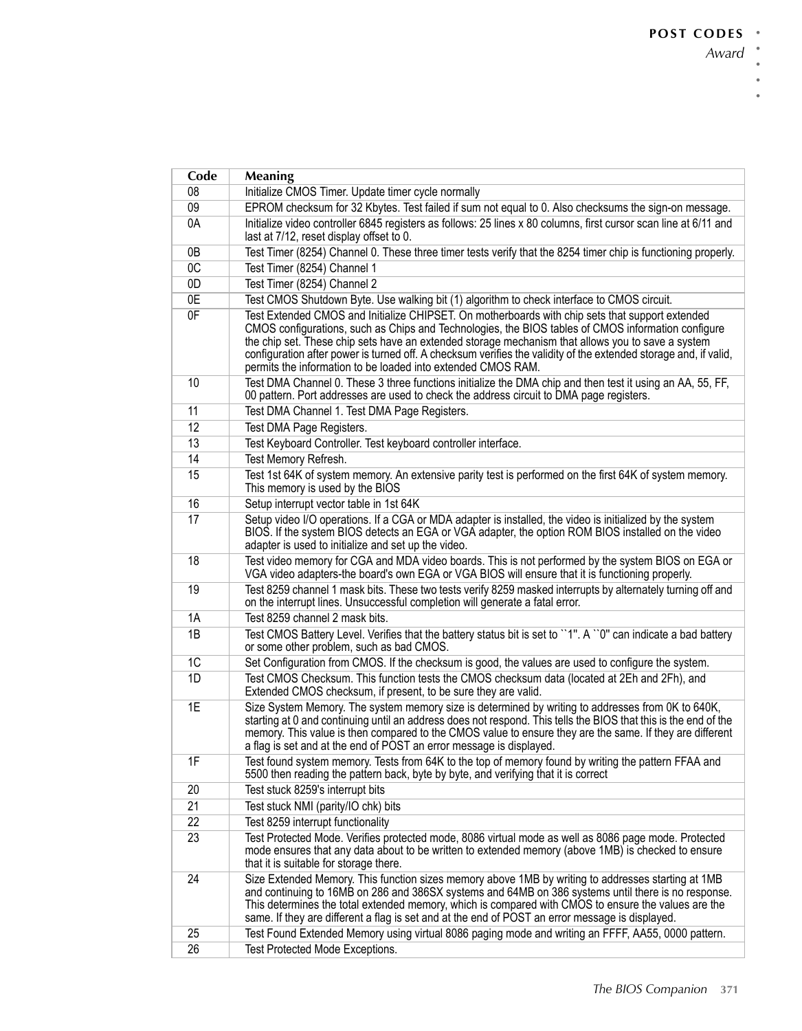| Code | Meaning |
| --- | --- |
| 08 | Initialize CMOS Timer. Update timer cycle normally |
| 09 | EPROM checksum for 32 Kbytes. Test failed if sum not equal to 0. Also checksums the sign-on message. |
| 0A | Initialize video controller 6845 registers as follows: 25 lines x 80 columns, first cursor scan line at 6/11 and last at 7/12, reset display offset to 0. |
| 0B | Test Timer (8254) Channel 0. These three timer tests verify that the 8254 timer chip is functioning properly. |
| 0C | Test Timer (8254) Channel 1 |
| 0D | Test Timer (8254) Channel 2 |
| 0E | Test CMOS Shutdown Byte. Use walking bit (1) algorithm to check interface to CMOS circuit. |
| 0F | Test Extended CMOS and Initialize CHIPSET. On motherboards with chip sets that support extended CMOS configurations, such as Chips and Technologies, the BIOS tables of CMOS information configure the chip set. These chip sets have an extended storage mechanism that allows you to save a system configuration after power is turned off. A checksum verifies the validity of the extended storage and, if valid, permits the information to be loaded into extended CMOS RAM. |
| 10 | Test DMA Channel 0. These 3 three functions initialize the DMA chip and then test it using an AA, 55, FF, 00 pattern. Port addresses are used to check the address circuit to DMA page registers. |
| 11 | Test DMA Channel 1. Test DMA Page Registers. |
| 12 | Test DMA Page Registers. |
| 13 | Test Keyboard Controller. Test keyboard controller interface. |
| 14 | Test Memory Refresh. |
| 15 | Test 1st 64K of system memory. An extensive parity test is performed on the first 64K of system memory. This memory is used by the BIOS |
| 16 | Setup interrupt vector table in 1st 64K |
| 17 | Setup video I/O operations. If a CGA or MDA adapter is installed, the video is initialized by the system BIOS. If the system BIOS detects an EGA or VGA adapter, the option ROM BIOS installed on the video adapter is used to initialize and set up the video. |
| 18 | Test video memory for CGA and MDA video boards. This is not performed by the system BIOS on EGA or VGA video adapters-the board's own EGA or VGA BIOS will ensure that it is functioning properly. |
| 19 | Test 8259 channel 1 mask bits. These two tests verify 8259 masked interrupts by alternately turning off and on the interrupt lines. Unsuccessful completion will generate a fatal error. |
| 1A | Test 8259 channel 2 mask bits. |
| 1B | Test CMOS Battery Level. Verifies that the battery status bit is set to ``1". A ``0" can indicate a bad battery or some other problem, such as bad CMOS. |
| 1C | Set Configuration from CMOS. If the checksum is good, the values are used to configure the system. |
| 1D | Test CMOS Checksum. This function tests the CMOS checksum data (located at 2Eh and 2Fh), and Extended CMOS checksum, if present, to be sure they are valid. |
| 1E | Size System Memory. The system memory size is determined by writing to addresses from 0K to 640K, starting at 0 and continuing until an address does not respond. This tells the BIOS that this is the end of the memory. This value is then compared to the CMOS value to ensure they are the same. If they are different a flag is set and at the end of POST an error message is displayed. |
| 1F | Test found system memory. Tests from 64K to the top of memory found by writing the pattern FFAA and 5500 then reading the pattern back, byte by byte, and verifying that it is correct |
| 20 | Test stuck 8259's interrupt bits |
| 21 | Test stuck NMI (parity/IO chk) bits |
| 22 | Test 8259 interrupt functionality |
| 23 | Test Protected Mode. Verifies protected mode, 8086 virtual mode as well as 8086 page mode. Protected mode ensures that any data about to be written to extended memory (above 1MB) is checked to ensure that it is suitable for storage there. |
| 24 | Size Extended Memory. This function sizes memory above 1MB by writing to addresses starting at 1MB and continuing to 16MB on 286 and 386SX systems and 64MB on 386 systems until there is no response. This determines the total extended memory, which is compared with CMOS to ensure the values are the same. If they are different a flag is set and at the end of POST an error message is displayed. |
| 25 | Test Found Extended Memory using virtual 8086 paging mode and writing an FFFF, AA55, 0000 pattern. |
| 26 | Test Protected Mode Exceptions. |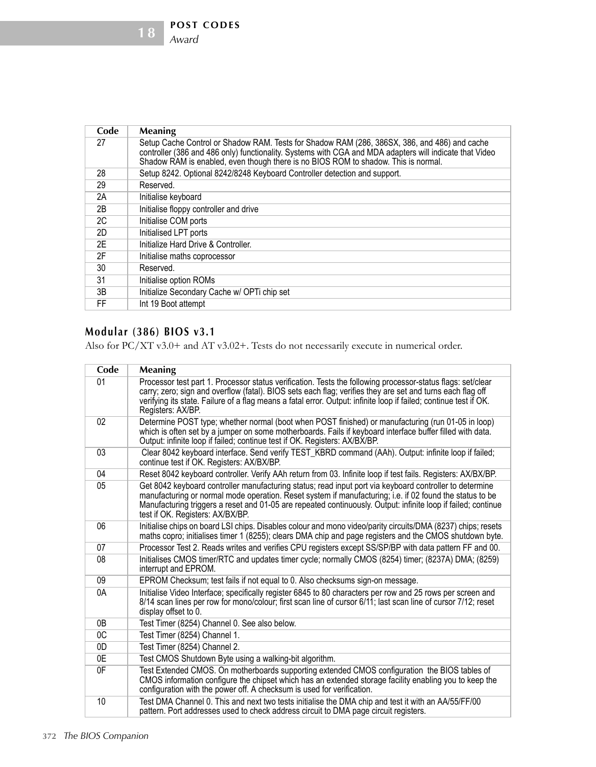| Code | Meaning |
| --- | --- |
| 27 | Setup Cache Control or Shadow RAM. Tests for Shadow RAM (286, 386SX, 386, and 486) and cache controller (386 and 486 only) functionality. Systems with CGA and MDA adapters will indicate that Video Shadow RAM is enabled, even though there is no BIOS ROM to shadow. This is normal. |
| 28 | Setup 8242. Optional 8242/8248 Keyboard Controller detection and support. |
| 29 | Reserved. |
| 2A | Initialise keyboard |
| 2B | Initialise floppy controller and drive |
| 2C | Initialise COM ports |
| 2D | Initialised LPT ports |
| 2E | Initialize Hard Drive & Controller. |
| 2F | Initialise maths coprocessor |
| 30 | Reserved. |
| 31 | Initialise option ROMs |
| 3B | Initialize Secondary Cache w/ OPTi chip set |
| FF | Int 19 Boot attempt |

## Modular (386) BIOS v3.1

Also for PC/XT v3.0+ and AT v3.02+. Tests do not necessarily execute in numerical order.

| Code | Meaning |
| --- | --- |
| 01 | Processor test part 1. Processor status verification. Tests the following processor-status flags: set/clear carry; zero; sign and overflow (fatal). BIOS sets each flag; verifies they are set and turns each flag off verifying its state. Failure of a flag means a fatal error. Output: infinite loop if failed; continue test if OK. Registers: AX/BP. |
| 02 | Determine POST type; whether normal (boot when POST finished) or manufacturing (run 01-05 in loop) which is often set by a jumper on some motherboards. Fails if keyboard interface buffer filled with data. Output: infinite loop if failed; continue test if OK. Registers: AX/BX/BP. |
| 03 | Clear 8042 keyboard interface. Send verify TEST_KBRD command (AAh). Output: infinite loop if failed; continue test if OK. Registers: AX/BX/BP. |
| 04 | Reset 8042 keyboard controller. Verify AAh return from 03. Infinite loop if test fails. Registers: AX/BX/BP. |
| 05 | Get 8042 keyboard controller manufacturing status; read input port via keyboard controller to determine manufacturing or normal mode operation. Reset system if manufacturing; i.e. if 02 found the status to be Manufacturing triggers a reset and 01-05 are repeated continuously. Output: infinite loop if failed; continue test if OK. Registers: AX/BX/BP. |
| 06 | Initialise chips on board LSI chips. Disables colour and mono video/parity circuits/DMA (8237) chips; resets maths copro; initialises timer 1 (8255); clears DMA chip and page registers and the CMOS shutdown byte. |
| 07 | Processor Test 2. Reads writes and verifies CPU registers except SS/SP/BP with data pattern FF and 00. |
| 08 | Initialises CMOS timer/RTC and updates timer cycle; normally CMOS (8254) timer; (8237A) DMA; (8259) interrupt and EPROM. |
| 09 | EPROM Checksum; test fails if not equal to 0. Also checksums sign-on message. |
| 0A | Initialise Video Interface; specifically register 6845 to 80 characters per row and 25 rows per screen and 8/14 scan lines per row for mono/colour; first scan line of cursor 6/11; last scan line of cursor 7/12; reset display offset to 0. |
| 0B | Test Timer (8254) Channel 0. See also below. |
| 0C | Test Timer (8254) Channel 1. |
| 0D | Test Timer (8254) Channel 2. |
| 0E | Test CMOS Shutdown Byte using a walking-bit algorithm. |
| 0F | Test Extended CMOS. On motherboards supporting extended CMOS configuration the BIOS tables of CMOS information configure the chipset which has an extended storage facility enabling you to keep the configuration with the power off. A checksum is used for verification. |
| 10 | Test DMA Channel 0. This and next two tests initialise the DMA chip and test it with an AA/55/FF/00 pattern. Port addresses used to check address circuit to DMA page circuit registers. |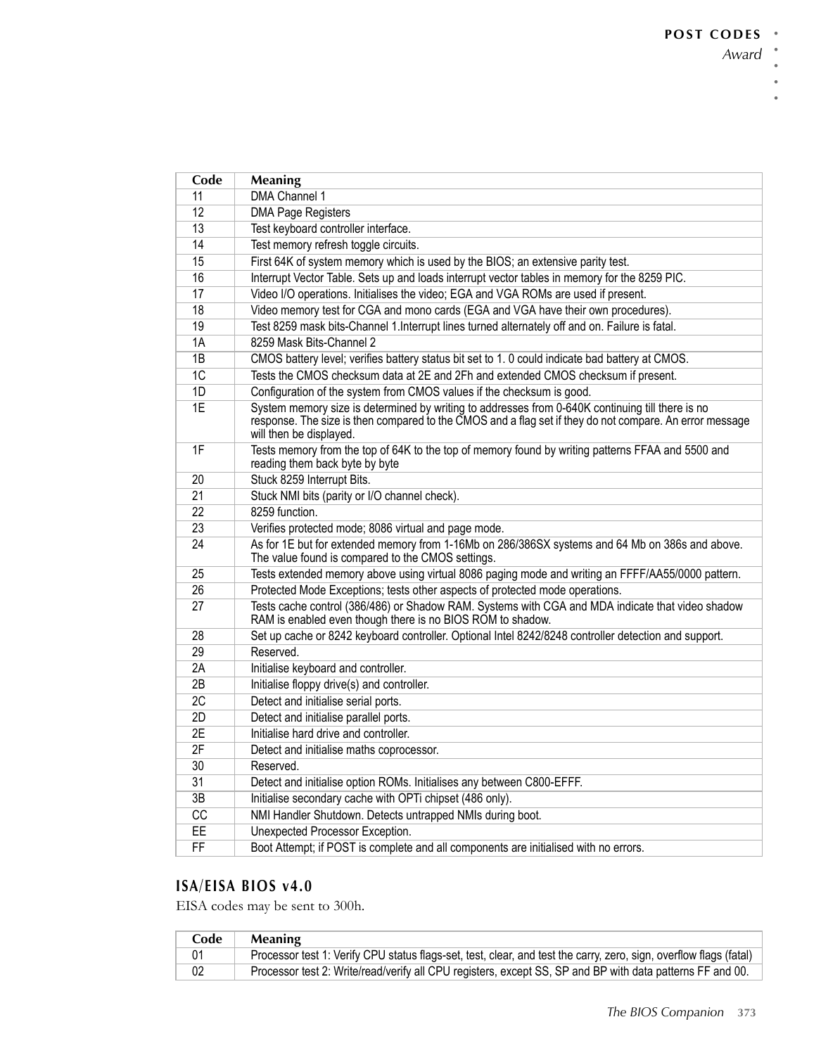| Code | Meaning |
|---|---|
| 11 | DMA Channel 1 |
| 12 | DMA Page Registers |
| 13 | Test keyboard controller interface. |
| 14 | Test memory refresh toggle circuits. |
| 15 | First 64K of system memory which is used by the BIOS; an extensive parity test. |
| 16 | Interrupt Vector Table. Sets up and loads interrupt vector tables in memory for the 8259 PIC. |
| 17 | Video I/O operations. Initialises the video; EGA and VGA ROMs are used if present. |
| 18 | Video memory test for CGA and mono cards (EGA and VGA have their own procedures). |
| 19 | Test 8259 mask bits-Channel 1.Interrupt lines turned alternately off and on. Failure is fatal. |
| 1A | 8259 Mask Bits-Channel 2 |
| 1B | CMOS battery level; verifies battery status bit set to 1. 0 could indicate bad battery at CMOS. |
| 1C | Tests the CMOS checksum data at 2E and 2Fh and extended CMOS checksum if present. |
| 1D | Configuration of the system from CMOS values if the checksum is good. |
| 1E | System memory size is determined by writing to addresses from 0-640K continuing till there is no response. The size is then compared to the CMOS and a flag set if they do not compare. An error message will then be displayed. |
| 1F | Tests memory from the top of 64K to the top of memory found by writing patterns FFAA and 5500 and reading them back byte by byte |
| 20 | Stuck 8259 Interrupt Bits. |
| 21 | Stuck NMI bits (parity or I/O channel check). |
| 22 | 8259 function. |
| 23 | Verifies protected mode; 8086 virtual and page mode. |
| 24 | As for 1E but for extended memory from 1-16Mb on 286/386SX systems and 64 Mb on 386s and above. The value found is compared to the CMOS settings. |
| 25 | Tests extended memory above using virtual 8086 paging mode and writing an FFFF/AA55/0000 pattern. |
| 26 | Protected Mode Exceptions; tests other aspects of protected mode operations. |
| 27 | Tests cache control (386/486) or Shadow RAM. Systems with CGA and MDA indicate that video shadow RAM is enabled even though there is no BIOS ROM to shadow. |
| 28 | Set up cache or 8242 keyboard controller. Optional Intel 8242/8248 controller detection and support. |
| 29 | Reserved. |
| 2A | Initialise keyboard and controller. |
| 2B | Initialise floppy drive(s) and controller. |
| 2C | Detect and initialise serial ports. |
| 2D | Detect and initialise parallel ports. |
| 2E | Initialise hard drive and controller. |
| 2F | Detect and initialise maths coprocessor. |
| 30 | Reserved. |
| 31 | Detect and initialise option ROMs. Initialises any between C800-EFFF. |
| 3B | Initialise secondary cache with OPTi chipset (486 only). |
| CC | NMI Handler Shutdown. Detects untrapped NMIs during boot. |
| EE | Unexpected Processor Exception. |
| FF | Boot Attempt; if POST is complete and all components are initialised with no errors. |

## ISA/EISA BIOS v4.0

EISA codes may be sent to 300h.

| Code | Meaning |
|---|---|
| 01 | Processor test 1: Verify CPU status flags-set, test, clear, and test the carry, zero, sign, overflow flags (fatal) |
| 02 | Processor test 2: Write/read/verify all CPU registers, except SS, SP and BP with data patterns FF and 00. |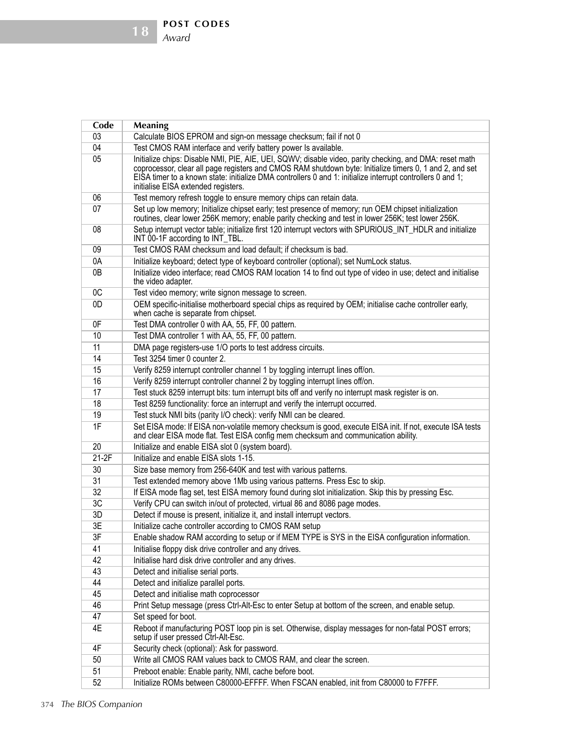| Code | Meaning |
|---|---|
| 03 | Calculate BIOS EPROM and sign-on message checksum; fail if not 0 |
| 04 | Test CMOS RAM interface and verify battery power Is available. |
| 05 | Initialize chips: Disable NMI, PIE, AIE, UEI, SQWV; disable video, parity checking, and DMA: reset math coprocessor, clear all page registers and CMOS RAM shutdown byte: Initialize timers 0, 1 and 2, and set EISA timer to a known state: initialize DMA controllers 0 and 1: initialize interrupt controllers 0 and 1; initialise EISA extended registers. |
| 06 | Test memory refresh toggle to ensure memory chips can retain data. |
| 07 | Set up low memory; Initialize chipset early; test presence of memory; run OEM chipset initialization routines, clear lower 256K memory; enable parity checking and test in lower 256K; test lower 256K. |
| 08 | Setup interrupt vector table; initialize first 120 interrupt vectors with SPURIOUS_INT_HDLR and initialize INT 00-1F according to INT_TBL. |
| 09 | Test CMOS RAM checksum and load default; if checksum is bad. |
| 0A | Initialize keyboard; detect type of keyboard controller (optional); set NumLock status. |
| 0B | Initialize video interface; read CMOS RAM location 14 to find out type of video in use; detect and initialise the video adapter. |
| 0C | Test video memory; write signon message to screen. |
| 0D | OEM specific-initialise motherboard special chips as required by OEM; initialise cache controller early, when cache is separate from chipset. |
| 0F | Test DMA controller 0 with AA, 55, FF, 00 pattern. |
| 10 | Test DMA controller 1 with AA, 55, FF, 00 pattern. |
| 11 | DMA page registers-use 1/O ports to test address circuits. |
| 14 | Test 3254 timer 0 counter 2. |
| 15 | Verify 8259 interrupt controller channel 1 by toggling interrupt lines off/on. |
| 16 | Verify 8259 interrupt controller channel 2 by toggling interrupt lines off/on. |
| 17 | Test stuck 8259 interrupt bits: turn interrupt bits off and verify no interrupt mask register is on. |
| 18 | Test 8259 functionality: force an interrupt and verify the interrupt occurred. |
| 19 | Test stuck NMI bits (parity I/O check): verify NMI can be cleared. |
| 1F | Set EISA mode: If EISA non-volatile memory checksum is good, execute EISA init. If not, execute ISA tests and clear EISA mode flat. Test EISA config mem checksum and communication ability. |
| 20 | Initialize and enable EISA slot 0 (system board). |
| 21-2F | Initialize and enable EISA slots 1-15. |
| 30 | Size base memory from 256-640K and test with various patterns. |
| 31 | Test extended memory above 1Mb using various patterns. Press Esc to skip. |
| 32 | If EISA mode flag set, test EISA memory found during slot initialization. Skip this by pressing Esc. |
| 3C | Verify CPU can switch in/out of protected, virtual 86 and 8086 page modes. |
| 3D | Detect if mouse is present, initialize it, and install interrupt vectors. |
| 3E | Initialize cache controller according to CMOS RAM setup |
| 3F | Enable shadow RAM according to setup or if MEM TYPE is SYS in the EISA configuration information. |
| 41 | Initialise floppy disk drive controller and any drives. |
| 42 | Initialise hard disk drive controller and any drives. |
| 43 | Detect and initialise serial ports. |
| 44 | Detect and initialize parallel ports. |
| 45 | Detect and initialise math coprocessor |
| 46 | Print Setup message (press Ctrl-Alt-Esc to enter Setup at bottom of the screen, and enable setup. |
| 47 | Set speed for boot. |
| 4E | Reboot if manufacturing POST loop pin is set. Otherwise, display messages for non-fatal POST errors; setup if user pressed Ctrl-Alt-Esc. |
| 4F | Security check (optional): Ask for password. |
| 50 | Write all CMOS RAM values back to CMOS RAM, and clear the screen. |
| 51 | Preboot enable: Enable parity, NMI, cache before boot. |
| 52 | Initialize ROMs between C80000-EFFFF. When FSCAN enabled, init from C80000 to F7FFF. |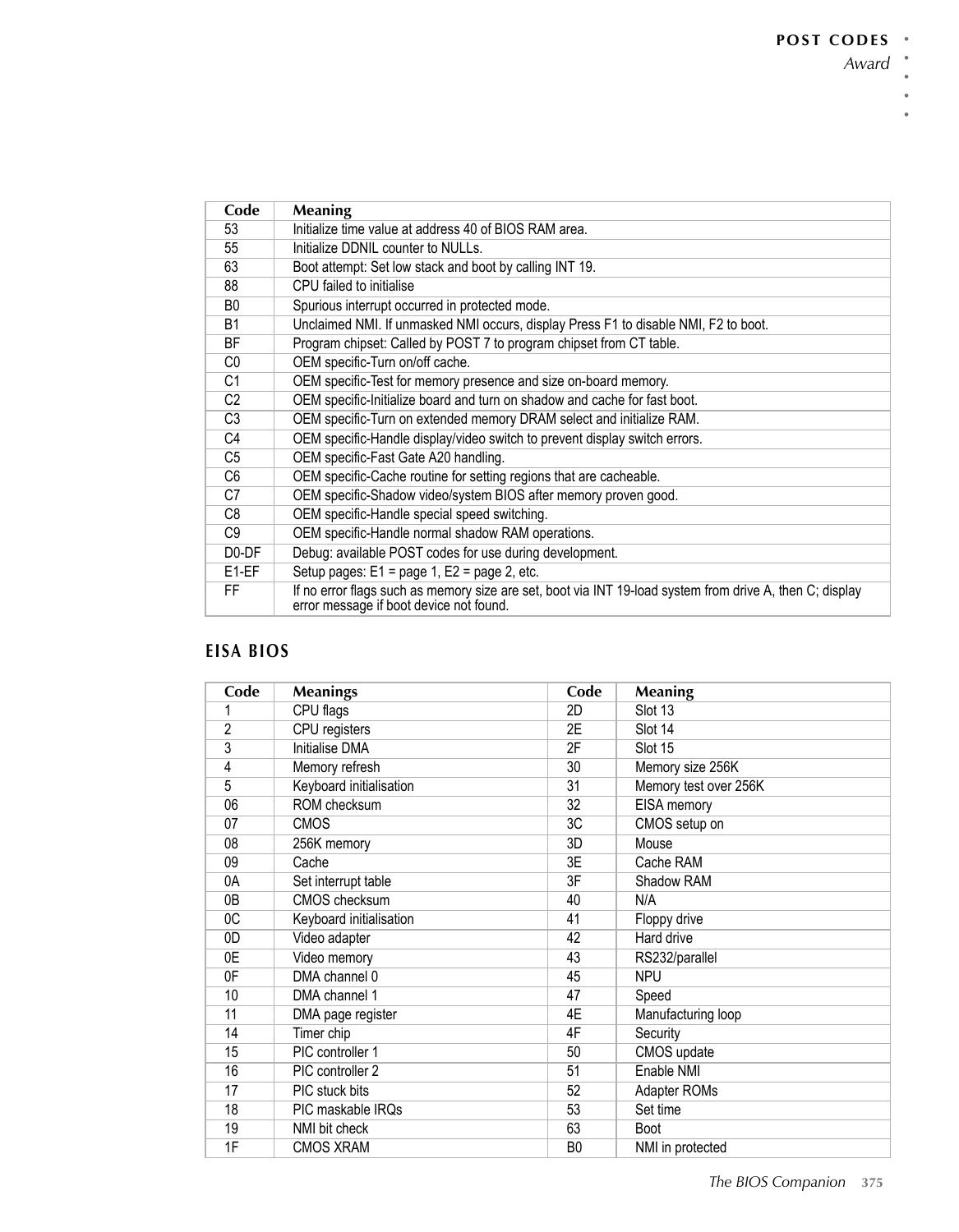| Code | Meaning |
|---|---|
| 53 | Initialize time value at address 40 of BIOS RAM area. |
| 55 | Initialize DDNIL counter to NULLs. |
| 63 | Boot attempt: Set low stack and boot by calling INT 19. |
| 88 | CPU failed to initialise |
| B0 | Spurious interrupt occurred in protected mode. |
| B1 | Unclaimed NMI. If unmasked NMI occurs, display Press F1 to disable NMI, F2 to boot. |
| BF | Program chipset: Called by POST 7 to program chipset from CT table. |
| C0 | OEM specific-Turn on/off cache. |
| C1 | OEM specific-Test for memory presence and size on-board memory. |
| C2 | OEM specific-Initialize board and turn on shadow and cache for fast boot. |
| C3 | OEM specific-Turn on extended memory DRAM select and initialize RAM. |
| C4 | OEM specific-Handle display/video switch to prevent display switch errors. |
| C5 | OEM specific-Fast Gate A20 handling. |
| C6 | OEM specific-Cache routine for setting regions that are cacheable. |
| C7 | OEM specific-Shadow video/system BIOS after memory proven good. |
| C8 | OEM specific-Handle special speed switching. |
| C9 | OEM specific-Handle normal shadow RAM operations. |
| D0-DF | Debug: available POST codes for use during development. |
| E1-EF | Setup pages: E1 = page 1, E2 = page 2, etc. |
| FF | If no error flags such as memory size are set, boot via INT 19-load system from drive A, then C; display error message if boot device not found. |

## EISA BIOS

| Code | Meanings | Code | Meaning |
|---|---|---|---|
| 1 | CPU flags | 2D | Slot 13 |
| 2 | CPU registers | 2E | Slot 14 |
| 3 | Initialise DMA | 2F | Slot 15 |
| 4 | Memory refresh | 30 | Memory size 256K |
| 5 | Keyboard initialisation | 31 | Memory test over 256K |
| 06 | ROM checksum | 32 | EISA memory |
| 07 | CMOS | 3C | CMOS setup on |
| 08 | 256K memory | 3D | Mouse |
| 09 | Cache | 3E | Cache RAM |
| 0A | Set interrupt table | 3F | Shadow RAM |
| 0B | CMOS checksum | 40 | N/A |
| 0C | Keyboard initialisation | 41 | Floppy drive |
| 0D | Video adapter | 42 | Hard drive |
| 0E | Video memory | 43 | RS232/parallel |
| 0F | DMA channel 0 | 45 | NPU |
| 10 | DMA channel 1 | 47 | Speed |
| 11 | DMA page register | 4E | Manufacturing loop |
| 14 | Timer chip | 4F | Security |
| 15 | PIC controller 1 | 50 | CMOS update |
| 16 | PIC controller 2 | 51 | Enable NMI |
| 17 | PIC stuck bits | 52 | Adapter ROMs |
| 18 | PIC maskable IRQs | 53 | Set time |
| 19 | NMI bit check | 63 | Boot |
| 1F | CMOS XRAM | B0 | NMI in protected |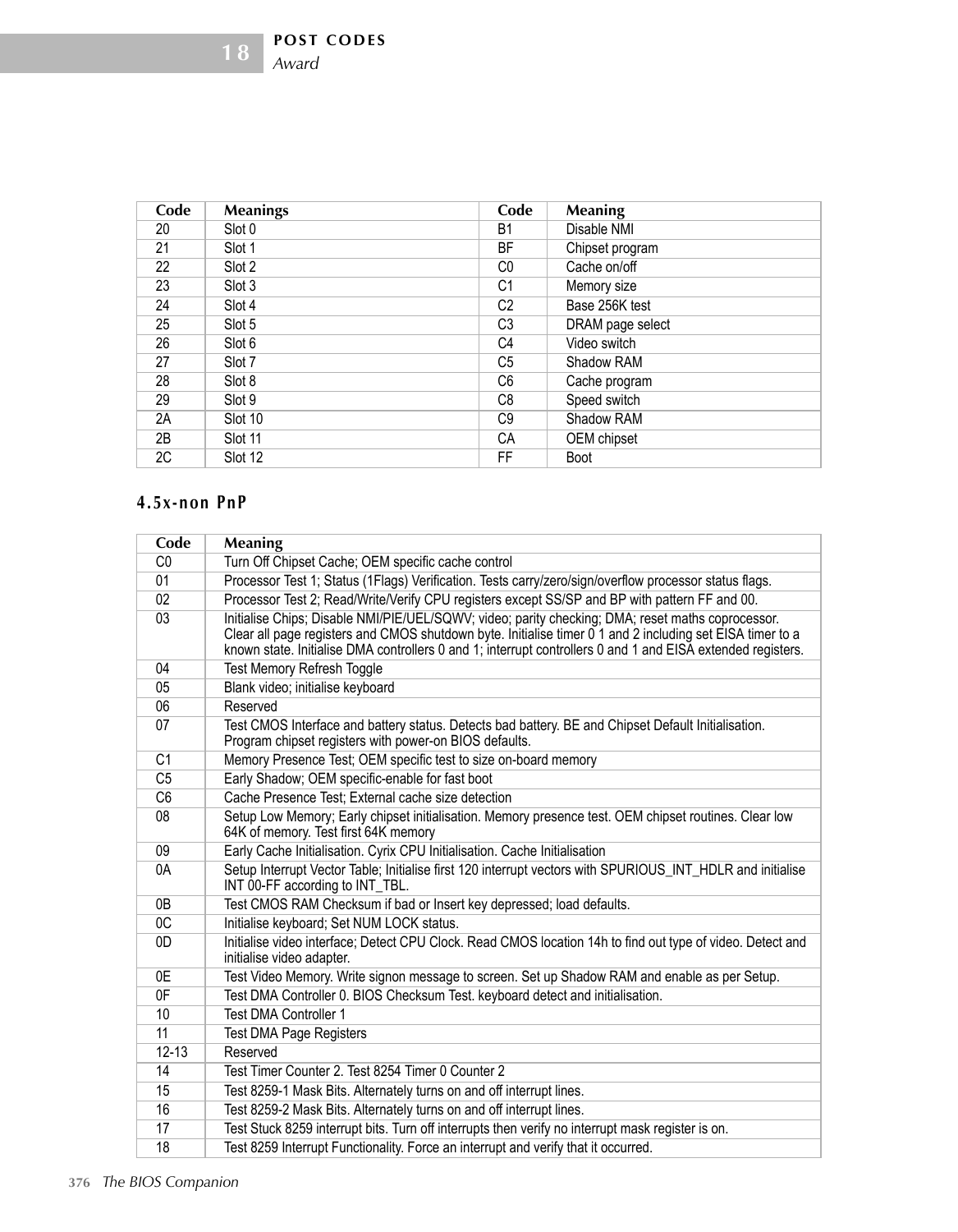| Code | Meanings | Code | Meaning |
|---|---|---|---|
| 20 | Slot 0 | B1 | Disable NMI |
| 21 | Slot 1 | BF | Chipset program |
| 22 | Slot 2 | C0 | Cache on/off |
| 23 | Slot 3 | C1 | Memory size |
| 24 | Slot 4 | C2 | Base 256K test |
| 25 | Slot 5 | C3 | DRAM page select |
| 26 | Slot 6 | C4 | Video switch |
| 27 | Slot 7 | C5 | Shadow RAM |
| 28 | Slot 8 | C6 | Cache program |
| 29 | Slot 9 | C8 | Speed switch |
| 2A | Slot 10 | C9 | Shadow RAM |
| 2B | Slot 11 | CA | OEM chipset |
| 2C | Slot 12 | FF | Boot |

### 4.5x-non PnP

| Code | Meaning |
|---|---|
| C0 | Turn Off Chipset Cache; OEM specific cache control |
| 01 | Processor Test 1; Status (1Flags) Verification. Tests carry/zero/sign/overflow processor status flags. |
| 02 | Processor Test 2; Read/Write/Verify CPU registers except SS/SP and BP with pattern FF and 00. |
| 03 | Initialise Chips; Disable NMI/PIE/UEL/SQWV; video; parity checking; DMA; reset maths coprocessor. Clear all page registers and CMOS shutdown byte. Initialise timer 0 1 and 2 including set EISA timer to a known state. Initialise DMA controllers 0 and 1; interrupt controllers 0 and 1 and EISA extended registers. |
| 04 | Test Memory Refresh Toggle |
| 05 | Blank video; initialise keyboard |
| 06 | Reserved |
| 07 | Test CMOS Interface and battery status. Detects bad battery. BE and Chipset Default Initialisation. Program chipset registers with power-on BIOS defaults. |
| C1 | Memory Presence Test; OEM specific test to size on-board memory |
| C5 | Early Shadow; OEM specific-enable for fast boot |
| C6 | Cache Presence Test; External cache size detection |
| 08 | Setup Low Memory; Early chipset initialisation. Memory presence test. OEM chipset routines. Clear low 64K of memory. Test first 64K memory |
| 09 | Early Cache Initialisation. Cyrix CPU Initialisation. Cache Initialisation |
| 0A | Setup Interrupt Vector Table; Initialise first 120 interrupt vectors with SPURIOUS_INT_HDLR and initialise INT 00-FF according to INT_TBL. |
| 0B | Test CMOS RAM Checksum if bad or Insert key depressed; load defaults. |
| 0C | Initialise keyboard; Set NUM LOCK status. |
| 0D | Initialise video interface; Detect CPU Clock. Read CMOS location 14h to find out type of video. Detect and initialise video adapter. |
| 0E | Test Video Memory. Write signon message to screen. Set up Shadow RAM and enable as per Setup. |
| 0F | Test DMA Controller 0. BIOS Checksum Test. keyboard detect and initialisation. |
| 10 | Test DMA Controller 1 |
| 11 | Test DMA Page Registers |
| 12-13 | Reserved |
| 14 | Test Timer Counter 2. Test 8254 Timer 0 Counter 2 |
| 15 | Test 8259-1 Mask Bits. Alternately turns on and off interrupt lines. |
| 16 | Test 8259-2 Mask Bits. Alternately turns on and off interrupt lines. |
| 17 | Test Stuck 8259 interrupt bits. Turn off interrupts then verify no interrupt mask register is on. |
| 18 | Test 8259 Interrupt Functionality. Force an interrupt and verify that it occurred. |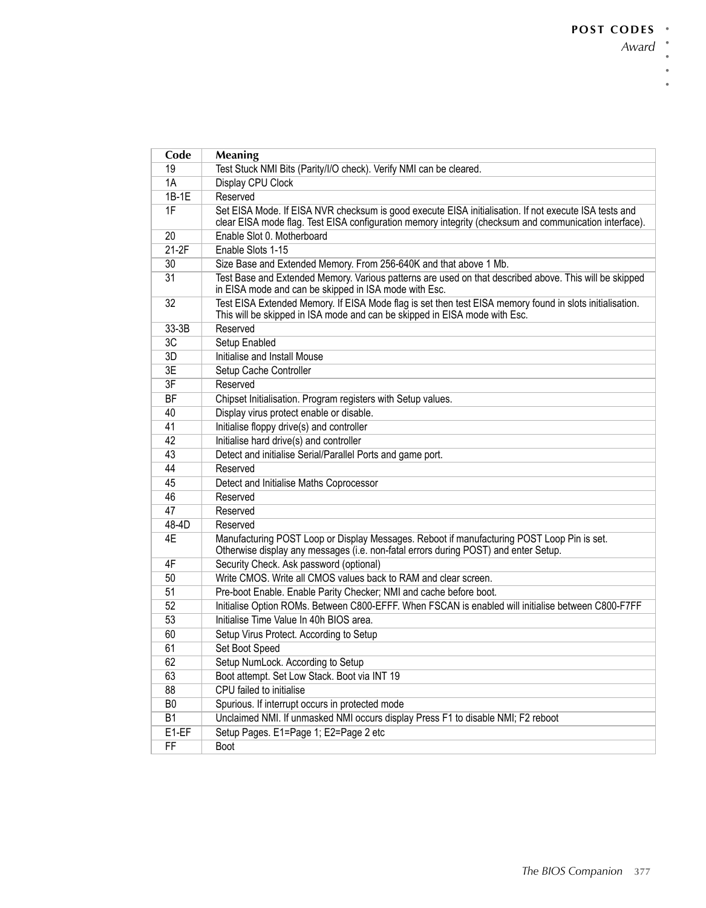| Code | Meaning |
|---|---|
| 19 | Test Stuck NMI Bits (Parity/I/O check). Verify NMI can be cleared. |
| 1A | Display CPU Clock |
| 1B-1E | Reserved |
| 1F | Set EISA Mode. If EISA NVR checksum is good execute EISA initialisation. If not execute ISA tests and clear EISA mode flag. Test EISA configuration memory integrity (checksum and communication interface). |
| 20 | Enable Slot 0. Motherboard |
| 21-2F | Enable Slots 1-15 |
| 30 | Size Base and Extended Memory. From 256-640K and that above 1 Mb. |
| 31 | Test Base and Extended Memory. Various patterns are used on that described above. This will be skipped in EISA mode and can be skipped in ISA mode with Esc. |
| 32 | Test EISA Extended Memory. If EISA Mode flag is set then test EISA memory found in slots initialisation. This will be skipped in ISA mode and can be skipped in EISA mode with Esc. |
| 33-3B | Reserved |
| 3C | Setup Enabled |
| 3D | Initialise and Install Mouse |
| 3E | Setup Cache Controller |
| 3F | Reserved |
| BF | Chipset Initialisation. Program registers with Setup values. |
| 40 | Display virus protect enable or disable. |
| 41 | Initialise floppy drive(s) and controller |
| 42 | Initialise hard drive(s) and controller |
| 43 | Detect and initialise Serial/Parallel Ports and game port. |
| 44 | Reserved |
| 45 | Detect and Initialise Maths Coprocessor |
| 46 | Reserved |
| 47 | Reserved |
| 48-4D | Reserved |
| 4E | Manufacturing POST Loop or Display Messages. Reboot if manufacturing POST Loop Pin is set. Otherwise display any messages (i.e. non-fatal errors during POST) and enter Setup. |
| 4F | Security Check. Ask password (optional) |
| 50 | Write CMOS. Write all CMOS values back to RAM and clear screen. |
| 51 | Pre-boot Enable. Enable Parity Checker; NMI and cache before boot. |
| 52 | Initialise Option ROMs. Between C800-EFFF. When FSCAN is enabled will initialise between C800-F7FF |
| 53 | Initialise Time Value In 40h BIOS area. |
| 60 | Setup Virus Protect. According to Setup |
| 61 | Set Boot Speed |
| 62 | Setup NumLock. According to Setup |
| 63 | Boot attempt. Set Low Stack. Boot via INT 19 |
| 88 | CPU failed to initialise |
| B0 | Spurious. If interrupt occurs in protected mode |
| B1 | Unclaimed NMI. If unmasked NMI occurs display Press F1 to disable NMI; F2 reboot |
| E1-EF | Setup Pages. E1=Page 1; E2=Page 2 etc |
| FF | Boot |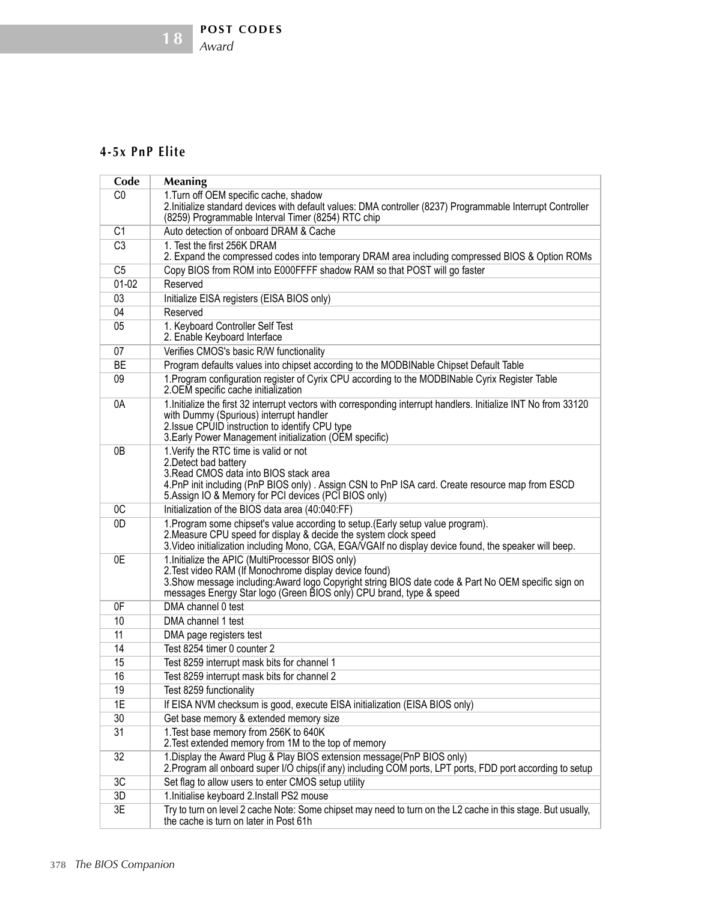## 4-5x PnP Elite

| Code | Meaning |
|---|---|
| C0 | 1.Turn off OEM specific cache, shadow<br>2.Initialize standard devices with default values: DMA controller (8237) Programmable Interrupt Controller (8259) Programmable Interval Timer (8254) RTC chip |
| C1 | Auto detection of onboard DRAM & Cache |
| C3 | 1. Test the first 256K DRAM<br>2. Expand the compressed codes into temporary DRAM area including compressed BIOS & Option ROMs |
| C5 | Copy BIOS from ROM into E000FFFF shadow RAM so that POST will go faster |
| 01-02 | Reserved |
| 03 | Initialize EISA registers (EISA BIOS only) |
| 04 | Reserved |
| 05 | 1. Keyboard Controller Self Test<br>2. Enable Keyboard Interface |
| 07 | Verifies CMOS's basic R/W functionality |
| BE | Program defaults values into chipset according to the MODBINable Chipset Default Table |
| 09 | 1.Program configuration register of Cyrix CPU according to the MODBINable Cyrix Register Table<br>2.OEM specific cache initialization |
| 0A | 1.Initialize the first 32 interrupt vectors with corresponding interrupt handlers. Initialize INT No from 33120 with Dummy (Spurious) interrupt handler<br>2.Issue CPUID instruction to identify CPU type<br>3.Early Power Management initialization (OEM specific) |
| 0B | 1.Verify the RTC time is valid or not<br>2.Detect bad battery<br>3.Read CMOS data into BIOS stack area<br>4.PnP init including (PnP BIOS only) . Assign CSN to PnP ISA card. Create resource map from ESCD<br>5.Assign IO & Memory for PCI devices (PCI BIOS only) |
| 0C | Initialization of the BIOS data area (40:040:FF) |
| 0D | 1.Program some chipset's value according to setup.(Early setup value program).<br>2.Measure CPU speed for display & decide the system clock speed<br>3.Video initialization including Mono, CGA, EGA/VGAIf no display device found, the speaker will beep. |
| 0E | 1.Initialize the APIC (MultiProcessor BIOS only)<br>2.Test video RAM (If Monochrome display device found)<br>3.Show message including:Award logo Copyright string BIOS date code & Part No OEM specific sign on messages Energy Star logo (Green BIOS only) CPU brand, type & speed |
| 0F | DMA channel 0 test |
| 10 | DMA channel 1 test |
| 11 | DMA page registers test |
| 14 | Test 8254 timer 0 counter 2 |
| 15 | Test 8259 interrupt mask bits for channel 1 |
| 16 | Test 8259 interrupt mask bits for channel 2 |
| 19 | Test 8259 functionality |
| 1E | If EISA NVM checksum is good, execute EISA initialization (EISA BIOS only) |
| 30 | Get base memory & extended memory size |
| 31 | 1.Test base memory from 256K to 640K<br>2.Test extended memory from 1M to the top of memory |
| 32 | 1.Display the Award Plug & Play BIOS extension message(PnP BIOS only)<br>2.Program all onboard super I/O chips(if any) including COM ports, LPT ports, FDD port according to setup |
| 3C | Set flag to allow users to enter CMOS setup utility |
| 3D | 1.Initialise keyboard 2.Install PS2 mouse |
| 3E | Try to turn on level 2 cache Note: Some chipset may need to turn on the L2 cache in this stage. But usually, the cache is turn on later in Post 61h |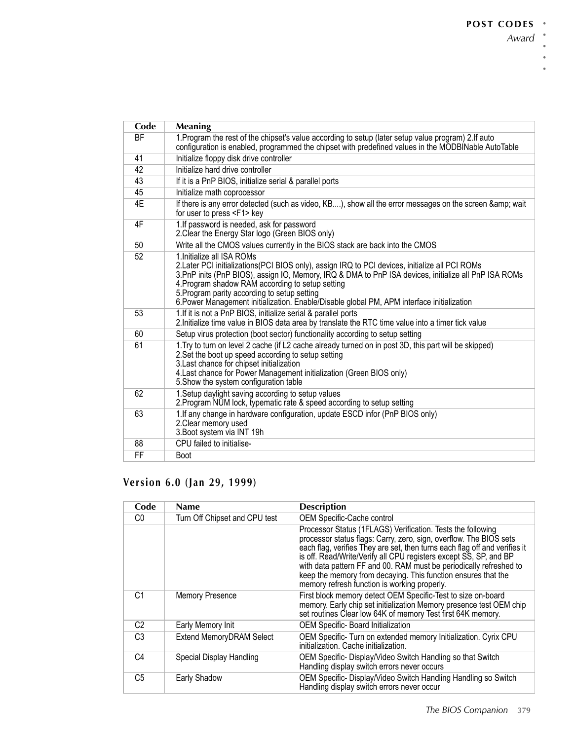| Code | Meaning |
|---|---|
| BF | 1.Program the rest of the chipset's value according to setup (later setup value program) 2.If auto configuration is enabled, programmed the chipset with predefined values in the MODBINable AutoTable |
| 41 | Initialize floppy disk drive controller |
| 42 | Initialize hard drive controller |
| 43 | If it is a PnP BIOS, initialize serial & parallel ports |
| 45 | Initialize math coprocessor |
| 4E | If there is any error detected (such as video, KB....), show all the error messages on the screen &amp; wait for user to press <F1> key |
| 4F | 1.If password is needed, ask for password<br>2.Clear the Energy Star logo (Green BIOS only) |
| 50 | Write all the CMOS values currently in the BIOS stack are back into the CMOS |
| 52 | 1.Initialize all ISA ROMs<br>2.Later PCI initializations(PCI BIOS only), assign IRQ to PCI devices, initialize all PCI ROMs<br>3.PnP inits (PnP BIOS), assign IO, Memory, IRQ & DMA to PnP ISA devices, initialize all PnP ISA ROMs<br>4.Program shadow RAM according to setup setting<br>5.Program parity according to setup setting<br>6.Power Management initialization. Enable/Disable global PM, APM interface initialization |
| 53 | 1.If it is not a PnP BIOS, initialize serial & parallel ports<br>2.Initialize time value in BIOS data area by translate the RTC time value into a timer tick value |
| 60 | Setup virus protection (boot sector) functionality according to setup setting |
| 61 | 1.Try to turn on level 2 cache (if L2 cache already turned on in post 3D, this part will be skipped)<br>2.Set the boot up speed according to setup setting<br>3.Last chance for chipset initialization<br>4.Last chance for Power Management initialization (Green BIOS only)<br>5.Show the system configuration table |
| 62 | 1.Setup daylight saving according to setup values<br>2.Program NUM lock, typematic rate & speed according to setup setting |
| 63 | 1.If any change in hardware configuration, update ESCD infor (PnP BIOS only)<br>2.Clear memory used<br>3.Boot system via INT 19h |
| 88 | CPU failed to initialise- |
| FF | Boot |

## Version 6.0 (Jan 29, 1999)

| Code | Name | Description |
|---|---|---|
| C0 | Turn Off Chipset and CPU test | OEM Specific-Cache control |
| | | Processor Status (1FLAGS) Verification. Tests the following processor status flags: Carry, zero, sign, overflow. The BIOS sets each flag, verifies They are set, then turns each flag off and verifies it is off. Read/Write/Verify all CPU registers except SS, SP, and BP with data pattern FF and 00. RAM must be periodically refreshed to keep the memory from decaying. This function ensures that the memory refresh function is working properly. |
| C1 | Memory Presence | First block memory detect OEM Specific-Test to size on-board memory. Early chip set initialization Memory presence test OEM chip set routines Clear low 64K of memory Test first 64K memory. |
| C2 | Early Memory Init | OEM Specific- Board Initialization |
| C3 | Extend MemoryDRAM Select | OEM Specific- Turn on extended memory Initialization. Cyrix CPU initialization. Cache initialization. |
| C4 | Special Display Handling | OEM Specific- Display/Video Switch Handling so that Switch Handling display switch errors never occurs |
| C5 | Early Shadow | OEM Specific- Display/Video Switch Handling Handling so Switch Handling display switch errors never occur |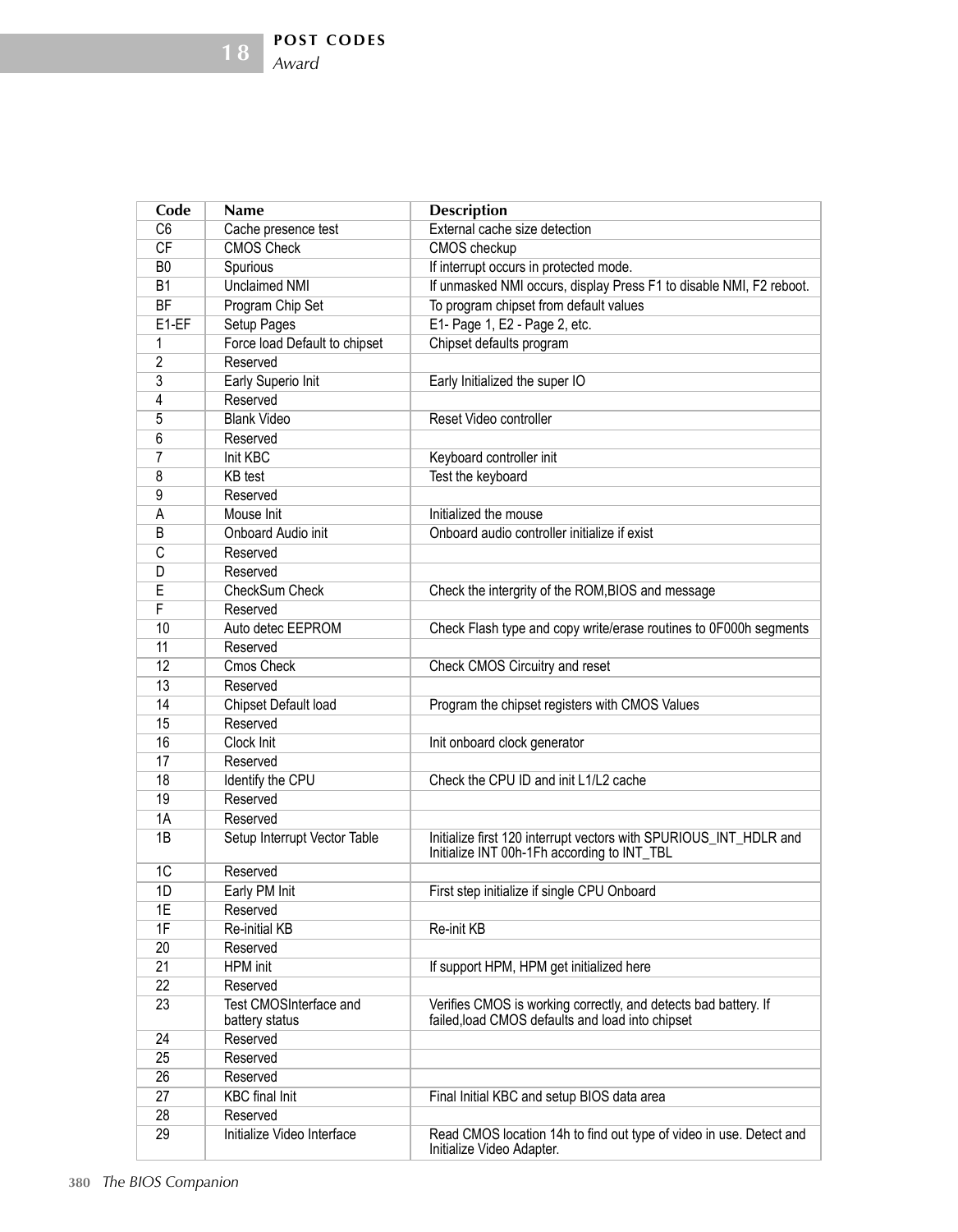| Code | Name | Description |
|---|---|---|
| C6 | Cache presence test | External cache size detection |
| CF | CMOS Check | CMOS checkup |
| B0 | Spurious | If interrupt occurs in protected mode. |
| B1 | Unclaimed NMI | If unmasked NMI occurs, display Press F1 to disable NMI, F2 reboot. |
| BF | Program Chip Set | To program chipset from default values |
| E1-EF | Setup Pages | E1- Page 1, E2 - Page 2, etc. |
| 1 | Force load Default to chipset | Chipset defaults program |
| 2 | Reserved | |
| 3 | Early Superio Init | Early Initialized the super IO |
| 4 | Reserved | |
| 5 | Blank Video | Reset Video controller |
| 6 | Reserved | |
| 7 | Init KBC | Keyboard controller init |
| 8 | KB test | Test the keyboard |
| 9 | Reserved | |
| A | Mouse Init | Initialized the mouse |
| B | Onboard Audio init | Onboard audio controller initialize if exist |
| C | Reserved | |
| D | Reserved | |
| E | CheckSum Check | Check the intergrity of the ROM,BIOS and message |
| F | Reserved | |
| 10 | Auto detec EEPROM | Check Flash type and copy write/erase routines to 0F000h segments |
| 11 | Reserved | |
| 12 | Cmos Check | Check CMOS Circuitry and reset |
| 13 | Reserved | |
| 14 | Chipset Default load | Program the chipset registers with CMOS Values |
| 15 | Reserved | |
| 16 | Clock Init | Init onboard clock generator |
| 17 | Reserved | |
| 18 | Identify the CPU | Check the CPU ID and init L1/L2 cache |
| 19 | Reserved | |
| 1A | Reserved | |
| 1B | Setup Interrupt Vector Table | Initialize first 120 interrupt vectors with SPURIOUS_INT_HDLR and Initialize INT 00h-1Fh according to INT_TBL |
| 1C | Reserved | |
| 1D | Early PM Init | First step initialize if single CPU Onboard |
| 1E | Reserved | |
| 1F | Re-initial KB | Re-init KB |
| 20 | Reserved | |
| 21 | HPM init | If support HPM, HPM get initialized here |
| 22 | Reserved | |
| 23 | Test CMOSInterface and battery status | Verifies CMOS is working correctly, and detects bad battery. If failed,load CMOS defaults and load into chipset |
| 24 | Reserved | |
| 25 | Reserved | |
| 26 | Reserved | |
| 27 | KBC final Init | Final Initial KBC and setup BIOS data area |
| 28 | Reserved | |
| 29 | Initialize Video Interface | Read CMOS location 14h to find out type of video in use. Detect and Initialize Video Adapter. |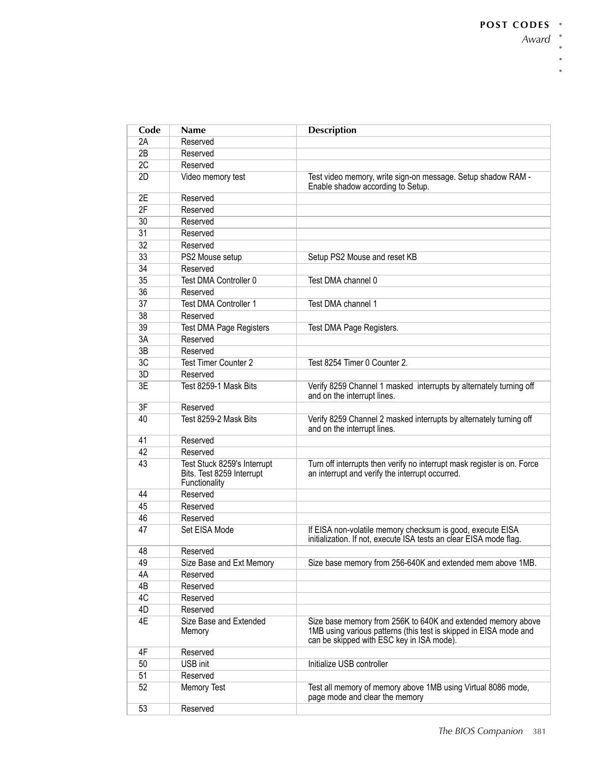| Code | Name | Description |
|---|---|---|
| 2A | Reserved | |
| 2B | Reserved | |
| 2C | Reserved | |
| 2D | Video memory test | Test video memory, write sign-on message. Setup shadow RAM - Enable shadow according to Setup. |
| 2E | Reserved | |
| 2F | Reserved | |
| 30 | Reserved | |
| 31 | Reserved | |
| 32 | Reserved | |
| 33 | PS2 Mouse setup | Setup PS2 Mouse and reset KB |
| 34 | Reserved | |
| 35 | Test DMA Controller 0 | Test DMA channel 0 |
| 36 | Reserved | |
| 37 | Test DMA Controller 1 | Test DMA channel 1 |
| 38 | Reserved | |
| 39 | Test DMA Page Registers | Test DMA Page Registers. |
| 3A | Reserved | |
| 3B | Reserved | |
| 3C | Test Timer Counter 2 | Test 8254 Timer 0 Counter 2. |
| 3D | Reserved | |
| 3E | Test 8259-1 Mask Bits | Verify 8259 Channel 1 masked interrupts by alternately turning off and on the interrupt lines. |
| 3F | Reserved | |
| 40 | Test 8259-2 Mask Bits | Verify 8259 Channel 2 masked interrupts by alternately turning off and on the interrupt lines. |
| 41 | Reserved | |
| 42 | Reserved | |
| 43 | Test Stuck 8259's Interrupt Bits. Test 8259 Interrupt Functionality | Turn off interrupts then verify no interrupt mask register is on. Force an interrupt and verify the interrupt occurred. |
| 44 | Reserved | |
| 45 | Reserved | |
| 46 | Reserved | |
| 47 | Set EISA Mode | If EISA non-volatile memory checksum is good, execute EISA initialization. If not, execute ISA tests an clear EISA mode flag. |
| 48 | Reserved | |
| 49 | Size Base and Ext Memory | Size base memory from 256-640K and extended mem above 1MB. |
| 4A | Reserved | |
| 4B | Reserved | |
| 4C | Reserved | |
| 4D | Reserved | |
| 4E | Size Base and Extended Memory | Size base memory from 256K to 640K and extended memory above 1MB using various patterns (this test is skipped in EISA mode and can be skipped with ESC key in ISA mode). |
| 4F | Reserved | |
| 50 | USB init | Initialize USB controller |
| 51 | Reserved | |
| 52 | Memory Test | Test all memory of memory above 1MB using Virtual 8086 mode, page mode and clear the memory |
| 53 | Reserved | |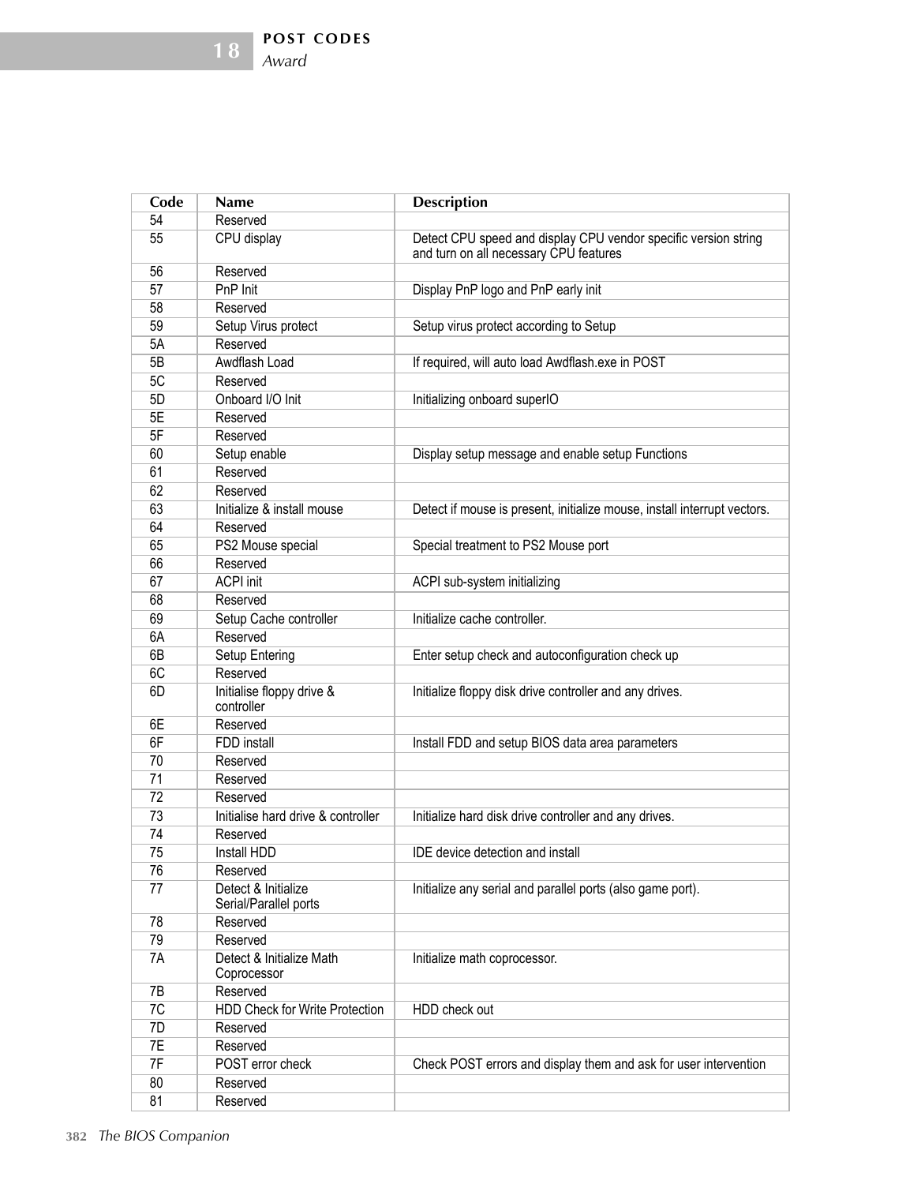| Code | Name | Description |
|---|---|---|
| 54 | Reserved | |
| 55 | CPU display | Detect CPU speed and display CPU vendor specific version string and turn on all necessary CPU features |
| 56 | Reserved | |
| 57 | PnP Init | Display PnP logo and PnP early init |
| 58 | Reserved | |
| 59 | Setup Virus protect | Setup virus protect according to Setup |
| 5A | Reserved | |
| 5B | Awdflash Load | If required, will auto load Awdflash.exe in POST |
| 5C | Reserved | |
| 5D | Onboard I/O Init | Initializing onboard superIO |
| 5E | Reserved | |
| 5F | Reserved | |
| 60 | Setup enable | Display setup message and enable setup Functions |
| 61 | Reserved | |
| 62 | Reserved | |
| 63 | Initialize & install mouse | Detect if mouse is present, initialize mouse, install interrupt vectors. |
| 64 | Reserved | |
| 65 | PS2 Mouse special | Special treatment to PS2 Mouse port |
| 66 | Reserved | |
| 67 | ACPI init | ACPI sub-system initializing |
| 68 | Reserved | |
| 69 | Setup Cache controller | Initialize cache controller. |
| 6A | Reserved | |
| 6B | Setup Entering | Enter setup check and autoconfiguration check up |
| 6C | Reserved | |
| 6D | Initialise floppy drive & controller | Initialize floppy disk drive controller and any drives. |
| 6E | Reserved | |
| 6F | FDD install | Install FDD and setup BIOS data area parameters |
| 70 | Reserved | |
| 71 | Reserved | |
| 72 | Reserved | |
| 73 | Initialise hard drive & controller | Initialize hard disk drive controller and any drives. |
| 74 | Reserved | |
| 75 | Install HDD | IDE device detection and install |
| 76 | Reserved | |
| 77 | Detect & Initialize Serial/Parallel ports | Initialize any serial and parallel ports (also game port). |
| 78 | Reserved | |
| 79 | Reserved | |
| 7A | Detect & Initialize Math Coprocessor | Initialize math coprocessor. |
| 7B | Reserved | |
| 7C | HDD Check for Write Protection | HDD check out |
| 7D | Reserved | |
| 7E | Reserved | |
| 7F | POST error check | Check POST errors and display them and ask for user intervention |
| 80 | Reserved | |
| 81 | Reserved | |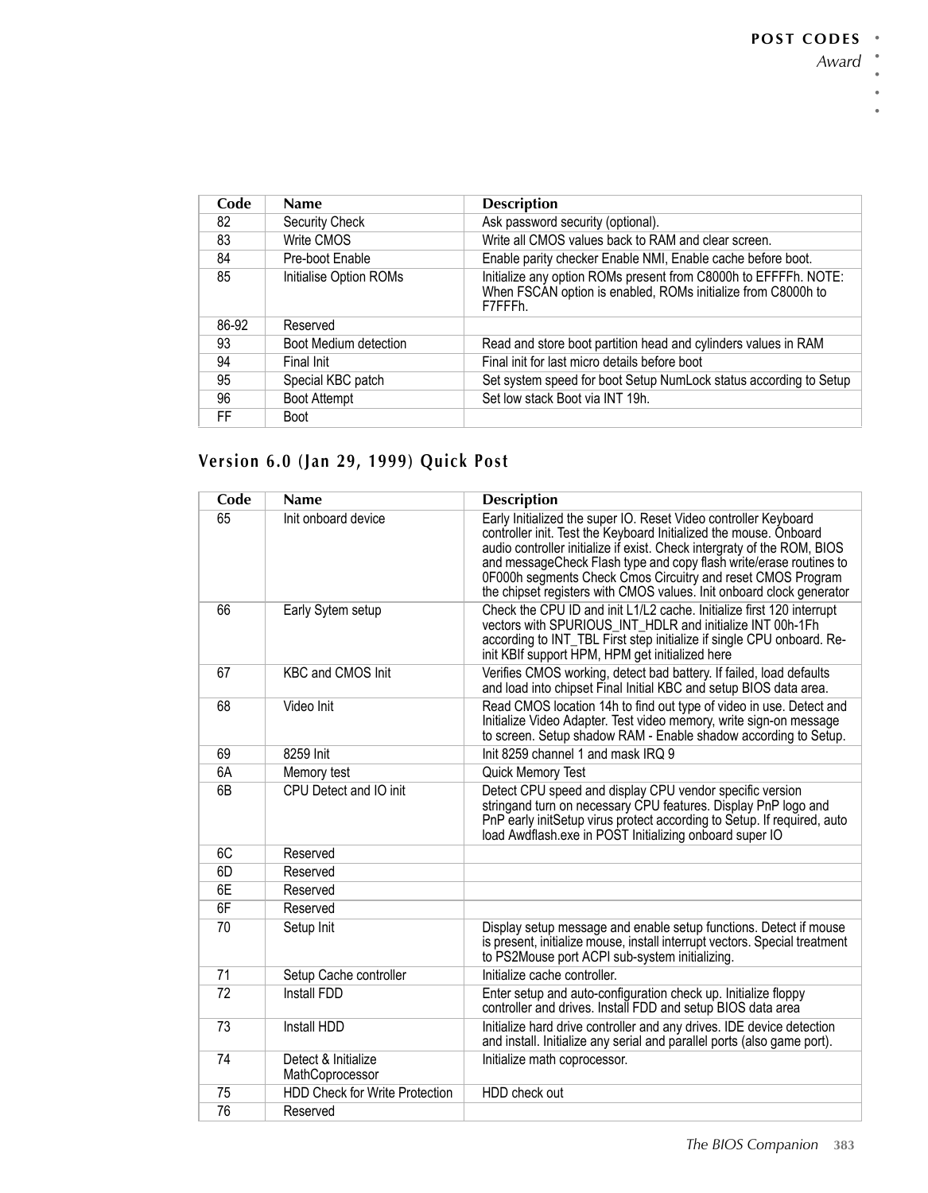| Code | Name | Description |
|---|---|---|
| 82 | Security Check | Ask password security (optional). |
| 83 | Write CMOS | Write all CMOS values back to RAM and clear screen. |
| 84 | Pre-boot Enable | Enable parity checker Enable NMI, Enable cache before boot. |
| 85 | Initialise Option ROMs | Initialize any option ROMs present from C8000h to EFFFFh. NOTE: When FSCAN option is enabled, ROMs initialize from C8000h to F7FFFh. |
| 86-92 | Reserved | |
| 93 | Boot Medium detection | Read and store boot partition head and cylinders values in RAM |
| 94 | Final Init | Final init for last micro details before boot |
| 95 | Special KBC patch | Set system speed for boot Setup NumLock status according to Setup |
| 96 | Boot Attempt | Set low stack Boot via INT 19h. |
| FF | Boot | |

## Version 6.0 (Jan 29, 1999) Quick Post

| Code | Name | Description |
|---|---|---|
| 65 | Init onboard device | Early Initialized the super IO. Reset Video controller Keyboard controller init. Test the Keyboard Initialized the mouse. Onboard audio controller initialize if exist. Check intergraty of the ROM, BIOS and messageCheck Flash type and copy flash write/erase routines to 0F000h segments Check Cmos Circuitry and reset CMOS Program the chipset registers with CMOS values. Init onboard clock generator |
| 66 | Early Sytem setup | Check the CPU ID and init L1/L2 cache. Initialize first 120 interrupt vectors with SPURIOUS_INT_HDLR and initialize INT 00h-1Fh according to INT_TBL First step initialize if single CPU onboard. Re-init KBIf support HPM, HPM get initialized here |
| 67 | KBC and CMOS Init | Verifies CMOS working, detect bad battery. If failed, load defaults and load into chipset Final Initial KBC and setup BIOS data area. |
| 68 | Video Init | Read CMOS location 14h to find out type of video in use. Detect and Initialize Video Adapter. Test video memory, write sign-on message to screen. Setup shadow RAM - Enable shadow according to Setup. |
| 69 | 8259 Init | Init 8259 channel 1 and mask IRQ 9 |
| 6A | Memory test | Quick Memory Test |
| 6B | CPU Detect and IO init | Detect CPU speed and display CPU vendor specific version stringand turn on necessary CPU features. Display PnP logo and PnP early initSetup virus protect according to Setup. If required, auto load Awdflash.exe in POST Initializing onboard super IO |
| 6C | Reserved | |
| 6D | Reserved | |
| 6E | Reserved | |
| 6F | Reserved | |
| 70 | Setup Init | Display setup message and enable setup functions. Detect if mouse is present, initialize mouse, install interrupt vectors. Special treatment to PS2Mouse port ACPI sub-system initializing. |
| 71 | Setup Cache controller | Initialize cache controller. |
| 72 | Install FDD | Enter setup and auto-configuration check up. Initialize floppy controller and drives. Install FDD and setup BIOS data area |
| 73 | Install HDD | Initialize hard drive controller and any drives. IDE device detection and install. Initialize any serial and parallel ports (also game port). |
| 74 | Detect & Initialize MathCoprocessor | Initialize math coprocessor. |
| 75 | HDD Check for Write Protection | HDD check out |
| 76 | Reserved | |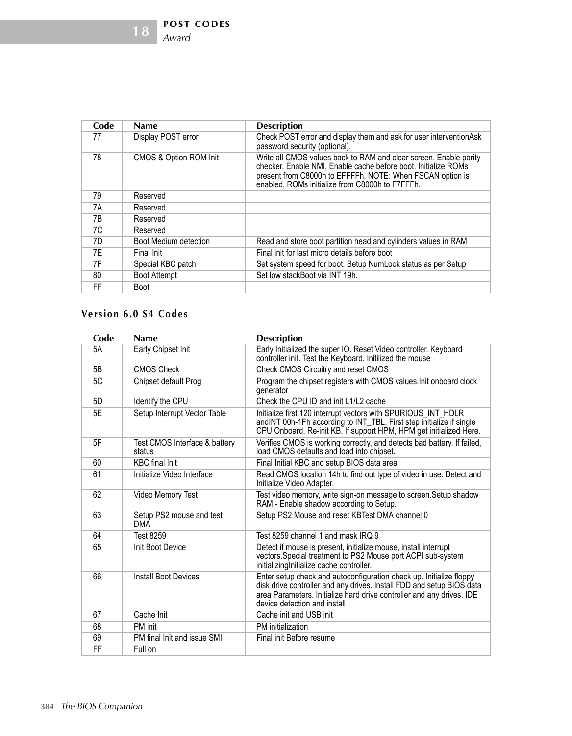| Code | Name | Description |
|---|---|---|
| 77 | Display POST error | Check POST error and display them and ask for user interventionAsk password security (optional). |
| 78 | CMOS & Option ROM Init | Write all CMOS values back to RAM and clear screen. Enable parity checker. Enable NMI, Enable cache before boot. Initialize ROMs present from C8000h to EFFFFh. NOTE: When FSCAN option is enabled, ROMs initialize from C8000h to F7FFFh. |
| 79 | Reserved | |
| 7A | Reserved | |
| 7B | Reserved | |
| 7C | Reserved | |
| 7D | Boot Medium detection | Read and store boot partition head and cylinders values in RAM |
| 7E | Final Init | Final init for last micro details before boot |
| 7F | Special KBC patch | Set system speed for boot. Setup NumLock status as per Setup |
| 80 | Boot Attempt | Set low stackBoot via INT 19h. |
| FF | Boot | |

## Version 6.0 S4 Codes

| Code | Name | Description |
|---|---|---|
| 5A | Early Chipset Init | Early Initialized the super IO. Reset Video controller. Keyboard controller init. Test the Keyboard. Initilized the mouse |
| 5B | CMOS Check | Check CMOS Circuitry and reset CMOS |
| 5C | Chipset default Prog | Program the chipset registers with CMOS values.Init onboard clock generator |
| 5D | Identify the CPU | Check the CPU ID and init L1/L2 cache |
| 5E | Setup Interrupt Vector Table | Initialize first 120 interrupt vectors with SPURIOUS_INT_HDLR andINT 00h-1Fh according to INT_TBL. First step initialize if single CPU Onboard. Re-init KB. If support HPM, HPM get initialized Here. |
| 5F | Test CMOS Interface & battery status | Verifies CMOS is working correctly, and detects bad battery. If failed, load CMOS defaults and load into chipset. |
| 60 | KBC final Init | Final Initial KBC and setup BIOS data area |
| 61 | Initialize Video Interface | Read CMOS location 14h to find out type of video in use. Detect and Initialize Video Adapter. |
| 62 | Video Memory Test | Test video memory, write sign-on message to screen.Setup shadow RAM - Enable shadow according to Setup. |
| 63 | Setup PS2 mouse and test DMA | Setup PS2 Mouse and reset KBTest DMA channel 0 |
| 64 | Test 8259 | Test 8259 channel 1 and mask IRQ 9 |
| 65 | Init Boot Device | Detect if mouse is present, initialize mouse, install interrupt vectors.Special treatment to PS2 Mouse port ACPI sub-system initializingInitialize cache controller. |
| 66 | Install Boot Devices | Enter setup check and autoconfiguration check up. Initialize floppy disk drive controller and any drives. Install FDD and setup BIOS data area Parameters. Initialize hard drive controller and any drives. IDE device detection and install |
| 67 | Cache Init | Cache init and USB init |
| 68 | PM init | PM initialization |
| 69 | PM final Init and issue SMI | Final init Before resume |
| FF | Full on | |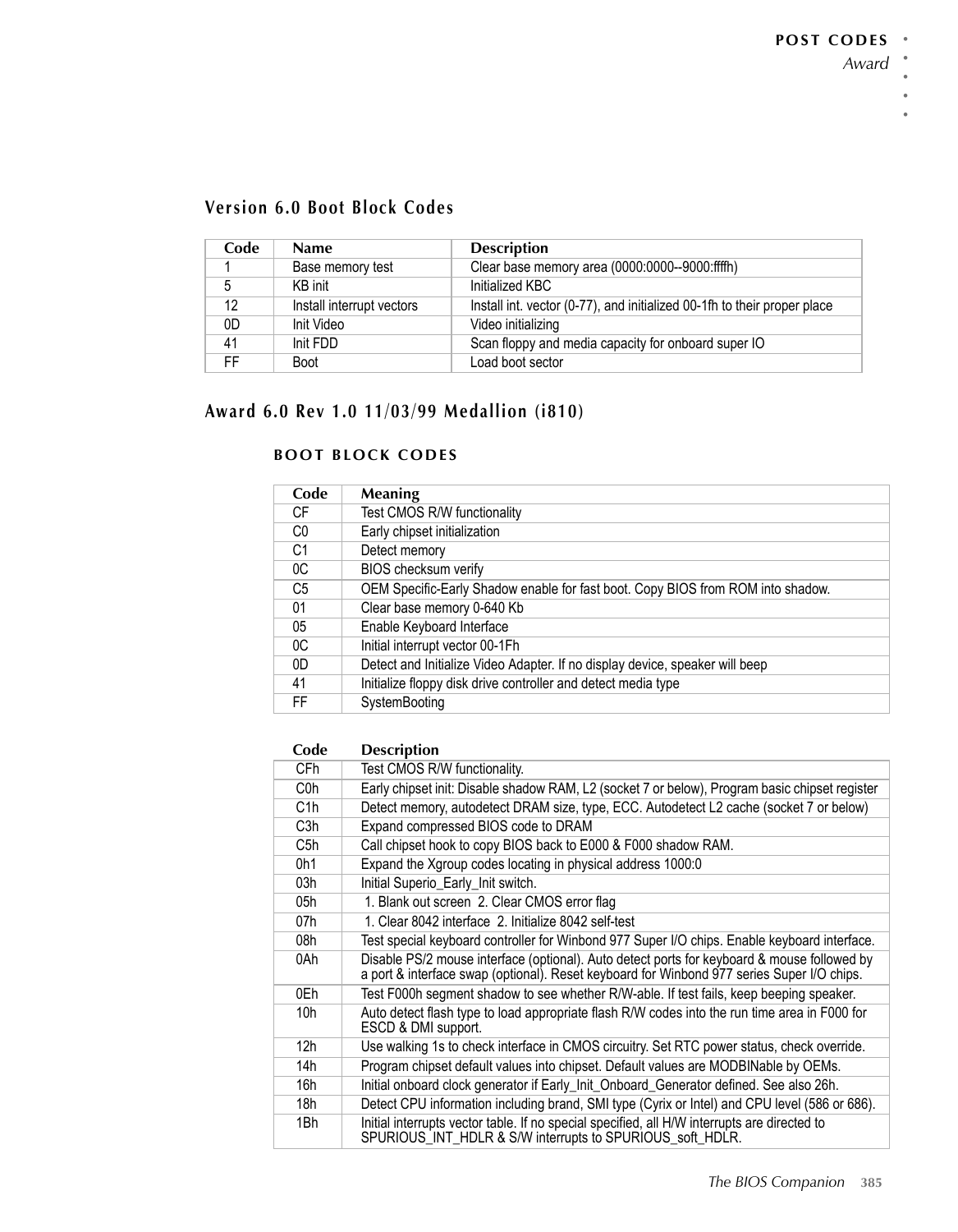## Version 6.0 Boot Block Codes

| Code | Name | Description |
|---|---|---|
| 1 | Base memory test | Clear base memory area (0000:0000--9000:ffffh) |
| 5 | KB init | Initialized KBC |
| 12 | Install interrupt vectors | Install int. vector (0-77), and initialized 00-1fh to their proper place |
| 0D | Init Video | Video initializing |
| 41 | Init FDD | Scan floppy and media capacity for onboard super IO |
| FF | Boot | Load boot sector |

## Award 6.0 Rev 1.0 11/03/99 Medallion (i810)

### BOOT BLOCK CODES

| Code | Meaning |
|---|---|
| CF | Test CMOS R/W functionality |
| C0 | Early chipset initialization |
| C1 | Detect memory |
| 0C | BIOS checksum verify |
| C5 | OEM Specific-Early Shadow enable for fast boot. Copy BIOS from ROM into shadow. |
| 01 | Clear base memory 0-640 Kb |
| 05 | Enable Keyboard Interface |
| 0C | Initial interrupt vector 00-1Fh |
| 0D | Detect and Initialize Video Adapter. If no display device, speaker will beep |
| 41 | Initialize floppy disk drive controller and detect media type |
| FF | SystemBooting |

| Code | Description |
|---|---|
| CFh | Test CMOS R/W functionality. |
| C0h | Early chipset init: Disable shadow RAM, L2 (socket 7 or below), Program basic chipset register |
| C1h | Detect memory, autodetect DRAM size, type, ECC. Autodetect L2 cache (socket 7 or below) |
| C3h | Expand compressed BIOS code to DRAM |
| C5h | Call chipset hook to copy BIOS back to E000 & F000 shadow RAM. |
| 0h1 | Expand the Xgroup codes locating in physical address 1000:0 |
| 03h | Initial Superio_Early_Init switch. |
| 05h | 1. Blank out screen 2. Clear CMOS error flag |
| 07h | 1. Clear 8042 interface 2. Initialize 8042 self-test |
| 08h | Test special keyboard controller for Winbond 977 Super I/O chips. Enable keyboard interface. |
| 0Ah | Disable PS/2 mouse interface (optional). Auto detect ports for keyboard & mouse followed by a port & interface swap (optional). Reset keyboard for Winbond 977 series Super I/O chips. |
| 0Eh | Test F000h segment shadow to see whether R/W-able. If test fails, keep beeping speaker. |
| 10h | Auto detect flash type to load appropriate flash R/W codes into the run time area in F000 for ESCD & DMI support. |
| 12h | Use walking 1s to check interface in CMOS circuitry. Set RTC power status, check override. |
| 14h | Program chipset default values into chipset. Default values are MODBINable by OEMs. |
| 16h | Initial onboard clock generator if Early_Init_Onboard_Generator defined. See also 26h. |
| 18h | Detect CPU information including brand, SMI type (Cyrix or Intel) and CPU level (586 or 686). |
| 1Bh | Initial interrupts vector table. If no special specified, all H/W interrupts are directed to SPURIOUS_INT_HDLR & S/W interrupts to SPURIOUS_soft_HDLR. |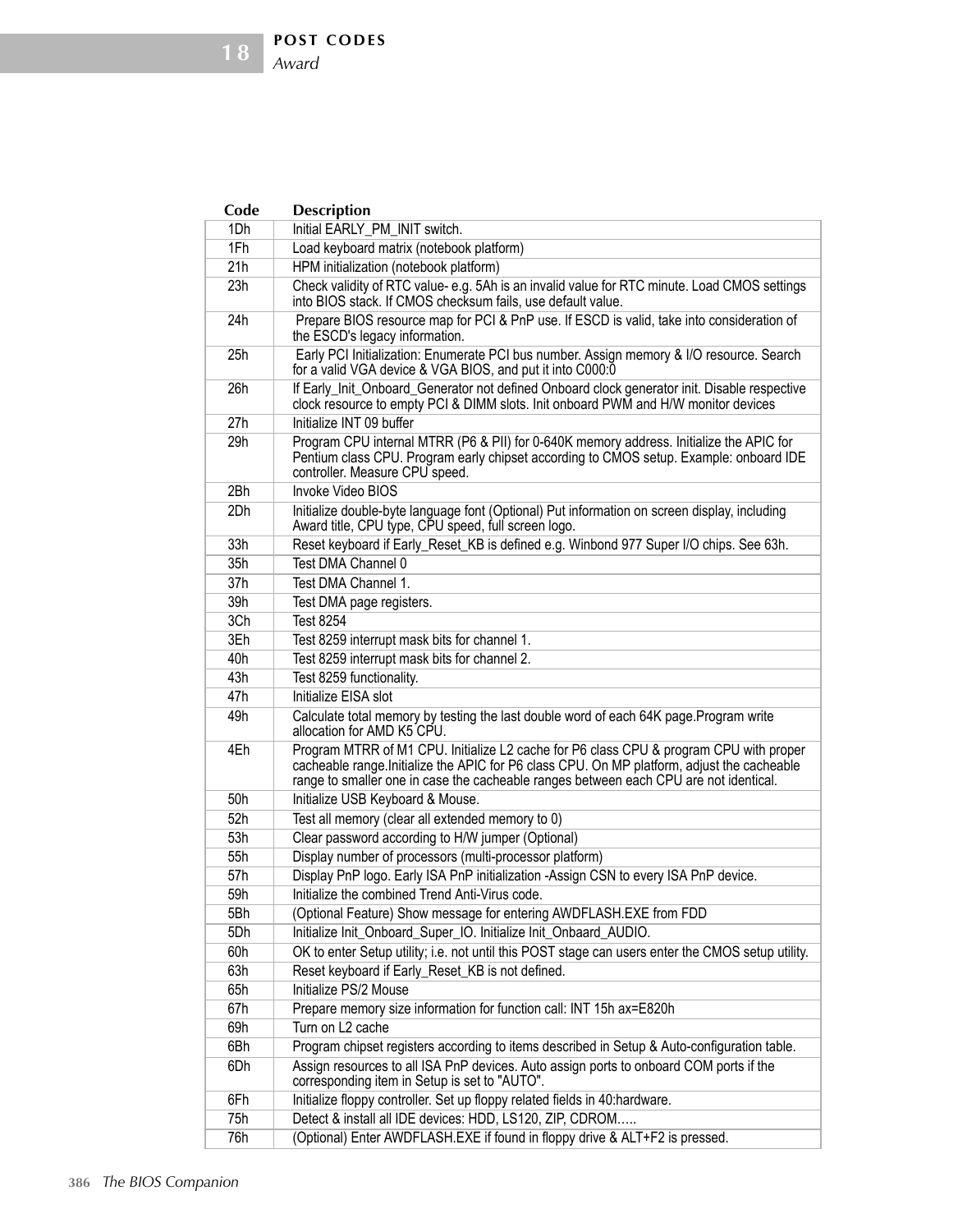| Code | Description |
|---|---|
| 1Dh | Initial EARLY_PM_INIT switch. |
| 1Fh | Load keyboard matrix (notebook platform) |
| 21h | HPM initialization (notebook platform) |
| 23h | Check validity of RTC value- e.g. 5Ah is an invalid value for RTC minute. Load CMOS settings into BIOS stack. If CMOS checksum fails, use default value. |
| 24h | Prepare BIOS resource map for PCI & PnP use. If ESCD is valid, take into consideration of the ESCD's legacy information. |
| 25h | Early PCI Initialization: Enumerate PCI bus number. Assign memory & I/O resource. Search for a valid VGA device & VGA BIOS, and put it into C000:0 |
| 26h | If Early_Init_Onboard_Generator not defined Onboard clock generator init. Disable respective clock resource to empty PCI & DIMM slots. Init onboard PWM and H/W monitor devices |
| 27h | Initialize INT 09 buffer |
| 29h | Program CPU internal MTRR (P6 & PII) for 0-640K memory address. Initialize the APIC for Pentium class CPU. Program early chipset according to CMOS setup. Example: onboard IDE controller. Measure CPU speed. |
| 2Bh | Invoke Video BIOS |
| 2Dh | Initialize double-byte language font (Optional) Put information on screen display, including Award title, CPU type, CPU speed, full screen logo. |
| 33h | Reset keyboard if Early_Reset_KB is defined e.g. Winbond 977 Super I/O chips. See 63h. |
| 35h | Test DMA Channel 0 |
| 37h | Test DMA Channel 1. |
| 39h | Test DMA page registers. |
| 3Ch | Test 8254 |
| 3Eh | Test 8259 interrupt mask bits for channel 1. |
| 40h | Test 8259 interrupt mask bits for channel 2. |
| 43h | Test 8259 functionality. |
| 47h | Initialize EISA slot |
| 49h | Calculate total memory by testing the last double word of each 64K page.Program write allocation for AMD K5 CPU. |
| 4Eh | Program MTRR of M1 CPU. Initialize L2 cache for P6 class CPU & program CPU with proper cacheable range.Initialize the APIC for P6 class CPU. On MP platform, adjust the cacheable range to smaller one in case the cacheable ranges between each CPU are not identical. |
| 50h | Initialize USB Keyboard & Mouse. |
| 52h | Test all memory (clear all extended memory to 0) |
| 53h | Clear password according to H/W jumper (Optional) |
| 55h | Display number of processors (multi-processor platform) |
| 57h | Display PnP logo. Early ISA PnP initialization -Assign CSN to every ISA PnP device. |
| 59h | Initialize the combined Trend Anti-Virus code. |
| 5Bh | (Optional Feature) Show message for entering AWDFLASH.EXE from FDD |
| 5Dh | Initialize Init_Onboard_Super_IO. Initialize Init_Onbaard_AUDIO. |
| 60h | OK to enter Setup utility; i.e. not until this POST stage can users enter the CMOS setup utility. |
| 63h | Reset keyboard if Early_Reset_KB is not defined. |
| 65h | Initialize PS/2 Mouse |
| 67h | Prepare memory size information for function call: INT 15h ax=E820h |
| 69h | Turn on L2 cache |
| 6Bh | Program chipset registers according to items described in Setup & Auto-configuration table. |
| 6Dh | Assign resources to all ISA PnP devices. Auto assign ports to onboard COM ports if the corresponding item in Setup is set to "AUTO". |
| 6Fh | Initialize floppy controller. Set up floppy related fields in 40:hardware. |
| 75h | Detect & install all IDE devices: HDD, LS120, ZIP, CDROM….. |
| 76h | (Optional) Enter AWDFLASH.EXE if found in floppy drive & ALT+F2 is pressed. |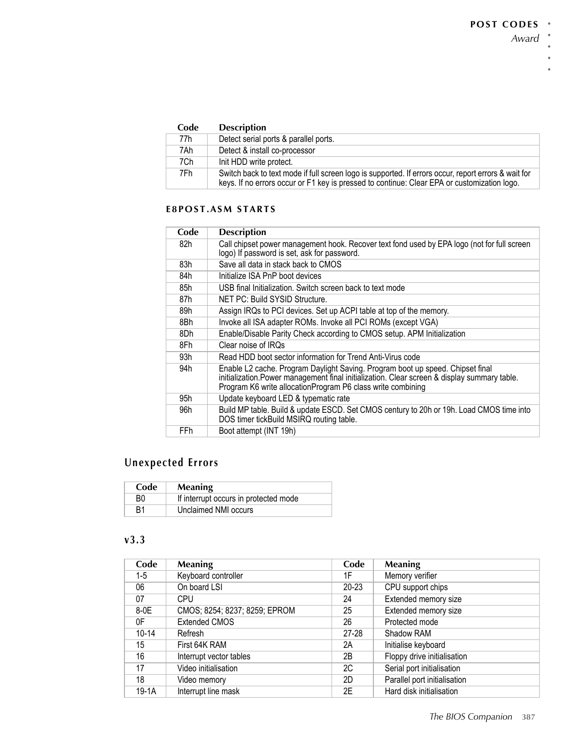| Code | Description |
|---|---|
| 77h | Detect serial ports & parallel ports. |
| 7Ah | Detect & install co-processor |
| 7Ch | Init HDD write protect. |
| 7Fh | Switch back to text mode if full screen logo is supported. If errors occur, report errors & wait for keys. If no errors occur or F1 key is pressed to continue: Clear EPA or customization logo. |

### E8POST.ASM STARTS

| Code | Description |
|---|---|
| 82h | Call chipset power management hook. Recover text fond used by EPA logo (not for full screen logo) If password is set, ask for password. |
| 83h | Save all data in stack back to CMOS |
| 84h | Initialize ISA PnP boot devices |
| 85h | USB final Initialization. Switch screen back to text mode |
| 87h | NET PC: Build SYSID Structure. |
| 89h | Assign IRQs to PCI devices. Set up ACPI table at top of the memory. |
| 8Bh | Invoke all ISA adapter ROMs. Invoke all PCI ROMs (except VGA) |
| 8Dh | Enable/Disable Parity Check according to CMOS setup. APM Initialization |
| 8Fh | Clear noise of IRQs |
| 93h | Read HDD boot sector information for Trend Anti-Virus code |
| 94h | Enable L2 cache. Program Daylight Saving. Program boot up speed. Chipset final initialization.Power management final initialization. Clear screen & display summary table. Program K6 write allocationProgram P6 class write combining |
| 95h | Update keyboard LED & typematic rate |
| 96h | Build MP table. Build & update ESCD. Set CMOS century to 20h or 19h. Load CMOS time into DOS timer tickBuild MSIRQ routing table. |
| FFh | Boot attempt (INT 19h) |

## Unexpected Errors

| Code | Meaning |
|---|---|
| B0 | If interrupt occurs in protected mode |
| B1 | Unclaimed NMI occurs |

## v3.3

| Code | Meaning | Code | Meaning |
|---|---|---|---|
| 1-5 | Keyboard controller | 1F | Memory verifier |
| 06 | On board LSI | 20-23 | CPU support chips |
| 07 | CPU | 24 | Extended memory size |
| 8-0E | CMOS; 8254; 8237; 8259; EPROM | 25 | Extended memory size |
| 0F | Extended CMOS | 26 | Protected mode |
| 10-14 | Refresh | 27-28 | Shadow RAM |
| 15 | First 64K RAM | 2A | Initialise keyboard |
| 16 | Interrupt vector tables | 2B | Floppy drive initialisation |
| 17 | Video initialisation | 2C | Serial port initialisation |
| 18 | Video memory | 2D | Parallel port initialisation |
| 19-1A | Interrupt line mask | 2E | Hard disk initialisation |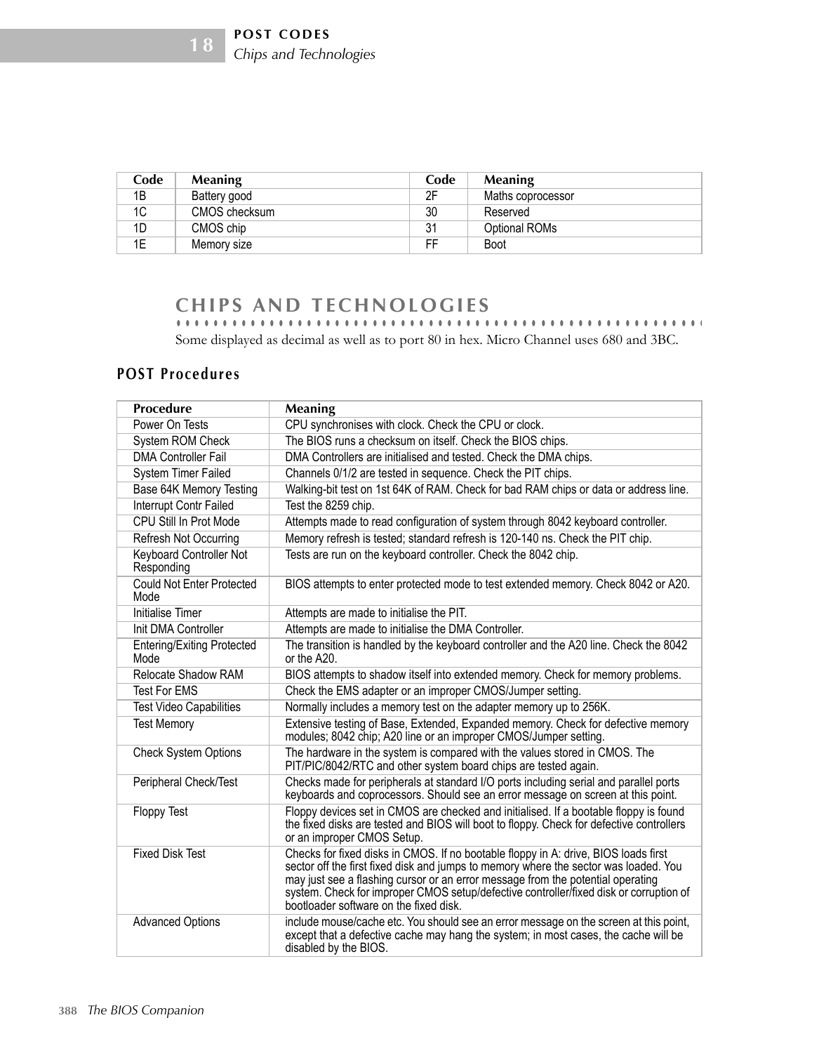| Code | Meaning | Code | Meaning |
|---|---|---|---|
| 1B | Battery good | 2F | Maths coprocessor |
| 1C | CMOS checksum | 30 | Reserved |
| 1D | CMOS chip | 31 | Optional ROMs |
| 1E | Memory size | FF | Boot |

## CHIPS AND TECHNOLOGIES

Some displayed as decimal as well as to port 80 in hex. Micro Channel uses 680 and 3BC.

### POST Procedures

| Procedure | Meaning |
|---|---|
| Power On Tests | CPU synchronises with clock. Check the CPU or clock. |
| System ROM Check | The BIOS runs a checksum on itself. Check the BIOS chips. |
| DMA Controller Fail | DMA Controllers are initialised and tested. Check the DMA chips. |
| System Timer Failed | Channels 0/1/2 are tested in sequence. Check the PIT chips. |
| Base 64K Memory Testing | Walking-bit test on 1st 64K of RAM. Check for bad RAM chips or data or address line. |
| Interrupt Contr Failed | Test the 8259 chip. |
| CPU Still In Prot Mode | Attempts made to read configuration of system through 8042 keyboard controller. |
| Refresh Not Occurring | Memory refresh is tested; standard refresh is 120-140 ns. Check the PIT chip. |
| Keyboard Controller Not Responding | Tests are run on the keyboard controller. Check the 8042 chip. |
| Could Not Enter Protected Mode | BIOS attempts to enter protected mode to test extended memory. Check 8042 or A20. |
| Initialise Timer | Attempts are made to initialise the PIT. |
| Init DMA Controller | Attempts are made to initialise the DMA Controller. |
| Entering/Exiting Protected Mode | The transition is handled by the keyboard controller and the A20 line. Check the 8042 or the A20. |
| Relocate Shadow RAM | BIOS attempts to shadow itself into extended memory. Check for memory problems. |
| Test For EMS | Check the EMS adapter or an improper CMOS/Jumper setting. |
| Test Video Capabilities | Normally includes a memory test on the adapter memory up to 256K. |
| Test Memory | Extensive testing of Base, Extended, Expanded memory. Check for defective memory modules; 8042 chip; A20 line or an improper CMOS/Jumper setting. |
| Check System Options | The hardware in the system is compared with the values stored in CMOS. The PIT/PIC/8042/RTC and other system board chips are tested again. |
| Peripheral Check/Test | Checks made for peripherals at standard I/O ports including serial and parallel ports keyboards and coprocessors. Should see an error message on screen at this point. |
| Floppy Test | Floppy devices set in CMOS are checked and initialised. If a bootable floppy is found the fixed disks are tested and BIOS will boot to floppy. Check for defective controllers or an improper CMOS Setup. |
| Fixed Disk Test | Checks for fixed disks in CMOS. If no bootable floppy in A: drive, BIOS loads first sector off the first fixed disk and jumps to memory where the sector was loaded. You may just see a flashing cursor or an error message from the potential operating system. Check for improper CMOS setup/defective controller/fixed disk or corruption of bootloader software on the fixed disk. |
| Advanced Options | include mouse/cache etc. You should see an error message on the screen at this point, except that a defective cache may hang the system; in most cases, the cache will be disabled by the BIOS. |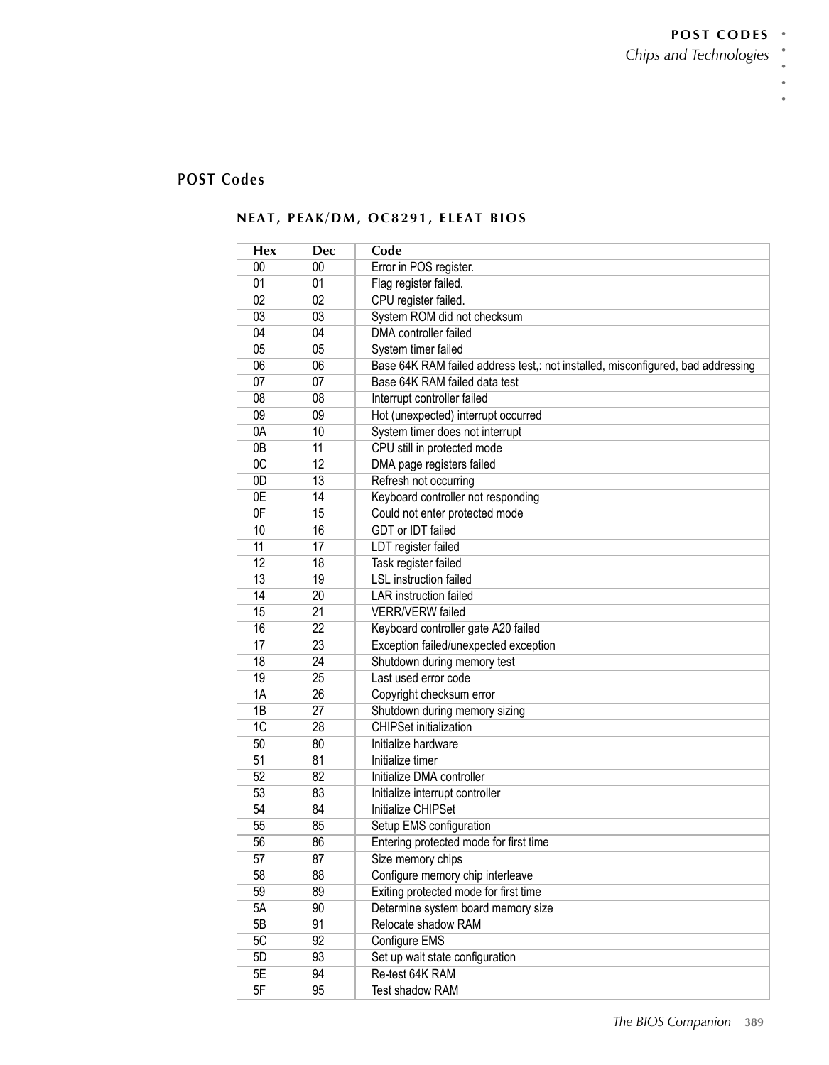## POST Codes

### NEAT, PEAK/DM, OC8291, ELEAT BIOS

| Hex | Dec | Code |
|---|---|---|
| 00 | 00 | Error in POS register. |
| 01 | 01 | Flag register failed. |
| 02 | 02 | CPU register failed. |
| 03 | 03 | System ROM did not checksum |
| 04 | 04 | DMA controller failed |
| 05 | 05 | System timer failed |
| 06 | 06 | Base 64K RAM failed address test,: not installed, misconfigured, bad addressing |
| 07 | 07 | Base 64K RAM failed data test |
| 08 | 08 | Interrupt controller failed |
| 09 | 09 | Hot (unexpected) interrupt occurred |
| 0A | 10 | System timer does not interrupt |
| 0B | 11 | CPU still in protected mode |
| 0C | 12 | DMA page registers failed |
| 0D | 13 | Refresh not occurring |
| 0E | 14 | Keyboard controller not responding |
| 0F | 15 | Could not enter protected mode |
| 10 | 16 | GDT or IDT failed |
| 11 | 17 | LDT register failed |
| 12 | 18 | Task register failed |
| 13 | 19 | LSL instruction failed |
| 14 | 20 | LAR instruction failed |
| 15 | 21 | VERR/VERW failed |
| 16 | 22 | Keyboard controller gate A20 failed |
| 17 | 23 | Exception failed/unexpected exception |
| 18 | 24 | Shutdown during memory test |
| 19 | 25 | Last used error code |
| 1A | 26 | Copyright checksum error |
| 1B | 27 | Shutdown during memory sizing |
| 1C | 28 | CHIPSet initialization |
| 50 | 80 | Initialize hardware |
| 51 | 81 | Initialize timer |
| 52 | 82 | Initialize DMA controller |
| 53 | 83 | Initialize interrupt controller |
| 54 | 84 | Initialize CHIPSet |
| 55 | 85 | Setup EMS configuration |
| 56 | 86 | Entering protected mode for first time |
| 57 | 87 | Size memory chips |
| 58 | 88 | Configure memory chip interleave |
| 59 | 89 | Exiting protected mode for first time |
| 5A | 90 | Determine system board memory size |
| 5B | 91 | Relocate shadow RAM |
| 5C | 92 | Configure EMS |
| 5D | 93 | Set up wait state configuration |
| 5E | 94 | Re-test 64K RAM |
| 5F | 95 | Test shadow RAM |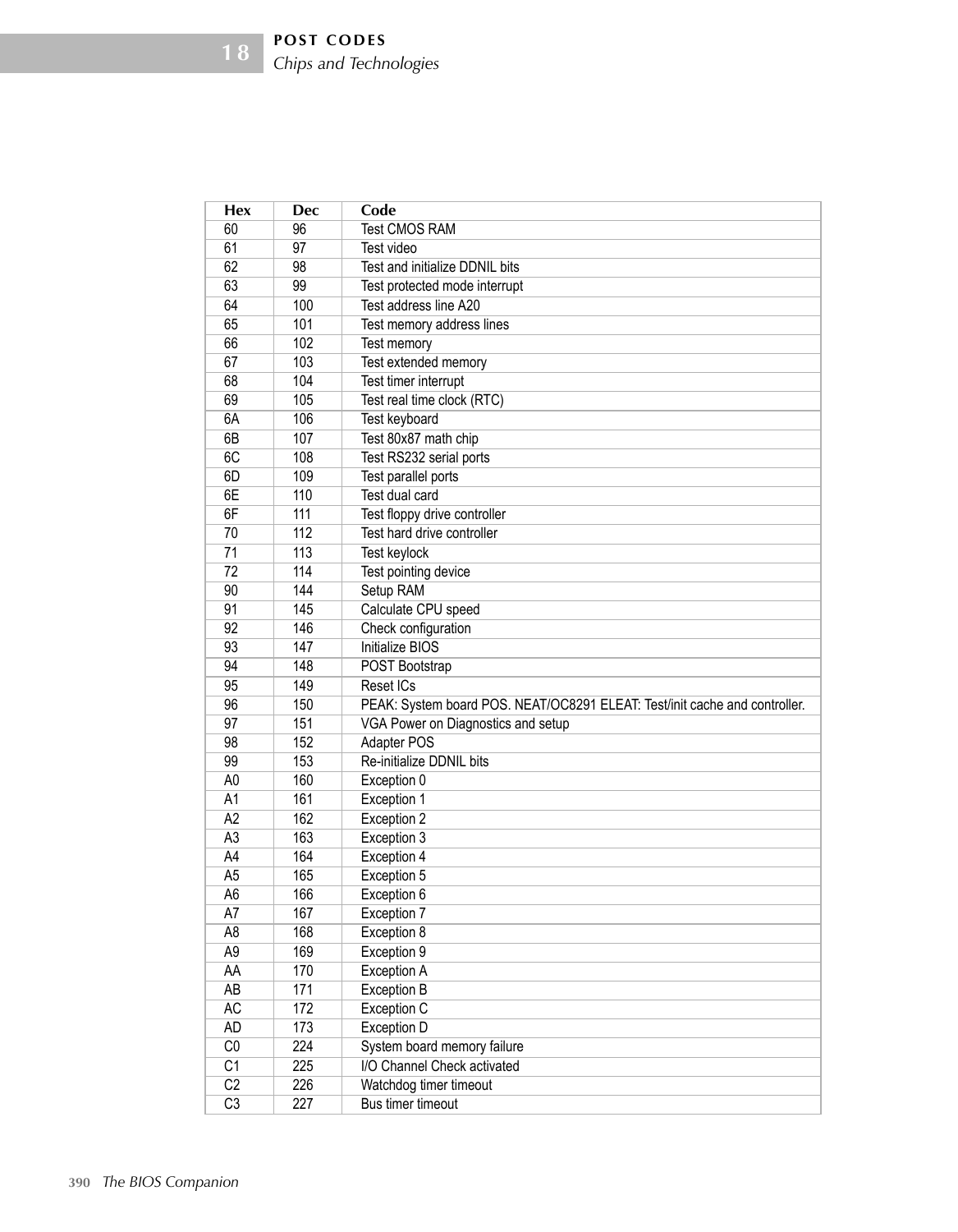| Hex | Dec | Code |
|---|---|---|
| 60 | 96 | Test CMOS RAM |
| 61 | 97 | Test video |
| 62 | 98 | Test and initialize DDNIL bits |
| 63 | 99 | Test protected mode interrupt |
| 64 | 100 | Test address line A20 |
| 65 | 101 | Test memory address lines |
| 66 | 102 | Test memory |
| 67 | 103 | Test extended memory |
| 68 | 104 | Test timer interrupt |
| 69 | 105 | Test real time clock (RTC) |
| 6A | 106 | Test keyboard |
| 6B | 107 | Test 80x87 math chip |
| 6C | 108 | Test RS232 serial ports |
| 6D | 109 | Test parallel ports |
| 6E | 110 | Test dual card |
| 6F | 111 | Test floppy drive controller |
| 70 | 112 | Test hard drive controller |
| 71 | 113 | Test keylock |
| 72 | 114 | Test pointing device |
| 90 | 144 | Setup RAM |
| 91 | 145 | Calculate CPU speed |
| 92 | 146 | Check configuration |
| 93 | 147 | Initialize BIOS |
| 94 | 148 | POST Bootstrap |
| 95 | 149 | Reset ICs |
| 96 | 150 | PEAK: System board POS. NEAT/OC8291 ELEAT: Test/init cache and controller. |
| 97 | 151 | VGA Power on Diagnostics and setup |
| 98 | 152 | Adapter POS |
| 99 | 153 | Re-initialize DDNIL bits |
| A0 | 160 | Exception 0 |
| A1 | 161 | Exception 1 |
| A2 | 162 | Exception 2 |
| A3 | 163 | Exception 3 |
| A4 | 164 | Exception 4 |
| A5 | 165 | Exception 5 |
| A6 | 166 | Exception 6 |
| A7 | 167 | Exception 7 |
| A8 | 168 | Exception 8 |
| A9 | 169 | Exception 9 |
| AA | 170 | Exception A |
| AB | 171 | Exception B |
| AC | 172 | Exception C |
| AD | 173 | Exception D |
| C0 | 224 | System board memory failure |
| C1 | 225 | I/O Channel Check activated |
| C2 | 226 | Watchdog timer timeout |
| C3 | 227 | Bus timer timeout |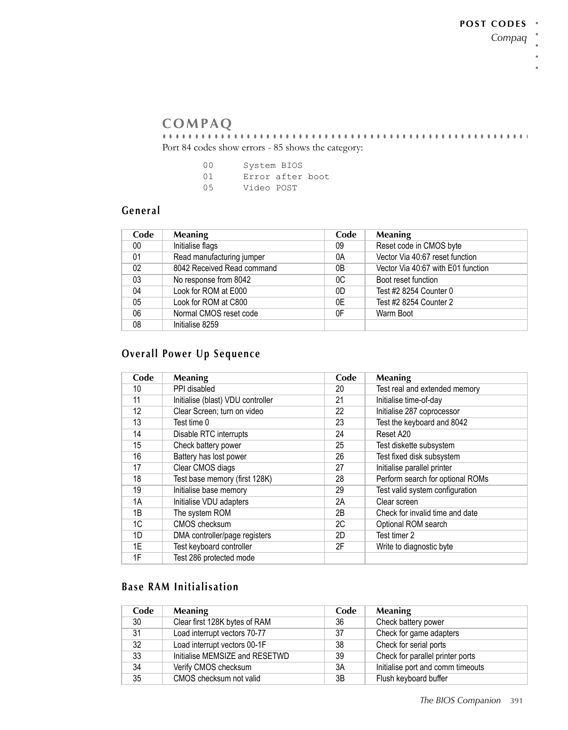# COMPAQ

Port 84 codes show errors - 85 shows the category:

```
00      System BIOS
01      Error after boot
05      Video POST
```

## General

| Code | Meaning | Code | Meaning |
|---|---|---|---|
| 00 | Initialise flags | 09 | Reset code in CMOS byte |
| 01 | Read manufacturing jumper | 0A | Vector Via 40:67 reset function |
| 02 | 8042 Received Read command | 0B | Vector Via 40:67 with E01 function |
| 03 | No response from 8042 | 0C | Boot reset function |
| 04 | Look for ROM at E000 | 0D | Test #2 8254 Counter 0 |
| 05 | Look for ROM at C800 | 0E | Test #2 8254 Counter 2 |
| 06 | Normal CMOS reset code | 0F | Warm Boot |
| 08 | Initialise 8259 | | |

## Overall Power Up Sequence

| Code | Meaning | Code | Meaning |
|---|---|---|---|
| 10 | PPI disabled | 20 | Test real and extended memory |
| 11 | Initialise (blast) VDU controller | 21 | Initialise time-of-day |
| 12 | Clear Screen; turn on video | 22 | Initialise 287 coprocessor |
| 13 | Test time 0 | 23 | Test the keyboard and 8042 |
| 14 | Disable RTC interrupts | 24 | Reset A20 |
| 15 | Check battery power | 25 | Test diskette subsystem |
| 16 | Battery has lost power | 26 | Test fixed disk subsystem |
| 17 | Clear CMOS diags | 27 | Initialise parallel printer |
| 18 | Test base memory (first 128K) | 28 | Perform search for optional ROMs |
| 19 | Initialise base memory | 29 | Test valid system configuration |
| 1A | Initialise VDU adapters | 2A | Clear screen |
| 1B | The system ROM | 2B | Check for invalid time and date |
| 1C | CMOS checksum | 2C | Optional ROM search |
| 1D | DMA controller/page registers | 2D | Test timer 2 |
| 1E | Test keyboard controller | 2F | Write to diagnostic byte |
| 1F | Test 286 protected mode | | |

## Base RAM Initialisation

| Code | Meaning | Code | Meaning |
|---|---|---|---|
| 30 | Clear first 128K bytes of RAM | 36 | Check battery power |
| 31 | Load interrupt vectors 70-77 | 37 | Check for game adapters |
| 32 | Load interrupt vectors 00-1F | 38 | Check for serial ports |
| 33 | Initialise MEMSIZE and RESETWD | 39 | Check for parallel printer ports |
| 34 | Verify CMOS checksum | 3A | Initialise port and comm timeouts |
| 35 | CMOS checksum not valid | 3B | Flush keyboard buffer |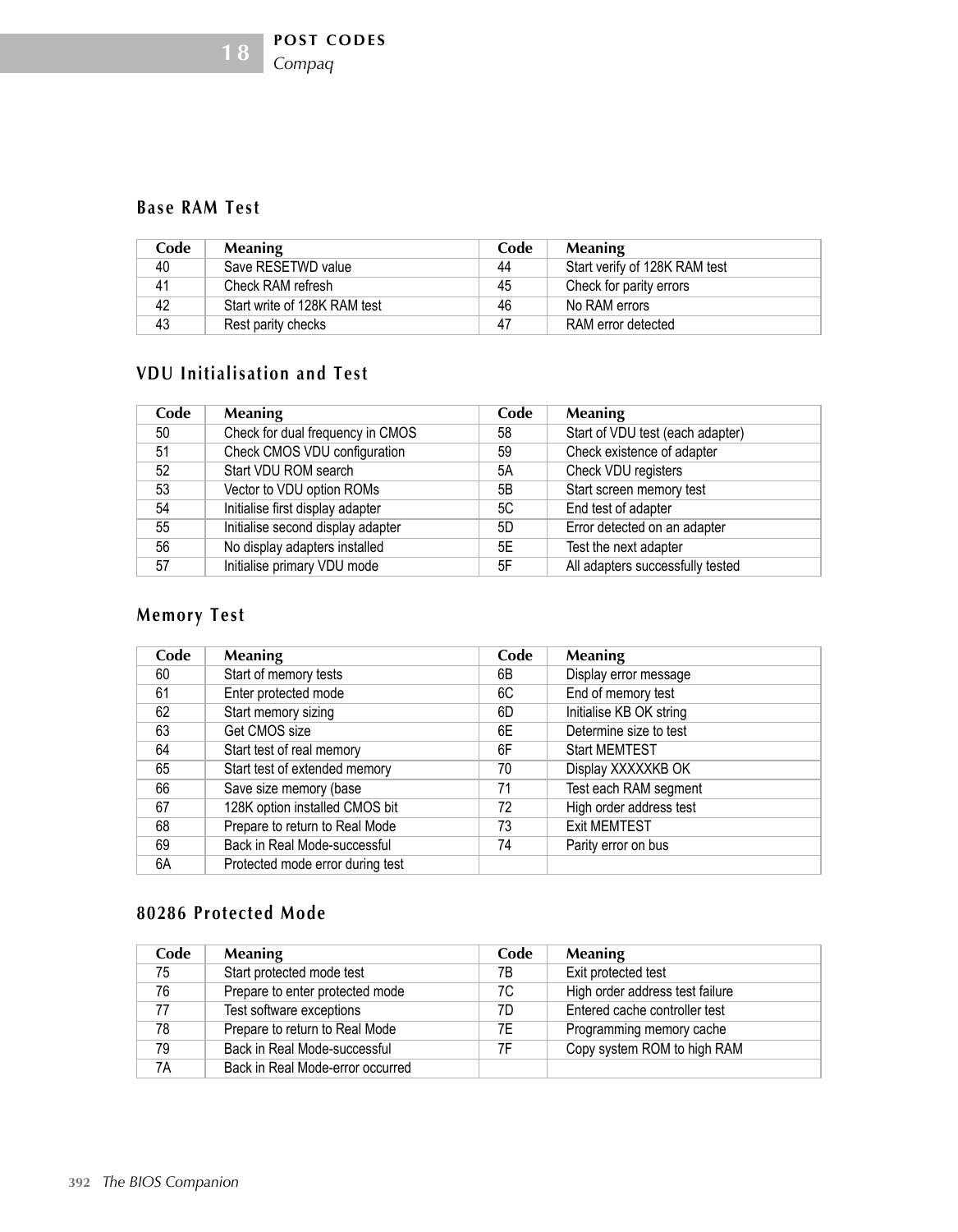## Base RAM Test

| Code | Meaning | Code | Meaning |
|---|---|---|---|
| 40 | Save RESETWD value | 44 | Start verify of 128K RAM test |
| 41 | Check RAM refresh | 45 | Check for parity errors |
| 42 | Start write of 128K RAM test | 46 | No RAM errors |
| 43 | Rest parity checks | 47 | RAM error detected |

## VDU Initialisation and Test

| Code | Meaning | Code | Meaning |
|---|---|---|---|
| 50 | Check for dual frequency in CMOS | 58 | Start of VDU test (each adapter) |
| 51 | Check CMOS VDU configuration | 59 | Check existence of adapter |
| 52 | Start VDU ROM search | 5A | Check VDU registers |
| 53 | Vector to VDU option ROMs | 5B | Start screen memory test |
| 54 | Initialise first display adapter | 5C | End test of adapter |
| 55 | Initialise second display adapter | 5D | Error detected on an adapter |
| 56 | No display adapters installed | 5E | Test the next adapter |
| 57 | Initialise primary VDU mode | 5F | All adapters successfully tested |

## Memory Test

| Code | Meaning | Code | Meaning |
|---|---|---|---|
| 60 | Start of memory tests | 6B | Display error message |
| 61 | Enter protected mode | 6C | End of memory test |
| 62 | Start memory sizing | 6D | Initialise KB OK string |
| 63 | Get CMOS size | 6E | Determine size to test |
| 64 | Start test of real memory | 6F | Start MEMTEST |
| 65 | Start test of extended memory | 70 | Display XXXXXKB OK |
| 66 | Save size memory (base | 71 | Test each RAM segment |
| 67 | 128K option installed CMOS bit | 72 | High order address test |
| 68 | Prepare to return to Real Mode | 73 | Exit MEMTEST |
| 69 | Back in Real Mode-successful | 74 | Parity error on bus |
| 6A | Protected mode error during test | | |

## 80286 Protected Mode

| Code | Meaning | Code | Meaning |
|---|---|---|---|
| 75 | Start protected mode test | 7B | Exit protected test |
| 76 | Prepare to enter protected mode | 7C | High order address test failure |
| 77 | Test software exceptions | 7D | Entered cache controller test |
| 78 | Prepare to return to Real Mode | 7E | Programming memory cache |
| 79 | Back in Real Mode-successful | 7F | Copy system ROM to high RAM |
| 7A | Back in Real Mode-error occurred | | |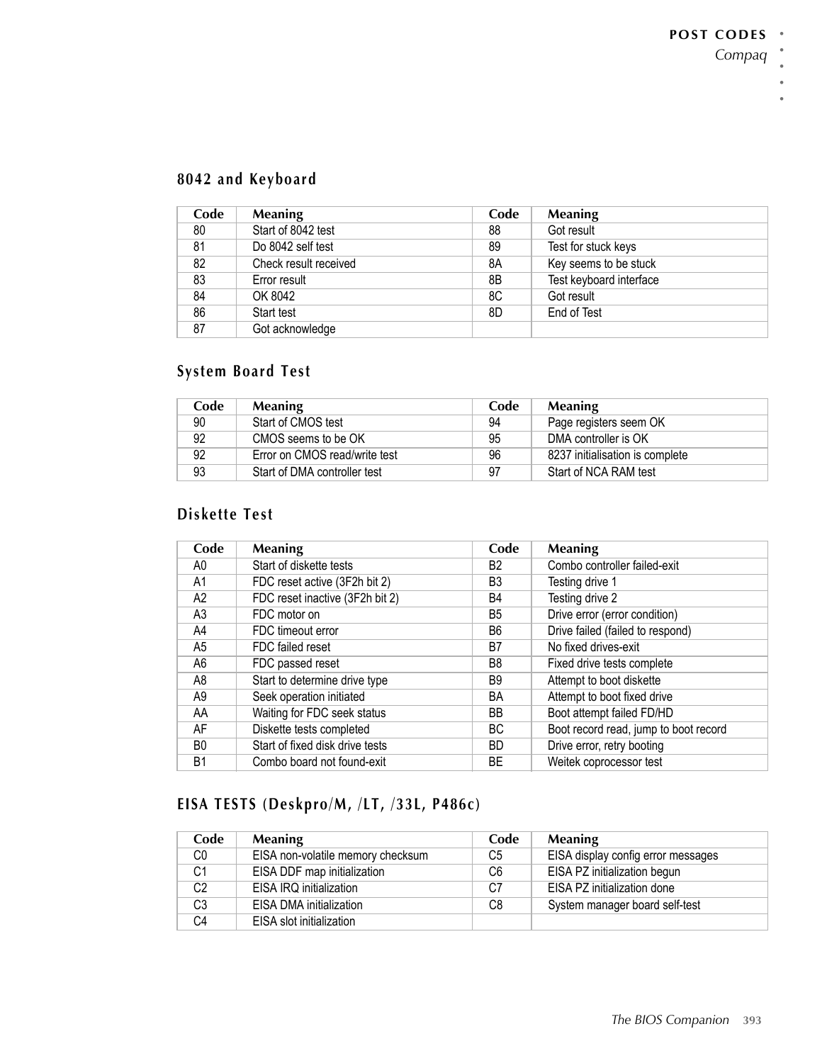### 8042 and Keyboard

| Code | Meaning | Code | Meaning |
|---|---|---|---|
| 80 | Start of 8042 test | 88 | Got result |
| 81 | Do 8042 self test | 89 | Test for stuck keys |
| 82 | Check result received | 8A | Key seems to be stuck |
| 83 | Error result | 8B | Test keyboard interface |
| 84 | OK 8042 | 8C | Got result |
| 86 | Start test | 8D | End of Test |
| 87 | Got acknowledge | | |

### System Board Test

| Code | Meaning | Code | Meaning |
|---|---|---|---|
| 90 | Start of CMOS test | 94 | Page registers seem OK |
| 92 | CMOS seems to be OK | 95 | DMA controller is OK |
| 92 | Error on CMOS read/write test | 96 | 8237 initialisation is complete |
| 93 | Start of DMA controller test | 97 | Start of NCA RAM test |

### Diskette Test

| Code | Meaning | Code | Meaning |
|---|---|---|---|
| A0 | Start of diskette tests | B2 | Combo controller failed-exit |
| A1 | FDC reset active (3F2h bit 2) | B3 | Testing drive 1 |
| A2 | FDC reset inactive (3F2h bit 2) | B4 | Testing drive 2 |
| A3 | FDC motor on | B5 | Drive error (error condition) |
| A4 | FDC timeout error | B6 | Drive failed (failed to respond) |
| A5 | FDC failed reset | B7 | No fixed drives-exit |
| A6 | FDC passed reset | B8 | Fixed drive tests complete |
| A8 | Start to determine drive type | B9 | Attempt to boot diskette |
| A9 | Seek operation initiated | BA | Attempt to boot fixed drive |
| AA | Waiting for FDC seek status | BB | Boot attempt failed FD/HD |
| AF | Diskette tests completed | BC | Boot record read, jump to boot record |
| B0 | Start of fixed disk drive tests | BD | Drive error, retry booting |
| B1 | Combo board not found-exit | BE | Weitek coprocessor test |

### EISA TESTS (Deskpro/M, /LT, /33L, P486c)

| Code | Meaning | Code | Meaning |
|---|---|---|---|
| C0 | EISA non-volatile memory checksum | C5 | EISA display config error messages |
| C1 | EISA DDF map initialization | C6 | EISA PZ initialization begun |
| C2 | EISA IRQ initialization | C7 | EISA PZ initialization done |
| C3 | EISA DMA initialization | C8 | System manager board self-test |
| C4 | EISA slot initialization | | |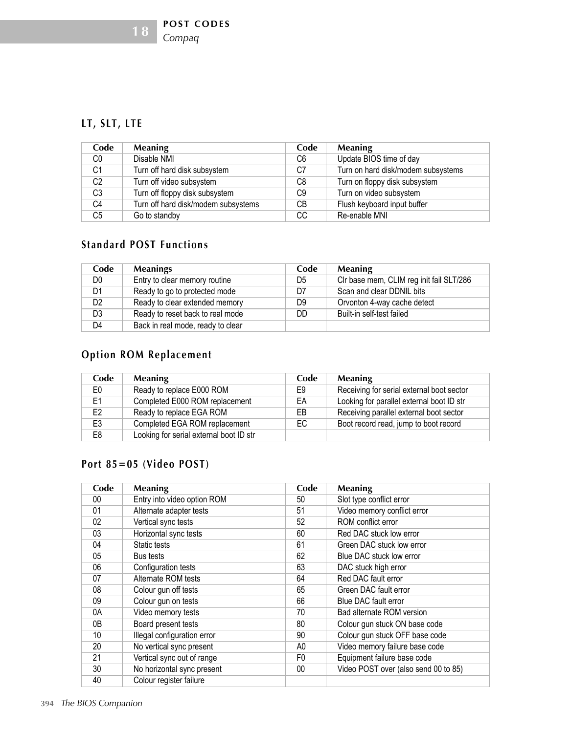### LT, SLT, LTE

| Code | Meaning | Code | Meaning |
|---|---|---|---|
| C0 | Disable NMI | C6 | Update BIOS time of day |
| C1 | Turn off hard disk subsystem | C7 | Turn on hard disk/modem subsystems |
| C2 | Turn off video subsystem | C8 | Turn on floppy disk subsystem |
| C3 | Turn off floppy disk subsystem | C9 | Turn on video subsystem |
| C4 | Turn off hard disk/modem subsystems | CB | Flush keyboard input buffer |
| C5 | Go to standby | CC | Re-enable MNI |

### Standard POST Functions

| Code | Meanings | Code | Meaning |
|---|---|---|---|
| D0 | Entry to clear memory routine | D5 | Clr base mem, CLIM reg init fail SLT/286 |
| D1 | Ready to go to protected mode | D7 | Scan and clear DDNIL bits |
| D2 | Ready to clear extended memory | D9 | Orvonton 4-way cache detect |
| D3 | Ready to reset back to real mode | DD | Built-in self-test failed |
| D4 | Back in real mode, ready to clear | | |

### Option ROM Replacement

| Code | Meaning | Code | Meaning |
|---|---|---|---|
| E0 | Ready to replace E000 ROM | E9 | Receiving for serial external boot sector |
| E1 | Completed E000 ROM replacement | EA | Looking for parallel external boot ID str |
| E2 | Ready to replace EGA ROM | EB | Receiving parallel external boot sector |
| E3 | Completed EGA ROM replacement | EC | Boot record read, jump to boot record |
| E8 | Looking for serial external boot ID str | | |

### Port 85=05 (Video POST)

| Code | Meaning | Code | Meaning |
|---|---|---|---|
| 00 | Entry into video option ROM | 50 | Slot type conflict error |
| 01 | Alternate adapter tests | 51 | Video memory conflict error |
| 02 | Vertical sync tests | 52 | ROM conflict error |
| 03 | Horizontal sync tests | 60 | Red DAC stuck low error |
| 04 | Static tests | 61 | Green DAC stuck low error |
| 05 | Bus tests | 62 | Blue DAC stuck low error |
| 06 | Configuration tests | 63 | DAC stuck high error |
| 07 | Alternate ROM tests | 64 | Red DAC fault error |
| 08 | Colour gun off tests | 65 | Green DAC fault error |
| 09 | Colour gun on tests | 66 | Blue DAC fault error |
| 0A | Video memory tests | 70 | Bad alternate ROM version |
| 0B | Board present tests | 80 | Colour gun stuck ON base code |
| 10 | Illegal configuration error | 90 | Colour gun stuck OFF base code |
| 20 | No vertical sync present | A0 | Video memory failure base code |
| 21 | Vertical sync out of range | F0 | Equipment failure base code |
| 30 | No horizontal sync present | 00 | Video POST over (also send 00 to 85) |
| 40 | Colour register failure | | |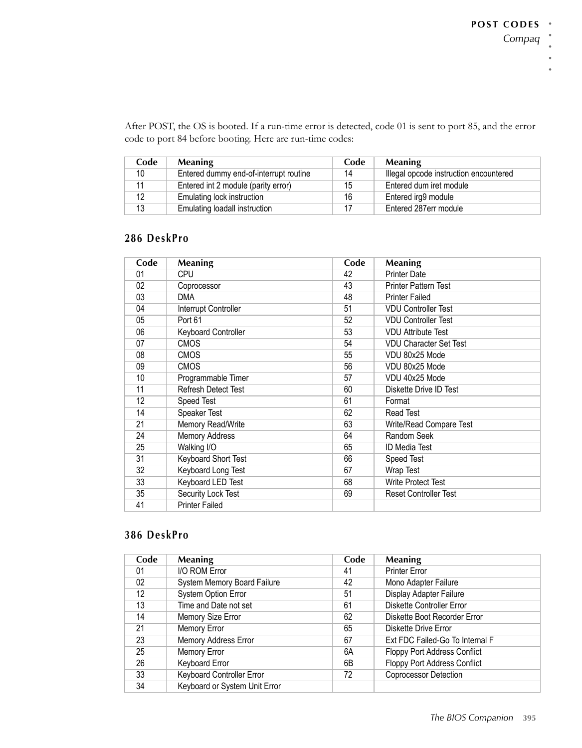After POST, the OS is booted. If a run-time error is detected, code 01 is sent to port 85, and the error code to port 84 before booting. Here are run-time codes:

| Code | Meaning | Code | Meaning |
|---|---|---|---|
| 10 | Entered dummy end-of-interrupt routine | 14 | Illegal opcode instruction encountered |
| 11 | Entered int 2 module (parity error) | 15 | Entered dum iret module |
| 12 | Emulating lock instruction | 16 | Entered irg9 module |
| 13 | Emulating loadall instruction | 17 | Entered 287err module |

## 286 DeskPro

| Code | Meaning | Code | Meaning |
|---|---|---|---|
| 01 | CPU | 42 | Printer Date |
| 02 | Coprocessor | 43 | Printer Pattern Test |
| 03 | DMA | 48 | Printer Failed |
| 04 | Interrupt Controller | 51 | VDU Controller Test |
| 05 | Port 61 | 52 | VDU Controller Test |
| 06 | Keyboard Controller | 53 | VDU Attribute Test |
| 07 | CMOS | 54 | VDU Character Set Test |
| 08 | CMOS | 55 | VDU 80x25 Mode |
| 09 | CMOS | 56 | VDU 80x25 Mode |
| 10 | Programmable Timer | 57 | VDU 40x25 Mode |
| 11 | Refresh Detect Test | 60 | Diskette Drive ID Test |
| 12 | Speed Test | 61 | Format |
| 14 | Speaker Test | 62 | Read Test |
| 21 | Memory Read/Write | 63 | Write/Read Compare Test |
| 24 | Memory Address | 64 | Random Seek |
| 25 | Walking I/O | 65 | ID Media Test |
| 31 | Keyboard Short Test | 66 | Speed Test |
| 32 | Keyboard Long Test | 67 | Wrap Test |
| 33 | Keyboard LED Test | 68 | Write Protect Test |
| 35 | Security Lock Test | 69 | Reset Controller Test |
| 41 | Printer Failed | | |

## 386 DeskPro

| Code | Meaning | Code | Meaning |
|---|---|---|---|
| 01 | I/O ROM Error | 41 | Printer Error |
| 02 | System Memory Board Failure | 42 | Mono Adapter Failure |
| 12 | System Option Error | 51 | Display Adapter Failure |
| 13 | Time and Date not set | 61 | Diskette Controller Error |
| 14 | Memory Size Error | 62 | Diskette Boot Recorder Error |
| 21 | Memory Error | 65 | Diskette Drive Error |
| 23 | Memory Address Error | 67 | Ext FDC Failed-Go To Internal F |
| 25 | Memory Error | 6A | Floppy Port Address Conflict |
| 26 | Keyboard Error | 6B | Floppy Port Address Conflict |
| 33 | Keyboard Controller Error | 72 | Coprocessor Detection |
| 34 | Keyboard or System Unit Error | | |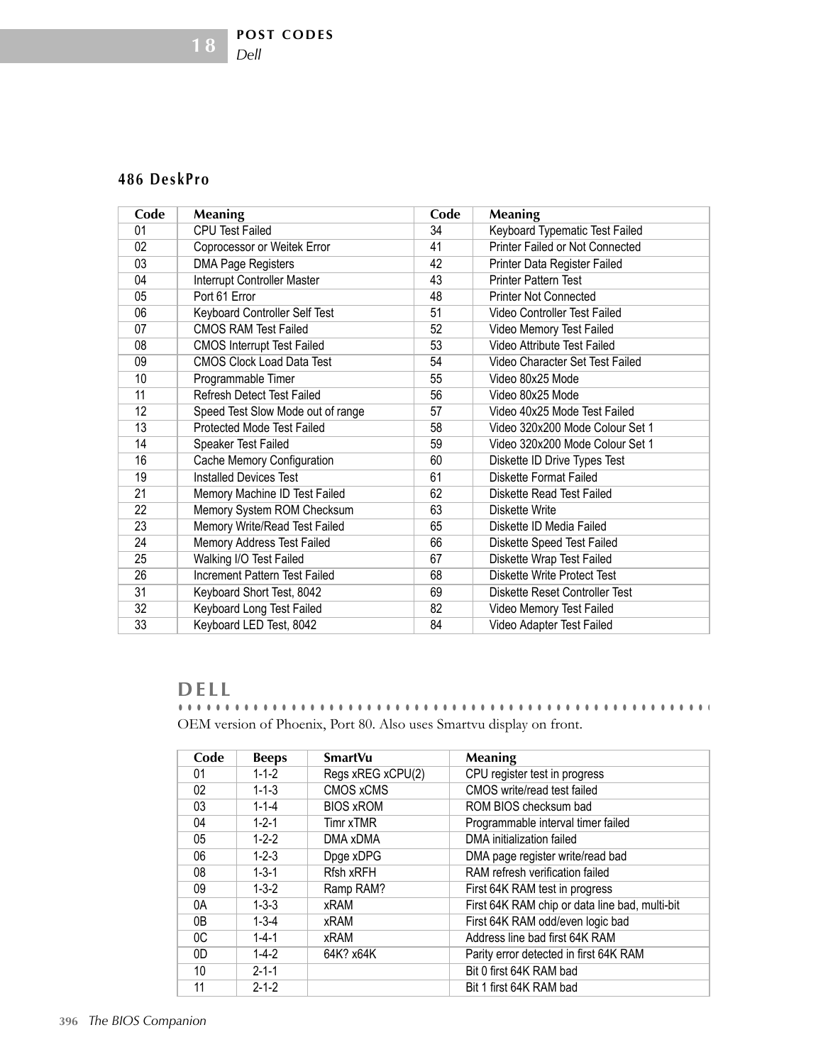### 486 DeskPro

| Code | Meaning | Code | Meaning |
|---|---|---|---|
| 01 | CPU Test Failed | 34 | Keyboard Typematic Test Failed |
| 02 | Coprocessor or Weitek Error | 41 | Printer Failed or Not Connected |
| 03 | DMA Page Registers | 42 | Printer Data Register Failed |
| 04 | Interrupt Controller Master | 43 | Printer Pattern Test |
| 05 | Port 61 Error | 48 | Printer Not Connected |
| 06 | Keyboard Controller Self Test | 51 | Video Controller Test Failed |
| 07 | CMOS RAM Test Failed | 52 | Video Memory Test Failed |
| 08 | CMOS Interrupt Test Failed | 53 | Video Attribute Test Failed |
| 09 | CMOS Clock Load Data Test | 54 | Video Character Set Test Failed |
| 10 | Programmable Timer | 55 | Video 80x25 Mode |
| 11 | Refresh Detect Test Failed | 56 | Video 80x25 Mode |
| 12 | Speed Test Slow Mode out of range | 57 | Video 40x25 Mode Test Failed |
| 13 | Protected Mode Test Failed | 58 | Video 320x200 Mode Colour Set 1 |
| 14 | Speaker Test Failed | 59 | Video 320x200 Mode Colour Set 1 |
| 16 | Cache Memory Configuration | 60 | Diskette ID Drive Types Test |
| 19 | Installed Devices Test | 61 | Diskette Format Failed |
| 21 | Memory Machine ID Test Failed | 62 | Diskette Read Test Failed |
| 22 | Memory System ROM Checksum | 63 | Diskette Write |
| 23 | Memory Write/Read Test Failed | 65 | Diskette ID Media Failed |
| 24 | Memory Address Test Failed | 66 | Diskette Speed Test Failed |
| 25 | Walking I/O Test Failed | 67 | Diskette Wrap Test Failed |
| 26 | Increment Pattern Test Failed | 68 | Diskette Write Protect Test |
| 31 | Keyboard Short Test, 8042 | 69 | Diskette Reset Controller Test |
| 32 | Keyboard Long Test Failed | 82 | Video Memory Test Failed |
| 33 | Keyboard LED Test, 8042 | 84 | Video Adapter Test Failed |

## DELL

OEM version of Phoenix, Port 80. Also uses Smartvu display on front.

| Code | Beeps | SmartVu | Meaning |
|---|---|---|---|
| 01 | 1-1-2 | Regs xREG xCPU(2) | CPU register test in progress |
| 02 | 1-1-3 | CMOS xCMS | CMOS write/read test failed |
| 03 | 1-1-4 | BIOS xROM | ROM BIOS checksum bad |
| 04 | 1-2-1 | Timr xTMR | Programmable interval timer failed |
| 05 | 1-2-2 | DMA xDMA | DMA initialization failed |
| 06 | 1-2-3 | Dpge xDPG | DMA page register write/read bad |
| 08 | 1-3-1 | Rfsh xRFH | RAM refresh verification failed |
| 09 | 1-3-2 | Ramp RAM? | First 64K RAM test in progress |
| 0A | 1-3-3 | xRAM | First 64K RAM chip or data line bad, multi-bit |
| 0B | 1-3-4 | xRAM | First 64K RAM odd/even logic bad |
| 0C | 1-4-1 | xRAM | Address line bad first 64K RAM |
| 0D | 1-4-2 | 64K? x64K | Parity error detected in first 64K RAM |
| 10 | 2-1-1 | | Bit 0 first 64K RAM bad |
| 11 | 2-1-2 | | Bit 1 first 64K RAM bad |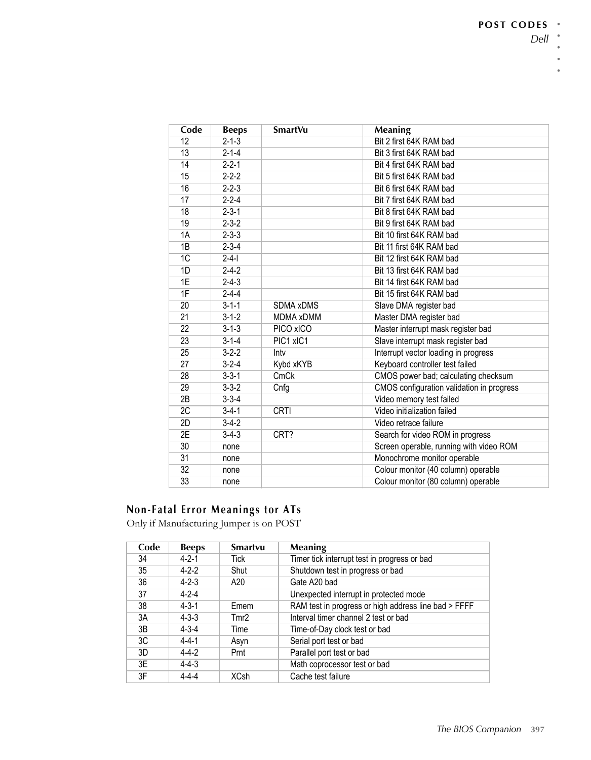| Code | Beeps | SmartVu | Meaning |
|---|---|---|---|
| 12 | 2-1-3 | | Bit 2 first 64K RAM bad |
| 13 | 2-1-4 | | Bit 3 first 64K RAM bad |
| 14 | 2-2-1 | | Bit 4 first 64K RAM bad |
| 15 | 2-2-2 | | Bit 5 first 64K RAM bad |
| 16 | 2-2-3 | | Bit 6 first 64K RAM bad |
| 17 | 2-2-4 | | Bit 7 first 64K RAM bad |
| 18 | 2-3-1 | | Bit 8 first 64K RAM bad |
| 19 | 2-3-2 | | Bit 9 first 64K RAM bad |
| 1A | 2-3-3 | | Bit 10 first 64K RAM bad |
| 1B | 2-3-4 | | Bit 11 first 64K RAM bad |
| 1C | 2-4-l | | Bit 12 first 64K RAM bad |
| 1D | 2-4-2 | | Bit 13 first 64K RAM bad |
| 1E | 2-4-3 | | Bit 14 first 64K RAM bad |
| 1F | 2-4-4 | | Bit 15 first 64K RAM bad |
| 20 | 3-1-1 | SDMA xDMS | Slave DMA register bad |
| 21 | 3-1-2 | MDMA xDMM | Master DMA register bad |
| 22 | 3-1-3 | PICO xICO | Master interrupt mask register bad |
| 23 | 3-1-4 | PIC1 xIC1 | Slave interrupt mask register bad |
| 25 | 3-2-2 | Intv | Interrupt vector loading in progress |
| 27 | 3-2-4 | Kybd xKYB | Keyboard controller test failed |
| 28 | 3-3-1 | CmCk | CMOS power bad; calculating checksum |
| 29 | 3-3-2 | Cnfg | CMOS configuration validation in progress |
| 2B | 3-3-4 | | Video memory test failed |
| 2C | 3-4-1 | CRTI | Video initialization failed |
| 2D | 3-4-2 | | Video retrace failure |
| 2E | 3-4-3 | CRT? | Search for video ROM in progress |
| 30 | none | | Screen operable, running with video ROM |
| 31 | none | | Monochrome monitor operable |
| 32 | none | | Colour monitor (40 column) operable |
| 33 | none | | Colour monitor (80 column) operable |

## Non-Fatal Error Meanings tor ATs

Only if Manufacturing Jumper is on POST

| Code | Beeps | Smartvu | Meaning |
|---|---|---|---|
| 34 | 4-2-1 | Tick | Timer tick interrupt test in progress or bad |
| 35 | 4-2-2 | Shut | Shutdown test in progress or bad |
| 36 | 4-2-3 | A20 | Gate A20 bad |
| 37 | 4-2-4 | | Unexpected interrupt in protected mode |
| 38 | 4-3-1 | Emem | RAM test in progress or high address line bad > FFFF |
| 3A | 4-3-3 | Tmr2 | Interval timer channel 2 test or bad |
| 3B | 4-3-4 | Time | Time-of-Day clock test or bad |
| 3C | 4-4-1 | Asyn | Serial port test or bad |
| 3D | 4-4-2 | Prnt | Parallel port test or bad |
| 3E | 4-4-3 | | Math coprocessor test or bad |
| 3F | 4-4-4 | XCsh | Cache test failure |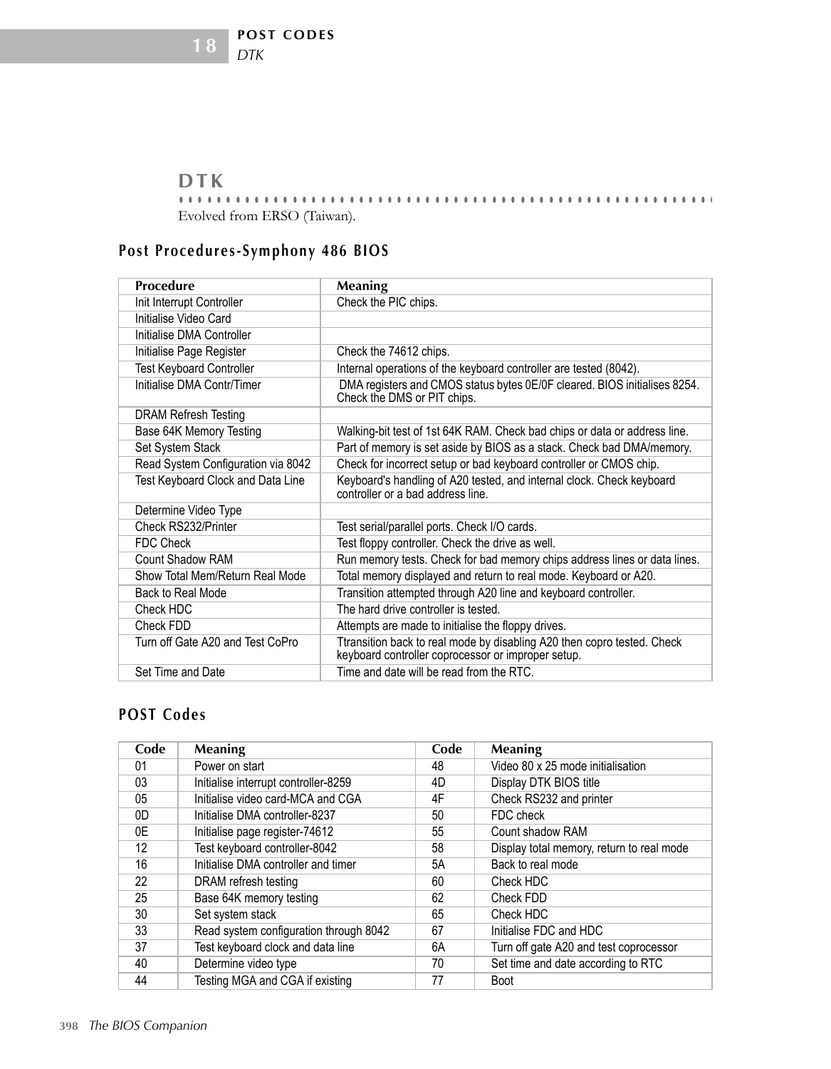## DTK

Evolved from ERSO (Taiwan).

### Post Procedures-Symphony 486 BIOS

| Procedure | Meaning |
|---|---|
| Init Interrupt Controller | Check the PIC chips. |
| Initialise Video Card | |
| Initialise DMA Controller | |
| Initialise Page Register | Check the 74612 chips. |
| Test Keyboard Controller | Internal operations of the keyboard controller are tested (8042). |
| Initialise DMA Contr/Timer | DMA registers and CMOS status bytes 0E/0F cleared. BIOS initialises 8254. Check the DMS or PIT chips. |
| DRAM Refresh Testing | |
| Base 64K Memory Testing | Walking-bit test of 1st 64K RAM. Check bad chips or data or address line. |
| Set System Stack | Part of memory is set aside by BIOS as a stack. Check bad DMA/memory. |
| Read System Configuration via 8042 | Check for incorrect setup or bad keyboard controller or CMOS chip. |
| Test Keyboard Clock and Data Line | Keyboard's handling of A20 tested, and internal clock. Check keyboard controller or a bad address line. |
| Determine Video Type | |
| Check RS232/Printer | Test serial/parallel ports. Check I/O cards. |
| FDC Check | Test floppy controller. Check the drive as well. |
| Count Shadow RAM | Run memory tests. Check for bad memory chips address lines or data lines. |
| Show Total Mem/Return Real Mode | Total memory displayed and return to real mode. Keyboard or A20. |
| Back to Real Mode | Transition attempted through A20 line and keyboard controller. |
| Check HDC | The hard drive controller is tested. |
| Check FDD | Attempts are made to initialise the floppy drives. |
| Turn off Gate A20 and Test CoPro | Ttransition back to real mode by disabling A20 then copro tested. Check keyboard controller coprocessor or improper setup. |
| Set Time and Date | Time and date will be read from the RTC. |

### POST Codes

| Code | Meaning | Code | Meaning |
|---|---|---|---|
| 01 | Power on start | 48 | Video 80 x 25 mode initialisation |
| 03 | Initialise interrupt controller-8259 | 4D | Display DTK BIOS title |
| 05 | Initialise video card-MCA and CGA | 4F | Check RS232 and printer |
| 0D | Initialise DMA controller-8237 | 50 | FDC check |
| 0E | Initialise page register-74612 | 55 | Count shadow RAM |
| 12 | Test keyboard controller-8042 | 58 | Display total memory, return to real mode |
| 16 | Initialise DMA controller and timer | 5A | Back to real mode |
| 22 | DRAM refresh testing | 60 | Check HDC |
| 25 | Base 64K memory testing | 62 | Check FDD |
| 30 | Set system stack | 65 | Check HDC |
| 33 | Read system configuration through 8042 | 67 | Initialise FDC and HDC |
| 37 | Test keyboard clock and data line | 6A | Turn off gate A20 and test coprocessor |
| 40 | Determine video type | 70 | Set time and date according to RTC |
| 44 | Testing MGA and CGA if existing | 77 | Boot |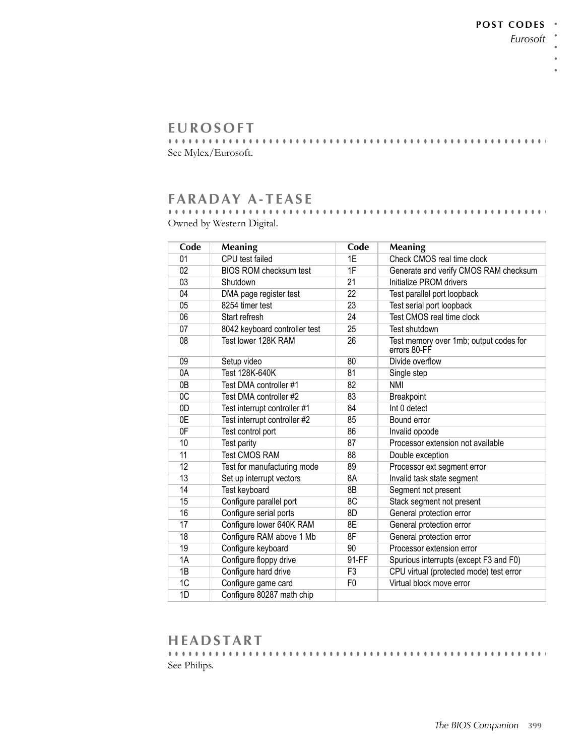## EUROSOFT

See Mylex/Eurosoft.

## FARADAY A-TEASE

Owned by Western Digital.

| Code | Meaning | Code | Meaning |
|---|---|---|---|
| 01 | CPU test failed | 1E | Check CMOS real time clock |
| 02 | BIOS ROM checksum test | 1F | Generate and verify CMOS RAM checksum |
| 03 | Shutdown | 21 | Initialize PROM drivers |
| 04 | DMA page register test | 22 | Test parallel port loopback |
| 05 | 8254 timer test | 23 | Test serial port loopback |
| 06 | Start refresh | 24 | Test CMOS real time clock |
| 07 | 8042 keyboard controller test | 25 | Test shutdown |
| 08 | Test lower 128K RAM | 26 | Test memory over 1mb; output codes for errors 80-FF |
| 09 | Setup video | 80 | Divide overflow |
| 0A | Test 128K-640K | 81 | Single step |
| 0B | Test DMA controller #1 | 82 | NMI |
| 0C | Test DMA controller #2 | 83 | Breakpoint |
| 0D | Test interrupt controller #1 | 84 | Int 0 detect |
| 0E | Test interrupt controller #2 | 85 | Bound error |
| 0F | Test control port | 86 | Invalid opcode |
| 10 | Test parity | 87 | Processor extension not available |
| 11 | Test CMOS RAM | 88 | Double exception |
| 12 | Test for manufacturing mode | 89 | Processor ext segment error |
| 13 | Set up interrupt vectors | 8A | Invalid task state segment |
| 14 | Test keyboard | 8B | Segment not present |
| 15 | Configure parallel port | 8C | Stack segment not present |
| 16 | Configure serial ports | 8D | General protection error |
| 17 | Configure lower 640K RAM | 8E | General protection error |
| 18 | Configure RAM above 1 Mb | 8F | General protection error |
| 19 | Configure keyboard | 90 | Processor extension error |
| 1A | Configure floppy drive | 91-FF | Spurious interrupts (except F3 and F0) |
| 1B | Configure hard drive | F3 | CPU virtual (protected mode) test error |
| 1C | Configure game card | F0 | Virtual block move error |
| 1D | Configure 80287 math chip | | |

## HEADSTART

See Philips.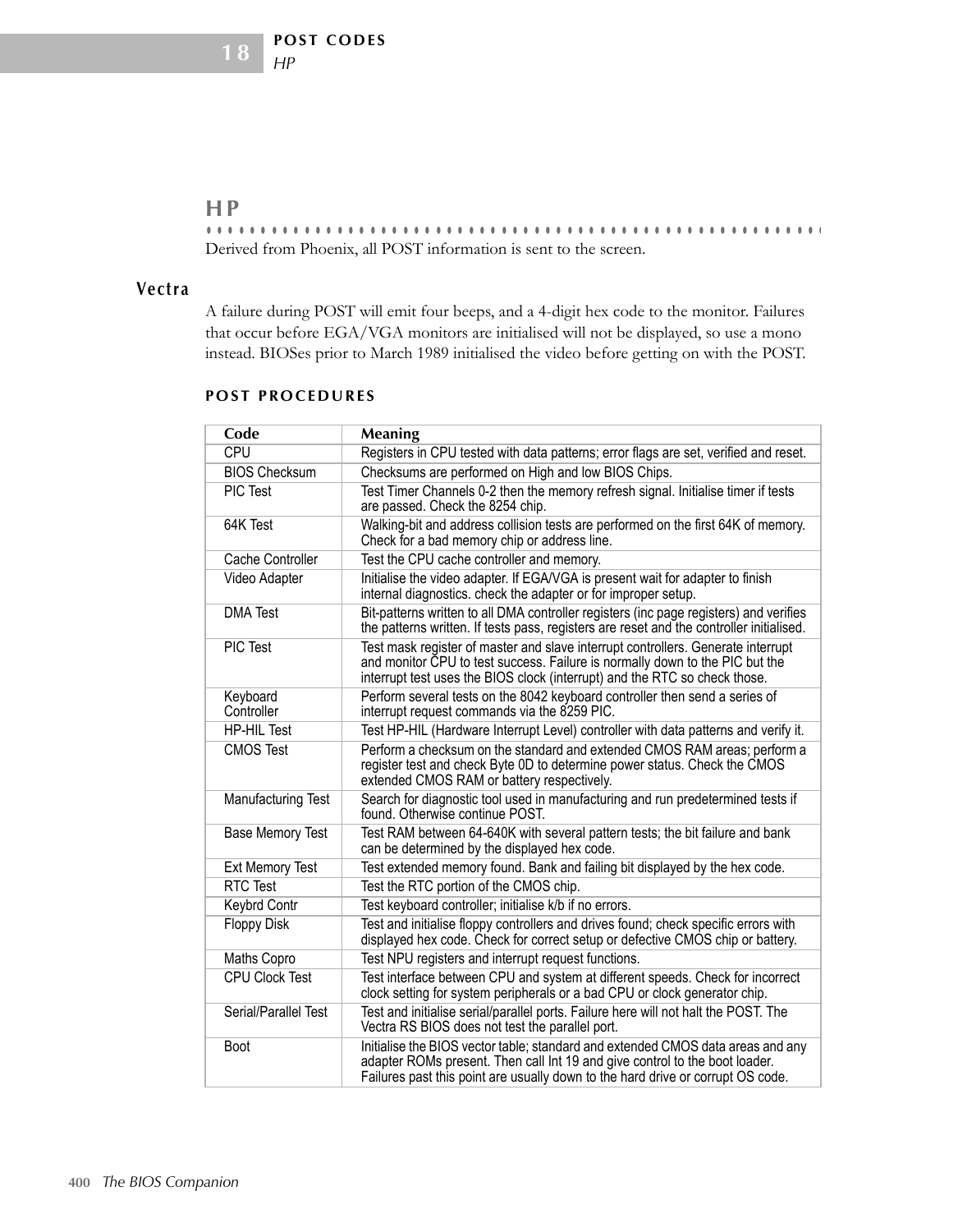## HP

Derived from Phoenix, all POST information is sent to the screen.

### Vectra

A failure during POST will emit four beeps, and a 4-digit hex code to the monitor. Failures that occur before EGA/VGA monitors are initialised will not be displayed, so use a mono instead. BIOSes prior to March 1989 initialised the video before getting on with the POST.

#### POST PROCEDURES

| Code | Meaning |
|---|---|
| CPU | Registers in CPU tested with data patterns; error flags are set, verified and reset. |
| BIOS Checksum | Checksums are performed on High and low BIOS Chips. |
| PIC Test | Test Timer Channels 0-2 then the memory refresh signal. Initialise timer if tests are passed. Check the 8254 chip. |
| 64K Test | Walking-bit and address collision tests are performed on the first 64K of memory. Check for a bad memory chip or address line. |
| Cache Controller | Test the CPU cache controller and memory. |
| Video Adapter | Initialise the video adapter. If EGA/VGA is present wait for adapter to finish internal diagnostics. check the adapter or for improper setup. |
| DMA Test | Bit-patterns written to all DMA controller registers (inc page registers) and verifies the patterns written. If tests pass, registers are reset and the controller initialised. |
| PIC Test | Test mask register of master and slave interrupt controllers. Generate interrupt and monitor CPU to test success. Failure is normally down to the PIC but the interrupt test uses the BIOS clock (interrupt) and the RTC so check those. |
| Keyboard Controller | Perform several tests on the 8042 keyboard controller then send a series of interrupt request commands via the 8259 PIC. |
| HP-HIL Test | Test HP-HIL (Hardware Interrupt Level) controller with data patterns and verify it. |
| CMOS Test | Perform a checksum on the standard and extended CMOS RAM areas; perform a register test and check Byte 0D to determine power status. Check the CMOS extended CMOS RAM or battery respectively. |
| Manufacturing Test | Search for diagnostic tool used in manufacturing and run predetermined tests if found. Otherwise continue POST. |
| Base Memory Test | Test RAM between 64-640K with several pattern tests; the bit failure and bank can be determined by the displayed hex code. |
| Ext Memory Test | Test extended memory found. Bank and failing bit displayed by the hex code. |
| RTC Test | Test the RTC portion of the CMOS chip. |
| Keybrd Contr | Test keyboard controller; initialise k/b if no errors. |
| Floppy Disk | Test and initialise floppy controllers and drives found; check specific errors with displayed hex code. Check for correct setup or defective CMOS chip or battery. |
| Maths Copro | Test NPU registers and interrupt request functions. |
| CPU Clock Test | Test interface between CPU and system at different speeds. Check for incorrect clock setting for system peripherals or a bad CPU or clock generator chip. |
| Serial/Parallel Test | Test and initialise serial/parallel ports. Failure here will not halt the POST. The Vectra RS BIOS does not test the parallel port. |
| Boot | Initialise the BIOS vector table; standard and extended CMOS data areas and any adapter ROMs present. Then call Int 19 and give control to the boot loader. Failures past this point are usually down to the hard drive or corrupt OS code. |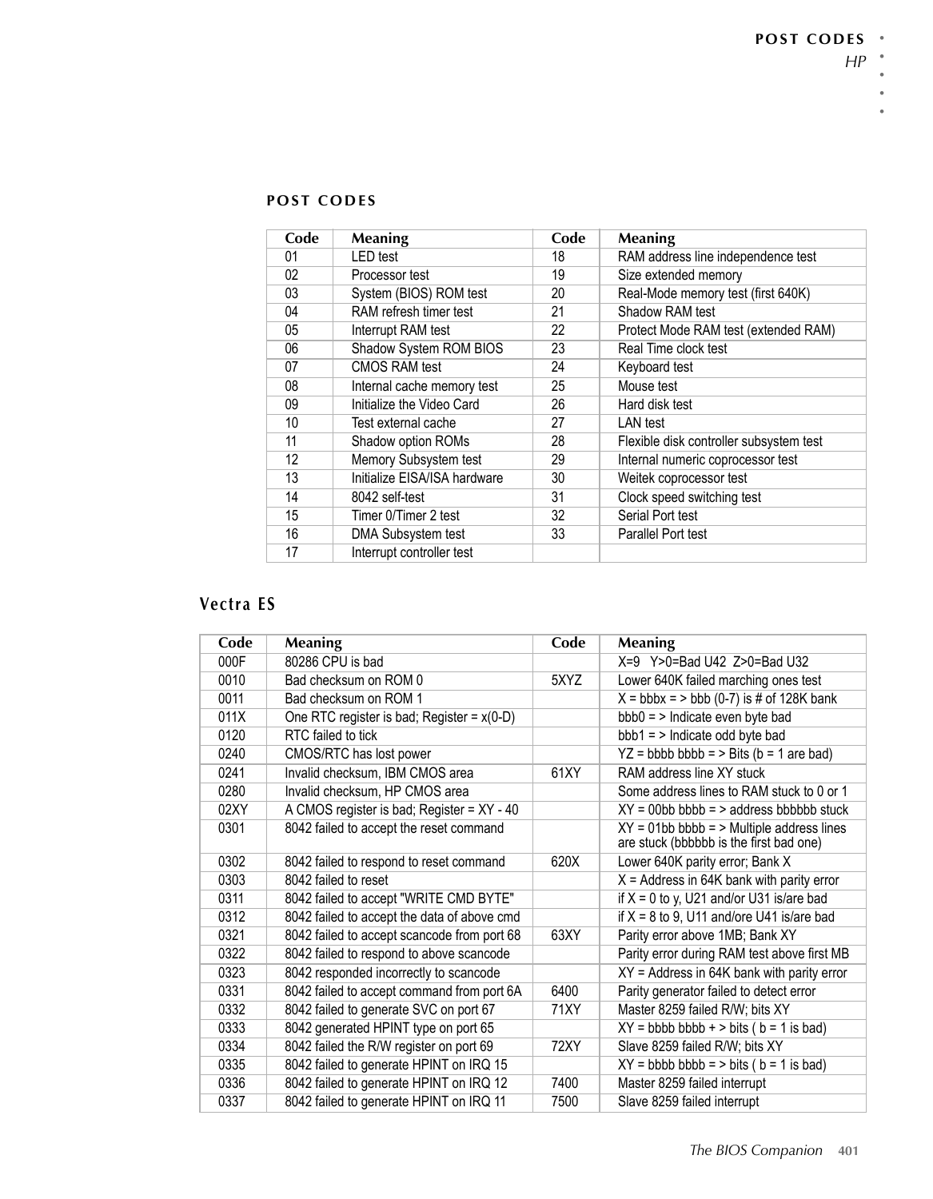### POST CODES

| Code | Meaning | Code | Meaning |
|---|---|---|---|
| 01 | LED test | 18 | RAM address line independence test |
| 02 | Processor test | 19 | Size extended memory |
| 03 | System (BIOS) ROM test | 20 | Real-Mode memory test (first 640K) |
| 04 | RAM refresh timer test | 21 | Shadow RAM test |
| 05 | Interrupt RAM test | 22 | Protect Mode RAM test (extended RAM) |
| 06 | Shadow System ROM BIOS | 23 | Real Time clock test |
| 07 | CMOS RAM test | 24 | Keyboard test |
| 08 | Internal cache memory test | 25 | Mouse test |
| 09 | Initialize the Video Card | 26 | Hard disk test |
| 10 | Test external cache | 27 | LAN test |
| 11 | Shadow option ROMs | 28 | Flexible disk controller subsystem test |
| 12 | Memory Subsystem test | 29 | Internal numeric coprocessor test |
| 13 | Initialize EISA/ISA hardware | 30 | Weitek coprocessor test |
| 14 | 8042 self-test | 31 | Clock speed switching test |
| 15 | Timer 0/Timer 2 test | 32 | Serial Port test |
| 16 | DMA Subsystem test | 33 | Parallel Port test |
| 17 | Interrupt controller test | | |

## Vectra ES

| Code | Meaning | Code | Meaning |
|---|---|---|---|
| 000F | 80286 CPU is bad | | X=9 Y>0=Bad U42 Z>0=Bad U32 |
| 0010 | Bad checksum on ROM 0 | 5XYZ | Lower 640K failed marching ones test |
| 0011 | Bad checksum on ROM 1 | | X = bbbx = > bbb (0-7) is # of 128K bank |
| 011X | One RTC register is bad; Register = x(0-D) | | bbb0 = > Indicate even byte bad |
| 0120 | RTC failed to tick | | bbb1 = > Indicate odd byte bad |
| 0240 | CMOS/RTC has lost power | | YZ = bbbb bbbb = > Bits (b = 1 are bad) |
| 0241 | Invalid checksum, IBM CMOS area | 61XY | RAM address line XY stuck |
| 0280 | Invalid checksum, HP CMOS area | | Some address lines to RAM stuck to 0 or 1 |
| 02XY | A CMOS register is bad; Register = XY - 40 | | XY = 00bb bbbb = > address bbbbbb stuck |
| 0301 | 8042 failed to accept the reset command | | XY = 01bb bbbb = > Multiple address lines are stuck (bbbbbb is the first bad one) |
| 0302 | 8042 failed to respond to reset command | 620X | Lower 640K parity error; Bank X |
| 0303 | 8042 failed to reset | | X = Address in 64K bank with parity error |
| 0311 | 8042 failed to accept "WRITE CMD BYTE" | | if X = 0 to y, U21 and/or U31 is/are bad |
| 0312 | 8042 failed to accept the data of above cmd | | if X = 8 to 9, U11 and/ore U41 is/are bad |
| 0321 | 8042 failed to accept scancode from port 68 | 63XY | Parity error above 1MB; Bank XY |
| 0322 | 8042 failed to respond to above scancode | | Parity error during RAM test above first MB |
| 0323 | 8042 responded incorrectly to scancode | | XY = Address in 64K bank with parity error |
| 0331 | 8042 failed to accept command from port 6A | 6400 | Parity generator failed to detect error |
| 0332 | 8042 failed to generate SVC on port 67 | 71XY | Master 8259 failed R/W; bits XY |
| 0333 | 8042 generated HPINT type on port 65 | | XY = bbbb bbbb + > bits ( b = 1 is bad) |
| 0334 | 8042 failed the R/W register on port 69 | 72XY | Slave 8259 failed R/W; bits XY |
| 0335 | 8042 failed to generate HPINT on IRQ 15 | | XY = bbbb bbbb = > bits ( b = 1 is bad) |
| 0336 | 8042 failed to generate HPINT on IRQ 12 | 7400 | Master 8259 failed interrupt |
| 0337 | 8042 failed to generate HPINT on IRQ 11 | 7500 | Slave 8259 failed interrupt |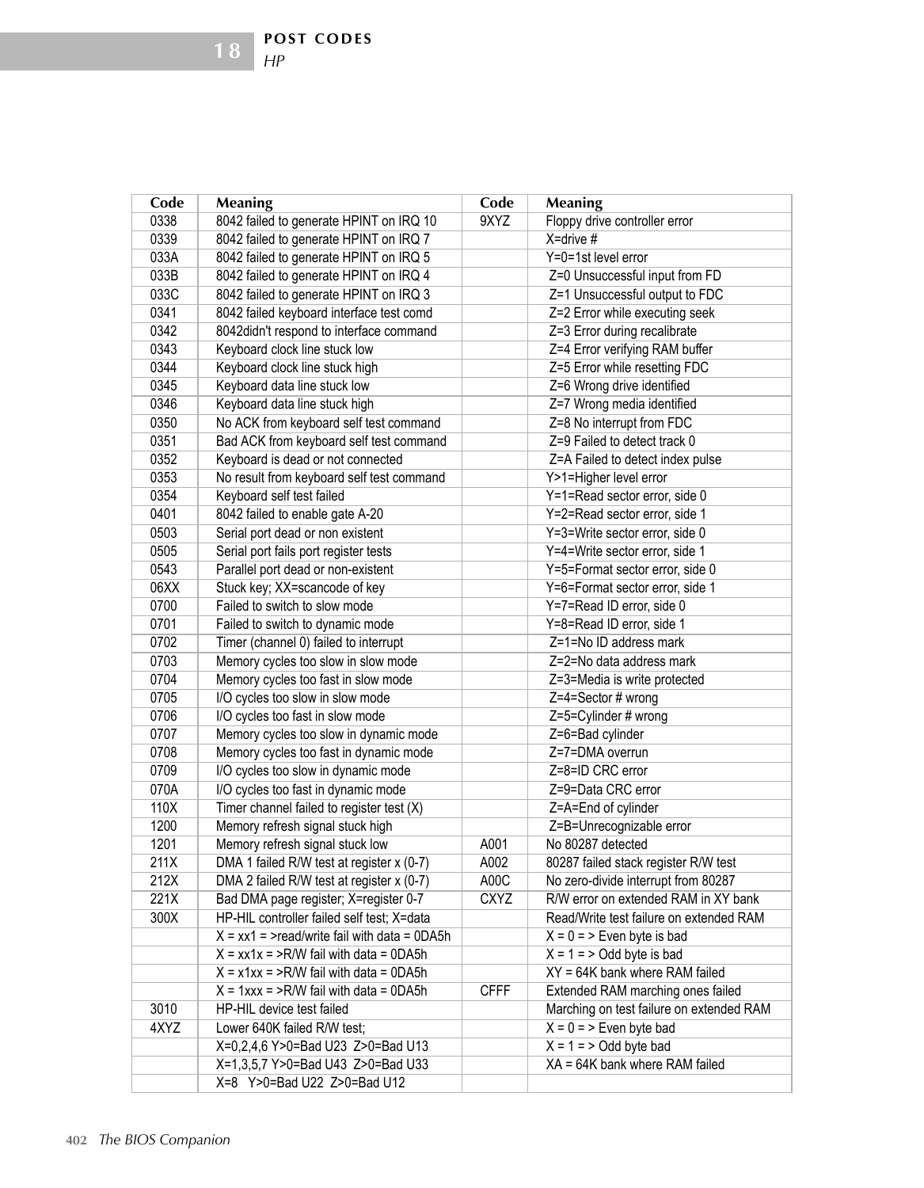| Code | Meaning | Code | Meaning |
|---|---|---|---|
| 0338 | 8042 failed to generate HPINT on IRQ 10 | 9XYZ | Floppy drive controller error |
| 0339 | 8042 failed to generate HPINT on IRQ 7 | | X=drive # |
| 033A | 8042 failed to generate HPINT on IRQ 5 | | Y=0=1st level error |
| 033B | 8042 failed to generate HPINT on IRQ 4 | | Z=0 Unsuccessful input from FD |
| 033C | 8042 failed to generate HPINT on IRQ 3 | | Z=1 Unsuccessful output to FDC |
| 0341 | 8042 failed keyboard interface test comd | | Z=2 Error while executing seek |
| 0342 | 8042didn't respond to interface command | | Z=3 Error during recalibrate |
| 0343 | Keyboard clock line stuck low | | Z=4 Error verifying RAM buffer |
| 0344 | Keyboard clock line stuck high | | Z=5 Error while resetting FDC |
| 0345 | Keyboard data line stuck low | | Z=6 Wrong drive identified |
| 0346 | Keyboard data line stuck high | | Z=7 Wrong media identified |
| 0350 | No ACK from keyboard self test command | | Z=8 No interrupt from FDC |
| 0351 | Bad ACK from keyboard self test command | | Z=9 Failed to detect track 0 |
| 0352 | Keyboard is dead or not connected | | Z=A Failed to detect index pulse |
| 0353 | No result from keyboard self test command | | Y>1=Higher level error |
| 0354 | Keyboard self test failed | | Y=1=Read sector error, side 0 |
| 0401 | 8042 failed to enable gate A-20 | | Y=2=Read sector error, side 1 |
| 0503 | Serial port dead or non existent | | Y=3=Write sector error, side 0 |
| 0505 | Serial port fails port register tests | | Y=4=Write sector error, side 1 |
| 0543 | Parallel port dead or non-existent | | Y=5=Format sector error, side 0 |
| 06XX | Stuck key; XX=scancode of key | | Y=6=Format sector error, side 1 |
| 0700 | Failed to switch to slow mode | | Y=7=Read ID error, side 0 |
| 0701 | Failed to switch to dynamic mode | | Y=8=Read ID error, side 1 |
| 0702 | Timer (channel 0) failed to interrupt | | Z=1=No ID address mark |
| 0703 | Memory cycles too slow in slow mode | | Z=2=No data address mark |
| 0704 | Memory cycles too fast in slow mode | | Z=3=Media is write protected |
| 0705 | I/O cycles too slow in slow mode | | Z=4=Sector # wrong |
| 0706 | I/O cycles too fast in slow mode | | Z=5=Cylinder # wrong |
| 0707 | Memory cycles too slow in dynamic mode | | Z=6=Bad cylinder |
| 0708 | Memory cycles too fast in dynamic mode | | Z=7=DMA overrun |
| 0709 | I/O cycles too slow in dynamic mode | | Z=8=ID CRC error |
| 070A | I/O cycles too fast in dynamic mode | | Z=9=Data CRC error |
| 110X | Timer channel failed to register test (X) | | Z=A=End of cylinder |
| 1200 | Memory refresh signal stuck high | | Z=B=Unrecognizable error |
| 1201 | Memory refresh signal stuck low | A001 | No 80287 detected |
| 211X | DMA 1 failed R/W test at register x (0-7) | A002 | 80287 failed stack register R/W test |
| 212X | DMA 2 failed R/W test at register x (0-7) | A00C | No zero-divide interrupt from 80287 |
| 221X | Bad DMA page register; X=register 0-7 | CXYZ | R/W error on extended RAM in XY bank |
| 300X | HP-HIL controller failed self test; X=data | | Read/Write test failure on extended RAM |
| | X = xx1 = >read/write fail with data = 0DA5h | | X = 0 = > Even byte is bad |
| | X = xx1x = >R/W fail with data = 0DA5h | | X = 1 = > Odd byte is bad |
| | X = x1xx = >R/W fail with data = 0DA5h | | XY = 64K bank where RAM failed |
| | X = 1xxx = >R/W fail with data = 0DA5h | CFFF | Extended RAM marching ones failed |
| 3010 | HP-HIL device test failed | | Marching on test failure on extended RAM |
| 4XYZ | Lower 640K failed R/W test; | | X = 0 = > Even byte bad |
| | X=0,2,4,6 Y>0=Bad U23 Z>0=Bad U13 | | X = 1 = > Odd byte bad |
| | X=1,3,5,7 Y>0=Bad U43 Z>0=Bad U33 | | XA = 64K bank where RAM failed |
| | X=8 Y>0=Bad U22 Z>0=Bad U12 | | |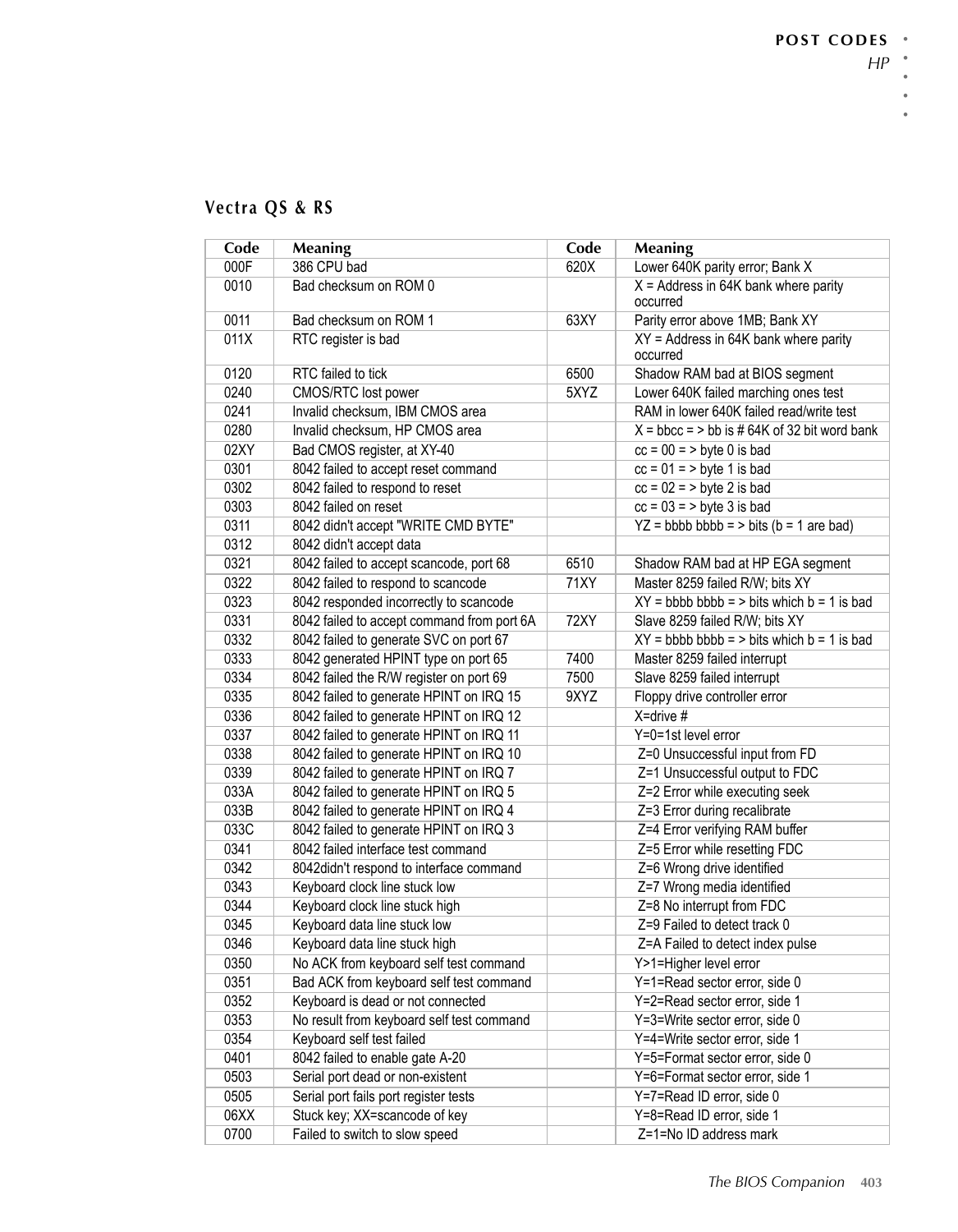## Vectra QS & RS

| Code | Meaning | Code | Meaning |
|---|---|---|---|
| 000F | 386 CPU bad | 620X | Lower 640K parity error; Bank X |
| 0010 | Bad checksum on ROM 0 | | X = Address in 64K bank where parity occurred |
| 0011 | Bad checksum on ROM 1 | 63XY | Parity error above 1MB; Bank XY |
| 011X | RTC register is bad | | XY = Address in 64K bank where parity occurred |
| 0120 | RTC failed to tick | 6500 | Shadow RAM bad at BIOS segment |
| 0240 | CMOS/RTC lost power | 5XYZ | Lower 640K failed marching ones test |
| 0241 | Invalid checksum, IBM CMOS area | | RAM in lower 640K failed read/write test |
| 0280 | Invalid checksum, HP CMOS area | | X = bbcc = > bb is # 64K of 32 bit word bank |
| 02XY | Bad CMOS register, at XY-40 | | cc = 00 = > byte 0 is bad |
| 0301 | 8042 failed to accept reset command | | cc = 01 = > byte 1 is bad |
| 0302 | 8042 failed to respond to reset | | cc = 02 = > byte 2 is bad |
| 0303 | 8042 failed on reset | | cc = 03 = > byte 3 is bad |
| 0311 | 8042 didn't accept "WRITE CMD BYTE" | | YZ = bbbb bbbb = > bits (b = 1 are bad) |
| 0312 | 8042 didn't accept data | | |
| 0321 | 8042 failed to accept scancode, port 68 | 6510 | Shadow RAM bad at HP EGA segment |
| 0322 | 8042 failed to respond to scancode | 71XY | Master 8259 failed R/W; bits XY |
| 0323 | 8042 responded incorrectly to scancode | | XY = bbbb bbbb = > bits which b = 1 is bad |
| 0331 | 8042 failed to accept command from port 6A | 72XY | Slave 8259 failed R/W; bits XY |
| 0332 | 8042 failed to generate SVC on port 67 | | XY = bbbb bbbb = > bits which b = 1 is bad |
| 0333 | 8042 generated HPINT type on port 65 | 7400 | Master 8259 failed interrupt |
| 0334 | 8042 failed the R/W register on port 69 | 7500 | Slave 8259 failed interrupt |
| 0335 | 8042 failed to generate HPINT on IRQ 15 | 9XYZ | Floppy drive controller error |
| 0336 | 8042 failed to generate HPINT on IRQ 12 | | X=drive # |
| 0337 | 8042 failed to generate HPINT on IRQ 11 | | Y=0=1st level error |
| 0338 | 8042 failed to generate HPINT on IRQ 10 | | Z=0 Unsuccessful input from FD |
| 0339 | 8042 failed to generate HPINT on IRQ 7 | | Z=1 Unsuccessful output to FDC |
| 033A | 8042 failed to generate HPINT on IRQ 5 | | Z=2 Error while executing seek |
| 033B | 8042 failed to generate HPINT on IRQ 4 | | Z=3 Error during recalibrate |
| 033C | 8042 failed to generate HPINT on IRQ 3 | | Z=4 Error verifying RAM buffer |
| 0341 | 8042 failed interface test command | | Z=5 Error while resetting FDC |
| 0342 | 8042didn't respond to interface command | | Z=6 Wrong drive identified |
| 0343 | Keyboard clock line stuck low | | Z=7 Wrong media identified |
| 0344 | Keyboard clock line stuck high | | Z=8 No interrupt from FDC |
| 0345 | Keyboard data line stuck low | | Z=9 Failed to detect track 0 |
| 0346 | Keyboard data line stuck high | | Z=A Failed to detect index pulse |
| 0350 | No ACK from keyboard self test command | | Y>1=Higher level error |
| 0351 | Bad ACK from keyboard self test command | | Y=1=Read sector error, side 0 |
| 0352 | Keyboard is dead or not connected | | Y=2=Read sector error, side 1 |
| 0353 | No result from keyboard self test command | | Y=3=Write sector error, side 0 |
| 0354 | Keyboard self test failed | | Y=4=Write sector error, side 1 |
| 0401 | 8042 failed to enable gate A-20 | | Y=5=Format sector error, side 0 |
| 0503 | Serial port dead or non-existent | | Y=6=Format sector error, side 1 |
| 0505 | Serial port fails port register tests | | Y=7=Read ID error, side 0 |
| 06XX | Stuck key; XX=scancode of key | | Y=8=Read ID error, side 1 |
| 0700 | Failed to switch to slow speed | | Z=1=No ID address mark |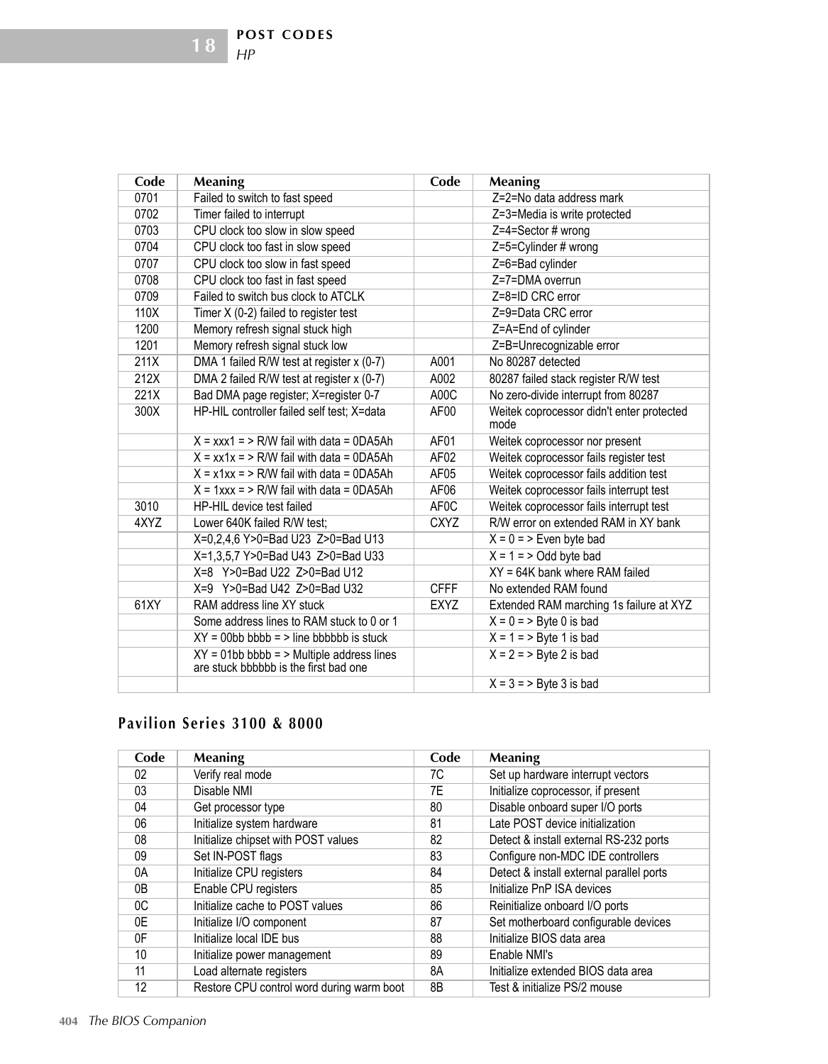| Code | Meaning | Code | Meaning |
|---|---|---|---|
| 0701 | Failed to switch to fast speed | | Z=2=No data address mark |
| 0702 | Timer failed to interrupt | | Z=3=Media is write protected |
| 0703 | CPU clock too slow in slow speed | | Z=4=Sector # wrong |
| 0704 | CPU clock too fast in slow speed | | Z=5=Cylinder # wrong |
| 0707 | CPU clock too slow in fast speed | | Z=6=Bad cylinder |
| 0708 | CPU clock too fast in fast speed | | Z=7=DMA overrun |
| 0709 | Failed to switch bus clock to ATCLK | | Z=8=ID CRC error |
| 110X | Timer X (0-2) failed to register test | | Z=9=Data CRC error |
| 1200 | Memory refresh signal stuck high | | Z=A=End of cylinder |
| 1201 | Memory refresh signal stuck low | | Z=B=Unrecognizable error |
| 211X | DMA 1 failed R/W test at register x (0-7) | A001 | No 80287 detected |
| 212X | DMA 2 failed R/W test at register x (0-7) | A002 | 80287 failed stack register R/W test |
| 221X | Bad DMA page register; X=register 0-7 | A00C | No zero-divide interrupt from 80287 |
| 300X | HP-HIL controller failed self test; X=data | AF00 | Weitek coprocessor didn't enter protected mode |
| | X = xxx1 = > R/W fail with data = 0DA5Ah | AF01 | Weitek coprocessor nor present |
| | X = xx1x = > R/W fail with data = 0DA5Ah | AF02 | Weitek coprocessor fails register test |
| | X = x1xx = > R/W fail with data = 0DA5Ah | AF05 | Weitek coprocessor fails addition test |
| | X = 1xxx = > R/W fail with data = 0DA5Ah | AF06 | Weitek coprocessor fails interrupt test |
| 3010 | HP-HIL device test failed | AF0C | Weitek coprocessor fails interrupt test |
| 4XYZ | Lower 640K failed R/W test; | CXYZ | R/W error on extended RAM in XY bank |
| | X=0,2,4,6 Y>0=Bad U23 Z>0=Bad U13 | | X = 0 = > Even byte bad |
| | X=1,3,5,7 Y>0=Bad U43 Z>0=Bad U33 | | X = 1 = > Odd byte bad |
| | X=8 Y>0=Bad U22 Z>0=Bad U12 | | XY = 64K bank where RAM failed |
| | X=9 Y>0=Bad U42 Z>0=Bad U32 | CFFF | No extended RAM found |
| 61XY | RAM address line XY stuck | EXYZ | Extended RAM marching 1s failure at XYZ |
| | Some address lines to RAM stuck to 0 or 1 | | X = 0 = > Byte 0 is bad |
| | XY = 00bb bbbb = > line bbbbbb is stuck | | X = 1 = > Byte 1 is bad |
| | XY = 01bb bbbb = > Multiple address lines are stuck bbbbbb is the first bad one | | X = 2 = > Byte 2 is bad |
| | | | X = 3 = > Byte 3 is bad |

## Pavilion Series 3100 & 8000

| Code | Meaning | Code | Meaning |
|---|---|---|---|
| 02 | Verify real mode | 7C | Set up hardware interrupt vectors |
| 03 | Disable NMI | 7E | Initialize coprocessor, if present |
| 04 | Get processor type | 80 | Disable onboard super I/O ports |
| 06 | Initialize system hardware | 81 | Late POST device initialization |
| 08 | Initialize chipset with POST values | 82 | Detect & install external RS-232 ports |
| 09 | Set IN-POST flags | 83 | Configure non-MDC IDE controllers |
| 0A | Initialize CPU registers | 84 | Detect & install external parallel ports |
| 0B | Enable CPU registers | 85 | Initialize PnP ISA devices |
| 0C | Initialize cache to POST values | 86 | Reinitialize onboard I/O ports |
| 0E | Initialize I/O component | 87 | Set motherboard configurable devices |
| 0F | Initialize local IDE bus | 88 | Initialize BIOS data area |
| 10 | Initialize power management | 89 | Enable NMI's |
| 11 | Load alternate registers | 8A | Initialize extended BIOS data area |
| 12 | Restore CPU control word during warm boot | 8B | Test & initialize PS/2 mouse |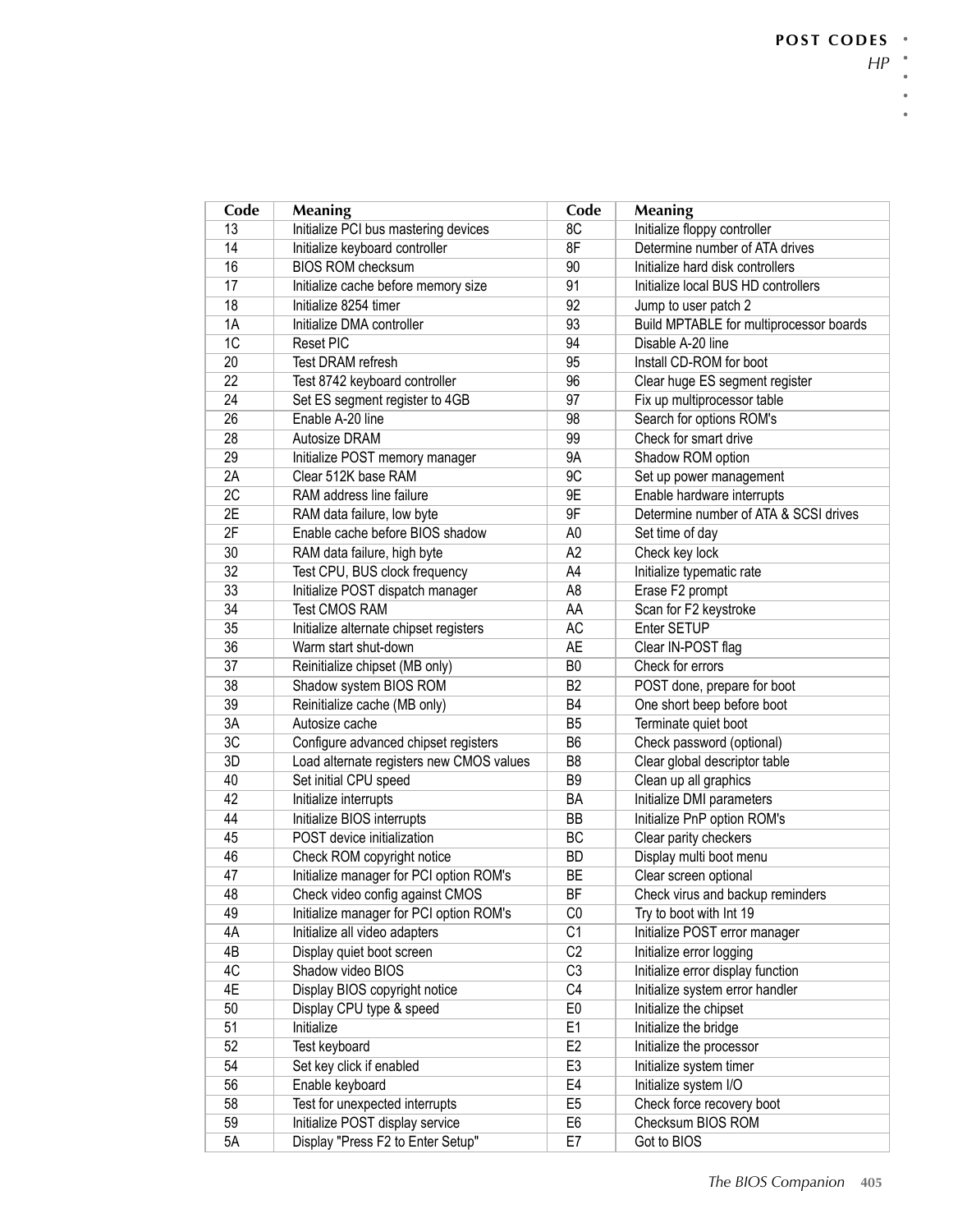| Code | Meaning | Code | Meaning |
|---|---|---|---|
| 13 | Initialize PCI bus mastering devices | 8C | Initialize floppy controller |
| 14 | Initialize keyboard controller | 8F | Determine number of ATA drives |
| 16 | BIOS ROM checksum | 90 | Initialize hard disk controllers |
| 17 | Initialize cache before memory size | 91 | Initialize local BUS HD controllers |
| 18 | Initialize 8254 timer | 92 | Jump to user patch 2 |
| 1A | Initialize DMA controller | 93 | Build MPTABLE for multiprocessor boards |
| 1C | Reset PIC | 94 | Disable A-20 line |
| 20 | Test DRAM refresh | 95 | Install CD-ROM for boot |
| 22 | Test 8742 keyboard controller | 96 | Clear huge ES segment register |
| 24 | Set ES segment register to 4GB | 97 | Fix up multiprocessor table |
| 26 | Enable A-20 line | 98 | Search for options ROM's |
| 28 | Autosize DRAM | 99 | Check for smart drive |
| 29 | Initialize POST memory manager | 9A | Shadow ROM option |
| 2A | Clear 512K base RAM | 9C | Set up power management |
| 2C | RAM address line failure | 9E | Enable hardware interrupts |
| 2E | RAM data failure, low byte | 9F | Determine number of ATA & SCSI drives |
| 2F | Enable cache before BIOS shadow | A0 | Set time of day |
| 30 | RAM data failure, high byte | A2 | Check key lock |
| 32 | Test CPU, BUS clock frequency | A4 | Initialize typematic rate |
| 33 | Initialize POST dispatch manager | A8 | Erase F2 prompt |
| 34 | Test CMOS RAM | AA | Scan for F2 keystroke |
| 35 | Initialize alternate chipset registers | AC | Enter SETUP |
| 36 | Warm start shut-down | AE | Clear IN-POST flag |
| 37 | Reinitialize chipset (MB only) | B0 | Check for errors |
| 38 | Shadow system BIOS ROM | B2 | POST done, prepare for boot |
| 39 | Reinitialize cache (MB only) | B4 | One short beep before boot |
| 3A | Autosize cache | B5 | Terminate quiet boot |
| 3C | Configure advanced chipset registers | B6 | Check password (optional) |
| 3D | Load alternate registers new CMOS values | B8 | Clear global descriptor table |
| 40 | Set initial CPU speed | B9 | Clean up all graphics |
| 42 | Initialize interrupts | BA | Initialize DMI parameters |
| 44 | Initialize BIOS interrupts | BB | Initialize PnP option ROM's |
| 45 | POST device initialization | BC | Clear parity checkers |
| 46 | Check ROM copyright notice | BD | Display multi boot menu |
| 47 | Initialize manager for PCI option ROM's | BE | Clear screen optional |
| 48 | Check video config against CMOS | BF | Check virus and backup reminders |
| 49 | Initialize manager for PCI option ROM's | C0 | Try to boot with Int 19 |
| 4A | Initialize all video adapters | C1 | Initialize POST error manager |
| 4B | Display quiet boot screen | C2 | Initialize error logging |
| 4C | Shadow video BIOS | C3 | Initialize error display function |
| 4E | Display BIOS copyright notice | C4 | Initialize system error handler |
| 50 | Display CPU type & speed | E0 | Initialize the chipset |
| 51 | Initialize | E1 | Initialize the bridge |
| 52 | Test keyboard | E2 | Initialize the processor |
| 54 | Set key click if enabled | E3 | Initialize system timer |
| 56 | Enable keyboard | E4 | Initialize system I/O |
| 58 | Test for unexpected interrupts | E5 | Check force recovery boot |
| 59 | Initialize POST display service | E6 | Checksum BIOS ROM |
| 5A | Display "Press F2 to Enter Setup" | E7 | Got to BIOS |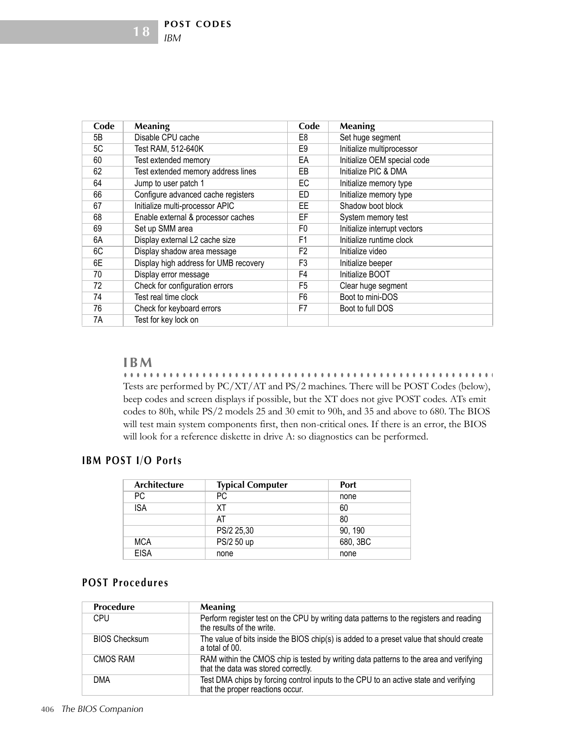| Code | Meaning | Code | Meaning |
|---|---|---|---|
| 5B | Disable CPU cache | E8 | Set huge segment |
| 5C | Test RAM, 512-640K | E9 | Initialize multiprocessor |
| 60 | Test extended memory | EA | Initialize OEM special code |
| 62 | Test extended memory address lines | EB | Initialize PIC & DMA |
| 64 | Jump to user patch 1 | EC | Initialize memory type |
| 66 | Configure advanced cache registers | ED | Initialize memory type |
| 67 | Initialize multi-processor APIC | EE | Shadow boot block |
| 68 | Enable external & processor caches | EF | System memory test |
| 69 | Set up SMM area | F0 | Initialize interrupt vectors |
| 6A | Display external L2 cache size | F1 | Initialize runtime clock |
| 6C | Display shadow area message | F2 | Initialize video |
| 6E | Display high address for UMB recovery | F3 | Initialize beeper |
| 70 | Display error message | F4 | Initialize BOOT |
| 72 | Check for configuration errors | F5 | Clear huge segment |
| 74 | Test real time clock | F6 | Boot to mini-DOS |
| 76 | Check for keyboard errors | F7 | Boot to full DOS |
| 7A | Test for key lock on | | |

## IBM

Tests are performed by PC/XT/AT and PS/2 machines. There will be POST Codes (below), beep codes and screen displays if possible, but the XT does not give POST codes. ATs emit codes to 80h, while PS/2 models 25 and 30 emit to 90h, and 35 and above to 680. The BIOS will test main system components first, then non-critical ones. If there is an error, the BIOS will look for a reference diskette in drive A: so diagnostics can be performed.

### IBM POST I/O Ports

| Architecture | Typical Computer | Port |
|---|---|---|
| PC | PC | none |
| ISA | XT | 60 |
| | AT | 80 |
| | PS/2 25,30 | 90, 190 |
| MCA | PS/2 50 up | 680, 3BC |
| EISA | none | none |

### POST Procedures

| Procedure | Meaning |
|---|---|
| CPU | Perform register test on the CPU by writing data patterns to the registers and reading the results of the write. |
| BIOS Checksum | The value of bits inside the BIOS chip(s) is added to a preset value that should create a total of 00. |
| CMOS RAM | RAM within the CMOS chip is tested by writing data patterns to the area and verifying that the data was stored correctly. |
| DMA | Test DMA chips by forcing control inputs to the CPU to an active state and verifying that the proper reactions occur. |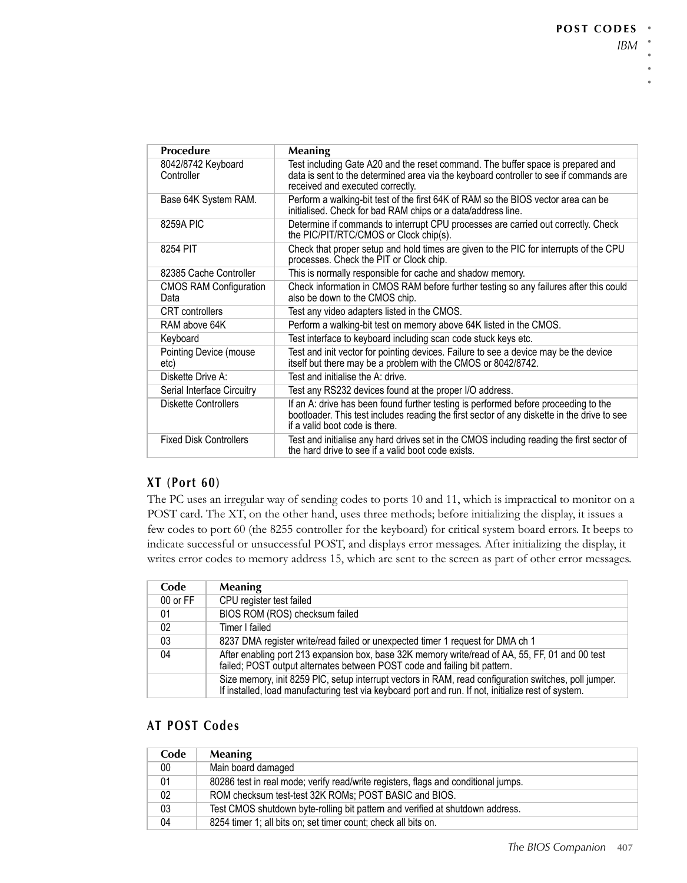| Procedure | Meaning |
|---|---|
| 8042/8742 Keyboard Controller | Test including Gate A20 and the reset command. The buffer space is prepared and data is sent to the determined area via the keyboard controller to see if commands are received and executed correctly. |
| Base 64K System RAM. | Perform a walking-bit test of the first 64K of RAM so the BIOS vector area can be initialised. Check for bad RAM chips or a data/address line. |
| 8259A PIC | Determine if commands to interrupt CPU processes are carried out correctly. Check the PIC/PIT/RTC/CMOS or Clock chip(s). |
| 8254 PIT | Check that proper setup and hold times are given to the PIC for interrupts of the CPU processes. Check the PIT or Clock chip. |
| 82385 Cache Controller | This is normally responsible for cache and shadow memory. |
| CMOS RAM Configuration Data | Check information in CMOS RAM before further testing so any failures after this could also be down to the CMOS chip. |
| CRT controllers | Test any video adapters listed in the CMOS. |
| RAM above 64K | Perform a walking-bit test on memory above 64K listed in the CMOS. |
| Keyboard | Test interface to keyboard including scan code stuck keys etc. |
| Pointing Device (mouse etc) | Test and init vector for pointing devices. Failure to see a device may be the device itself but there may be a problem with the CMOS or 8042/8742. |
| Diskette Drive A: | Test and initialise the A: drive. |
| Serial Interface Circuitry | Test any RS232 devices found at the proper I/O address. |
| Diskette Controllers | If an A: drive has been found further testing is performed before proceeding to the bootloader. This test includes reading the first sector of any diskette in the drive to see if a valid boot code is there. |
| Fixed Disk Controllers | Test and initialise any hard drives set in the CMOS including reading the first sector of the hard drive to see if a valid boot code exists. |

## XT (Port 60)

The PC uses an irregular way of sending codes to ports 10 and 11, which is impractical to monitor on a POST card. The XT, on the other hand, uses three methods; before initializing the display, it issues a few codes to port 60 (the 8255 controller for the keyboard) for critical system board errors. It beeps to indicate successful or unsuccessful POST, and displays error messages. After initializing the display, it writes error codes to memory address 15, which are sent to the screen as part of other error messages.

| Code | Meaning |
|---|---|
| 00 or FF | CPU register test failed |
| 01 | BIOS ROM (ROS) checksum failed |
| 02 | Timer I failed |
| 03 | 8237 DMA register write/read failed or unexpected timer 1 request for DMA ch 1 |
| 04 | After enabling port 213 expansion box, base 32K memory write/read of AA, 55, FF, 01 and 00 test failed; POST output alternates between POST code and failing bit pattern. |
| | Size memory, init 8259 PIC, setup interrupt vectors in RAM, read configuration switches, poll jumper. If installed, load manufacturing test via keyboard port and run. If not, initialize rest of system. |

## AT POST Codes

| Code | Meaning |
|---|---|
| 00 | Main board damaged |
| 01 | 80286 test in real mode; verify read/write registers, flags and conditional jumps. |
| 02 | ROM checksum test-test 32K ROMs; POST BASIC and BIOS. |
| 03 | Test CMOS shutdown byte-rolling bit pattern and verified at shutdown address. |
| 04 | 8254 timer 1; all bits on; set timer count; check all bits on. |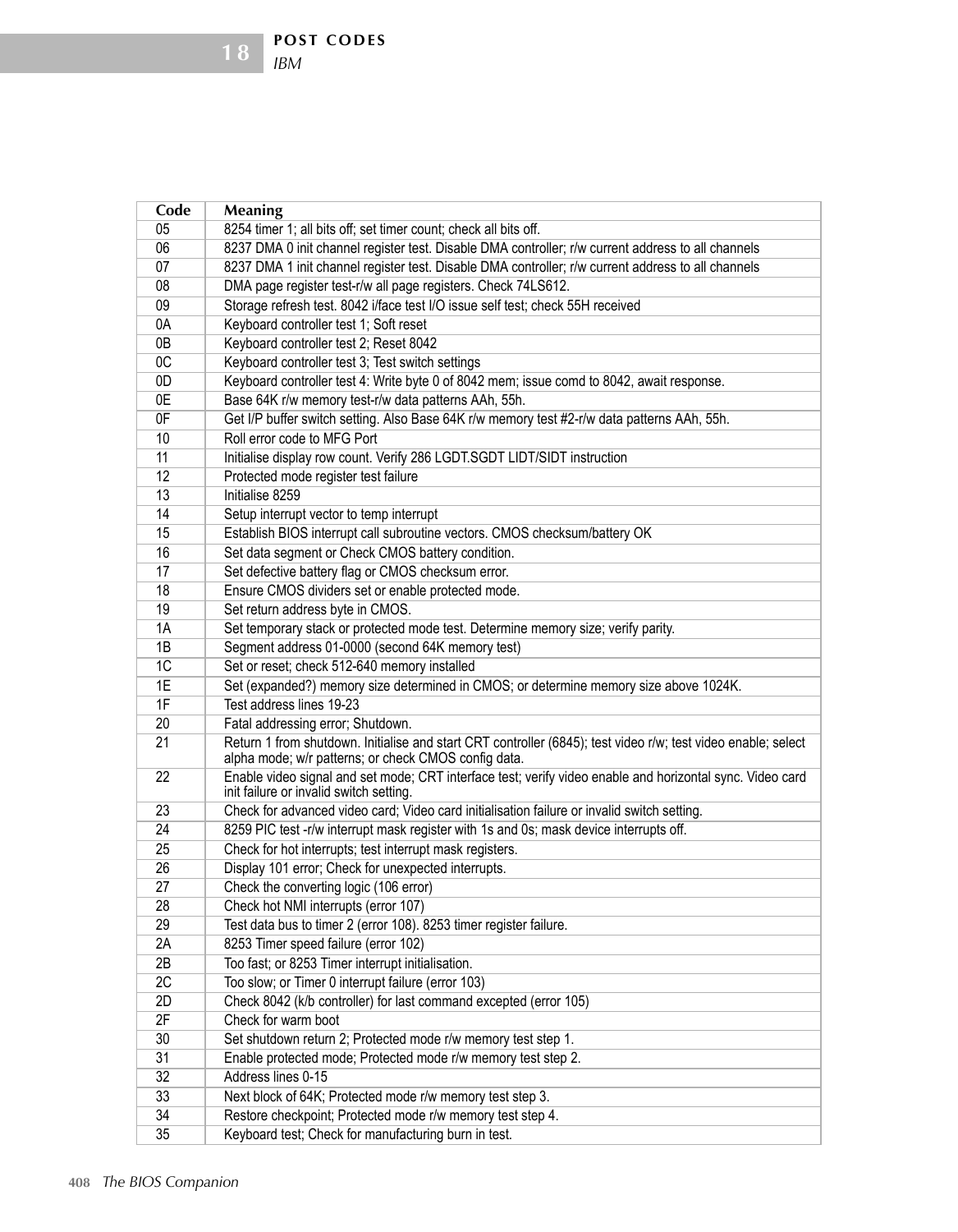| Code | Meaning |
|---|---|
| 05 | 8254 timer 1; all bits off; set timer count; check all bits off. |
| 06 | 8237 DMA 0 init channel register test. Disable DMA controller; r/w current address to all channels |
| 07 | 8237 DMA 1 init channel register test. Disable DMA controller; r/w current address to all channels |
| 08 | DMA page register test-r/w all page registers. Check 74LS612. |
| 09 | Storage refresh test. 8042 i/face test I/O issue self test; check 55H received |
| 0A | Keyboard controller test 1; Soft reset |
| 0B | Keyboard controller test 2; Reset 8042 |
| 0C | Keyboard controller test 3; Test switch settings |
| 0D | Keyboard controller test 4: Write byte 0 of 8042 mem; issue comd to 8042, await response. |
| 0E | Base 64K r/w memory test-r/w data patterns AAh, 55h. |
| 0F | Get I/P buffer switch setting. Also Base 64K r/w memory test #2-r/w data patterns AAh, 55h. |
| 10 | Roll error code to MFG Port |
| 11 | Initialise display row count. Verify 286 LGDT.SGDT LIDT/SIDT instruction |
| 12 | Protected mode register test failure |
| 13 | Initialise 8259 |
| 14 | Setup interrupt vector to temp interrupt |
| 15 | Establish BIOS interrupt call subroutine vectors. CMOS checksum/battery OK |
| 16 | Set data segment or Check CMOS battery condition. |
| 17 | Set defective battery flag or CMOS checksum error. |
| 18 | Ensure CMOS dividers set or enable protected mode. |
| 19 | Set return address byte in CMOS. |
| 1A | Set temporary stack or protected mode test. Determine memory size; verify parity. |
| 1B | Segment address 01-0000 (second 64K memory test) |
| 1C | Set or reset; check 512-640 memory installed |
| 1E | Set (expanded?) memory size determined in CMOS; or determine memory size above 1024K. |
| 1F | Test address lines 19-23 |
| 20 | Fatal addressing error; Shutdown. |
| 21 | Return 1 from shutdown. Initialise and start CRT controller (6845); test video r/w; test video enable; select alpha mode; w/r patterns; or check CMOS config data. |
| 22 | Enable video signal and set mode; CRT interface test; verify video enable and horizontal sync. Video card init failure or invalid switch setting. |
| 23 | Check for advanced video card; Video card initialisation failure or invalid switch setting. |
| 24 | 8259 PIC test -r/w interrupt mask register with 1s and 0s; mask device interrupts off. |
| 25 | Check for hot interrupts; test interrupt mask registers. |
| 26 | Display 101 error; Check for unexpected interrupts. |
| 27 | Check the converting logic (106 error) |
| 28 | Check hot NMI interrupts (error 107) |
| 29 | Test data bus to timer 2 (error 108). 8253 timer register failure. |
| 2A | 8253 Timer speed failure (error 102) |
| 2B | Too fast; or 8253 Timer interrupt initialisation. |
| 2C | Too slow; or Timer 0 interrupt failure (error 103) |
| 2D | Check 8042 (k/b controller) for last command excepted (error 105) |
| 2F | Check for warm boot |
| 30 | Set shutdown return 2; Protected mode r/w memory test step 1. |
| 31 | Enable protected mode; Protected mode r/w memory test step 2. |
| 32 | Address lines 0-15 |
| 33 | Next block of 64K; Protected mode r/w memory test step 3. |
| 34 | Restore checkpoint; Protected mode r/w memory test step 4. |
| 35 | Keyboard test; Check for manufacturing burn in test. |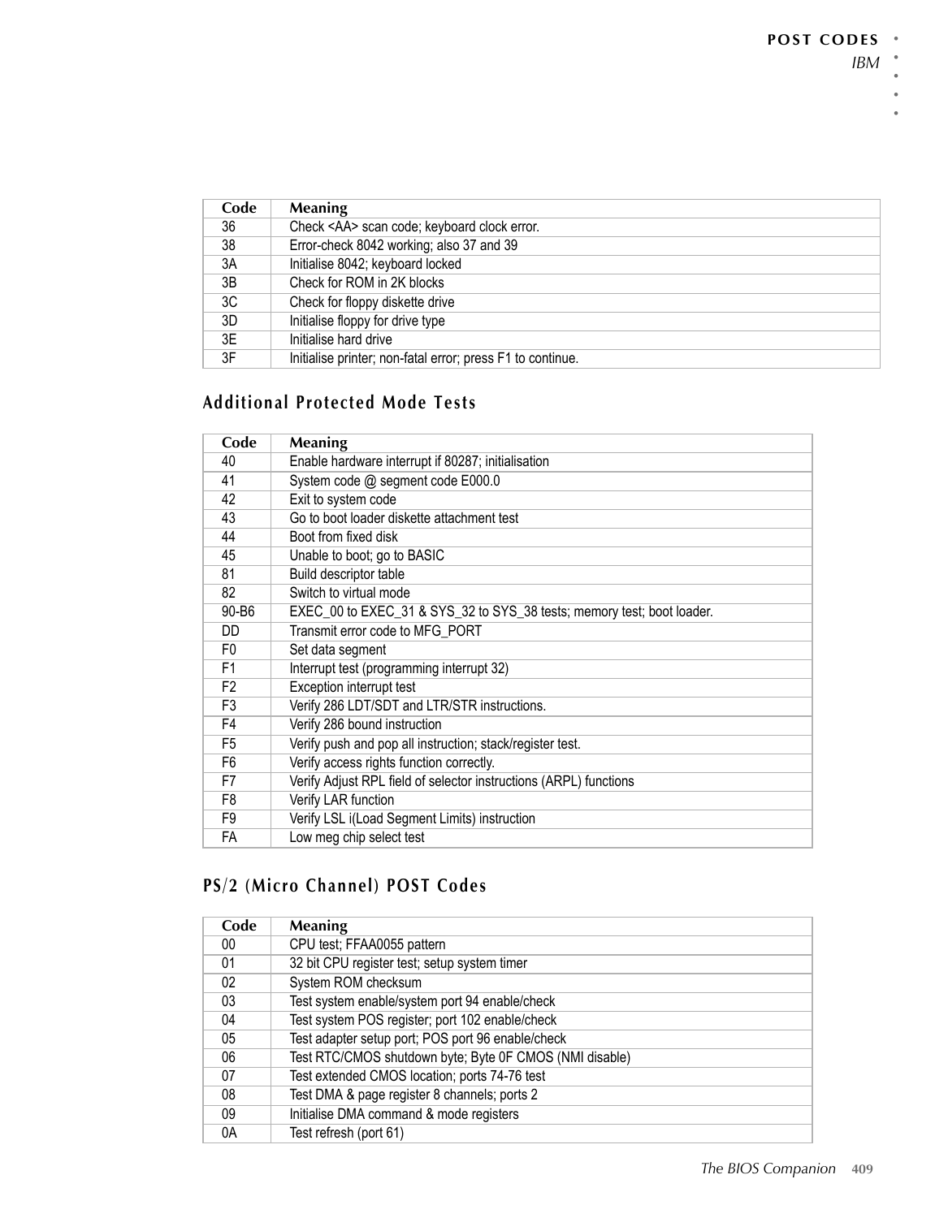| Code | Meaning |
| --- | --- |
| 36 | Check <AA> scan code; keyboard clock error. |
| 38 | Error-check 8042 working; also 37 and 39 |
| 3A | Initialise 8042; keyboard locked |
| 3B | Check for ROM in 2K blocks |
| 3C | Check for floppy diskette drive |
| 3D | Initialise floppy for drive type |
| 3E | Initialise hard drive |
| 3F | Initialise printer; non-fatal error; press F1 to continue. |

## Additional Protected Mode Tests

| Code | Meaning |
| --- | --- |
| 40 | Enable hardware interrupt if 80287; initialisation |
| 41 | System code @ segment code E000.0 |
| 42 | Exit to system code |
| 43 | Go to boot loader diskette attachment test |
| 44 | Boot from fixed disk |
| 45 | Unable to boot; go to BASIC |
| 81 | Build descriptor table |
| 82 | Switch to virtual mode |
| 90-B6 | EXEC_00 to EXEC_31 & SYS_32 to SYS_38 tests; memory test; boot loader. |
| DD | Transmit error code to MFG_PORT |
| F0 | Set data segment |
| F1 | Interrupt test (programming interrupt 32) |
| F2 | Exception interrupt test |
| F3 | Verify 286 LDT/SDT and LTR/STR instructions. |
| F4 | Verify 286 bound instruction |
| F5 | Verify push and pop all instruction; stack/register test. |
| F6 | Verify access rights function correctly. |
| F7 | Verify Adjust RPL field of selector instructions (ARPL) functions |
| F8 | Verify LAR function |
| F9 | Verify LSL i(Load Segment Limits) instruction |
| FA | Low meg chip select test |

## PS/2 (Micro Channel) POST Codes

| Code | Meaning |
| --- | --- |
| 00 | CPU test; FFAA0055 pattern |
| 01 | 32 bit CPU register test; setup system timer |
| 02 | System ROM checksum |
| 03 | Test system enable/system port 94 enable/check |
| 04 | Test system POS register; port 102 enable/check |
| 05 | Test adapter setup port; POS port 96 enable/check |
| 06 | Test RTC/CMOS shutdown byte; Byte 0F CMOS (NMI disable) |
| 07 | Test extended CMOS location; ports 74-76 test |
| 08 | Test DMA & page register 8 channels; ports 2 |
| 09 | Initialise DMA command & mode registers |
| 0A | Test refresh (port 61) |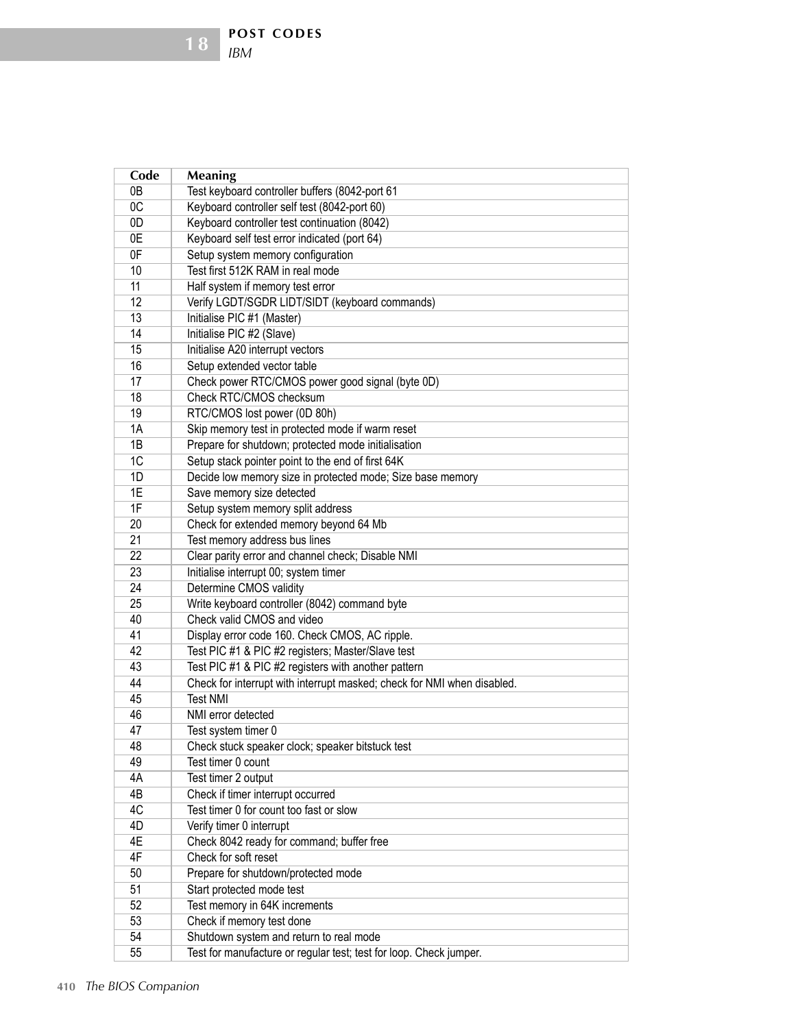| Code | Meaning |
|---|---|
| 0B | Test keyboard controller buffers (8042-port 61 |
| 0C | Keyboard controller self test (8042-port 60) |
| 0D | Keyboard controller test continuation (8042) |
| 0E | Keyboard self test error indicated (port 64) |
| 0F | Setup system memory configuration |
| 10 | Test first 512K RAM in real mode |
| 11 | Half system if memory test error |
| 12 | Verify LGDT/SGDR LIDT/SIDT (keyboard commands) |
| 13 | Initialise PIC #1 (Master) |
| 14 | Initialise PIC #2 (Slave) |
| 15 | Initialise A20 interrupt vectors |
| 16 | Setup extended vector table |
| 17 | Check power RTC/CMOS power good signal (byte 0D) |
| 18 | Check RTC/CMOS checksum |
| 19 | RTC/CMOS lost power (0D 80h) |
| 1A | Skip memory test in protected mode if warm reset |
| 1B | Prepare for shutdown; protected mode initialisation |
| 1C | Setup stack pointer point to the end of first 64K |
| 1D | Decide low memory size in protected mode; Size base memory |
| 1E | Save memory size detected |
| 1F | Setup system memory split address |
| 20 | Check for extended memory beyond 64 Mb |
| 21 | Test memory address bus lines |
| 22 | Clear parity error and channel check; Disable NMI |
| 23 | Initialise interrupt 00; system timer |
| 24 | Determine CMOS validity |
| 25 | Write keyboard controller (8042) command byte |
| 40 | Check valid CMOS and video |
| 41 | Display error code 160. Check CMOS, AC ripple. |
| 42 | Test PIC #1 & PIC #2 registers; Master/Slave test |
| 43 | Test PIC #1 & PIC #2 registers with another pattern |
| 44 | Check for interrupt with interrupt masked; check for NMI when disabled. |
| 45 | Test NMI |
| 46 | NMI error detected |
| 47 | Test system timer 0 |
| 48 | Check stuck speaker clock; speaker bitstuck test |
| 49 | Test timer 0 count |
| 4A | Test timer 2 output |
| 4B | Check if timer interrupt occurred |
| 4C | Test timer 0 for count too fast or slow |
| 4D | Verify timer 0 interrupt |
| 4E | Check 8042 ready for command; buffer free |
| 4F | Check for soft reset |
| 50 | Prepare for shutdown/protected mode |
| 51 | Start protected mode test |
| 52 | Test memory in 64K increments |
| 53 | Check if memory test done |
| 54 | Shutdown system and return to real mode |
| 55 | Test for manufacture or regular test; test for loop. Check jumper. |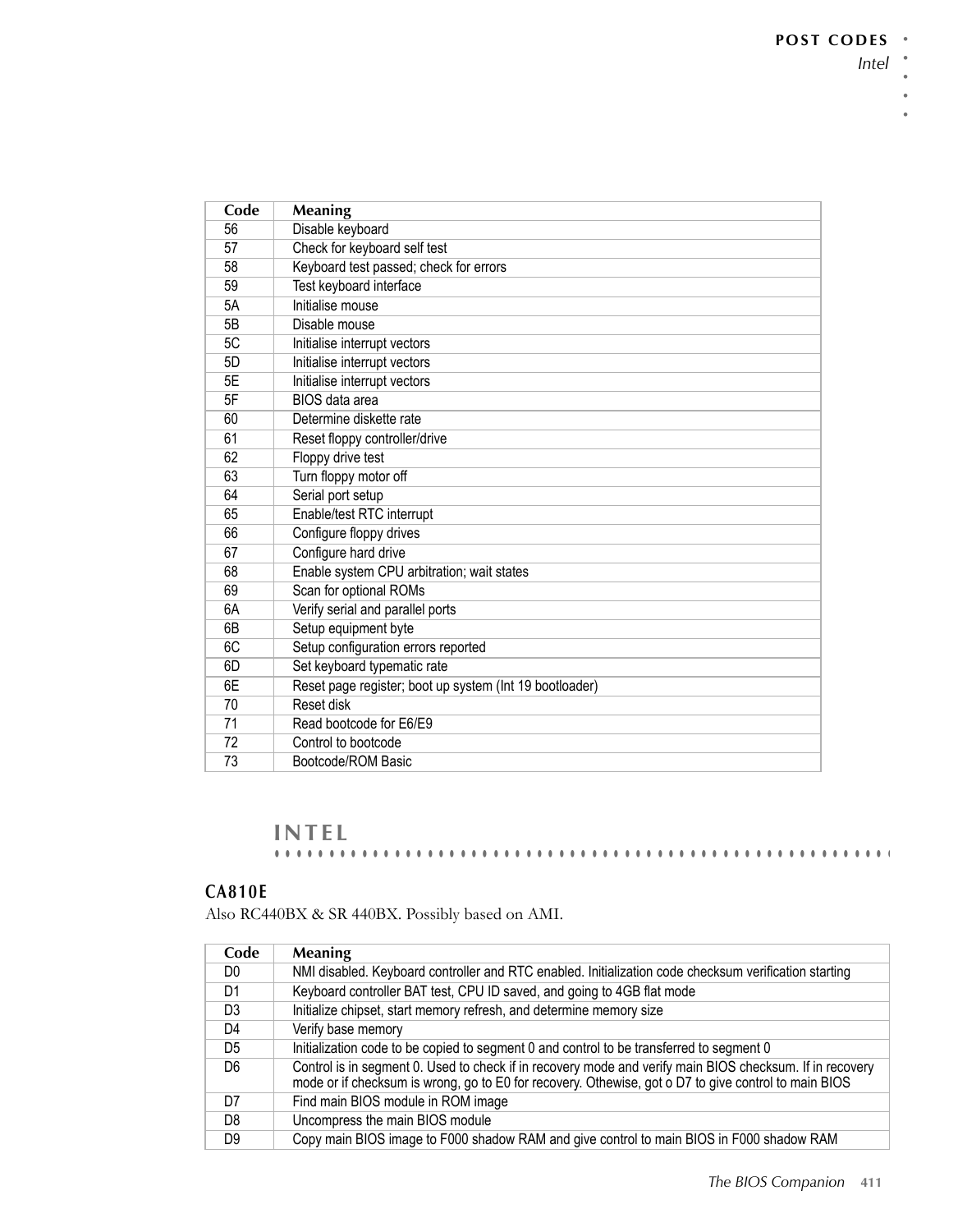| Code | Meaning |
| --- | --- |
| 56 | Disable keyboard |
| 57 | Check for keyboard self test |
| 58 | Keyboard test passed; check for errors |
| 59 | Test keyboard interface |
| 5A | Initialise mouse |
| 5B | Disable mouse |
| 5C | Initialise interrupt vectors |
| 5D | Initialise interrupt vectors |
| 5E | Initialise interrupt vectors |
| 5F | BIOS data area |
| 60 | Determine diskette rate |
| 61 | Reset floppy controller/drive |
| 62 | Floppy drive test |
| 63 | Turn floppy motor off |
| 64 | Serial port setup |
| 65 | Enable/test RTC interrupt |
| 66 | Configure floppy drives |
| 67 | Configure hard drive |
| 68 | Enable system CPU arbitration; wait states |
| 69 | Scan for optional ROMs |
| 6A | Verify serial and parallel ports |
| 6B | Setup equipment byte |
| 6C | Setup configuration errors reported |
| 6D | Set keyboard typematic rate |
| 6E | Reset page register; boot up system (Int 19 bootloader) |
| 70 | Reset disk |
| 71 | Read bootcode for E6/E9 |
| 72 | Control to bootcode |
| 73 | Bootcode/ROM Basic |

## INTEL

### CA810E

Also RC440BX & SR 440BX. Possibly based on AMI.

| Code | Meaning |
| --- | --- |
| D0 | NMI disabled. Keyboard controller and RTC enabled. Initialization code checksum verification starting |
| D1 | Keyboard controller BAT test, CPU ID saved, and going to 4GB flat mode |
| D3 | Initialize chipset, start memory refresh, and determine memory size |
| D4 | Verify base memory |
| D5 | Initialization code to be copied to segment 0 and control to be transferred to segment 0 |
| D6 | Control is in segment 0. Used to check if in recovery mode and verify main BIOS checksum. If in recovery mode or if checksum is wrong, go to E0 for recovery. Othewise, got o D7 to give control to main BIOS |
| D7 | Find main BIOS module in ROM image |
| D8 | Uncompress the main BIOS module |
| D9 | Copy main BIOS image to F000 shadow RAM and give control to main BIOS in F000 shadow RAM |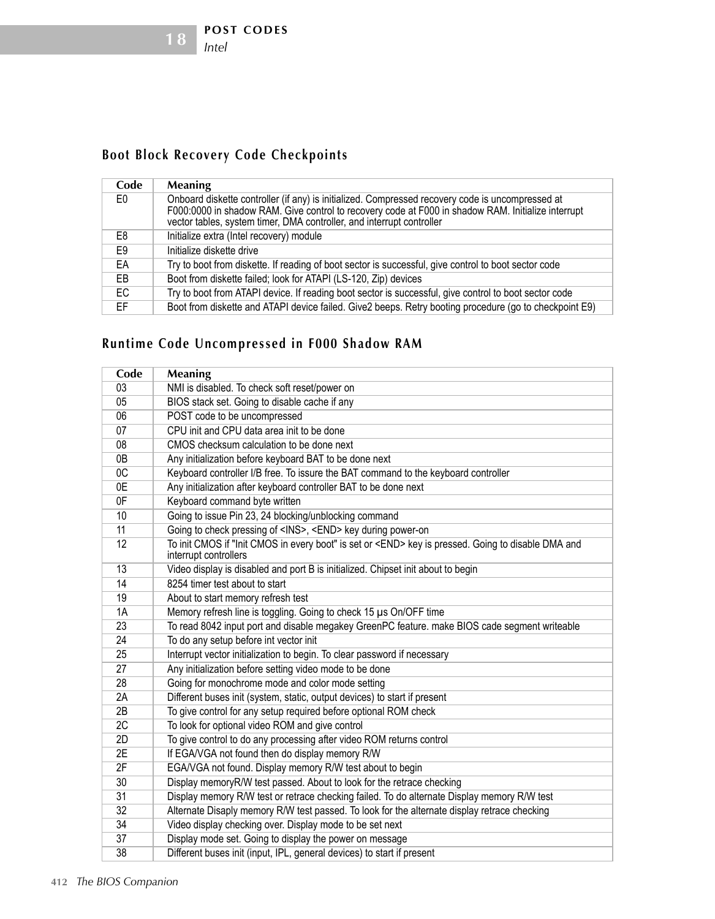### Boot Block Recovery Code Checkpoints

| Code | Meaning |
|---|---|
| E0 | Onboard diskette controller (if any) is initialized. Compressed recovery code is uncompressed at F000:0000 in shadow RAM. Give control to recovery code at F000 in shadow RAM. Initialize interrupt vector tables, system timer, DMA controller, and interrupt controller |
| E8 | Initialize extra (Intel recovery) module |
| E9 | Initialize diskette drive |
| EA | Try to boot from diskette. If reading of boot sector is successful, give control to boot sector code |
| EB | Boot from diskette failed; look for ATAPI (LS-120, Zip) devices |
| EC | Try to boot from ATAPI device. If reading boot sector is successful, give control to boot sector code |
| EF | Boot from diskette and ATAPI device failed. Give2 beeps. Retry booting procedure (go to checkpoint E9) |

### Runtime Code Uncompressed in F000 Shadow RAM

| Code | Meaning |
|---|---|
| 03 | NMI is disabled. To check soft reset/power on |
| 05 | BIOS stack set. Going to disable cache if any |
| 06 | POST code to be uncompressed |
| 07 | CPU init and CPU data area init to be done |
| 08 | CMOS checksum calculation to be done next |
| 0B | Any initialization before keyboard BAT to be done next |
| 0C | Keyboard controller I/B free. To issure the BAT command to the keyboard controller |
| 0E | Any initialization after keyboard controller BAT to be done next |
| 0F | Keyboard command byte written |
| 10 | Going to issue Pin 23, 24 blocking/unblocking command |
| 11 | Going to check pressing of <INS>, <END> key during power-on |
| 12 | To init CMOS if "Init CMOS in every boot" is set or <END> key is pressed. Going to disable DMA and interrupt controllers |
| 13 | Video display is disabled and port B is initialized. Chipset init about to begin |
| 14 | 8254 timer test about to start |
| 19 | About to start memory refresh test |
| 1A | Memory refresh line is toggling. Going to check 15 µs On/OFF time |
| 23 | To read 8042 input port and disable megakey GreenPC feature. make BIOS cade segment writeable |
| 24 | To do any setup before int vector init |
| 25 | Interrupt vector initialization to begin. To clear password if necessary |
| 27 | Any initialization before setting video mode to be done |
| 28 | Going for monochrome mode and color mode setting |
| 2A | Different buses init (system, static, output devices) to start if present |
| 2B | To give control for any setup required before optional ROM check |
| 2C | To look for optional video ROM and give control |
| 2D | To give control to do any processing after video ROM returns control |
| 2E | If EGA/VGA not found then do display memory R/W |
| 2F | EGA/VGA not found. Display memory R/W test about to begin |
| 30 | Display memoryR/W test passed. About to look for the retrace checking |
| 31 | Display memory R/W test or retrace checking failed. To do alternate Display memory R/W test |
| 32 | Alternate Disaply memory R/W test passed. To look for the alternate display retrace checking |
| 34 | Video display checking over. Display mode to be set next |
| 37 | Display mode set. Going to display the power on message |
| 38 | Different buses init (input, IPL, general devices) to start if present |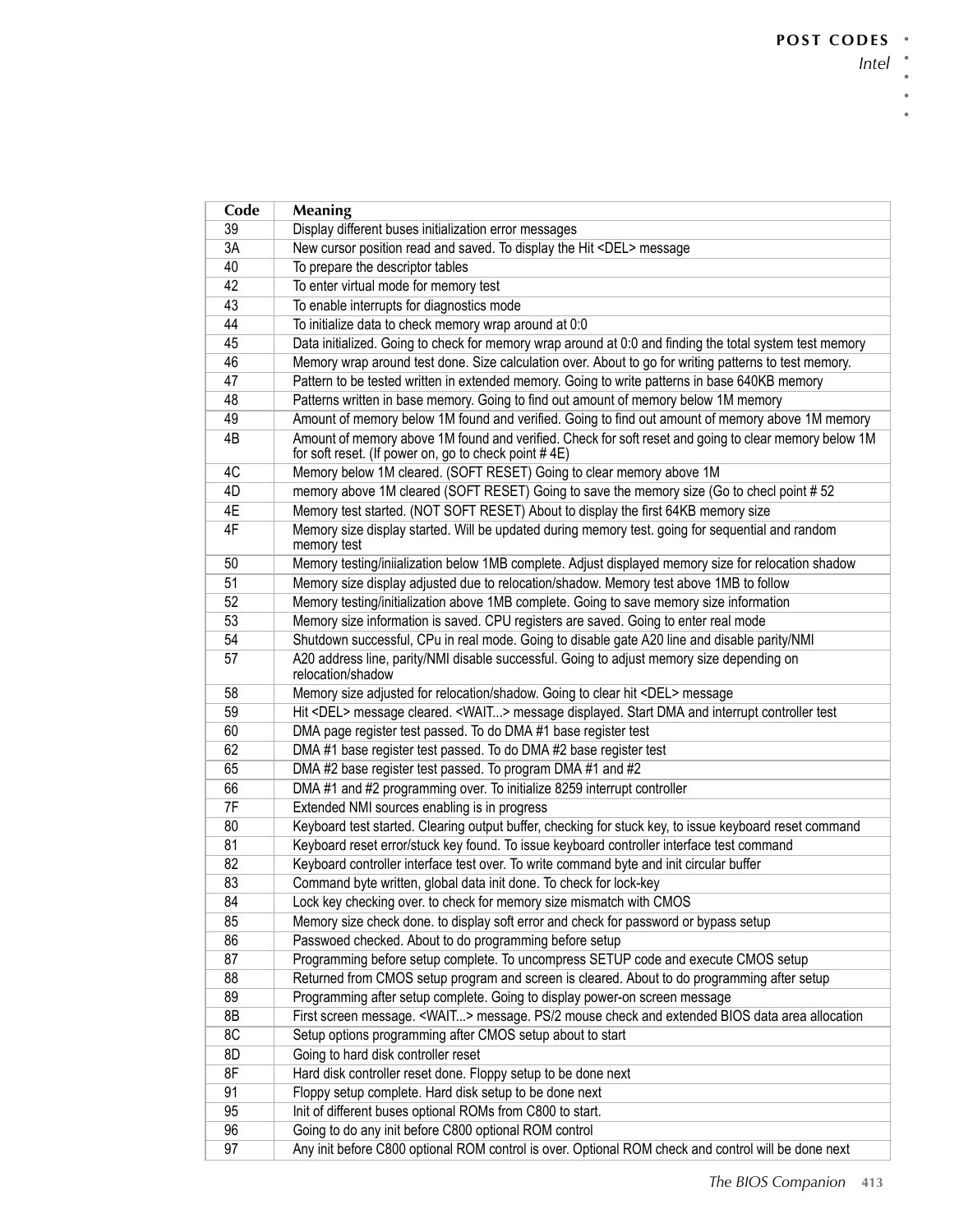| Code | Meaning |
|---|---|
| 39 | Display different buses initialization error messages |
| 3A | New cursor position read and saved. To display the Hit <DEL> message |
| 40 | To prepare the descriptor tables |
| 42 | To enter virtual mode for memory test |
| 43 | To enable interrupts for diagnostics mode |
| 44 | To initialize data to check memory wrap around at 0:0 |
| 45 | Data initialized. Going to check for memory wrap around at 0:0 and finding the total system test memory |
| 46 | Memory wrap around test done. Size calculation over. About to go for writing patterns to test memory. |
| 47 | Pattern to be tested written in extended memory. Going to write patterns in base 640KB memory |
| 48 | Patterns written in base memory. Going to find out amount of memory below 1M memory |
| 49 | Amount of memory below 1M found and verified. Going to find out amount of memory above 1M memory |
| 4B | Amount of memory above 1M found and verified. Check for soft reset and going to clear memory below 1M for soft reset. (If power on, go to check point # 4E) |
| 4C | Memory below 1M cleared. (SOFT RESET) Going to clear memory above 1M |
| 4D | memory above 1M cleared (SOFT RESET) Going to save the memory size (Go to checl point # 52 |
| 4E | Memory test started. (NOT SOFT RESET) About to display the first 64KB memory size |
| 4F | Memory size display started. Will be updated during memory test. going for sequential and random memory test |
| 50 | Memory testing/iniialization below 1MB complete. Adjust displayed memory size for relocation shadow |
| 51 | Memory size display adjusted due to relocation/shadow. Memory test above 1MB to follow |
| 52 | Memory testing/initialization above 1MB complete. Going to save memory size information |
| 53 | Memory size information is saved. CPU registers are saved. Going to enter real mode |
| 54 | Shutdown successful, CPu in real mode. Going to disable gate A20 line and disable parity/NMI |
| 57 | A20 address line, parity/NMI disable successful. Going to adjust memory size depending on relocation/shadow |
| 58 | Memory size adjusted for relocation/shadow. Going to clear hit <DEL> message |
| 59 | Hit <DEL> message cleared. <WAIT...> message displayed. Start DMA and interrupt controller test |
| 60 | DMA page register test passed. To do DMA #1 base register test |
| 62 | DMA #1 base register test passed. To do DMA #2 base register test |
| 65 | DMA #2 base register test passed. To program DMA #1 and #2 |
| 66 | DMA #1 and #2 programming over. To initialize 8259 interrupt controller |
| 7F | Extended NMI sources enabling is in progress |
| 80 | Keyboard test started. Clearing output buffer, checking for stuck key, to issue keyboard reset command |
| 81 | Keyboard reset error/stuck key found. To issue keyboard controller interface test command |
| 82 | Keyboard controller interface test over. To write command byte and init circular buffer |
| 83 | Command byte written, global data init done. To check for lock-key |
| 84 | Lock key checking over. to check for memory size mismatch with CMOS |
| 85 | Memory size check done. to display soft error and check for password or bypass setup |
| 86 | Passwoed checked. About to do programming before setup |
| 87 | Programming before setup complete. To uncompress SETUP code and execute CMOS setup |
| 88 | Returned from CMOS setup program and screen is cleared. About to do programming after setup |
| 89 | Programming after setup complete. Going to display power-on screen message |
| 8B | First screen message. <WAIT...> message. PS/2 mouse check and extended BIOS data area allocation |
| 8C | Setup options programming after CMOS setup about to start |
| 8D | Going to hard disk controller reset |
| 8F | Hard disk controller reset done. Floppy setup to be done next |
| 91 | Floppy setup complete. Hard disk setup to be done next |
| 95 | Init of different buses optional ROMs from C800 to start. |
| 96 | Going to do any init before C800 optional ROM control |
| 97 | Any init before C800 optional ROM control is over. Optional ROM check and control will be done next |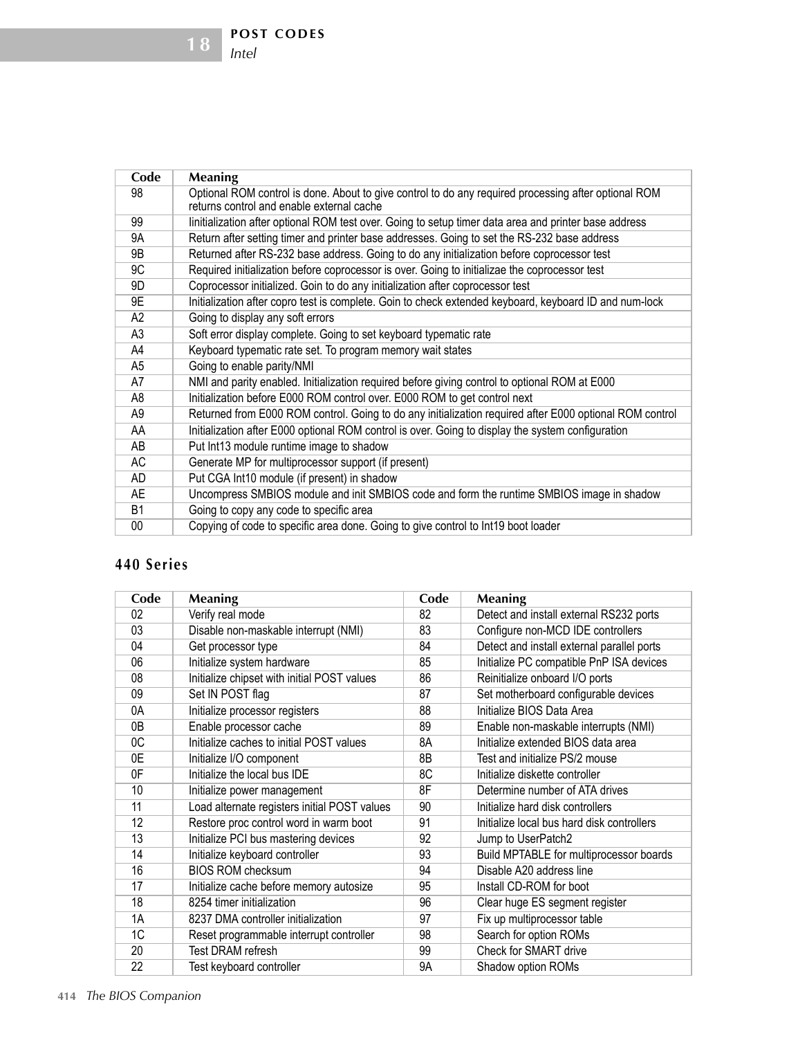| Code | Meaning |
|---|---|
| 98 | Optional ROM control is done. About to give control to do any required processing after optional ROM returns control and enable external cache |
| 99 | Iinitialization after optional ROM test over. Going to setup timer data area and printer base address |
| 9A | Return after setting timer and printer base addresses. Going to set the RS-232 base address |
| 9B | Returned after RS-232 base address. Going to do any initialization before coprocessor test |
| 9C | Required initialization before coprocessor is over. Going to initializae the coprocessor test |
| 9D | Coprocessor initialized. Goin to do any initialization after coprocessor test |
| 9E | Initialization after copro test is complete. Goin to check extended keyboard, keyboard ID and num-lock |
| A2 | Going to display any soft errors |
| A3 | Soft error display complete. Going to set keyboard typematic rate |
| A4 | Keyboard typematic rate set. To program memory wait states |
| A5 | Going to enable parity/NMI |
| A7 | NMI and parity enabled. Initialization required before giving control to optional ROM at E000 |
| A8 | Initialization before E000 ROM control over. E000 ROM to get control next |
| A9 | Returned from E000 ROM control. Going to do any initialization required after E000 optional ROM control |
| AA | Initialization after E000 optional ROM control is over. Going to display the system configuration |
| AB | Put Int13 module runtime image to shadow |
| AC | Generate MP for multiprocessor support (if present) |
| AD | Put CGA Int10 module (if present) in shadow |
| AE | Uncompress SMBIOS module and init SMBIOS code and form the runtime SMBIOS image in shadow |
| B1 | Going to copy any code to specific area |
| 00 | Copying of code to specific area done. Going to give control to Int19 boot loader |

## 440 Series

| Code | Meaning | Code | Meaning |
|---|---|---|---|
| 02 | Verify real mode | 82 | Detect and install external RS232 ports |
| 03 | Disable non-maskable interrupt (NMI) | 83 | Configure non-MCD IDE controllers |
| 04 | Get processor type | 84 | Detect and install external parallel ports |
| 06 | Initialize system hardware | 85 | Initialize PC compatible PnP ISA devices |
| 08 | Initialize chipset with initial POST values | 86 | Reinitialize onboard I/O ports |
| 09 | Set IN POST flag | 87 | Set motherboard configurable devices |
| 0A | Initialize processor registers | 88 | Initialize BIOS Data Area |
| 0B | Enable processor cache | 89 | Enable non-maskable interrupts (NMI) |
| 0C | Initialize caches to initial POST values | 8A | Initialize extended BIOS data area |
| 0E | Initialize I/O component | 8B | Test and initialize PS/2 mouse |
| 0F | Initialize the local bus IDE | 8C | Initialize diskette controller |
| 10 | Initialize power management | 8F | Determine number of ATA drives |
| 11 | Load alternate registers initial POST values | 90 | Initialize hard disk controllers |
| 12 | Restore proc control word in warm boot | 91 | Initialize local bus hard disk controllers |
| 13 | Initialize PCI bus mastering devices | 92 | Jump to UserPatch2 |
| 14 | Initialize keyboard controller | 93 | Build MPTABLE for multiprocessor boards |
| 16 | BIOS ROM checksum | 94 | Disable A20 address line |
| 17 | Initialize cache before memory autosize | 95 | Install CD-ROM for boot |
| 18 | 8254 timer initialization | 96 | Clear huge ES segment register |
| 1A | 8237 DMA controller initialization | 97 | Fix up multiprocessor table |
| 1C | Reset programmable interrupt controller | 98 | Search for option ROMs |
| 20 | Test DRAM refresh | 99 | Check for SMART drive |
| 22 | Test keyboard controller | 9A | Shadow option ROMs |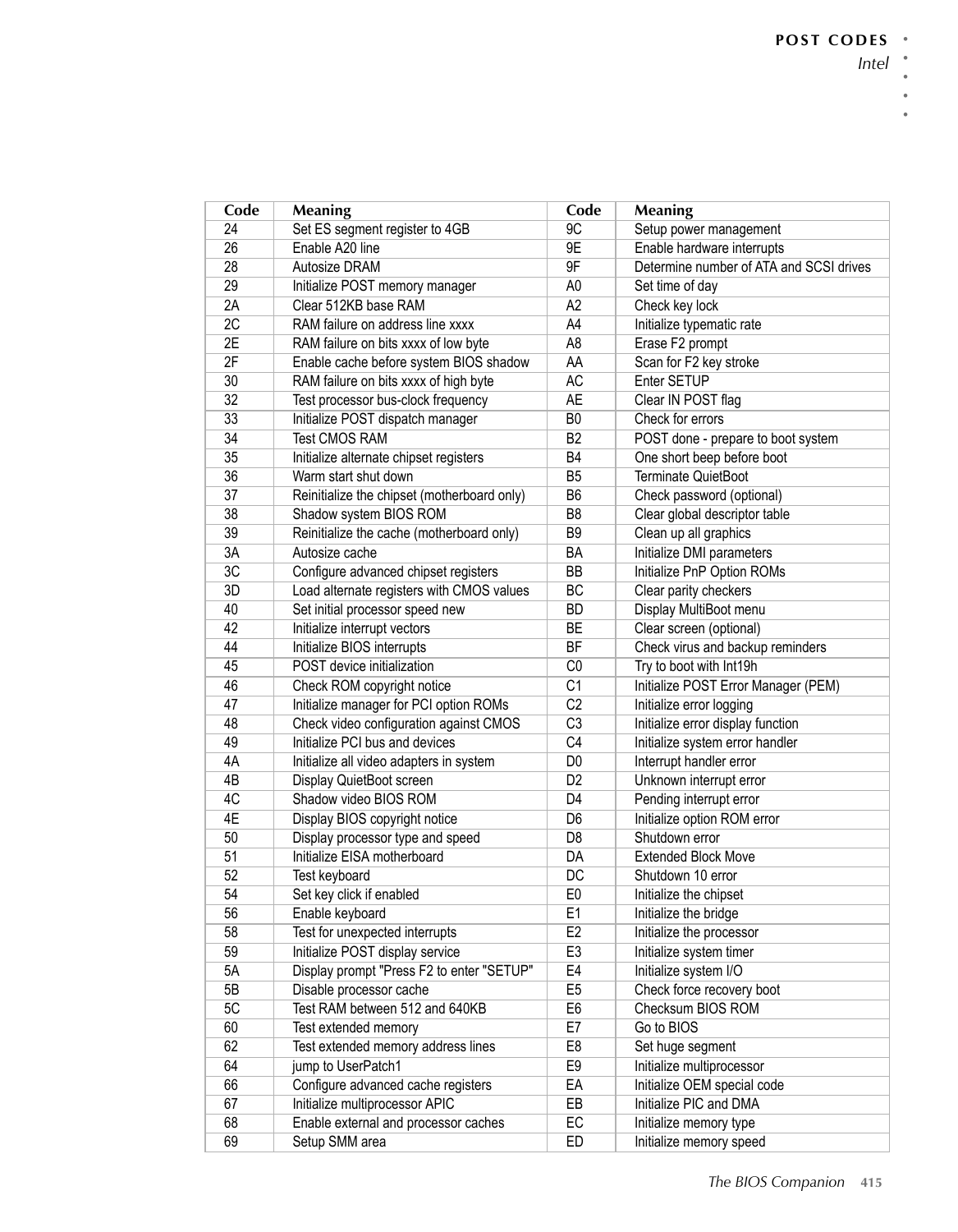| Code | Meaning | Code | Meaning |
|---|---|---|---|
| 24 | Set ES segment register to 4GB | 9C | Setup power management |
| 26 | Enable A20 line | 9E | Enable hardware interrupts |
| 28 | Autosize DRAM | 9F | Determine number of ATA and SCSI drives |
| 29 | Initialize POST memory manager | A0 | Set time of day |
| 2A | Clear 512KB base RAM | A2 | Check key lock |
| 2C | RAM failure on address line xxxx | A4 | Initialize typematic rate |
| 2E | RAM failure on bits xxxx of low byte | A8 | Erase F2 prompt |
| 2F | Enable cache before system BIOS shadow | AA | Scan for F2 key stroke |
| 30 | RAM failure on bits xxxx of high byte | AC | Enter SETUP |
| 32 | Test processor bus-clock frequency | AE | Clear IN POST flag |
| 33 | Initialize POST dispatch manager | B0 | Check for errors |
| 34 | Test CMOS RAM | B2 | POST done - prepare to boot system |
| 35 | Initialize alternate chipset registers | B4 | One short beep before boot |
| 36 | Warm start shut down | B5 | Terminate QuietBoot |
| 37 | Reinitialize the chipset (motherboard only) | B6 | Check password (optional) |
| 38 | Shadow system BIOS ROM | B8 | Clear global descriptor table |
| 39 | Reinitialize the cache (motherboard only) | B9 | Clean up all graphics |
| 3A | Autosize cache | BA | Initialize DMI parameters |
| 3C | Configure advanced chipset registers | BB | Initialize PnP Option ROMs |
| 3D | Load alternate registers with CMOS values | BC | Clear parity checkers |
| 40 | Set initial processor speed new | BD | Display MultiBoot menu |
| 42 | Initialize interrupt vectors | BE | Clear screen (optional) |
| 44 | Initialize BIOS interrupts | BF | Check virus and backup reminders |
| 45 | POST device initialization | C0 | Try to boot with Int19h |
| 46 | Check ROM copyright notice | C1 | Initialize POST Error Manager (PEM) |
| 47 | Initialize manager for PCI option ROMs | C2 | Initialize error logging |
| 48 | Check video configuration against CMOS | C3 | Initialize error display function |
| 49 | Initialize PCI bus and devices | C4 | Initialize system error handler |
| 4A | Initialize all video adapters in system | D0 | Interrupt handler error |
| 4B | Display QuietBoot screen | D2 | Unknown interrupt error |
| 4C | Shadow video BIOS ROM | D4 | Pending interrupt error |
| 4E | Display BIOS copyright notice | D6 | Initialize option ROM error |
| 50 | Display processor type and speed | D8 | Shutdown error |
| 51 | Initialize EISA motherboard | DA | Extended Block Move |
| 52 | Test keyboard | DC | Shutdown 10 error |
| 54 | Set key click if enabled | E0 | Initialize the chipset |
| 56 | Enable keyboard | E1 | Initialize the bridge |
| 58 | Test for unexpected interrupts | E2 | Initialize the processor |
| 59 | Initialize POST display service | E3 | Initialize system timer |
| 5A | Display prompt "Press F2 to enter "SETUP" | E4 | Initialize system I/O |
| 5B | Disable processor cache | E5 | Check force recovery boot |
| 5C | Test RAM between 512 and 640KB | E6 | Checksum BIOS ROM |
| 60 | Test extended memory | E7 | Go to BIOS |
| 62 | Test extended memory address lines | E8 | Set huge segment |
| 64 | jump to UserPatch1 | E9 | Initialize multiprocessor |
| 66 | Configure advanced cache registers | EA | Initialize OEM special code |
| 67 | Initialize multiprocessor APIC | EB | Initialize PIC and DMA |
| 68 | Enable external and processor caches | EC | Initialize memory type |
| 69 | Setup SMM area | ED | Initialize memory speed |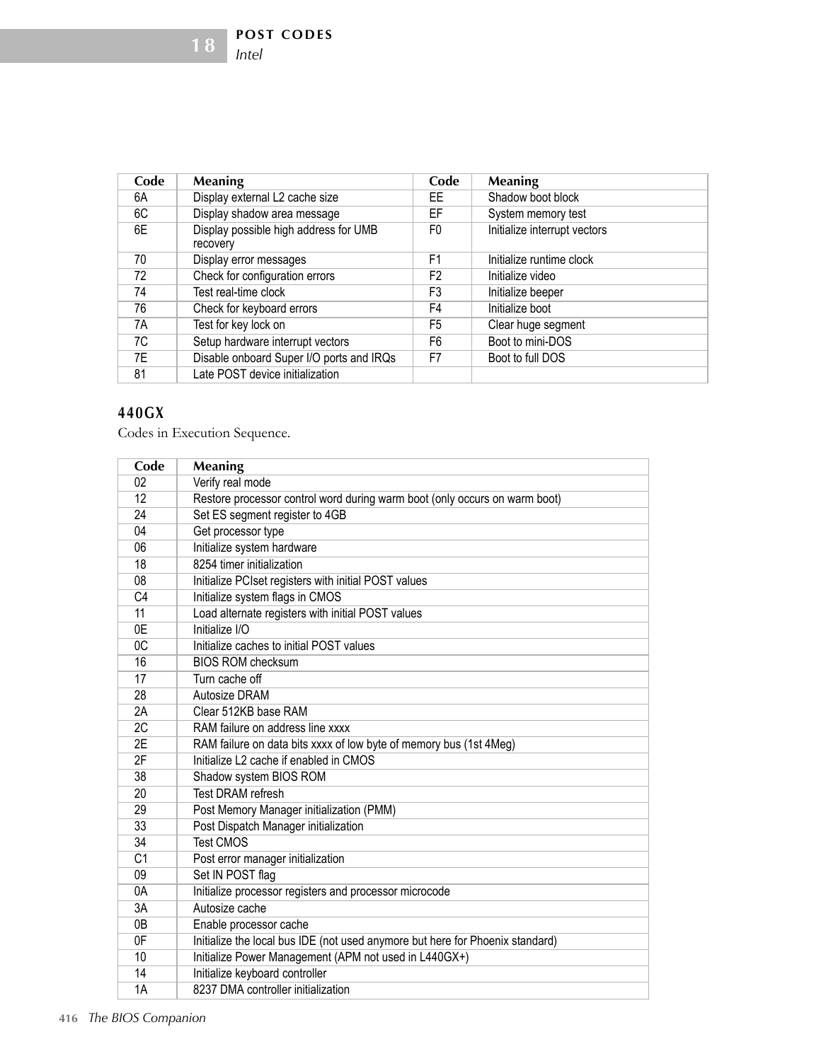| Code | Meaning | Code | Meaning |
|---|---|---|---|
| 6A | Display external L2 cache size | EE | Shadow boot block |
| 6C | Display shadow area message | EF | System memory test |
| 6E | Display possible high address for UMB recovery | F0 | Initialize interrupt vectors |
| 70 | Display error messages | F1 | Initialize runtime clock |
| 72 | Check for configuration errors | F2 | Initialize video |
| 74 | Test real-time clock | F3 | Initialize beeper |
| 76 | Check for keyboard errors | F4 | Initialize boot |
| 7A | Test for key lock on | F5 | Clear huge segment |
| 7C | Setup hardware interrupt vectors | F6 | Boot to mini-DOS |
| 7E | Disable onboard Super I/O ports and IRQs | F7 | Boot to full DOS |
| 81 | Late POST device initialization | | |

### 440GX

Codes in Execution Sequence.

| Code | Meaning |
|---|---|
| 02 | Verify real mode |
| 12 | Restore processor control word during warm boot (only occurs on warm boot) |
| 24 | Set ES segment register to 4GB |
| 04 | Get processor type |
| 06 | Initialize system hardware |
| 18 | 8254 timer initialization |
| 08 | Initialize PCIset registers with initial POST values |
| C4 | Initialize system flags in CMOS |
| 11 | Load alternate registers with initial POST values |
| 0E | Initialize I/O |
| 0C | Initialize caches to initial POST values |
| 16 | BIOS ROM checksum |
| 17 | Turn cache off |
| 28 | Autosize DRAM |
| 2A | Clear 512KB base RAM |
| 2C | RAM failure on address line xxxx |
| 2E | RAM failure on data bits xxxx of low byte of memory bus (1st 4Meg) |
| 2F | Initialize L2 cache if enabled in CMOS |
| 38 | Shadow system BIOS ROM |
| 20 | Test DRAM refresh |
| 29 | Post Memory Manager initialization (PMM) |
| 33 | Post Dispatch Manager initialization |
| 34 | Test CMOS |
| C1 | Post error manager initialization |
| 09 | Set IN POST flag |
| 0A | Initialize processor registers and processor microcode |
| 3A | Autosize cache |
| 0B | Enable processor cache |
| 0F | Initialize the local bus IDE (not used anymore but here for Phoenix standard) |
| 10 | Initialize Power Management (APM not used in L440GX+) |
| 14 | Initialize keyboard controller |
| 1A | 8237 DMA controller initialization |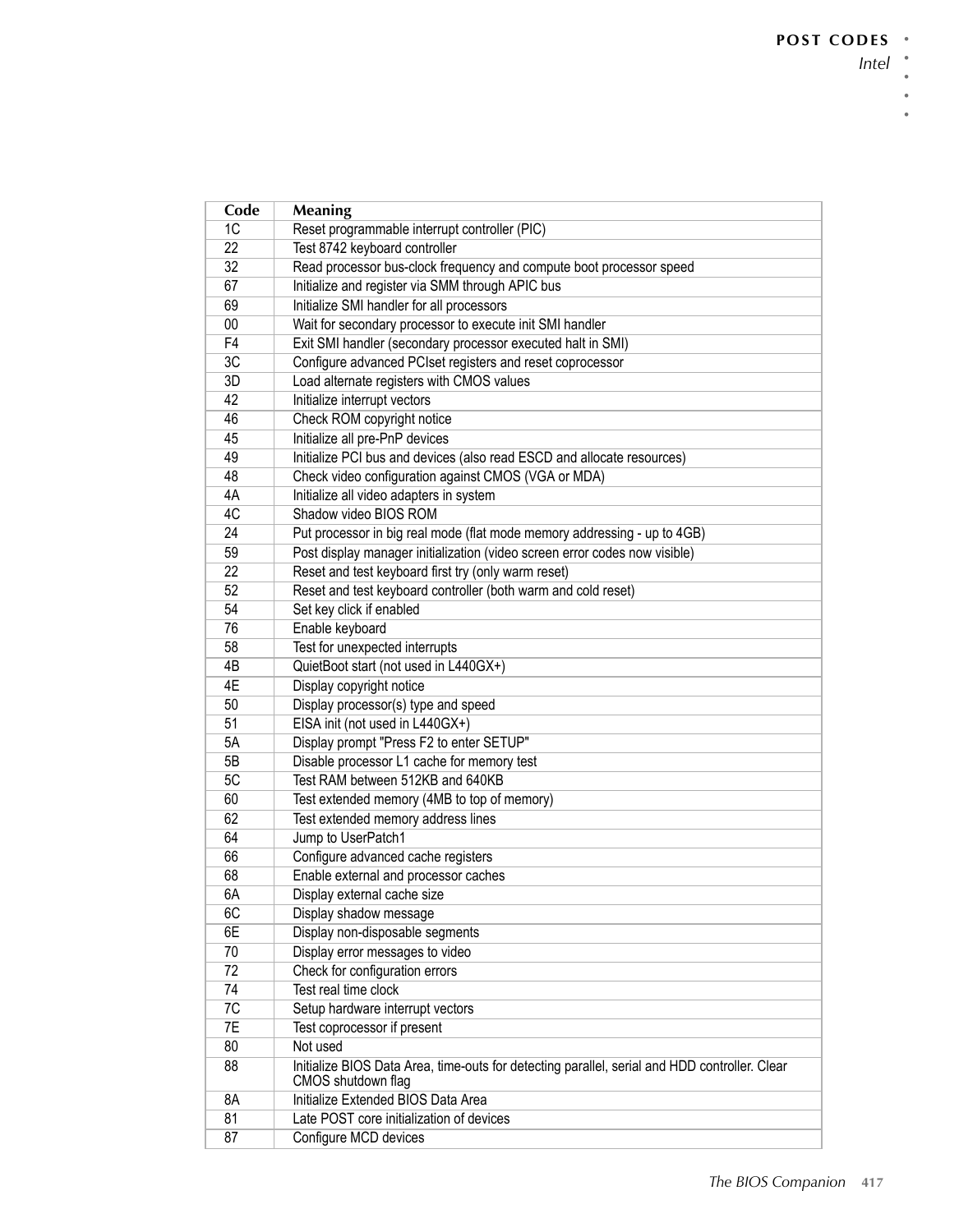| Code | Meaning |
|---|---|
| 1C | Reset programmable interrupt controller (PIC) |
| 22 | Test 8742 keyboard controller |
| 32 | Read processor bus-clock frequency and compute boot processor speed |
| 67 | Initialize and register via SMM through APIC bus |
| 69 | Initialize SMI handler for all processors |
| 00 | Wait for secondary processor to execute init SMI handler |
| F4 | Exit SMI handler (secondary processor executed halt in SMI) |
| 3C | Configure advanced PCIset registers and reset coprocessor |
| 3D | Load alternate registers with CMOS values |
| 42 | Initialize interrupt vectors |
| 46 | Check ROM copyright notice |
| 45 | Initialize all pre-PnP devices |
| 49 | Initialize PCI bus and devices (also read ESCD and allocate resources) |
| 48 | Check video configuration against CMOS (VGA or MDA) |
| 4A | Initialize all video adapters in system |
| 4C | Shadow video BIOS ROM |
| 24 | Put processor in big real mode (flat mode memory addressing - up to 4GB) |
| 59 | Post display manager initialization (video screen error codes now visible) |
| 22 | Reset and test keyboard first try (only warm reset) |
| 52 | Reset and test keyboard controller (both warm and cold reset) |
| 54 | Set key click if enabled |
| 76 | Enable keyboard |
| 58 | Test for unexpected interrupts |
| 4B | QuietBoot start (not used in L440GX+) |
| 4E | Display copyright notice |
| 50 | Display processor(s) type and speed |
| 51 | EISA init (not used in L440GX+) |
| 5A | Display prompt "Press F2 to enter SETUP" |
| 5B | Disable processor L1 cache for memory test |
| 5C | Test RAM between 512KB and 640KB |
| 60 | Test extended memory (4MB to top of memory) |
| 62 | Test extended memory address lines |
| 64 | Jump to UserPatch1 |
| 66 | Configure advanced cache registers |
| 68 | Enable external and processor caches |
| 6A | Display external cache size |
| 6C | Display shadow message |
| 6E | Display non-disposable segments |
| 70 | Display error messages to video |
| 72 | Check for configuration errors |
| 74 | Test real time clock |
| 7C | Setup hardware interrupt vectors |
| 7E | Test coprocessor if present |
| 80 | Not used |
| 88 | Initialize BIOS Data Area, time-outs for detecting parallel, serial and HDD controller. Clear CMOS shutdown flag |
| 8A | Initialize Extended BIOS Data Area |
| 81 | Late POST core initialization of devices |
| 87 | Configure MCD devices |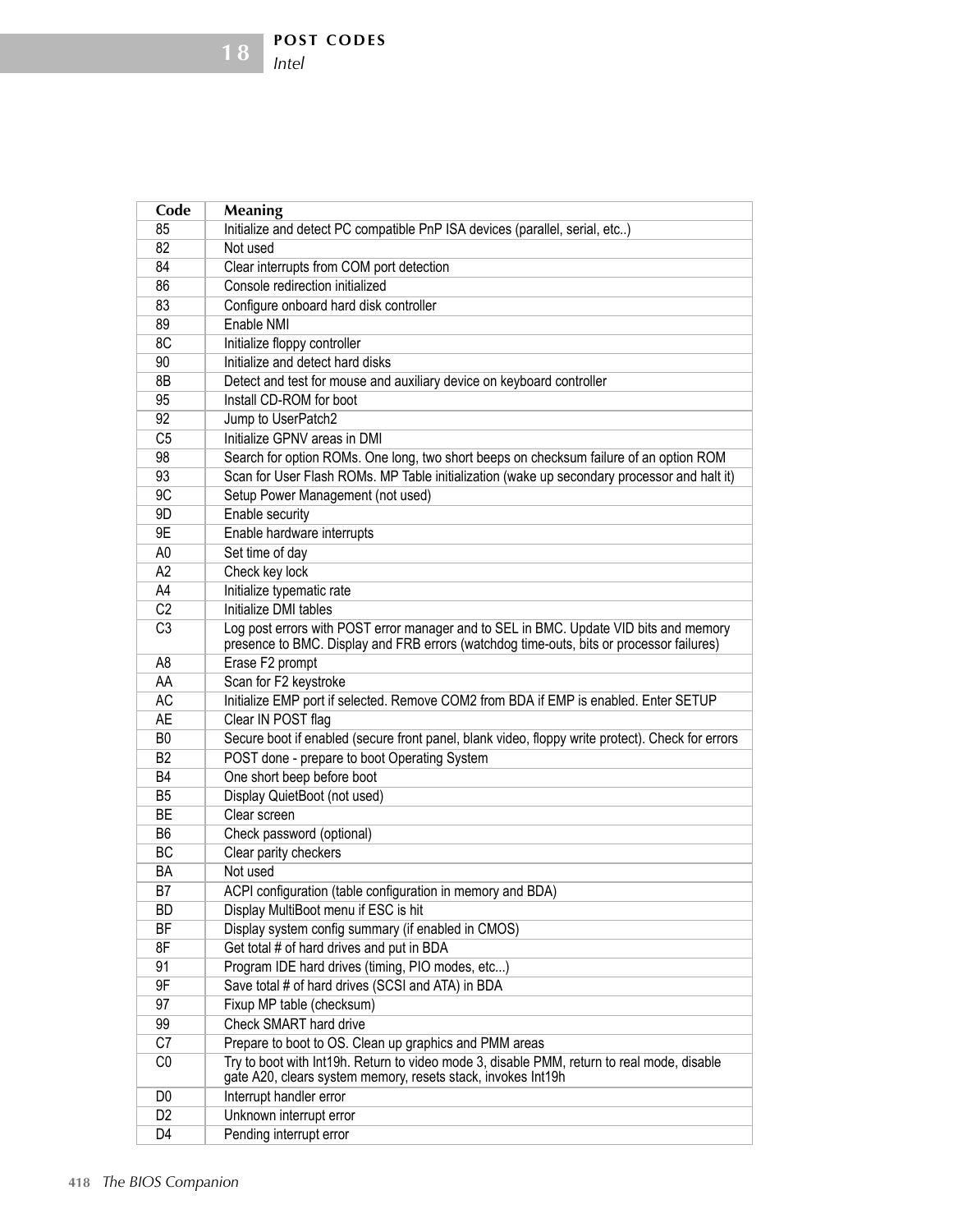| Code | Meaning |
|---|---|
| 85 | Initialize and detect PC compatible PnP ISA devices (parallel, serial, etc..) |
| 82 | Not used |
| 84 | Clear interrupts from COM port detection |
| 86 | Console redirection initialized |
| 83 | Configure onboard hard disk controller |
| 89 | Enable NMI |
| 8C | Initialize floppy controller |
| 90 | Initialize and detect hard disks |
| 8B | Detect and test for mouse and auxiliary device on keyboard controller |
| 95 | Install CD-ROM for boot |
| 92 | Jump to UserPatch2 |
| C5 | Initialize GPNV areas in DMI |
| 98 | Search for option ROMs. One long, two short beeps on checksum failure of an option ROM |
| 93 | Scan for User Flash ROMs. MP Table initialization (wake up secondary processor and halt it) |
| 9C | Setup Power Management (not used) |
| 9D | Enable security |
| 9E | Enable hardware interrupts |
| A0 | Set time of day |
| A2 | Check key lock |
| A4 | Initialize typematic rate |
| C2 | Initialize DMI tables |
| C3 | Log post errors with POST error manager and to SEL in BMC. Update VID bits and memory presence to BMC. Display and FRB errors (watchdog time-outs, bits or processor failures) |
| A8 | Erase F2 prompt |
| AA | Scan for F2 keystroke |
| AC | Initialize EMP port if selected. Remove COM2 from BDA if EMP is enabled. Enter SETUP |
| AE | Clear IN POST flag |
| B0 | Secure boot if enabled (secure front panel, blank video, floppy write protect). Check for errors |
| B2 | POST done - prepare to boot Operating System |
| B4 | One short beep before boot |
| B5 | Display QuietBoot (not used) |
| BE | Clear screen |
| B6 | Check password (optional) |
| BC | Clear parity checkers |
| BA | Not used |
| B7 | ACPI configuration (table configuration in memory and BDA) |
| BD | Display MultiBoot menu if ESC is hit |
| BF | Display system config summary (if enabled in CMOS) |
| 8F | Get total # of hard drives and put in BDA |
| 91 | Program IDE hard drives (timing, PIO modes, etc...) |
| 9F | Save total # of hard drives (SCSI and ATA) in BDA |
| 97 | Fixup MP table (checksum) |
| 99 | Check SMART hard drive |
| C7 | Prepare to boot to OS. Clean up graphics and PMM areas |
| C0 | Try to boot with Int19h. Return to video mode 3, disable PMM, return to real mode, disable gate A20, clears system memory, resets stack, invokes Int19h |
| D0 | Interrupt handler error |
| D2 | Unknown interrupt error |
| D4 | Pending interrupt error |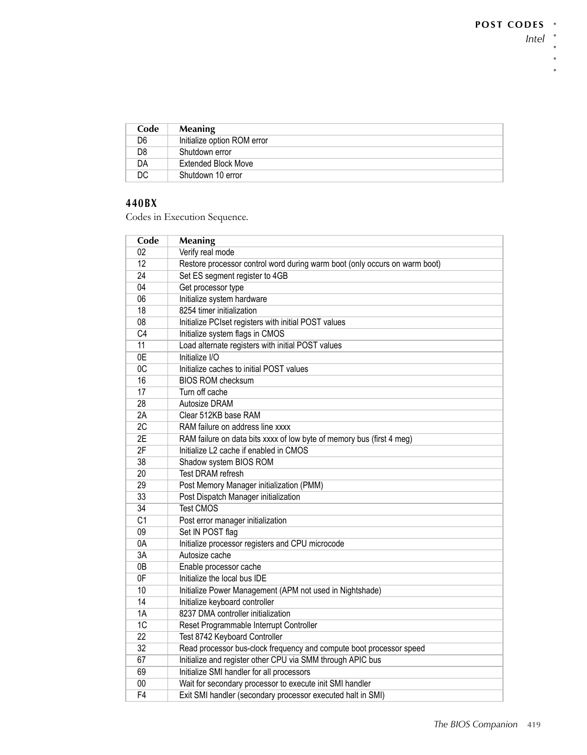| Code | Meaning |
|---|---|
| D6 | Initialize option ROM error |
| D8 | Shutdown error |
| DA | Extended Block Move |
| DC | Shutdown 10 error |

### 440BX

Codes in Execution Sequence.

| Code | Meaning |
|---|---|
| 02 | Verify real mode |
| 12 | Restore processor control word during warm boot (only occurs on warm boot) |
| 24 | Set ES segment register to 4GB |
| 04 | Get processor type |
| 06 | Initialize system hardware |
| 18 | 8254 timer initialization |
| 08 | Initialize PCIset registers with initial POST values |
| C4 | Initialize system flags in CMOS |
| 11 | Load alternate registers with initial POST values |
| 0E | Initialize I/O |
| 0C | Initialize caches to initial POST values |
| 16 | BIOS ROM checksum |
| 17 | Turn off cache |
| 28 | Autosize DRAM |
| 2A | Clear 512KB base RAM |
| 2C | RAM failure on address line xxxx |
| 2E | RAM failure on data bits xxxx of low byte of memory bus (first 4 meg) |
| 2F | Initialize L2 cache if enabled in CMOS |
| 38 | Shadow system BIOS ROM |
| 20 | Test DRAM refresh |
| 29 | Post Memory Manager initialization (PMM) |
| 33 | Post Dispatch Manager initialization |
| 34 | Test CMOS |
| C1 | Post error manager initialization |
| 09 | Set IN POST flag |
| 0A | Initialize processor registers and CPU microcode |
| 3A | Autosize cache |
| 0B | Enable processor cache |
| 0F | Initialize the local bus IDE |
| 10 | Initialize Power Management (APM not used in Nightshade) |
| 14 | Initialize keyboard controller |
| 1A | 8237 DMA controller initialization |
| 1C | Reset Programmable Interrupt Controller |
| 22 | Test 8742 Keyboard Controller |
| 32 | Read processor bus-clock frequency and compute boot processor speed |
| 67 | Initialize and register other CPU via SMM through APIC bus |
| 69 | Initialize SMI handler for all processors |
| 00 | Wait for secondary processor to execute init SMI handler |
| F4 | Exit SMI handler (secondary processor executed halt in SMI) |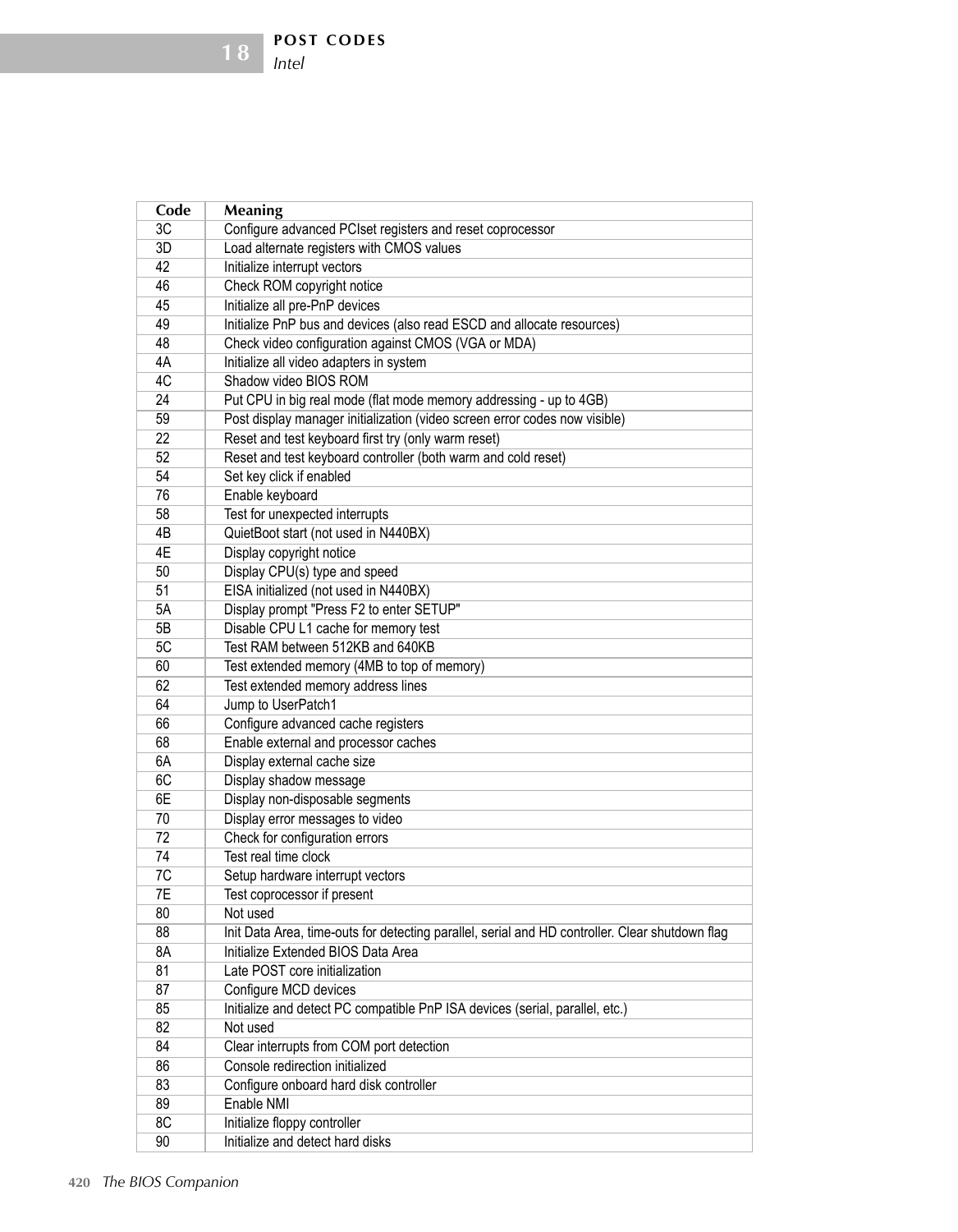| Code | Meaning |
|---|---|
| 3C | Configure advanced PCIset registers and reset coprocessor |
| 3D | Load alternate registers with CMOS values |
| 42 | Initialize interrupt vectors |
| 46 | Check ROM copyright notice |
| 45 | Initialize all pre-PnP devices |
| 49 | Initialize PnP bus and devices (also read ESCD and allocate resources) |
| 48 | Check video configuration against CMOS (VGA or MDA) |
| 4A | Initialize all video adapters in system |
| 4C | Shadow video BIOS ROM |
| 24 | Put CPU in big real mode (flat mode memory addressing - up to 4GB) |
| 59 | Post display manager initialization (video screen error codes now visible) |
| 22 | Reset and test keyboard first try (only warm reset) |
| 52 | Reset and test keyboard controller (both warm and cold reset) |
| 54 | Set key click if enabled |
| 76 | Enable keyboard |
| 58 | Test for unexpected interrupts |
| 4B | QuietBoot start (not used in N440BX) |
| 4E | Display copyright notice |
| 50 | Display CPU(s) type and speed |
| 51 | EISA initialized (not used in N440BX) |
| 5A | Display prompt "Press F2 to enter SETUP" |
| 5B | Disable CPU L1 cache for memory test |
| 5C | Test RAM between 512KB and 640KB |
| 60 | Test extended memory (4MB to top of memory) |
| 62 | Test extended memory address lines |
| 64 | Jump to UserPatch1 |
| 66 | Configure advanced cache registers |
| 68 | Enable external and processor caches |
| 6A | Display external cache size |
| 6C | Display shadow message |
| 6E | Display non-disposable segments |
| 70 | Display error messages to video |
| 72 | Check for configuration errors |
| 74 | Test real time clock |
| 7C | Setup hardware interrupt vectors |
| 7E | Test coprocessor if present |
| 80 | Not used |
| 88 | Init Data Area, time-outs for detecting parallel, serial and HD controller. Clear shutdown flag |
| 8A | Initialize Extended BIOS Data Area |
| 81 | Late POST core initialization |
| 87 | Configure MCD devices |
| 85 | Initialize and detect PC compatible PnP ISA devices (serial, parallel, etc.) |
| 82 | Not used |
| 84 | Clear interrupts from COM port detection |
| 86 | Console redirection initialized |
| 83 | Configure onboard hard disk controller |
| 89 | Enable NMI |
| 8C | Initialize floppy controller |
| 90 | Initialize and detect hard disks |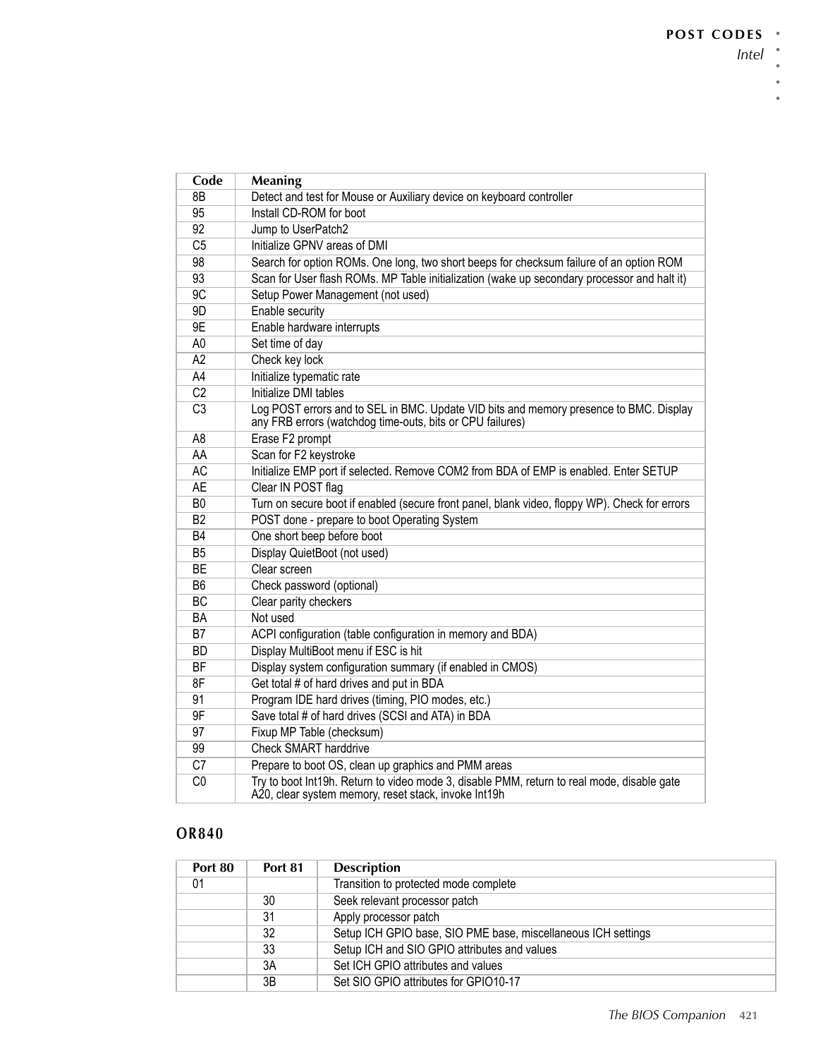| Code | Meaning |
| --- | --- |
| 8B | Detect and test for Mouse or Auxiliary device on keyboard controller |
| 95 | Install CD-ROM for boot |
| 92 | Jump to UserPatch2 |
| C5 | Initialize GPNV areas of DMI |
| 98 | Search for option ROMs. One long, two short beeps for checksum failure of an option ROM |
| 93 | Scan for User flash ROMs. MP Table initialization (wake up secondary processor and halt it) |
| 9C | Setup Power Management (not used) |
| 9D | Enable security |
| 9E | Enable hardware interrupts |
| A0 | Set time of day |
| A2 | Check key lock |
| A4 | Initialize typematic rate |
| C2 | Initialize DMI tables |
| C3 | Log POST errors and to SEL in BMC. Update VID bits and memory presence to BMC. Display any FRB errors (watchdog time-outs, bits or CPU failures) |
| A8 | Erase F2 prompt |
| AA | Scan for F2 keystroke |
| AC | Initialize EMP port if selected. Remove COM2 from BDA of EMP is enabled. Enter SETUP |
| AE | Clear IN POST flag |
| B0 | Turn on secure boot if enabled (secure front panel, blank video, floppy WP). Check for errors |
| B2 | POST done - prepare to boot Operating System |
| B4 | One short beep before boot |
| B5 | Display QuietBoot (not used) |
| BE | Clear screen |
| B6 | Check password (optional) |
| BC | Clear parity checkers |
| BA | Not used |
| B7 | ACPI configuration (table configuration in memory and BDA) |
| BD | Display MultiBoot menu if ESC is hit |
| BF | Display system configuration summary (if enabled in CMOS) |
| 8F | Get total # of hard drives and put in BDA |
| 91 | Program IDE hard drives (timing, PIO modes, etc.) |
| 9F | Save total # of hard drives (SCSI and ATA) in BDA |
| 97 | Fixup MP Table (checksum) |
| 99 | Check SMART harddrive |
| C7 | Prepare to boot OS, clean up graphics and PMM areas |
| C0 | Try to boot Int19h. Return to video mode 3, disable PMM, return to real mode, disable gate A20, clear system memory, reset stack, invoke Int19h |

## OR840

| Port 80 | Port 81 | Description |
| --- | --- | --- |
| 01 | | Transition to protected mode complete |
| | 30 | Seek relevant processor patch |
| | 31 | Apply processor patch |
| | 32 | Setup ICH GPIO base, SIO PME base, miscellaneous ICH settings |
| | 33 | Setup ICH and SIO GPIO attributes and values |
| | 3A | Set ICH GPIO attributes and values |
| | 3B | Set SIO GPIO attributes for GPIO10-17 |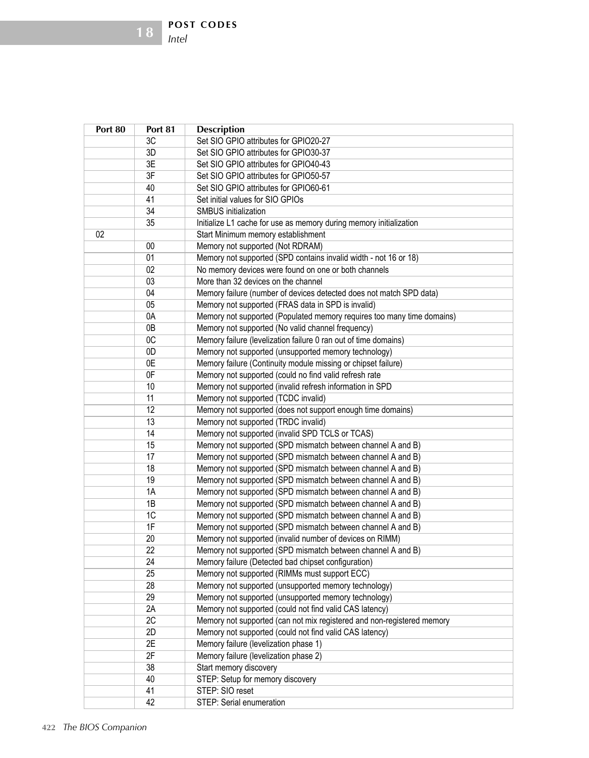| Port 80 | Port 81 | Description |
|---|---|---|
| | 3C | Set SIO GPIO attributes for GPIO20-27 |
| | 3D | Set SIO GPIO attributes for GPIO30-37 |
| | 3E | Set SIO GPIO attributes for GPIO40-43 |
| | 3F | Set SIO GPIO attributes for GPIO50-57 |
| | 40 | Set SIO GPIO attributes for GPIO60-61 |
| | 41 | Set initial values for SIO GPIOs |
| | 34 | SMBUS initialization |
| | 35 | Initialize L1 cache for use as memory during memory initialization |
| 02 | | Start Minimum memory establishment |
| | 00 | Memory not supported (Not RDRAM) |
| | 01 | Memory not supported (SPD contains invalid width - not 16 or 18) |
| | 02 | No memory devices were found on one or both channels |
| | 03 | More than 32 devices on the channel |
| | 04 | Memory failure (number of devices detected does not match SPD data) |
| | 05 | Memory not supported (FRAS data in SPD is invalid) |
| | 0A | Memory not supported (Populated memory requires too many time domains) |
| | 0B | Memory not supported (No valid channel frequency) |
| | 0C | Memory failure (levelization failure 0 ran out of time domains) |
| | 0D | Memory not supported (unsupported memory technology) |
| | 0E | Memory failure (Continuity module missing or chipset failure) |
| | 0F | Memory not supported (could no find valid refresh rate |
| | 10 | Memory not supported (invalid refresh information in SPD |
| | 11 | Memory not supported (TCDC invalid) |
| | 12 | Memory not supported (does not support enough time domains) |
| | 13 | Memory not supported (TRDC invalid) |
| | 14 | Memory not supported (invalid SPD TCLS or TCAS) |
| | 15 | Memory not supported (SPD mismatch between channel A and B) |
| | 17 | Memory not supported (SPD mismatch between channel A and B) |
| | 18 | Memory not supported (SPD mismatch between channel A and B) |
| | 19 | Memory not supported (SPD mismatch between channel A and B) |
| | 1A | Memory not supported (SPD mismatch between channel A and B) |
| | 1B | Memory not supported (SPD mismatch between channel A and B) |
| | 1C | Memory not supported (SPD mismatch between channel A and B) |
| | 1F | Memory not supported (SPD mismatch between channel A and B) |
| | 20 | Memory not supported (invalid number of devices on RIMM) |
| | 22 | Memory not supported (SPD mismatch between channel A and B) |
| | 24 | Memory failure (Detected bad chipset configuration) |
| | 25 | Memory not supported (RIMMs must support ECC) |
| | 28 | Memory not supported (unsupported memory technology) |
| | 29 | Memory not supported (unsupported memory technology) |
| | 2A | Memory not supported (could not find valid CAS latency) |
| | 2C | Memory not supported (can not mix registered and non-registered memory |
| | 2D | Memory not supported (could not find valid CAS latency) |
| | 2E | Memory failure (levelization phase 1) |
| | 2F | Memory failure (levelization phase 2) |
| | 38 | Start memory discovery |
| | 40 | STEP: Setup for memory discovery |
| | 41 | STEP: SIO reset |
| | 42 | STEP: Serial enumeration |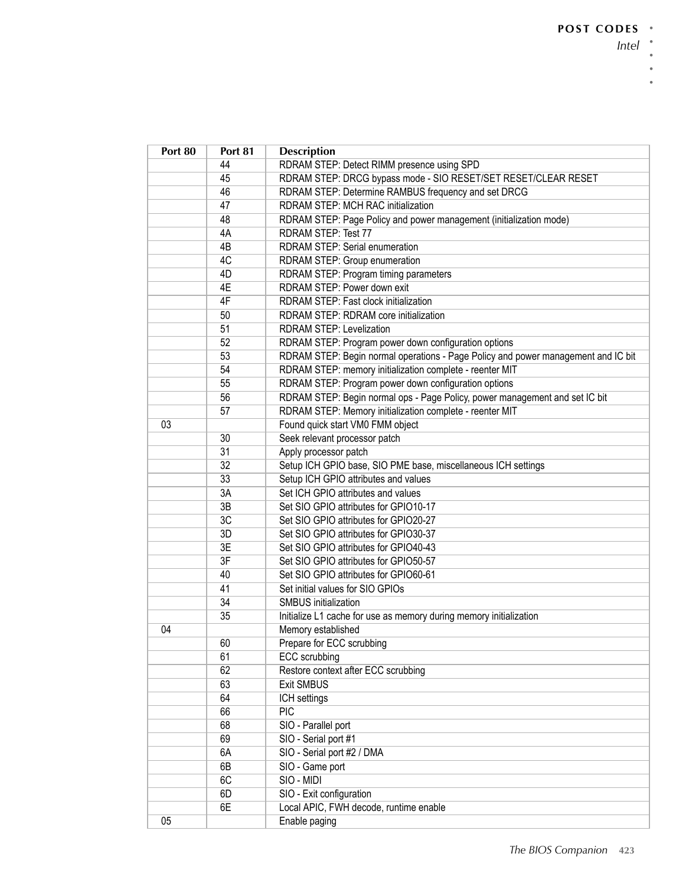| Port 80 | Port 81 | Description |
|---|---|---|
| | 44 | RDRAM STEP: Detect RIMM presence using SPD |
| | 45 | RDRAM STEP: DRCG bypass mode - SIO RESET/SET RESET/CLEAR RESET |
| | 46 | RDRAM STEP: Determine RAMBUS frequency and set DRCG |
| | 47 | RDRAM STEP: MCH RAC initialization |
| | 48 | RDRAM STEP: Page Policy and power management (initialization mode) |
| | 4A | RDRAM STEP: Test 77 |
| | 4B | RDRAM STEP: Serial enumeration |
| | 4C | RDRAM STEP: Group enumeration |
| | 4D | RDRAM STEP: Program timing parameters |
| | 4E | RDRAM STEP: Power down exit |
| | 4F | RDRAM STEP: Fast clock initialization |
| | 50 | RDRAM STEP: RDRAM core initialization |
| | 51 | RDRAM STEP: Levelization |
| | 52 | RDRAM STEP: Program power down configuration options |
| | 53 | RDRAM STEP: Begin normal operations - Page Policy and power management and IC bit |
| | 54 | RDRAM STEP: memory initialization complete - reenter MIT |
| | 55 | RDRAM STEP: Program power down configuration options |
| | 56 | RDRAM STEP: Begin normal ops - Page Policy, power management and set IC bit |
| | 57 | RDRAM STEP: Memory initialization complete - reenter MIT |
| 03 | | Found quick start VM0 FMM object |
| | 30 | Seek relevant processor patch |
| | 31 | Apply processor patch |
| | 32 | Setup ICH GPIO base, SIO PME base, miscellaneous ICH settings |
| | 33 | Setup ICH GPIO attributes and values |
| | 3A | Set ICH GPIO attributes and values |
| | 3B | Set SIO GPIO attributes for GPIO10-17 |
| | 3C | Set SIO GPIO attributes for GPIO20-27 |
| | 3D | Set SIO GPIO attributes for GPIO30-37 |
| | 3E | Set SIO GPIO attributes for GPIO40-43 |
| | 3F | Set SIO GPIO attributes for GPIO50-57 |
| | 40 | Set SIO GPIO attributes for GPIO60-61 |
| | 41 | Set initial values for SIO GPIOs |
| | 34 | SMBUS initialization |
| | 35 | Initialize L1 cache for use as memory during memory initialization |
| 04 | | Memory established |
| | 60 | Prepare for ECC scrubbing |
| | 61 | ECC scrubbing |
| | 62 | Restore context after ECC scrubbing |
| | 63 | Exit SMBUS |
| | 64 | ICH settings |
| | 66 | PIC |
| | 68 | SIO - Parallel port |
| | 69 | SIO - Serial port #1 |
| | 6A | SIO - Serial port #2 / DMA |
| | 6B | SIO - Game port |
| | 6C | SIO - MIDI |
| | 6D | SIO - Exit configuration |
| | 6E | Local APIC, FWH decode, runtime enable |
| 05 | | Enable paging |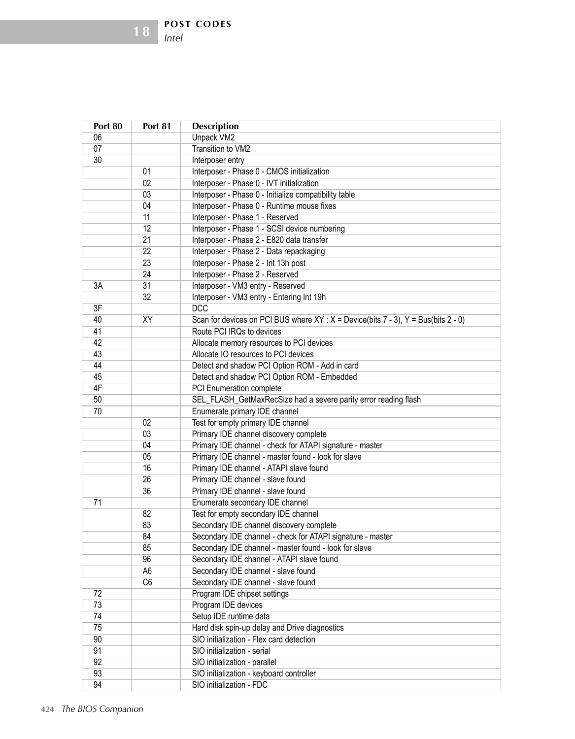| Port 80 | Port 81 | Description |
|---|---|---|
| 06 | | Unpack VM2 |
| 07 | | Transition to VM2 |
| 30 | | Interposer entry |
| | 01 | Interposer - Phase 0 - CMOS initialization |
| | 02 | Interposer - Phase 0 - IVT initialization |
| | 03 | Interposer - Phase 0 - Initialize compatibility table |
| | 04 | Interposer - Phase 0 - Runtime mouse fixes |
| | 11 | Interposer - Phase 1 - Reserved |
| | 12 | Interposer - Phase 1 - SCSI device numbering |
| | 21 | Interposer - Phase 2 - E820 data transfer |
| | 22 | Interposer - Phase 2 - Data repackaging |
| | 23 | Interposer - Phase 2 - Int 13h post |
| | 24 | Interposer - Phase 2 - Reserved |
| 3A | 31 | Interposer - VM3 entry - Reserved |
| | 32 | Interposer - VM3 entry - Entering Int 19h |
| 3F | | DCC |
| 40 | XY | Scan for devices on PCI BUS where XY : X = Device(bits 7 - 3), Y = Bus(bits 2 - 0) |
| 41 | | Route PCI IRQs to devices |
| 42 | | Allocate memory resources to PCI devices |
| 43 | | Allocate IO resources to PCI devices |
| 44 | | Detect and shadow PCI Option ROM - Add in card |
| 45 | | Detect and shadow PCI Option ROM - Embedded |
| 4F | | PCI Enumeration complete |
| 50 | | SEL_FLASH_GetMaxRecSize had a severe parity error reading flash |
| 70 | | Enumerate primary IDE channel |
| | 02 | Test for empty primary IDE channel |
| | 03 | Primary IDE channel discovery complete |
| | 04 | Primary IDE channel - check for ATAPI signature - master |
| | 05 | Primary IDE channel - master found - look for slave |
| | 16 | Primary IDE channel - ATAPI slave found |
| | 26 | Primary IDE channel - slave found |
| | 36 | Primary IDE channel - slave found |
| 71 | | Enumerate secondary IDE channel |
| | 82 | Test for empty secondary IDE channel |
| | 83 | Secondary IDE channel discovery complete |
| | 84 | Secondary IDE channel - check for ATAPI signature - master |
| | 85 | Secondary IDE channel - master found - look for slave |
| | 96 | Secondary IDE channel - ATAPI slave found |
| | A6 | Secondary IDE channel - slave found |
| | C6 | Secondary IDE channel - slave found |
| 72 | | Program IDE chipset settings |
| 73 | | Program IDE devices |
| 74 | | Setup IDE runtime data |
| 75 | | Hard disk spin-up delay and Drive diagnostics |
| 90 | | SIO initialization - Flex card detection |
| 91 | | SIO initialization - serial |
| 92 | | SIO initialization - parallel |
| 93 | | SIO initialization - keyboard controller |
| 94 | | SIO initialization - FDC |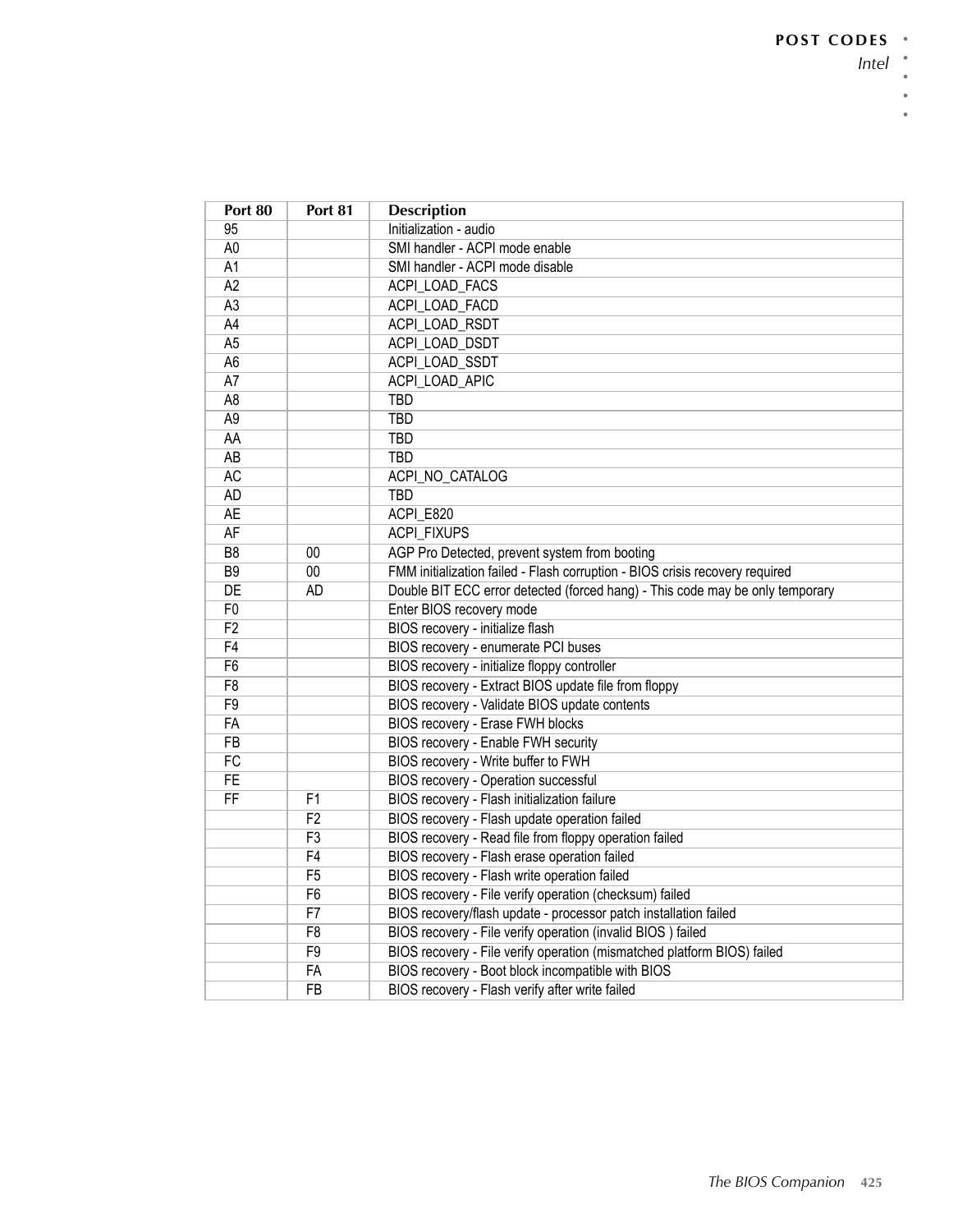| Port 80 | Port 81 | Description |
|---|---|---|
| 95 | | Initialization - audio |
| A0 | | SMI handler - ACPI mode enable |
| A1 | | SMI handler - ACPI mode disable |
| A2 | | ACPI_LOAD_FACS |
| A3 | | ACPI_LOAD_FACD |
| A4 | | ACPI_LOAD_RSDT |
| A5 | | ACPI_LOAD_DSDT |
| A6 | | ACPI_LOAD_SSDT |
| A7 | | ACPI_LOAD_APIC |
| A8 | | TBD |
| A9 | | TBD |
| AA | | TBD |
| AB | | TBD |
| AC | | ACPI_NO_CATALOG |
| AD | | TBD |
| AE | | ACPI_E820 |
| AF | | ACPI_FIXUPS |
| B8 | 00 | AGP Pro Detected, prevent system from booting |
| B9 | 00 | FMM initialization failed - Flash corruption - BIOS crisis recovery required |
| DE | AD | Double BIT ECC error detected (forced hang) - This code may be only temporary |
| F0 | | Enter BIOS recovery mode |
| F2 | | BIOS recovery - initialize flash |
| F4 | | BIOS recovery - enumerate PCI buses |
| F6 | | BIOS recovery - initialize floppy controller |
| F8 | | BIOS recovery - Extract BIOS update file from floppy |
| F9 | | BIOS recovery - Validate BIOS update contents |
| FA | | BIOS recovery - Erase FWH blocks |
| FB | | BIOS recovery - Enable FWH security |
| FC | | BIOS recovery - Write buffer to FWH |
| FE | | BIOS recovery - Operation successful |
| FF | F1 | BIOS recovery - Flash initialization failure |
| | F2 | BIOS recovery - Flash update operation failed |
| | F3 | BIOS recovery - Read file from floppy operation failed |
| | F4 | BIOS recovery - Flash erase operation failed |
| | F5 | BIOS recovery - Flash write operation failed |
| | F6 | BIOS recovery - File verify operation (checksum) failed |
| | F7 | BIOS recovery/flash update - processor patch installation failed |
| | F8 | BIOS recovery - File verify operation (invalid BIOS ) failed |
| | F9 | BIOS recovery - File verify operation (mismatched platform BIOS) failed |
| | FA | BIOS recovery - Boot block incompatible with BIOS |
| | FB | BIOS recovery - Flash verify after write failed |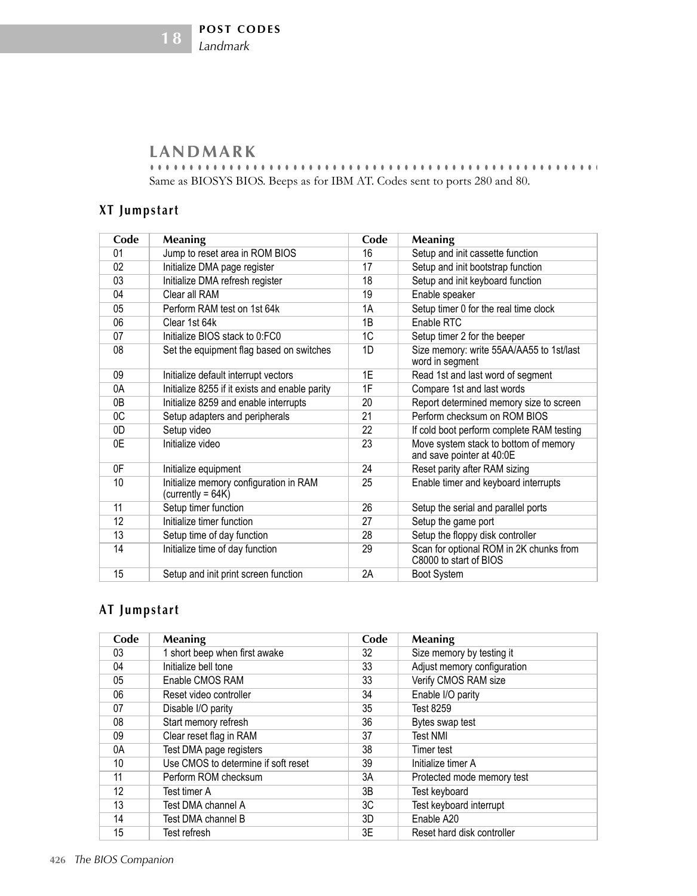## LANDMARK

Same as BIOSYS BIOS. Beeps as for IBM AT. Codes sent to ports 280 and 80.

### XT Jumpstart

| Code | Meaning | Code | Meaning |
|---|---|---|---|
| 01 | Jump to reset area in ROM BIOS | 16 | Setup and init cassette function |
| 02 | Initialize DMA page register | 17 | Setup and init bootstrap function |
| 03 | Initialize DMA refresh register | 18 | Setup and init keyboard function |
| 04 | Clear all RAM | 19 | Enable speaker |
| 05 | Perform RAM test on 1st 64k | 1A | Setup timer 0 for the real time clock |
| 06 | Clear 1st 64k | 1B | Enable RTC |
| 07 | Initialize BIOS stack to 0:FC0 | 1C | Setup timer 2 for the beeper |
| 08 | Set the equipment flag based on switches | 1D | Size memory: write 55AA/AA55 to 1st/last word in segment |
| 09 | Initialize default interrupt vectors | 1E | Read 1st and last word of segment |
| 0A | Initialize 8255 if it exists and enable parity | 1F | Compare 1st and last words |
| 0B | Initialize 8259 and enable interrupts | 20 | Report determined memory size to screen |
| 0C | Setup adapters and peripherals | 21 | Perform checksum on ROM BIOS |
| 0D | Setup video | 22 | If cold boot perform complete RAM testing |
| 0E | Initialize video | 23 | Move system stack to bottom of memory and save pointer at 40:0E |
| 0F | Initialize equipment | 24 | Reset parity after RAM sizing |
| 10 | Initialize memory configuration in RAM (currently = 64K) | 25 | Enable timer and keyboard interrupts |
| 11 | Setup timer function | 26 | Setup the serial and parallel ports |
| 12 | Initialize timer function | 27 | Setup the game port |
| 13 | Setup time of day function | 28 | Setup the floppy disk controller |
| 14 | Initialize time of day function | 29 | Scan for optional ROM in 2K chunks from C8000 to start of BIOS |
| 15 | Setup and init print screen function | 2A | Boot System |

### AT Jumpstart

| Code | Meaning | Code | Meaning |
|---|---|---|---|
| 03 | 1 short beep when first awake | 32 | Size memory by testing it |
| 04 | Initialize bell tone | 33 | Adjust memory configuration |
| 05 | Enable CMOS RAM | 33 | Verify CMOS RAM size |
| 06 | Reset video controller | 34 | Enable I/O parity |
| 07 | Disable I/O parity | 35 | Test 8259 |
| 08 | Start memory refresh | 36 | Bytes swap test |
| 09 | Clear reset flag in RAM | 37 | Test NMI |
| 0A | Test DMA page registers | 38 | Timer test |
| 10 | Use CMOS to determine if soft reset | 39 | Initialize timer A |
| 11 | Perform ROM checksum | 3A | Protected mode memory test |
| 12 | Test timer A | 3B | Test keyboard |
| 13 | Test DMA channel A | 3C | Test keyboard interrupt |
| 14 | Test DMA channel B | 3D | Enable A20 |
| 15 | Test refresh | 3E | Reset hard disk controller |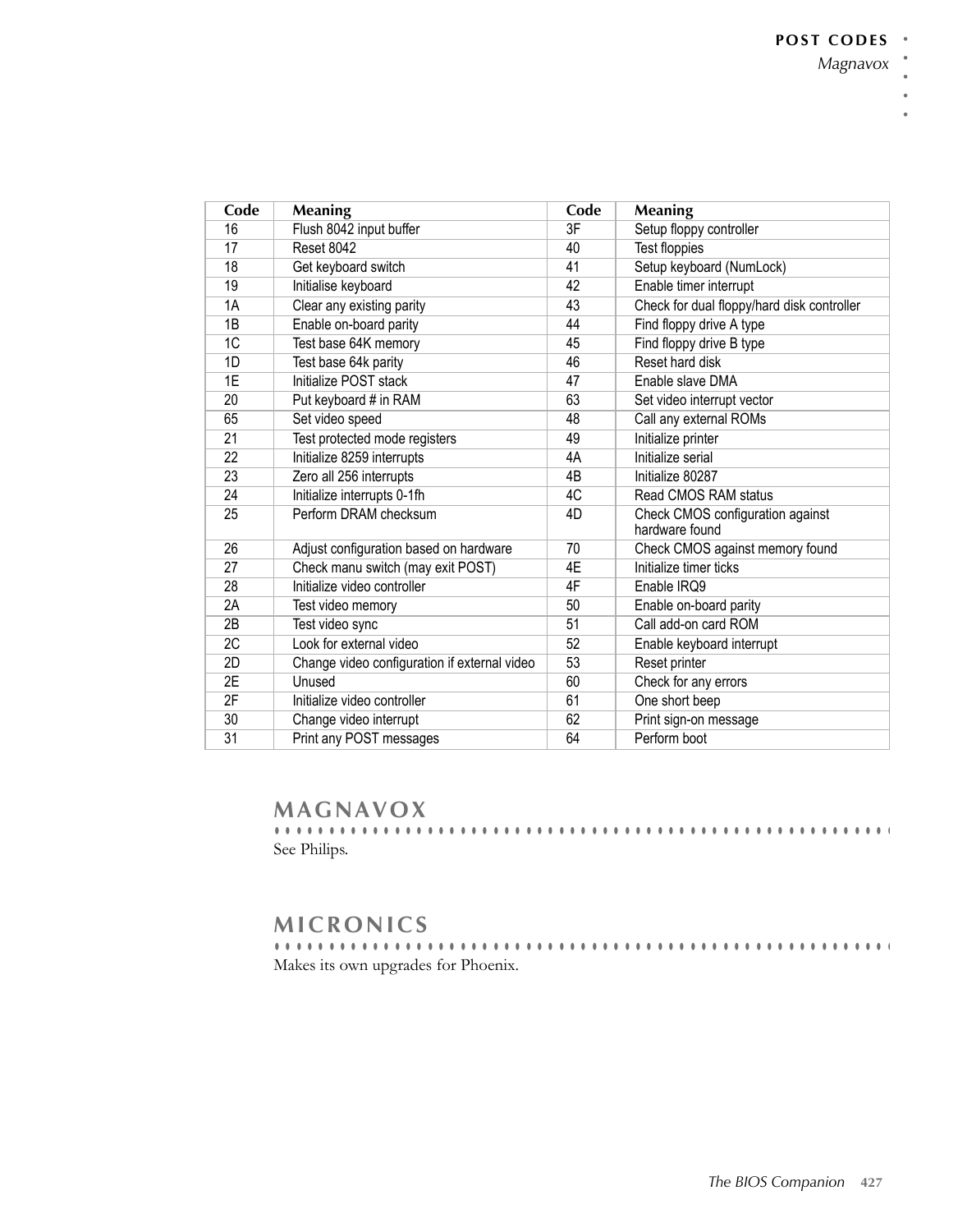| Code | Meaning | Code | Meaning |
|---|---|---|---|
| 16 | Flush 8042 input buffer | 3F | Setup floppy controller |
| 17 | Reset 8042 | 40 | Test floppies |
| 18 | Get keyboard switch | 41 | Setup keyboard (NumLock) |
| 19 | Initialise keyboard | 42 | Enable timer interrupt |
| 1A | Clear any existing parity | 43 | Check for dual floppy/hard disk controller |
| 1B | Enable on-board parity | 44 | Find floppy drive A type |
| 1C | Test base 64K memory | 45 | Find floppy drive B type |
| 1D | Test base 64k parity | 46 | Reset hard disk |
| 1E | Initialize POST stack | 47 | Enable slave DMA |
| 20 | Put keyboard # in RAM | 63 | Set video interrupt vector |
| 65 | Set video speed | 48 | Call any external ROMs |
| 21 | Test protected mode registers | 49 | Initialize printer |
| 22 | Initialize 8259 interrupts | 4A | Initialize serial |
| 23 | Zero all 256 interrupts | 4B | Initialize 80287 |
| 24 | Initialize interrupts 0-1fh | 4C | Read CMOS RAM status |
| 25 | Perform DRAM checksum | 4D | Check CMOS configuration against hardware found |
| 26 | Adjust configuration based on hardware | 70 | Check CMOS against memory found |
| 27 | Check manu switch (may exit POST) | 4E | Initialize timer ticks |
| 28 | Initialize video controller | 4F | Enable IRQ9 |
| 2A | Test video memory | 50 | Enable on-board parity |
| 2B | Test video sync | 51 | Call add-on card ROM |
| 2C | Look for external video | 52 | Enable keyboard interrupt |
| 2D | Change video configuration if external video | 53 | Reset printer |
| 2E | Unused | 60 | Check for any errors |
| 2F | Initialize video controller | 61 | One short beep |
| 30 | Change video interrupt | 62 | Print sign-on message |
| 31 | Print any POST messages | 64 | Perform boot |

## MAGNAVOX

See Philips.

## MICRONICS

Makes its own upgrades for Phoenix.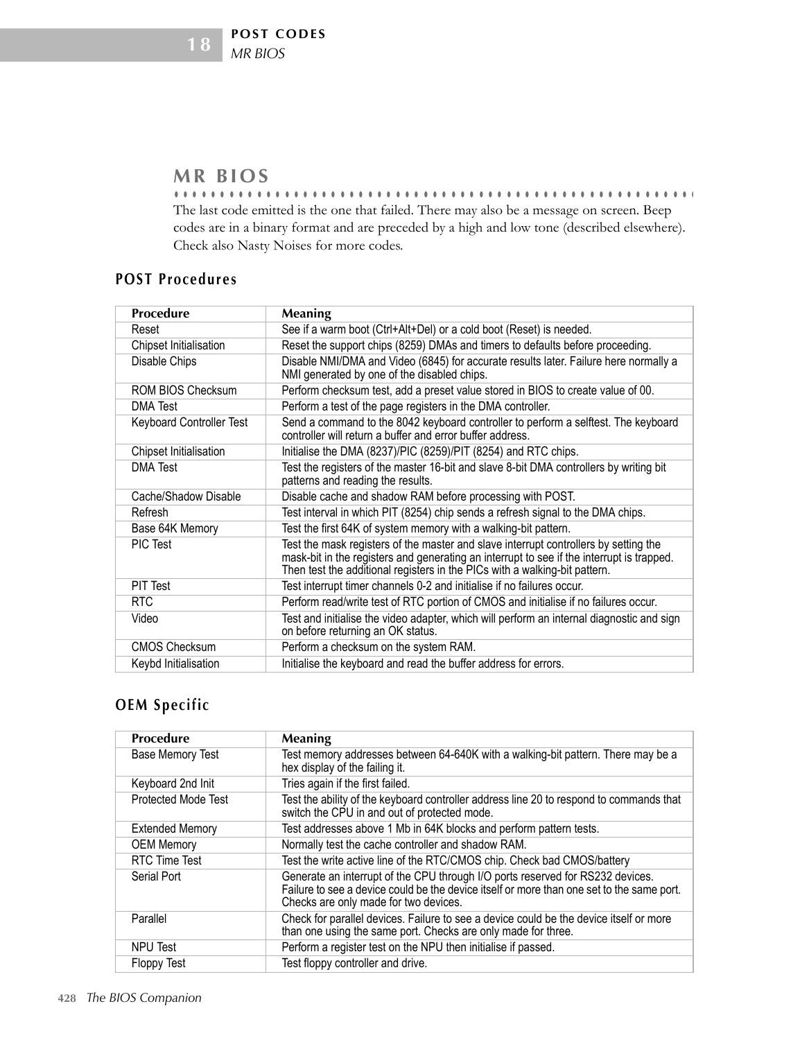## MR BIOS

The last code emitted is the one that failed. There may also be a message on screen. Beep codes are in a binary format and are preceded by a high and low tone (described elsewhere). Check also Nasty Noises for more codes.

### POST Procedures

| Procedure | Meaning |
|---|---|
| Reset | See if a warm boot (Ctrl+Alt+Del) or a cold boot (Reset) is needed. |
| Chipset Initialisation | Reset the support chips (8259) DMAs and timers to defaults before proceeding. |
| Disable Chips | Disable NMI/DMA and Video (6845) for accurate results later. Failure here normally a NMI generated by one of the disabled chips. |
| ROM BIOS Checksum | Perform checksum test, add a preset value stored in BIOS to create value of 00. |
| DMA Test | Perform a test of the page registers in the DMA controller. |
| Keyboard Controller Test | Send a command to the 8042 keyboard controller to perform a selftest. The keyboard controller will return a buffer and error buffer address. |
| Chipset Initialisation | Initialise the DMA (8237)/PIC (8259)/PIT (8254) and RTC chips. |
| DMA Test | Test the registers of the master 16-bit and slave 8-bit DMA controllers by writing bit patterns and reading the results. |
| Cache/Shadow Disable | Disable cache and shadow RAM before processing with POST. |
| Refresh | Test interval in which PIT (8254) chip sends a refresh signal to the DMA chips. |
| Base 64K Memory | Test the first 64K of system memory with a walking-bit pattern. |
| PIC Test | Test the mask registers of the master and slave interrupt controllers by setting the mask-bit in the registers and generating an interrupt to see if the interrupt is trapped. Then test the additional registers in the PICs with a walking-bit pattern. |
| PIT Test | Test interrupt timer channels 0-2 and initialise if no failures occur. |
| RTC | Perform read/write test of RTC portion of CMOS and initialise if no failures occur. |
| Video | Test and initialise the video adapter, which will perform an internal diagnostic and sign on before returning an OK status. |
| CMOS Checksum | Perform a checksum on the system RAM. |
| Keybd Initialisation | Initialise the keyboard and read the buffer address for errors. |

### OEM Specific

| Procedure | Meaning |
|---|---|
| Base Memory Test | Test memory addresses between 64-640K with a walking-bit pattern. There may be a hex display of the failing it. |
| Keyboard 2nd Init | Tries again if the first failed. |
| Protected Mode Test | Test the ability of the keyboard controller address line 20 to respond to commands that switch the CPU in and out of protected mode. |
| Extended Memory | Test addresses above 1 Mb in 64K blocks and perform pattern tests. |
| OEM Memory | Normally test the cache controller and shadow RAM. |
| RTC Time Test | Test the write active line of the RTC/CMOS chip. Check bad CMOS/battery |
| Serial Port | Generate an interrupt of the CPU through I/O ports reserved for RS232 devices. Failure to see a device could be the device itself or more than one set to the same port. Checks are only made for two devices. |
| Parallel | Check for parallel devices. Failure to see a device could be the device itself or more than one using the same port. Checks are only made for three. |
| NPU Test | Perform a register test on the NPU then initialise if passed. |
| Floppy Test | Test floppy controller and drive. |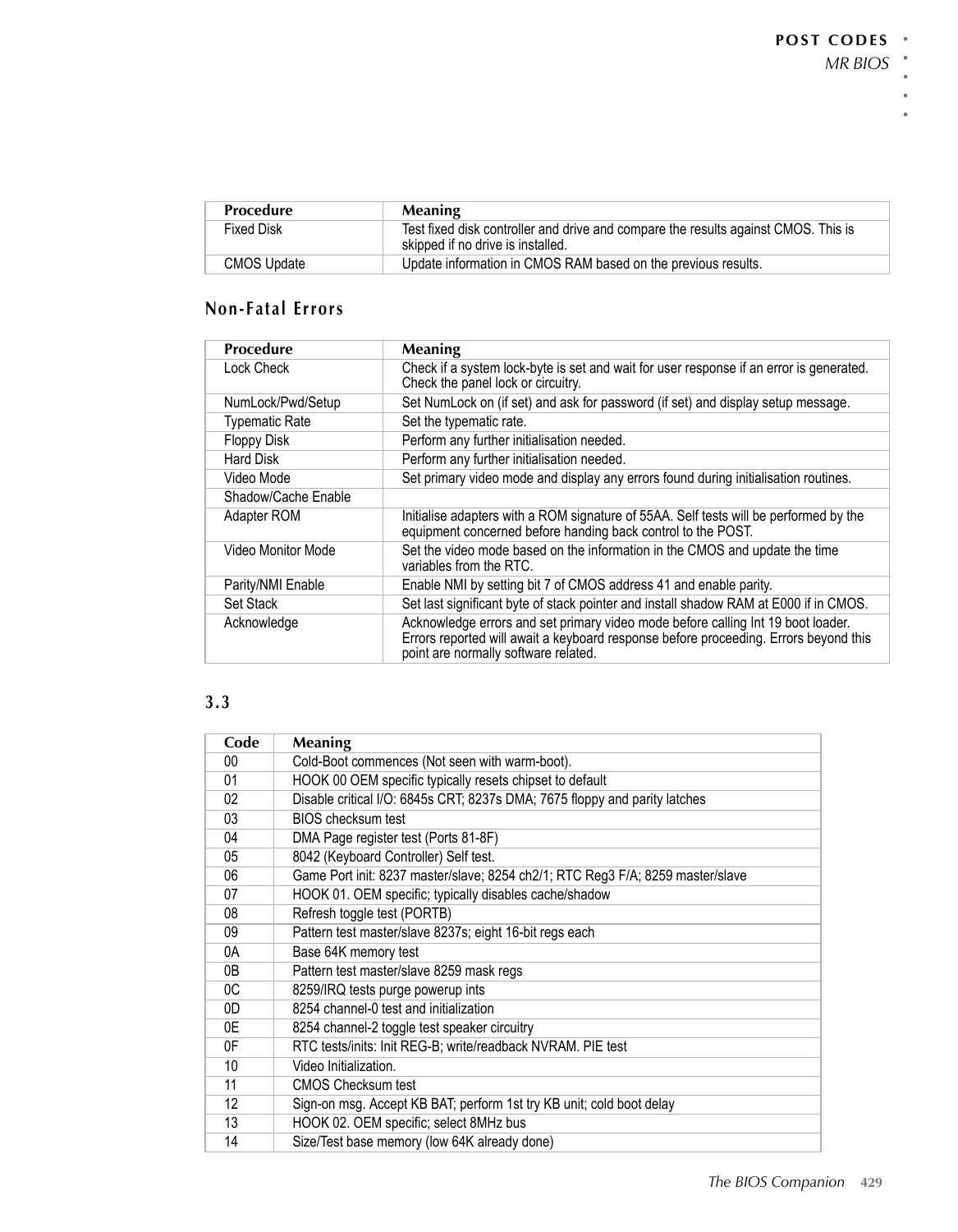| Procedure | Meaning |
|---|---|
| Fixed Disk | Test fixed disk controller and drive and compare the results against CMOS. This is skipped if no drive is installed. |
| CMOS Update | Update information in CMOS RAM based on the previous results. |

## Non-Fatal Errors

| Procedure | Meaning |
|---|---|
| Lock Check | Check if a system lock-byte is set and wait for user response if an error is generated. Check the panel lock or circuitry. |
| NumLock/Pwd/Setup | Set NumLock on (if set) and ask for password (if set) and display setup message. |
| Typematic Rate | Set the typematic rate. |
| Floppy Disk | Perform any further initialisation needed. |
| Hard Disk | Perform any further initialisation needed. |
| Video Mode | Set primary video mode and display any errors found during initialisation routines. |
| Shadow/Cache Enable | |
| Adapter ROM | Initialise adapters with a ROM signature of 55AA. Self tests will be performed by the equipment concerned before handing back control to the POST. |
| Video Monitor Mode | Set the video mode based on the information in the CMOS and update the time variables from the RTC. |
| Parity/NMI Enable | Enable NMI by setting bit 7 of CMOS address 41 and enable parity. |
| Set Stack | Set last significant byte of stack pointer and install shadow RAM at E000 if in CMOS. |
| Acknowledge | Acknowledge errors and set primary video mode before calling Int 19 boot loader. Errors reported will await a keyboard response before proceeding. Errors beyond this point are normally software related. |

## 3.3

| Code | Meaning |
|---|---|
| 00 | Cold-Boot commences (Not seen with warm-boot). |
| 01 | HOOK 00 OEM specific typically resets chipset to default |
| 02 | Disable critical I/O: 6845s CRT; 8237s DMA; 7675 floppy and parity latches |
| 03 | BIOS checksum test |
| 04 | DMA Page register test (Ports 81-8F) |
| 05 | 8042 (Keyboard Controller) Self test. |
| 06 | Game Port init: 8237 master/slave; 8254 ch2/1; RTC Reg3 F/A; 8259 master/slave |
| 07 | HOOK 01. OEM specific; typically disables cache/shadow |
| 08 | Refresh toggle test (PORTB) |
| 09 | Pattern test master/slave 8237s; eight 16-bit regs each |
| 0A | Base 64K memory test |
| 0B | Pattern test master/slave 8259 mask regs |
| 0C | 8259/IRQ tests purge powerup ints |
| 0D | 8254 channel-0 test and initialization |
| 0E | 8254 channel-2 toggle test speaker circuitry |
| 0F | RTC tests/inits: Init REG-B; write/readback NVRAM. PIE test |
| 10 | Video Initialization. |
| 11 | CMOS Checksum test |
| 12 | Sign-on msg. Accept KB BAT; perform 1st try KB unit; cold boot delay |
| 13 | HOOK 02. OEM specific; select 8MHz bus |
| 14 | Size/Test base memory (low 64K already done) |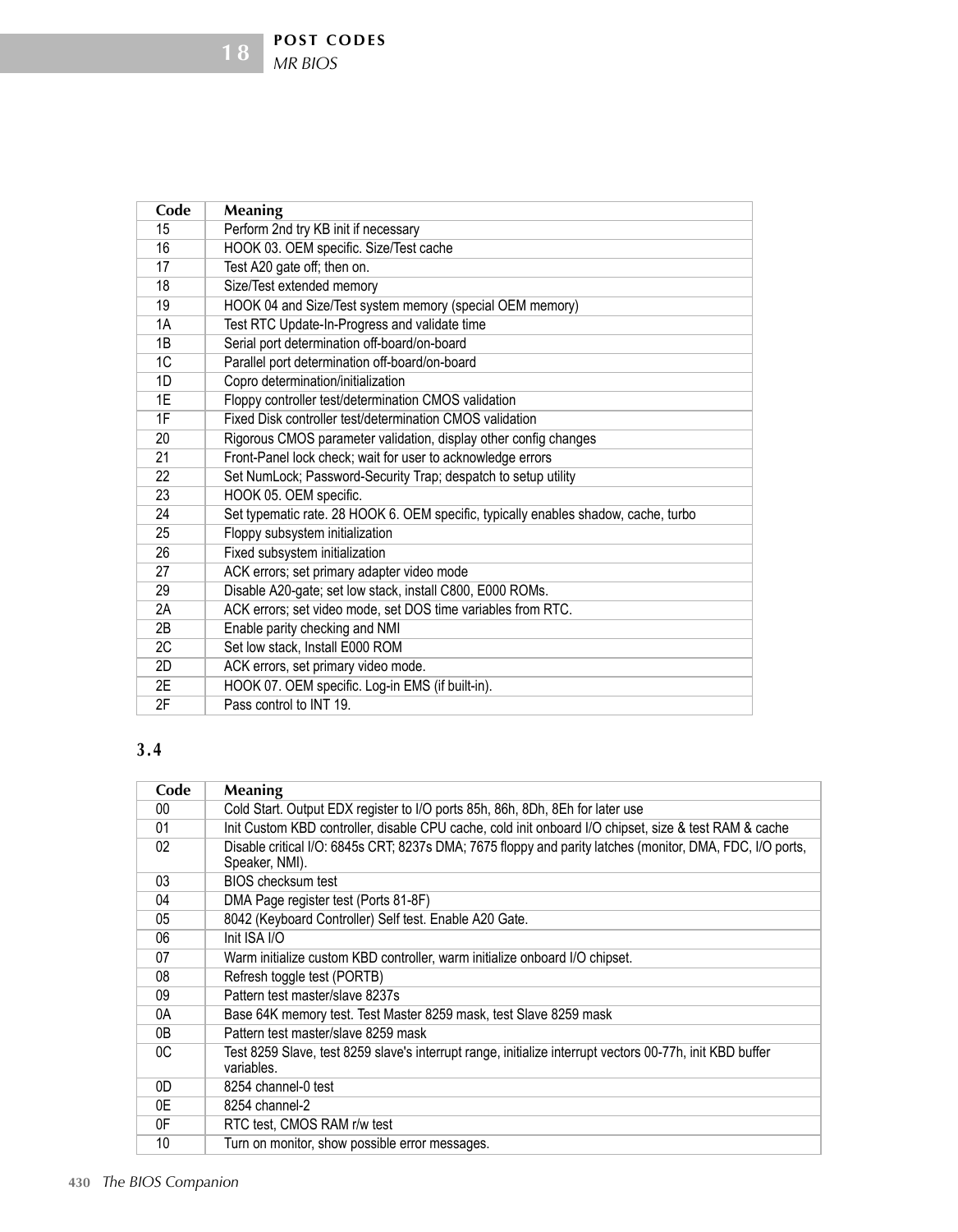| Code | Meaning |
|---|---|
| 15 | Perform 2nd try KB init if necessary |
| 16 | HOOK 03. OEM specific. Size/Test cache |
| 17 | Test A20 gate off; then on. |
| 18 | Size/Test extended memory |
| 19 | HOOK 04 and Size/Test system memory (special OEM memory) |
| 1A | Test RTC Update-In-Progress and validate time |
| 1B | Serial port determination off-board/on-board |
| 1C | Parallel port determination off-board/on-board |
| 1D | Copro determination/initialization |
| 1E | Floppy controller test/determination CMOS validation |
| 1F | Fixed Disk controller test/determination CMOS validation |
| 20 | Rigorous CMOS parameter validation, display other config changes |
| 21 | Front-Panel lock check; wait for user to acknowledge errors |
| 22 | Set NumLock; Password-Security Trap; despatch to setup utility |
| 23 | HOOK 05. OEM specific. |
| 24 | Set typematic rate. 28 HOOK 6. OEM specific, typically enables shadow, cache, turbo |
| 25 | Floppy subsystem initialization |
| 26 | Fixed subsystem initialization |
| 27 | ACK errors; set primary adapter video mode |
| 29 | Disable A20-gate; set low stack, install C800, E000 ROMs. |
| 2A | ACK errors; set video mode, set DOS time variables from RTC. |
| 2B | Enable parity checking and NMI |
| 2C | Set low stack, Install E000 ROM |
| 2D | ACK errors, set primary video mode. |
| 2E | HOOK 07. OEM specific. Log-in EMS (if built-in). |
| 2F | Pass control to INT 19. |

## 3.4

| Code | Meaning |
|---|---|
| 00 | Cold Start. Output EDX register to I/O ports 85h, 86h, 8Dh, 8Eh for later use |
| 01 | Init Custom KBD controller, disable CPU cache, cold init onboard I/O chipset, size & test RAM & cache |
| 02 | Disable critical I/O: 6845s CRT; 8237s DMA; 7675 floppy and parity latches (monitor, DMA, FDC, I/O ports, Speaker, NMI). |
| 03 | BIOS checksum test |
| 04 | DMA Page register test (Ports 81-8F) |
| 05 | 8042 (Keyboard Controller) Self test. Enable A20 Gate. |
| 06 | Init ISA I/O |
| 07 | Warm initialize custom KBD controller, warm initialize onboard I/O chipset. |
| 08 | Refresh toggle test (PORTB) |
| 09 | Pattern test master/slave 8237s |
| 0A | Base 64K memory test. Test Master 8259 mask, test Slave 8259 mask |
| 0B | Pattern test master/slave 8259 mask |
| 0C | Test 8259 Slave, test 8259 slave's interrupt range, initialize interrupt vectors 00-77h, init KBD buffer variables. |
| 0D | 8254 channel-0 test |
| 0E | 8254 channel-2 |
| 0F | RTC test, CMOS RAM r/w test |
| 10 | Turn on monitor, show possible error messages. |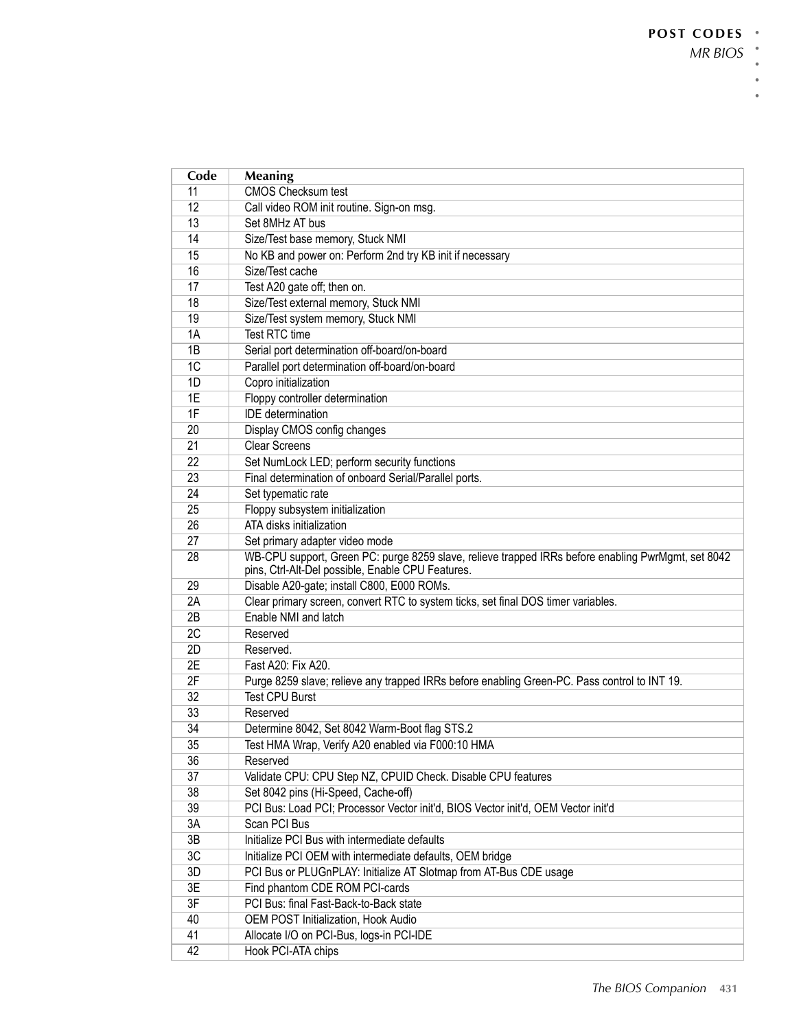| Code | Meaning |
|---|---|
| 11 | CMOS Checksum test |
| 12 | Call video ROM init routine. Sign-on msg. |
| 13 | Set 8MHz AT bus |
| 14 | Size/Test base memory, Stuck NMI |
| 15 | No KB and power on: Perform 2nd try KB init if necessary |
| 16 | Size/Test cache |
| 17 | Test A20 gate off; then on. |
| 18 | Size/Test external memory, Stuck NMI |
| 19 | Size/Test system memory, Stuck NMI |
| 1A | Test RTC time |
| 1B | Serial port determination off-board/on-board |
| 1C | Parallel port determination off-board/on-board |
| 1D | Copro initialization |
| 1E | Floppy controller determination |
| 1F | IDE determination |
| 20 | Display CMOS config changes |
| 21 | Clear Screens |
| 22 | Set NumLock LED; perform security functions |
| 23 | Final determination of onboard Serial/Parallel ports. |
| 24 | Set typematic rate |
| 25 | Floppy subsystem initialization |
| 26 | ATA disks initialization |
| 27 | Set primary adapter video mode |
| 28 | WB-CPU support, Green PC: purge 8259 slave, relieve trapped IRRs before enabling PwrMgmt, set 8042 pins, Ctrl-Alt-Del possible, Enable CPU Features. |
| 29 | Disable A20-gate; install C800, E000 ROMs. |
| 2A | Clear primary screen, convert RTC to system ticks, set final DOS timer variables. |
| 2B | Enable NMI and latch |
| 2C | Reserved |
| 2D | Reserved. |
| 2E | Fast A20: Fix A20. |
| 2F | Purge 8259 slave; relieve any trapped IRRs before enabling Green-PC. Pass control to INT 19. |
| 32 | Test CPU Burst |
| 33 | Reserved |
| 34 | Determine 8042, Set 8042 Warm-Boot flag STS.2 |
| 35 | Test HMA Wrap, Verify A20 enabled via F000:10 HMA |
| 36 | Reserved |
| 37 | Validate CPU: CPU Step NZ, CPUID Check. Disable CPU features |
| 38 | Set 8042 pins (Hi-Speed, Cache-off) |
| 39 | PCI Bus: Load PCI; Processor Vector init'd, BIOS Vector init'd, OEM Vector init'd |
| 3A | Scan PCI Bus |
| 3B | Initialize PCI Bus with intermediate defaults |
| 3C | Initialize PCI OEM with intermediate defaults, OEM bridge |
| 3D | PCI Bus or PLUGnPLAY: Initialize AT Slotmap from AT-Bus CDE usage |
| 3E | Find phantom CDE ROM PCI-cards |
| 3F | PCI Bus: final Fast-Back-to-Back state |
| 40 | OEM POST Initialization, Hook Audio |
| 41 | Allocate I/O on PCI-Bus, logs-in PCI-IDE |
| 42 | Hook PCI-ATA chips |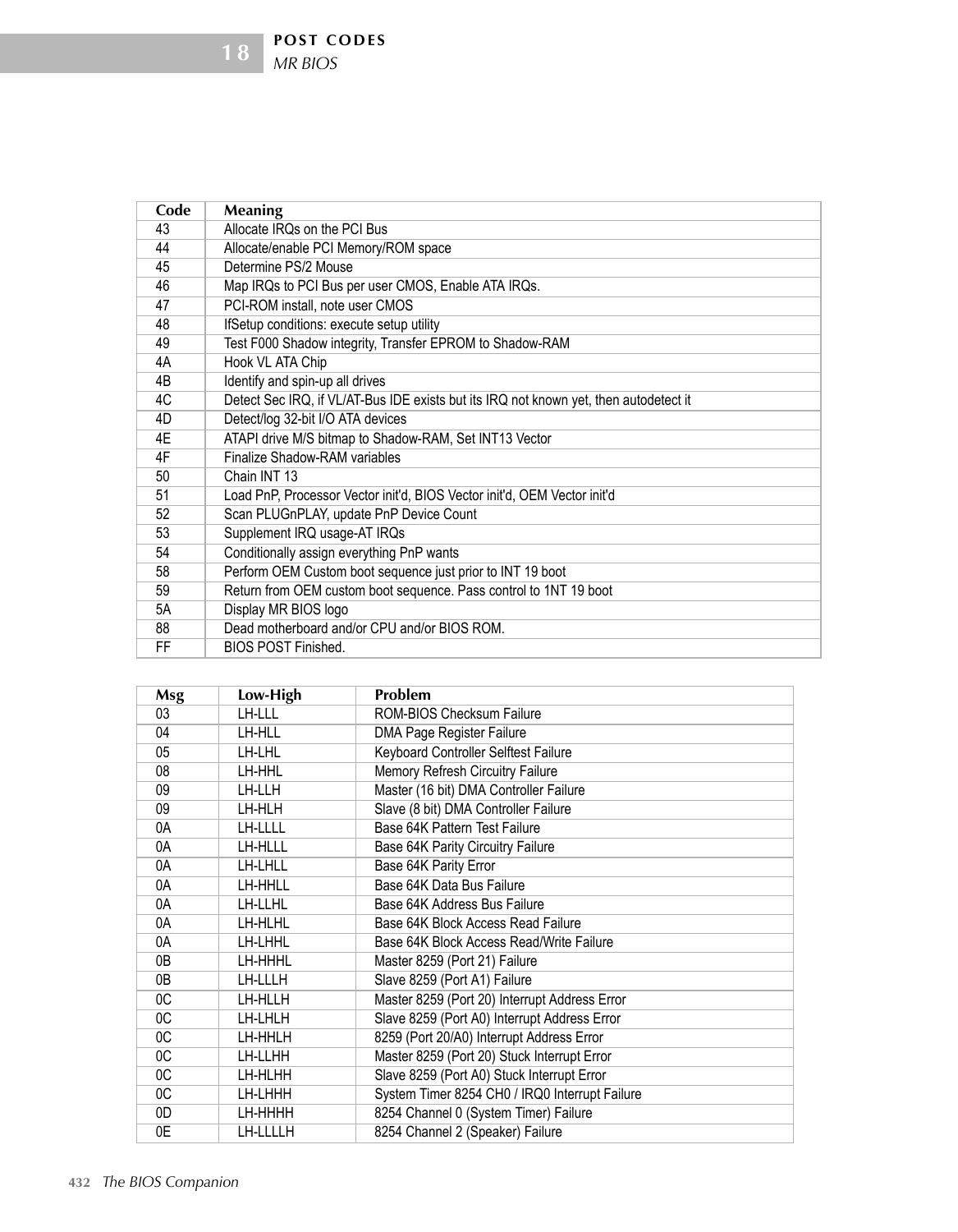| Code | Meaning |
|---|---|
| 43 | Allocate IRQs on the PCI Bus |
| 44 | Allocate/enable PCI Memory/ROM space |
| 45 | Determine PS/2 Mouse |
| 46 | Map IRQs to PCI Bus per user CMOS, Enable ATA IRQs. |
| 47 | PCI-ROM install, note user CMOS |
| 48 | IfSetup conditions: execute setup utility |
| 49 | Test F000 Shadow integrity, Transfer EPROM to Shadow-RAM |
| 4A | Hook VL ATA Chip |
| 4B | Identify and spin-up all drives |
| 4C | Detect Sec IRQ, if VL/AT-Bus IDE exists but its IRQ not known yet, then autodetect it |
| 4D | Detect/log 32-bit I/O ATA devices |
| 4E | ATAPI drive M/S bitmap to Shadow-RAM, Set INT13 Vector |
| 4F | Finalize Shadow-RAM variables |
| 50 | Chain INT 13 |
| 51 | Load PnP, Processor Vector init'd, BIOS Vector init'd, OEM Vector init'd |
| 52 | Scan PLUGnPLAY, update PnP Device Count |
| 53 | Supplement IRQ usage-AT IRQs |
| 54 | Conditionally assign everything PnP wants |
| 58 | Perform OEM Custom boot sequence just prior to INT 19 boot |
| 59 | Return from OEM custom boot sequence. Pass control to 1NT 19 boot |
| 5A | Display MR BIOS logo |
| 88 | Dead motherboard and/or CPU and/or BIOS ROM. |
| FF | BIOS POST Finished. |

| Msg | Low-High | Problem |
|---|---|---|
| 03 | LH-LLL | ROM-BIOS Checksum Failure |
| 04 | LH-HLL | DMA Page Register Failure |
| 05 | LH-LHL | Keyboard Controller Selftest Failure |
| 08 | LH-HHL | Memory Refresh Circuitry Failure |
| 09 | LH-LLH | Master (16 bit) DMA Controller Failure |
| 09 | LH-HLH | Slave (8 bit) DMA Controller Failure |
| 0A | LH-LLLL | Base 64K Pattern Test Failure |
| 0A | LH-HLLL | Base 64K Parity Circuitry Failure |
| 0A | LH-LHLL | Base 64K Parity Error |
| 0A | LH-HHLL | Base 64K Data Bus Failure |
| 0A | LH-LLHL | Base 64K Address Bus Failure |
| 0A | LH-HLHL | Base 64K Block Access Read Failure |
| 0A | LH-LHHL | Base 64K Block Access Read/Write Failure |
| 0B | LH-HHHL | Master 8259 (Port 21) Failure |
| 0B | LH-LLLH | Slave 8259 (Port A1) Failure |
| 0C | LH-HLLH | Master 8259 (Port 20) Interrupt Address Error |
| 0C | LH-LHLH | Slave 8259 (Port A0) Interrupt Address Error |
| 0C | LH-HHLH | 8259 (Port 20/A0) Interrupt Address Error |
| 0C | LH-LLHH | Master 8259 (Port 20) Stuck Interrupt Error |
| 0C | LH-HLHH | Slave 8259 (Port A0) Stuck Interrupt Error |
| 0C | LH-LHHH | System Timer 8254 CH0 / IRQ0 Interrupt Failure |
| 0D | LH-HHHH | 8254 Channel 0 (System Timer) Failure |
| 0E | LH-LLLLH | 8254 Channel 2 (Speaker) Failure |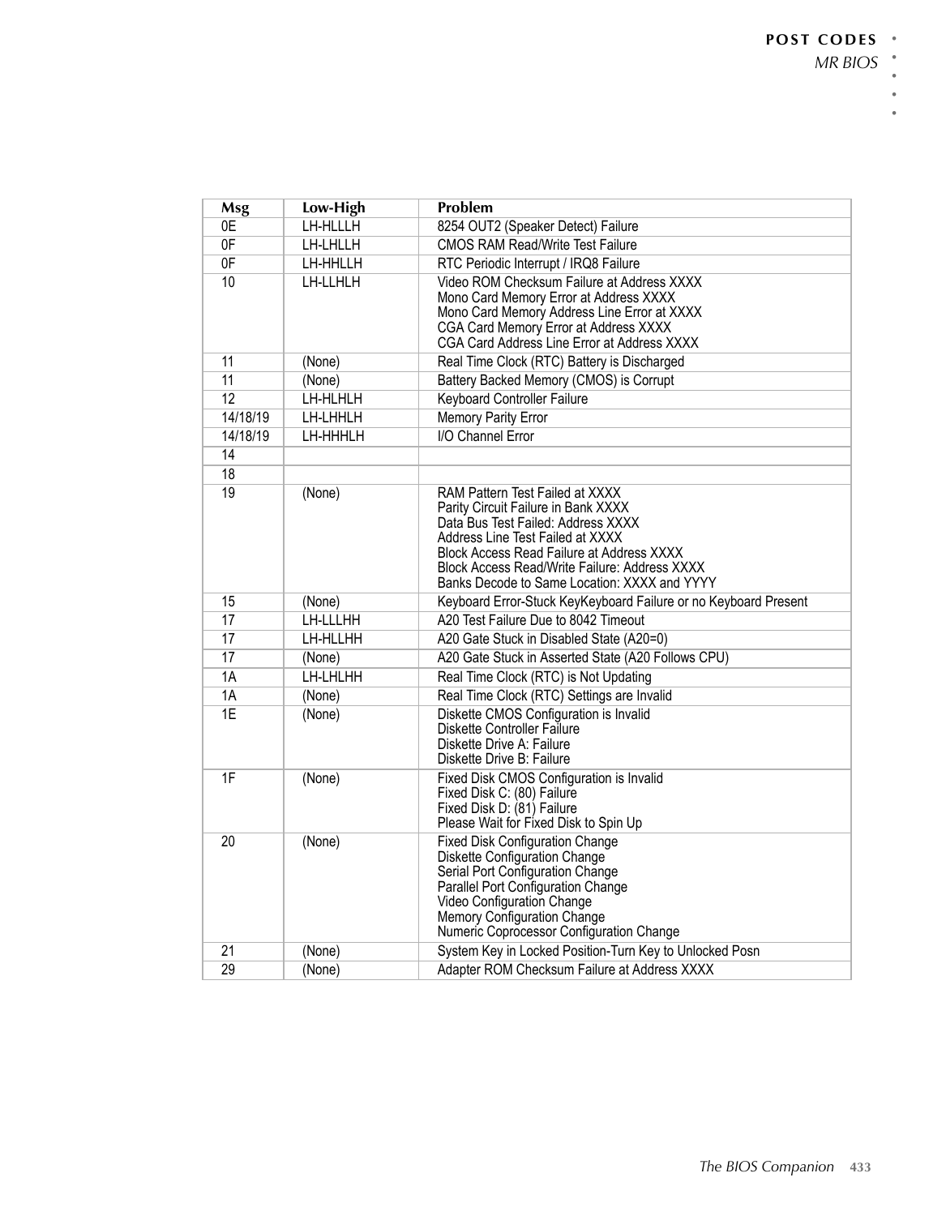| Msg | Low-High | Problem |
|---|---|---|
| 0E | LH-HLLLH | 8254 OUT2 (Speaker Detect) Failure |
| 0F | LH-LHLLH | CMOS RAM Read/Write Test Failure |
| 0F | LH-HHLLH | RTC Periodic Interrupt / IRQ8 Failure |
| 10 | LH-LLHLH | Video ROM Checksum Failure at Address XXXX<br>Mono Card Memory Error at Address XXXX<br>Mono Card Memory Address Line Error at XXXX<br>CGA Card Memory Error at Address XXXX<br>CGA Card Address Line Error at Address XXXX |
| 11 | (None) | Real Time Clock (RTC) Battery is Discharged |
| 11 | (None) | Battery Backed Memory (CMOS) is Corrupt |
| 12 | LH-HLHLH | Keyboard Controller Failure |
| 14/18/19 | LH-LHHLH | Memory Parity Error |
| 14/18/19 | LH-HHHLH | I/O Channel Error |
| 14 | | |
| 18 | | |
| 19 | (None) | RAM Pattern Test Failed at XXXX<br>Parity Circuit Failure in Bank XXXX<br>Data Bus Test Failed: Address XXXX<br>Address Line Test Failed at XXXX<br>Block Access Read Failure at Address XXXX<br>Block Access Read/Write Failure: Address XXXX<br>Banks Decode to Same Location: XXXX and YYYY |
| 15 | (None) | Keyboard Error-Stuck KeyKeyboard Failure or no Keyboard Present |
| 17 | LH-LLLHH | A20 Test Failure Due to 8042 Timeout |
| 17 | LH-HLLHH | A20 Gate Stuck in Disabled State (A20=0) |
| 17 | (None) | A20 Gate Stuck in Asserted State (A20 Follows CPU) |
| 1A | LH-LHLHH | Real Time Clock (RTC) is Not Updating |
| 1A | (None) | Real Time Clock (RTC) Settings are Invalid |
| 1E | (None) | Diskette CMOS Configuration is Invalid<br>Diskette Controller Failure<br>Diskette Drive A: Failure<br>Diskette Drive B: Failure |
| 1F | (None) | Fixed Disk CMOS Configuration is Invalid<br>Fixed Disk C: (80) Failure<br>Fixed Disk D: (81) Failure<br>Please Wait for Fixed Disk to Spin Up |
| 20 | (None) | Fixed Disk Configuration Change<br>Diskette Configuration Change<br>Serial Port Configuration Change<br>Parallel Port Configuration Change<br>Video Configuration Change<br>Memory Configuration Change<br>Numeric Coprocessor Configuration Change |
| 21 | (None) | System Key in Locked Position-Turn Key to Unlocked Posn |
| 29 | (None) | Adapter ROM Checksum Failure at Address XXXX |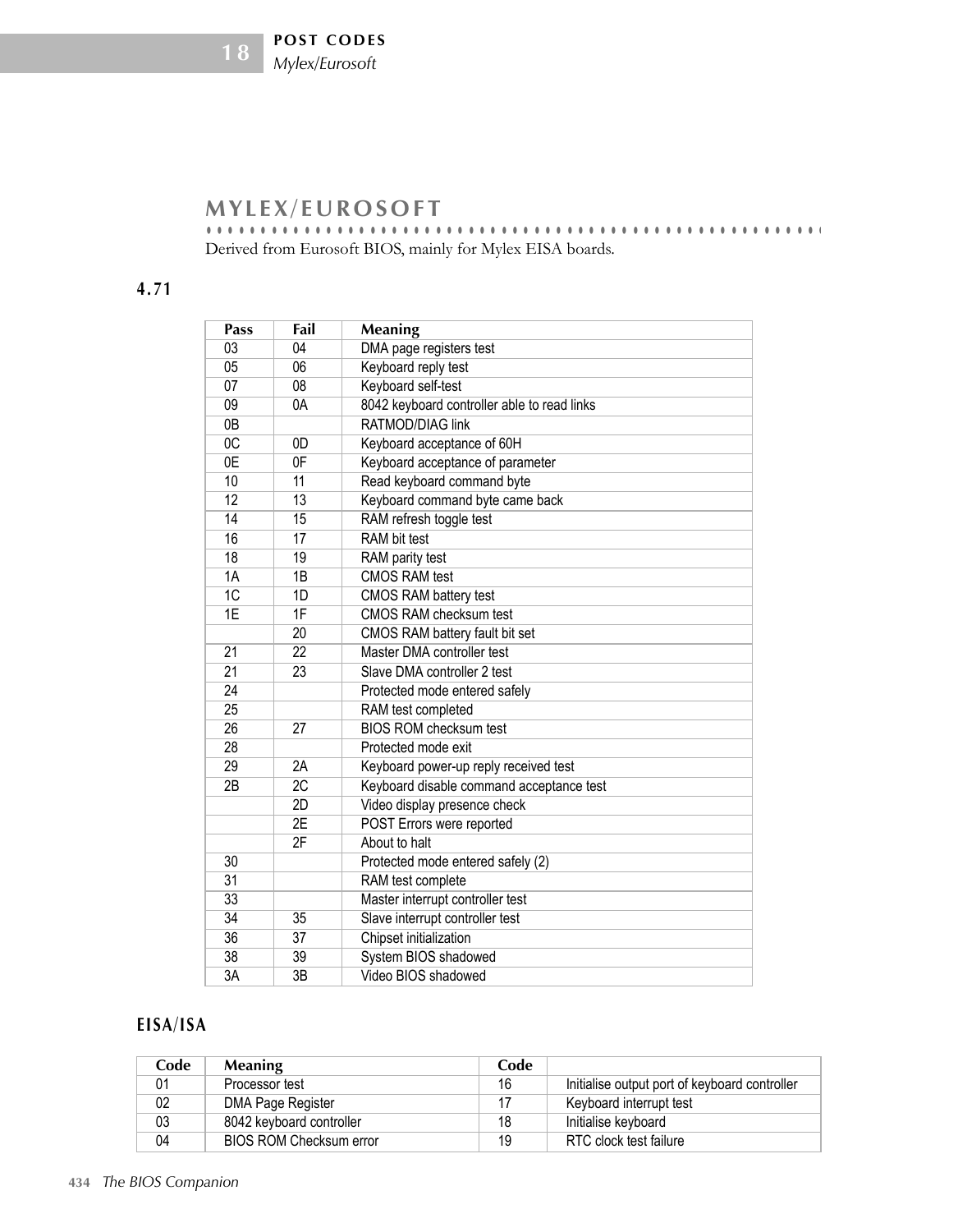## MYLEX/EUROSOFT

Derived from Eurosoft BIOS, mainly for Mylex EISA boards.

### 4.71

| Pass | Fail | Meaning |
|---|---|---|
| 03 | 04 | DMA page registers test |
| 05 | 06 | Keyboard reply test |
| 07 | 08 | Keyboard self-test |
| 09 | 0A | 8042 keyboard controller able to read links |
| 0B | | RATMOD/DIAG link |
| 0C | 0D | Keyboard acceptance of 60H |
| 0E | 0F | Keyboard acceptance of parameter |
| 10 | 11 | Read keyboard command byte |
| 12 | 13 | Keyboard command byte came back |
| 14 | 15 | RAM refresh toggle test |
| 16 | 17 | RAM bit test |
| 18 | 19 | RAM parity test |
| 1A | 1B | CMOS RAM test |
| 1C | 1D | CMOS RAM battery test |
| 1E | 1F | CMOS RAM checksum test |
| | 20 | CMOS RAM battery fault bit set |
| 21 | 22 | Master DMA controller test |
| 21 | 23 | Slave DMA controller 2 test |
| 24 | | Protected mode entered safely |
| 25 | | RAM test completed |
| 26 | 27 | BIOS ROM checksum test |
| 28 | | Protected mode exit |
| 29 | 2A | Keyboard power-up reply received test |
| 2B | 2C | Keyboard disable command acceptance test |
| | 2D | Video display presence check |
| | 2E | POST Errors were reported |
| | 2F | About to halt |
| 30 | | Protected mode entered safely (2) |
| 31 | | RAM test complete |
| 33 | | Master interrupt controller test |
| 34 | 35 | Slave interrupt controller test |
| 36 | 37 | Chipset initialization |
| 38 | 39 | System BIOS shadowed |
| 3A | 3B | Video BIOS shadowed |

### EISA/ISA

| Code | Meaning | Code | |
|---|---|---|---|
| 01 | Processor test | 16 | Initialise output port of keyboard controller |
| 02 | DMA Page Register | 17 | Keyboard interrupt test |
| 03 | 8042 keyboard controller | 18 | Initialise keyboard |
| 04 | BIOS ROM Checksum error | 19 | RTC clock test failure |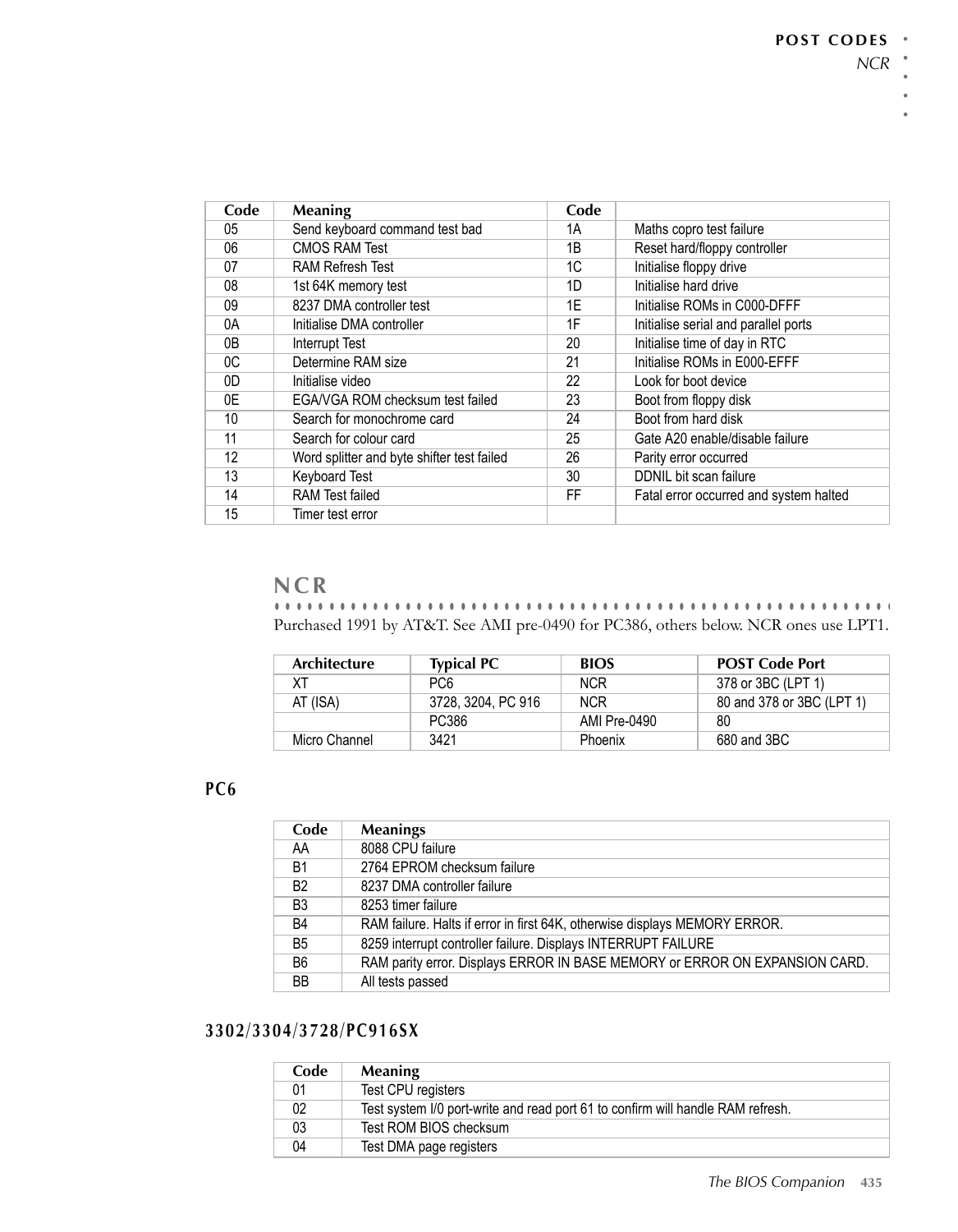| Code | Meaning | Code | |
|---|---|---|---|
| 05 | Send keyboard command test bad | 1A | Maths copro test failure |
| 06 | CMOS RAM Test | 1B | Reset hard/floppy controller |
| 07 | RAM Refresh Test | 1C | Initialise floppy drive |
| 08 | 1st 64K memory test | 1D | Initialise hard drive |
| 09 | 8237 DMA controller test | 1E | Initialise ROMs in C000-DFFF |
| 0A | Initialise DMA controller | 1F | Initialise serial and parallel ports |
| 0B | Interrupt Test | 20 | Initialise time of day in RTC |
| 0C | Determine RAM size | 21 | Initialise ROMs in E000-EFFF |
| 0D | Initialise video | 22 | Look for boot device |
| 0E | EGA/VGA ROM checksum test failed | 23 | Boot from floppy disk |
| 10 | Search for monochrome card | 24 | Boot from hard disk |
| 11 | Search for colour card | 25 | Gate A20 enable/disable failure |
| 12 | Word splitter and byte shifter test failed | 26 | Parity error occurred |
| 13 | Keyboard Test | 30 | DDNIL bit scan failure |
| 14 | RAM Test failed | FF | Fatal error occurred and system halted |
| 15 | Timer test error | | |

## NCR

Purchased 1991 by AT&T. See AMI pre-0490 for PC386, others below. NCR ones use LPT1.

| Architecture | Typical PC | BIOS | POST Code Port |
|---|---|---|---|
| XT | PC6 | NCR | 378 or 3BC (LPT 1) |
| AT (ISA) | 3728, 3204, PC 916 | NCR | 80 and 378 or 3BC (LPT 1) |
| | PC386 | AMI Pre-0490 | 80 |
| Micro Channel | 3421 | Phoenix | 680 and 3BC |

### PC6

| Code | Meanings |
|---|---|
| AA | 8088 CPU failure |
| B1 | 2764 EPROM checksum failure |
| B2 | 8237 DMA controller failure |
| B3 | 8253 timer failure |
| B4 | RAM failure. Halts if error in first 64K, otherwise displays MEMORY ERROR. |
| B5 | 8259 interrupt controller failure. Displays INTERRUPT FAILURE |
| B6 | RAM parity error. Displays ERROR IN BASE MEMORY or ERROR ON EXPANSION CARD. |
| BB | All tests passed |

### 3302/3304/3728/PC916SX

| Code | Meaning |
|---|---|
| 01 | Test CPU registers |
| 02 | Test system I/0 port-write and read port 61 to confirm will handle RAM refresh. |
| 03 | Test ROM BIOS checksum |
| 04 | Test DMA page registers |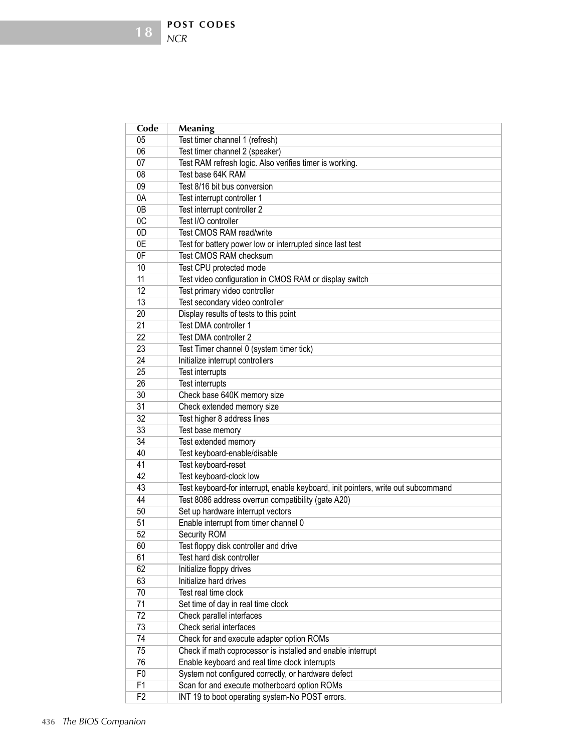| Code | Meaning |
| --- | --- |
| 05 | Test timer channel 1 (refresh) |
| 06 | Test timer channel 2 (speaker) |
| 07 | Test RAM refresh logic. Also verifies timer is working. |
| 08 | Test base 64K RAM |
| 09 | Test 8/16 bit bus conversion |
| 0A | Test interrupt controller 1 |
| 0B | Test interrupt controller 2 |
| 0C | Test I/O controller |
| 0D | Test CMOS RAM read/write |
| 0E | Test for battery power low or interrupted since last test |
| 0F | Test CMOS RAM checksum |
| 10 | Test CPU protected mode |
| 11 | Test video configuration in CMOS RAM or display switch |
| 12 | Test primary video controller |
| 13 | Test secondary video controller |
| 20 | Display results of tests to this point |
| 21 | Test DMA controller 1 |
| 22 | Test DMA controller 2 |
| 23 | Test Timer channel 0 (system timer tick) |
| 24 | Initialize interrupt controllers |
| 25 | Test interrupts |
| 26 | Test interrupts |
| 30 | Check base 640K memory size |
| 31 | Check extended memory size |
| 32 | Test higher 8 address lines |
| 33 | Test base memory |
| 34 | Test extended memory |
| 40 | Test keyboard-enable/disable |
| 41 | Test keyboard-reset |
| 42 | Test keyboard-clock low |
| 43 | Test keyboard-for interrupt, enable keyboard, init pointers, write out subcommand |
| 44 | Test 8086 address overrun compatibility (gate A20) |
| 50 | Set up hardware interrupt vectors |
| 51 | Enable interrupt from timer channel 0 |
| 52 | Security ROM |
| 60 | Test floppy disk controller and drive |
| 61 | Test hard disk controller |
| 62 | Initialize floppy drives |
| 63 | Initialize hard drives |
| 70 | Test real time clock |
| 71 | Set time of day in real time clock |
| 72 | Check parallel interfaces |
| 73 | Check serial interfaces |
| 74 | Check for and execute adapter option ROMs |
| 75 | Check if math coprocessor is installed and enable interrupt |
| 76 | Enable keyboard and real time clock interrupts |
| F0 | System not configured correctly, or hardware defect |
| F1 | Scan for and execute motherboard option ROMs |
| F2 | INT 19 to boot operating system-No POST errors. |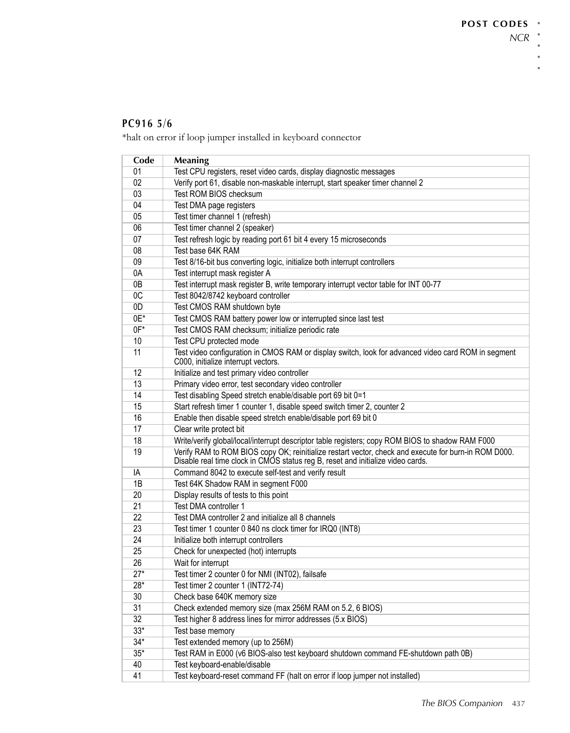## PC916 5/6

*halt on error if loop jumper installed in keyboard connector

| Code | Meaning |
|---|---|
| 01 | Test CPU registers, reset video cards, display diagnostic messages |
| 02 | Verify port 61, disable non-maskable interrupt, start speaker timer channel 2 |
| 03 | Test ROM BIOS checksum |
| 04 | Test DMA page registers |
| 05 | Test timer channel 1 (refresh) |
| 06 | Test timer channel 2 (speaker) |
| 07 | Test refresh logic by reading port 61 bit 4 every 15 microseconds |
| 08 | Test base 64K RAM |
| 09 | Test 8/16-bit bus converting logic, initialize both interrupt controllers |
| 0A | Test interrupt mask register A |
| 0B | Test interrupt mask register B, write temporary interrupt vector table for INT 00-77 |
| 0C | Test 8042/8742 keyboard controller |
| 0D | Test CMOS RAM shutdown byte |
| 0E* | Test CMOS RAM battery power low or interrupted since last test |
| 0F* | Test CMOS RAM checksum; initialize periodic rate |
| 10 | Test CPU protected mode |
| 11 | Test video configuration in CMOS RAM or display switch, look for advanced video card ROM in segment C000, initialize interrupt vectors. |
| 12 | Initialize and test primary video controller |
| 13 | Primary video error, test secondary video controller |
| 14 | Test disabling Speed stretch enable/disable port 69 bit 0=1 |
| 15 | Start refresh timer 1 counter 1, disable speed switch timer 2, counter 2 |
| 16 | Enable then disable speed stretch enable/disable port 69 bit 0 |
| 17 | Clear write protect bit |
| 18 | Write/verify global/local/interrupt descriptor table registers; copy ROM BIOS to shadow RAM F000 |
| 19 | Verify RAM to ROM BIOS copy OK; reinitialize restart vector, check and execute for burn-in ROM D000. Disable real time clock in CMOS status reg B, reset and initialize video cards. |
| IA | Command 8042 to execute self-test and verify result |
| 1B | Test 64K Shadow RAM in segment F000 |
| 20 | Display results of tests to this point |
| 21 | Test DMA controller 1 |
| 22 | Test DMA controller 2 and initialize all 8 channels |
| 23 | Test timer 1 counter 0 840 ns clock timer for IRQ0 (INT8) |
| 24 | Initialize both interrupt controllers |
| 25 | Check for unexpected (hot) interrupts |
| 26 | Wait for interrupt |
| 27* | Test timer 2 counter 0 for NMI (INT02), failsafe |
| 28* | Test timer 2 counter 1 (INT72-74) |
| 30 | Check base 640K memory size |
| 31 | Check extended memory size (max 256M RAM on 5.2, 6 BIOS) |
| 32 | Test higher 8 address lines for mirror addresses (5.x BIOS) |
| 33* | Test base memory |
| 34* | Test extended memory (up to 256M) |
| 35* | Test RAM in E000 (v6 BIOS-also test keyboard shutdown command FE-shutdown path 0B) |
| 40 | Test keyboard-enable/disable |
| 41 | Test keyboard-reset command FF (halt on error if loop jumper not installed) |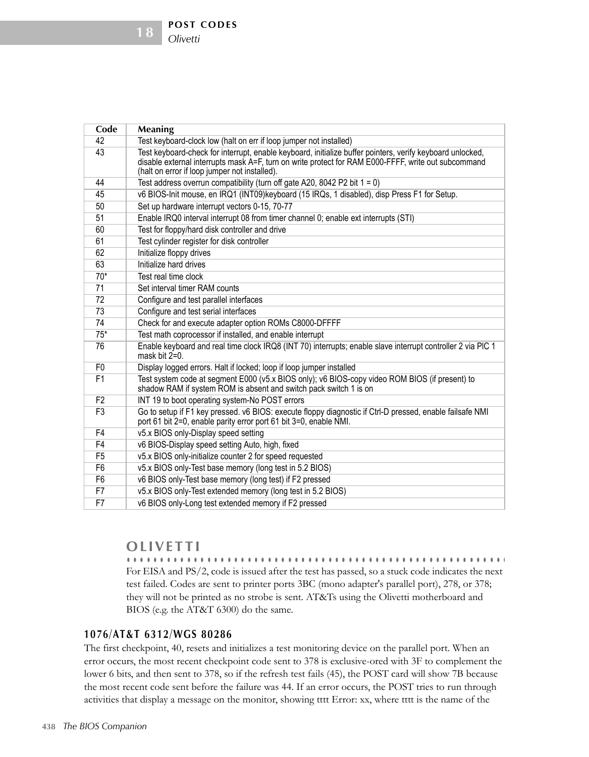| Code | Meaning |
|---|---|
| 42 | Test keyboard-clock low (halt on err if loop jumper not installed) |
| 43 | Test keyboard-check for interrupt, enable keyboard, initialize buffer pointers, verify keyboard unlocked, disable external interrupts mask A=F, turn on write protect for RAM E000-FFFF, write out subcommand (halt on error if loop jumper not installed). |
| 44 | Test address overrun compatibility (turn off gate A20, 8042 P2 bit 1 = 0) |
| 45 | v6 BIOS-Init mouse, en IRQ1 (INT09)keyboard (15 IRQs, 1 disabled), disp Press F1 for Setup. |
| 50 | Set up hardware interrupt vectors 0-15, 70-77 |
| 51 | Enable IRQ0 interval interrupt 08 from timer channel 0; enable ext interrupts (STI) |
| 60 | Test for floppy/hard disk controller and drive |
| 61 | Test cylinder register for disk controller |
| 62 | Initialize floppy drives |
| 63 | Initialize hard drives |
| 70* | Test real time clock |
| 71 | Set interval timer RAM counts |
| 72 | Configure and test parallel interfaces |
| 73 | Configure and test serial interfaces |
| 74 | Check for and execute adapter option ROMs C8000-DFFFF |
| 75* | Test math coprocessor if installed, and enable interrupt |
| 76 | Enable keyboard and real time clock IRQ8 (INT 70) interrupts; enable slave interrupt controller 2 via PIC 1 mask bit 2=0. |
| F0 | Display logged errors. Halt if locked; loop if loop jumper installed |
| F1 | Test system code at segment E000 (v5.x BIOS only); v6 BIOS-copy video ROM BIOS (if present) to shadow RAM if system ROM is absent and switch pack switch 1 is on |
| F2 | INT 19 to boot operating system-No POST errors |
| F3 | Go to setup if F1 key pressed. v6 BIOS: execute floppy diagnostic if Ctrl-D pressed, enable failsafe NMI port 61 bit 2=0, enable parity error port 61 bit 3=0, enable NMI. |
| F4 | v5.x BIOS only-Display speed setting |
| F4 | v6 BIOS-Display speed setting Auto, high, fixed |
| F5 | v5.x BIOS only-initialize counter 2 for speed requested |
| F6 | v5.x BIOS only-Test base memory (long test in 5.2 BIOS) |
| F6 | v6 BIOS only-Test base memory (long test) if F2 pressed |
| F7 | v5.x BIOS only-Test extended memory (long test in 5.2 BIOS) |
| F7 | v6 BIOS only-Long test extended memory if F2 pressed |

## OLIVETTI

For EISA and PS/2, code is issued after the test has passed, so a stuck code indicates the next test failed. Codes are sent to printer ports 3BC (mono adapter's parallel port), 278, or 378; they will not be printed as no strobe is sent. AT&Ts using the Olivetti motherboard and BIOS (e.g. the AT&T 6300) do the same.

### 1076/AT&T 6312/WGS 80286

The first checkpoint, 40, resets and initializes a test monitoring device on the parallel port. When an error occurs, the most recent checkpoint code sent to 378 is exclusive-ored with 3F to complement the lower 6 bits, and then sent to 378, so if the refresh test fails (45), the POST card will show 7B because the most recent code sent before the failure was 44. If an error occurs, the POST tries to run through activities that display a message on the monitor, showing tttt Error: xx, where tttt is the name of the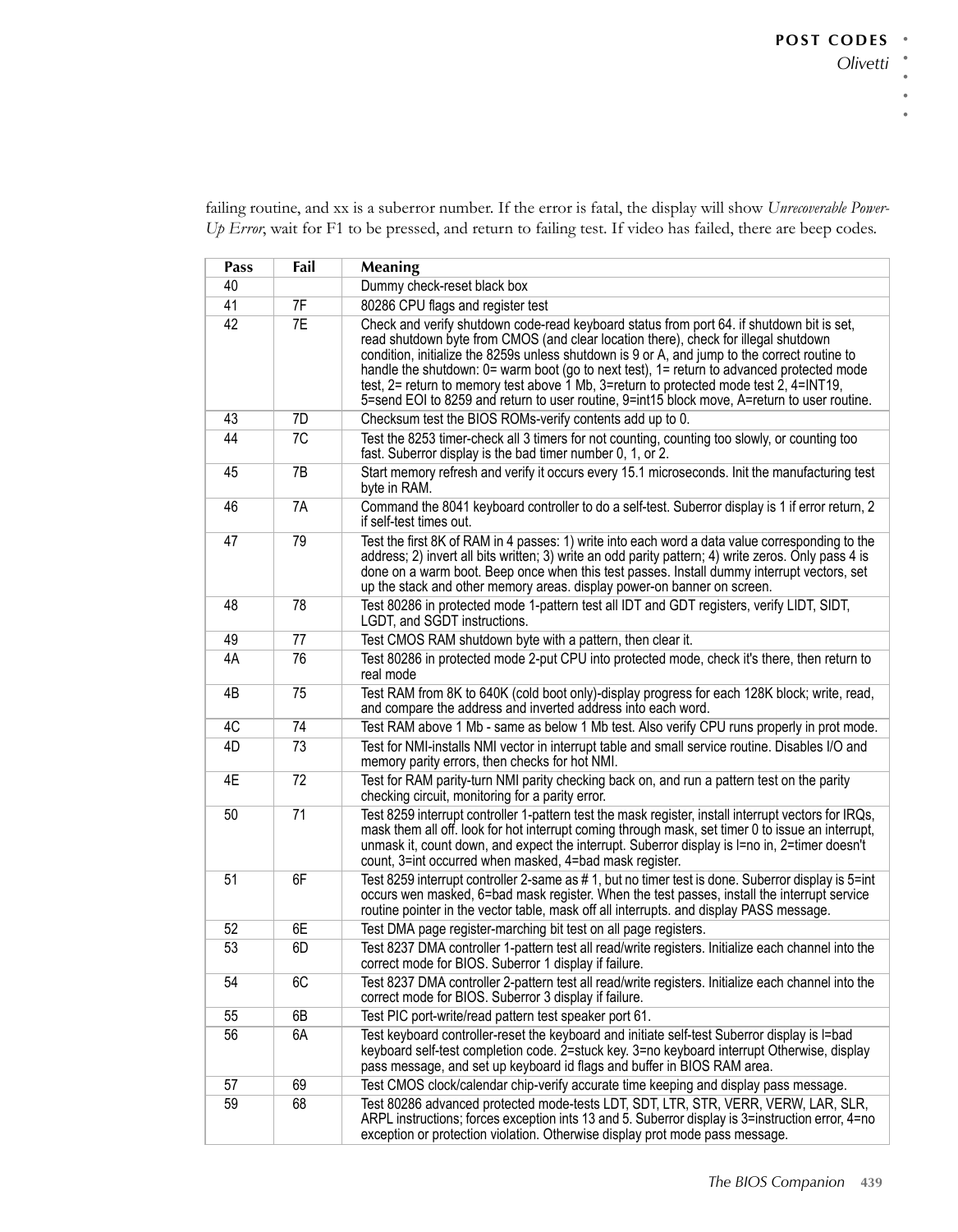failing routine, and xx is a suberror number. If the error is fatal, the display will show *Unrecoverable Power-Up Error*, wait for F1 to be pressed, and return to failing test. If video has failed, there are beep codes.

| Pass | Fail | Meaning |
|---|---|---|
| 40 | | Dummy check-reset black box |
| 41 | 7F | 80286 CPU flags and register test |
| 42 | 7E | Check and verify shutdown code-read keyboard status from port 64. if shutdown bit is set, read shutdown byte from CMOS (and clear location there), check for illegal shutdown condition, initialize the 8259s unless shutdown is 9 or A, and jump to the correct routine to handle the shutdown: 0= warm boot (go to next test), 1= return to advanced protected mode test, 2= return to memory test above 1 Mb, 3=return to protected mode test 2, 4=INT19, 5=send EOI to 8259 and return to user routine, 9=int15 block move, A=return to user routine. |
| 43 | 7D | Checksum test the BIOS ROMs-verify contents add up to 0. |
| 44 | 7C | Test the 8253 timer-check all 3 timers for not counting, counting too slowly, or counting too fast. Suberror display is the bad timer number 0, 1, or 2. |
| 45 | 7B | Start memory refresh and verify it occurs every 15.1 microseconds. Init the manufacturing test byte in RAM. |
| 46 | 7A | Command the 8041 keyboard controller to do a self-test. Suberror display is 1 if error return, 2 if self-test times out. |
| 47 | 79 | Test the first 8K of RAM in 4 passes: 1) write into each word a data value corresponding to the address; 2) invert all bits written; 3) write an odd parity pattern; 4) write zeros. Only pass 4 is done on a warm boot. Beep once when this test passes. Install dummy interrupt vectors, set up the stack and other memory areas. display power-on banner on screen. |
| 48 | 78 | Test 80286 in protected mode 1-pattern test all IDT and GDT registers, verify LIDT, SIDT, LGDT, and SGDT instructions. |
| 49 | 77 | Test CMOS RAM shutdown byte with a pattern, then clear it. |
| 4A | 76 | Test 80286 in protected mode 2-put CPU into protected mode, check it's there, then return to real mode |
| 4B | 75 | Test RAM from 8K to 640K (cold boot only)-display progress for each 128K block; write, read, and compare the address and inverted address into each word. |
| 4C | 74 | Test RAM above 1 Mb - same as below 1 Mb test. Also verify CPU runs properly in prot mode. |
| 4D | 73 | Test for NMI-installs NMI vector in interrupt table and small service routine. Disables I/O and memory parity errors, then checks for hot NMI. |
| 4E | 72 | Test for RAM parity-turn NMI parity checking back on, and run a pattern test on the parity checking circuit, monitoring for a parity error. |
| 50 | 71 | Test 8259 interrupt controller 1-pattern test the mask register, install interrupt vectors for IRQs, mask them all off. look for hot interrupt coming through mask, set timer 0 to issue an interrupt, unmask it, count down, and expect the interrupt. Suberror display is l=no in, 2=timer doesn't count, 3=int occurred when masked, 4=bad mask register. |
| 51 | 6F | Test 8259 interrupt controller 2-same as # 1, but no timer test is done. Suberror display is 5=int occurs wen masked, 6=bad mask register. When the test passes, install the interrupt service routine pointer in the vector table, mask off all interrupts. and display PASS message. |
| 52 | 6E | Test DMA page register-marching bit test on all page registers. |
| 53 | 6D | Test 8237 DMA controller 1-pattern test all read/write registers. Initialize each channel into the correct mode for BIOS. Suberror 1 display if failure. |
| 54 | 6C | Test 8237 DMA controller 2-pattern test all read/write registers. Initialize each channel into the correct mode for BIOS. Suberror 3 display if failure. |
| 55 | 6B | Test PIC port-write/read pattern test speaker port 61. |
| 56 | 6A | Test keyboard controller-reset the keyboard and initiate self-test Suberror display is l=bad keyboard self-test completion code. 2=stuck key. 3=no keyboard interrupt Otherwise, display pass message, and set up keyboard id flags and buffer in BIOS RAM area. |
| 57 | 69 | Test CMOS clock/calendar chip-verify accurate time keeping and display pass message. |
| 59 | 68 | Test 80286 advanced protected mode-tests LDT, SDT, LTR, STR, VERR, VERW, LAR, SLR, ARPL instructions; forces exception ints 13 and 5. Suberror display is 3=instruction error, 4=no exception or protection violation. Otherwise display prot mode pass message. |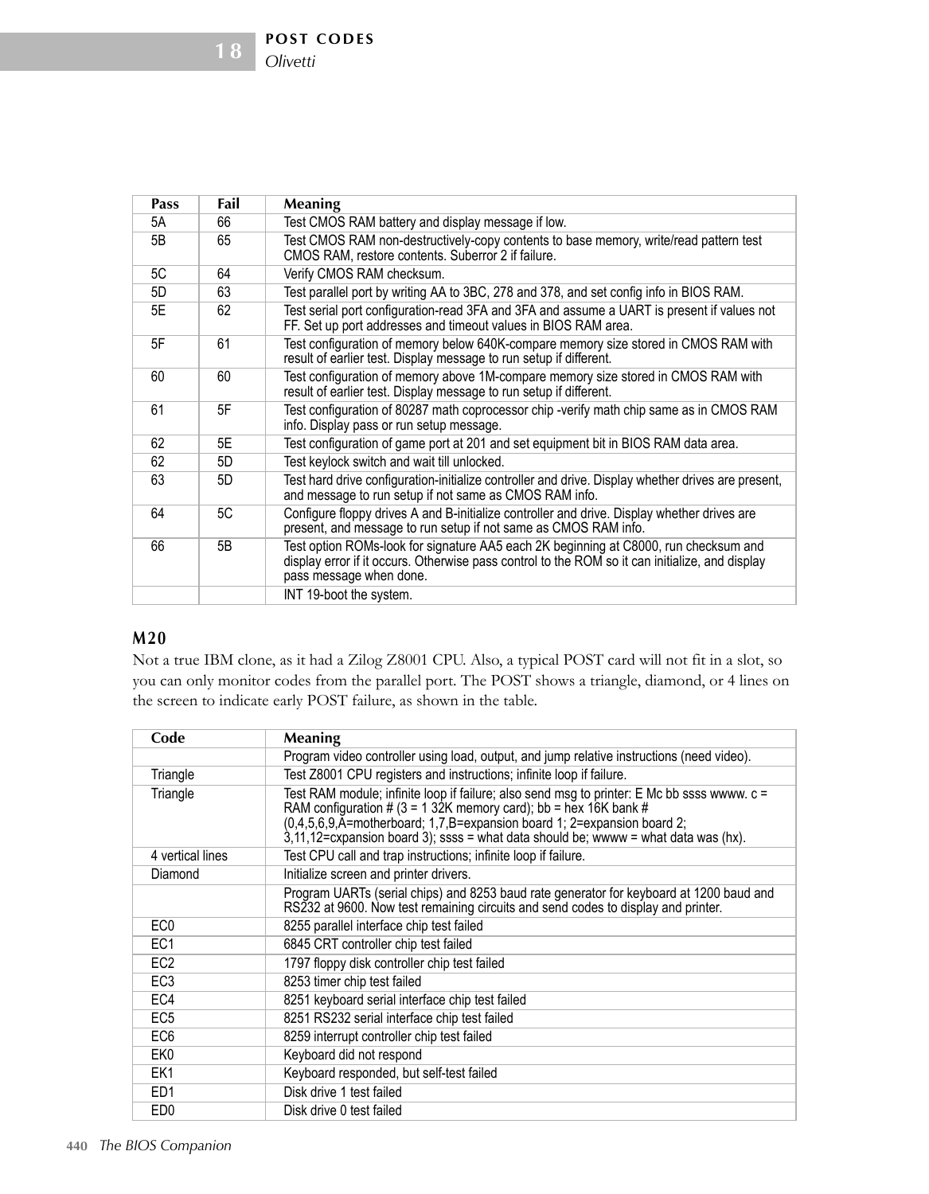| Pass | Fail | Meaning |
|---|---|---|
| 5A | 66 | Test CMOS RAM battery and display message if low. |
| 5B | 65 | Test CMOS RAM non-destructively-copy contents to base memory, write/read pattern test CMOS RAM, restore contents. Suberror 2 if failure. |
| 5C | 64 | Verify CMOS RAM checksum. |
| 5D | 63 | Test parallel port by writing AA to 3BC, 278 and 378, and set config info in BIOS RAM. |
| 5E | 62 | Test serial port configuration-read 3FA and 3FA and assume a UART is present if values not FF. Set up port addresses and timeout values in BIOS RAM area. |
| 5F | 61 | Test configuration of memory below 640K-compare memory size stored in CMOS RAM with result of earlier test. Display message to run setup if different. |
| 60 | 60 | Test configuration of memory above 1M-compare memory size stored in CMOS RAM with result of earlier test. Display message to run setup if different. |
| 61 | 5F | Test configuration of 80287 math coprocessor chip -verify math chip same as in CMOS RAM info. Display pass or run setup message. |
| 62 | 5E | Test configuration of game port at 201 and set equipment bit in BIOS RAM data area. |
| 62 | 5D | Test keylock switch and wait till unlocked. |
| 63 | 5D | Test hard drive configuration-initialize controller and drive. Display whether drives are present, and message to run setup if not same as CMOS RAM info. |
| 64 | 5C | Configure floppy drives A and B-initialize controller and drive. Display whether drives are present, and message to run setup if not same as CMOS RAM info. |
| 66 | 5B | Test option ROMs-look for signature AA5 each 2K beginning at C8000, run checksum and display error if it occurs. Otherwise pass control to the ROM so it can initialize, and display pass message when done. |
| | | INT 19-boot the system. |

## M20

Not a true IBM clone, as it had a Zilog Z8001 CPU. Also, a typical POST card will not fit in a slot, so you can only monitor codes from the parallel port. The POST shows a triangle, diamond, or 4 lines on the screen to indicate early POST failure, as shown in the table.

| Code | Meaning |
|---|---|
| | Program video controller using load, output, and jump relative instructions (need video). |
| Triangle | Test Z8001 CPU registers and instructions; infinite loop if failure. |
| Triangle | Test RAM module; infinite loop if failure; also send msg to printer: E Mc bb ssss wwww. c = RAM configuration # (3 = 1 32K memory card); bb = hex 16K bank # (0,4,5,6,9,A=motherboard; 1,7,B=expansion board 1; 2=expansion board 2; 3,11,12=cxpansion board 3); ssss = what data should be; wwww = what data was (hx). |
| 4 vertical lines | Test CPU call and trap instructions; infinite loop if failure. |
| Diamond | Initialize screen and printer drivers. |
| | Program UARTs (serial chips) and 8253 baud rate generator for keyboard at 1200 baud and RS232 at 9600. Now test remaining circuits and send codes to display and printer. |
| EC0 | 8255 parallel interface chip test failed |
| EC1 | 6845 CRT controller chip test failed |
| EC2 | 1797 floppy disk controller chip test failed |
| EC3 | 8253 timer chip test failed |
| EC4 | 8251 keyboard serial interface chip test failed |
| EC5 | 8251 RS232 serial interface chip test failed |
| EC6 | 8259 interrupt controller chip test failed |
| EK0 | Keyboard did not respond |
| EK1 | Keyboard responded, but self-test failed |
| ED1 | Disk drive 1 test failed |
| ED0 | Disk drive 0 test failed |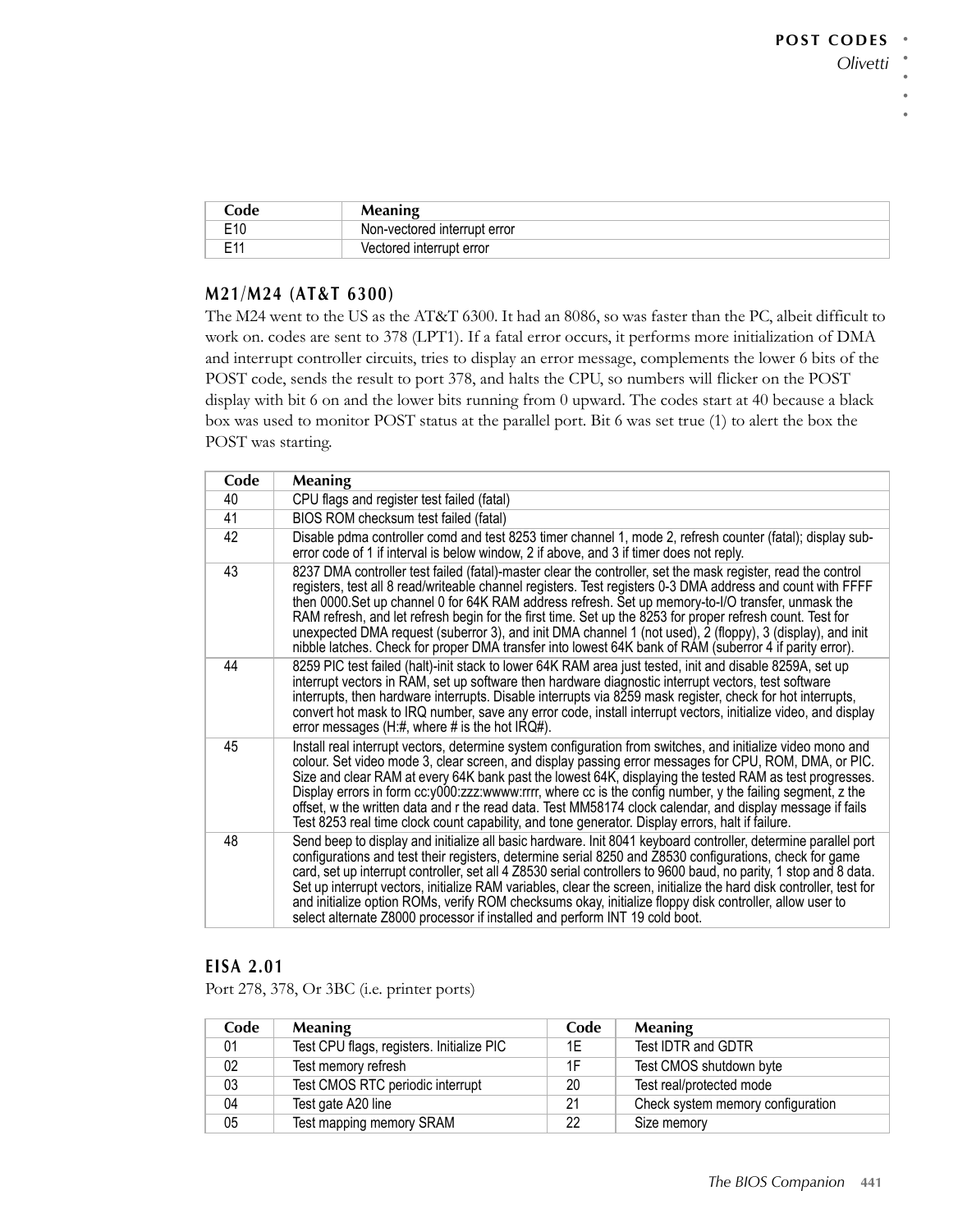| Code | Meaning |
|---|---|
| E10 | Non-vectored interrupt error |
| E11 | Vectored interrupt error |

## M21/M24 (AT&T 6300)

The M24 went to the US as the AT&T 6300. It had an 8086, so was faster than the PC, albeit difficult to work on. codes are sent to 378 (LPT1). If a fatal error occurs, it performs more initialization of DMA and interrupt controller circuits, tries to display an error message, complements the lower 6 bits of the POST code, sends the result to port 378, and halts the CPU, so numbers will flicker on the POST display with bit 6 on and the lower bits running from 0 upward. The codes start at 40 because a black box was used to monitor POST status at the parallel port. Bit 6 was set true (1) to alert the box the POST was starting.

| Code | Meaning |
|---|---|
| 40 | CPU flags and register test failed (fatal) |
| 41 | BIOS ROM checksum test failed (fatal) |
| 42 | Disable pdma controller comd and test 8253 timer channel 1, mode 2, refresh counter (fatal); display sub-error code of 1 if interval is below window, 2 if above, and 3 if timer does not reply. |
| 43 | 8237 DMA controller test failed (fatal)-master clear the controller, set the mask register, read the control registers, test all 8 read/writeable channel registers. Test registers 0-3 DMA address and count with FFFF then 0000.Set up channel 0 for 64K RAM address refresh. Set up memory-to-I/O transfer, unmask the RAM refresh, and let refresh begin for the first time. Set up the 8253 for proper refresh count. Test for unexpected DMA request (suberror 3), and init DMA channel 1 (not used), 2 (floppy), 3 (display), and init nibble latches. Check for proper DMA transfer into lowest 64K bank of RAM (suberror 4 if parity error). |
| 44 | 8259 PIC test failed (halt)-init stack to lower 64K RAM area just tested, init and disable 8259A, set up interrupt vectors in RAM, set up software then hardware diagnostic interrupt vectors, test software interrupts, then hardware interrupts. Disable interrupts via 8259 mask register, check for hot interrupts, convert hot mask to IRQ number, save any error code, install interrupt vectors, initialize video, and display error messages (H:#, where # is the hot IRQ#). |
| 45 | Install real interrupt vectors, determine system configuration from switches, and initialize video mono and colour. Set video mode 3, clear screen, and display passing error messages for CPU, ROM, DMA, or PIC. Size and clear RAM at every 64K bank past the lowest 64K, displaying the tested RAM as test progresses. Display errors in form cc:y000:zzz:wwww:rrrr, where cc is the config number, y the failing segment, z the offset, w the written data and r the read data. Test MM58174 clock calendar, and display message if fails Test 8253 real time clock count capability, and tone generator. Display errors, halt if failure. |
| 48 | Send beep to display and initialize all basic hardware. Init 8041 keyboard controller, determine parallel port configurations and test their registers, determine serial 8250 and Z8530 configurations, check for game card, set up interrupt controller, set all 4 Z8530 serial controllers to 9600 baud, no parity, 1 stop and 8 data. Set up interrupt vectors, initialize RAM variables, clear the screen, initialize the hard disk controller, test for and initialize option ROMs, verify ROM checksums okay, initialize floppy disk controller, allow user to select alternate Z8000 processor if installed and perform INT 19 cold boot. |

## EISA 2.01

Port 278, 378, Or 3BC (i.e. printer ports)

| Code | Meaning | Code | Meaning |
|---|---|---|---|
| 01 | Test CPU flags, registers. Initialize PIC | 1E | Test IDTR and GDTR |
| 02 | Test memory refresh | 1F | Test CMOS shutdown byte |
| 03 | Test CMOS RTC periodic interrupt | 20 | Test real/protected mode |
| 04 | Test gate A20 line | 21 | Check system memory configuration |
| 05 | Test mapping memory SRAM | 22 | Size memory |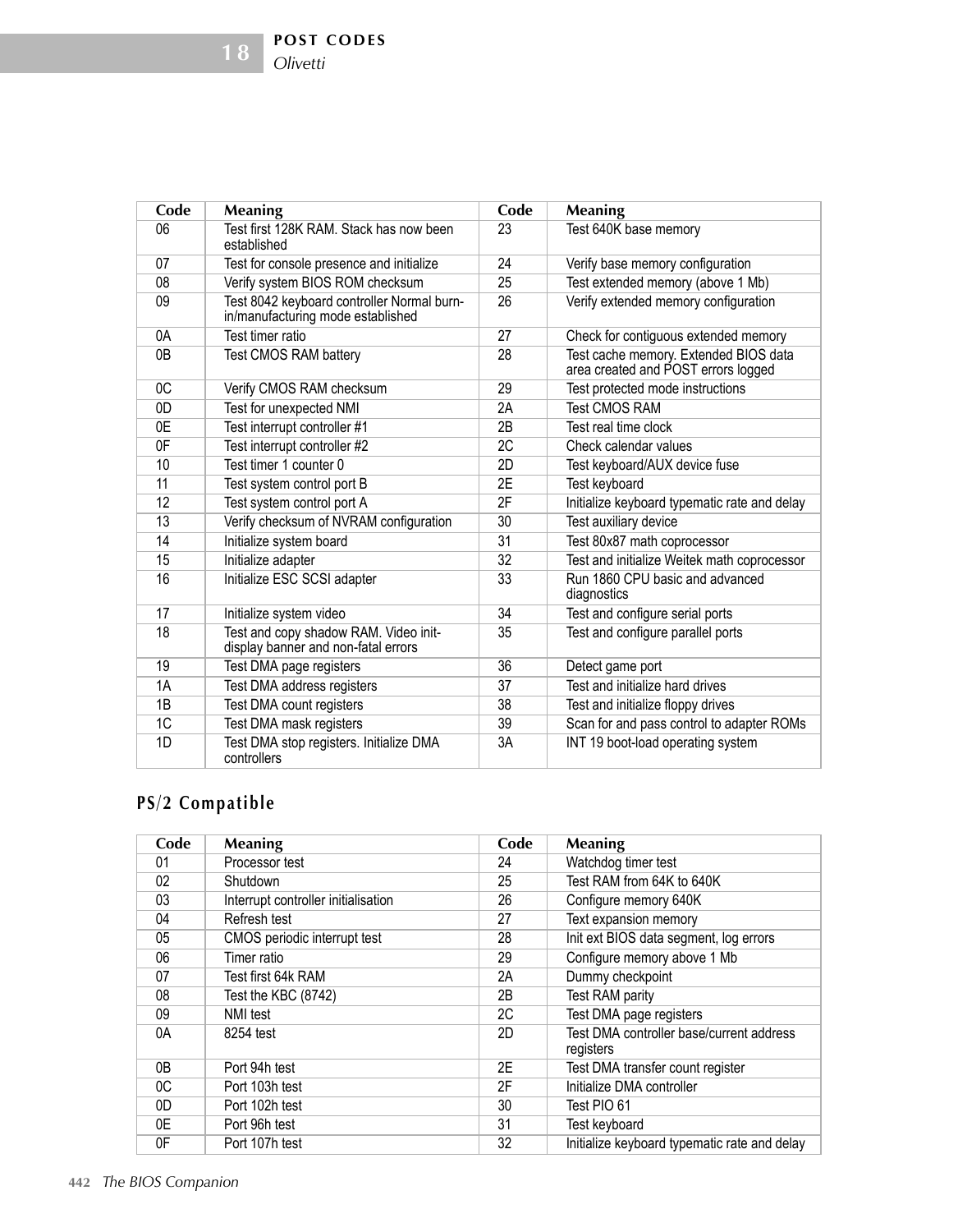| Code | Meaning | Code | Meaning |
| --- | --- | --- | --- |
| 06 | Test first 128K RAM. Stack has now been established | 23 | Test 640K base memory |
| 07 | Test for console presence and initialize | 24 | Verify base memory configuration |
| 08 | Verify system BIOS ROM checksum | 25 | Test extended memory (above 1 Mb) |
| 09 | Test 8042 keyboard controller Normal burn-in/manufacturing mode established | 26 | Verify extended memory configuration |
| 0A | Test timer ratio | 27 | Check for contiguous extended memory |
| 0B | Test CMOS RAM battery | 28 | Test cache memory. Extended BIOS data area created and POST errors logged |
| 0C | Verify CMOS RAM checksum | 29 | Test protected mode instructions |
| 0D | Test for unexpected NMI | 2A | Test CMOS RAM |
| 0E | Test interrupt controller #1 | 2B | Test real time clock |
| 0F | Test interrupt controller #2 | 2C | Check calendar values |
| 10 | Test timer 1 counter 0 | 2D | Test keyboard/AUX device fuse |
| 11 | Test system control port B | 2E | Test keyboard |
| 12 | Test system control port A | 2F | Initialize keyboard typematic rate and delay |
| 13 | Verify checksum of NVRAM configuration | 30 | Test auxiliary device |
| 14 | Initialize system board | 31 | Test 80x87 math coprocessor |
| 15 | Initialize adapter | 32 | Test and initialize Weitek math coprocessor |
| 16 | Initialize ESC SCSI adapter | 33 | Run 1860 CPU basic and advanced diagnostics |
| 17 | Initialize system video | 34 | Test and configure serial ports |
| 18 | Test and copy shadow RAM. Video init-display banner and non-fatal errors | 35 | Test and configure parallel ports |
| 19 | Test DMA page registers | 36 | Detect game port |
| 1A | Test DMA address registers | 37 | Test and initialize hard drives |
| 1B | Test DMA count registers | 38 | Test and initialize floppy drives |
| 1C | Test DMA mask registers | 39 | Scan for and pass control to adapter ROMs |
| 1D | Test DMA stop registers. Initialize DMA controllers | 3A | INT 19 boot-load operating system |

## PS/2 Compatible

| Code | Meaning | Code | Meaning |
| --- | --- | --- | --- |
| 01 | Processor test | 24 | Watchdog timer test |
| 02 | Shutdown | 25 | Test RAM from 64K to 640K |
| 03 | Interrupt controller initialisation | 26 | Configure memory 640K |
| 04 | Refresh test | 27 | Text expansion memory |
| 05 | CMOS periodic interrupt test | 28 | Init ext BIOS data segment, log errors |
| 06 | Timer ratio | 29 | Configure memory above 1 Mb |
| 07 | Test first 64k RAM | 2A | Dummy checkpoint |
| 08 | Test the KBC (8742) | 2B | Test RAM parity |
| 09 | NMI test | 2C | Test DMA page registers |
| 0A | 8254 test | 2D | Test DMA controller base/current address registers |
| 0B | Port 94h test | 2E | Test DMA transfer count register |
| 0C | Port 103h test | 2F | Initialize DMA controller |
| 0D | Port 102h test | 30 | Test PIO 61 |
| 0E | Port 96h test | 31 | Test keyboard |
| 0F | Port 107h test | 32 | Initialize keyboard typematic rate and delay |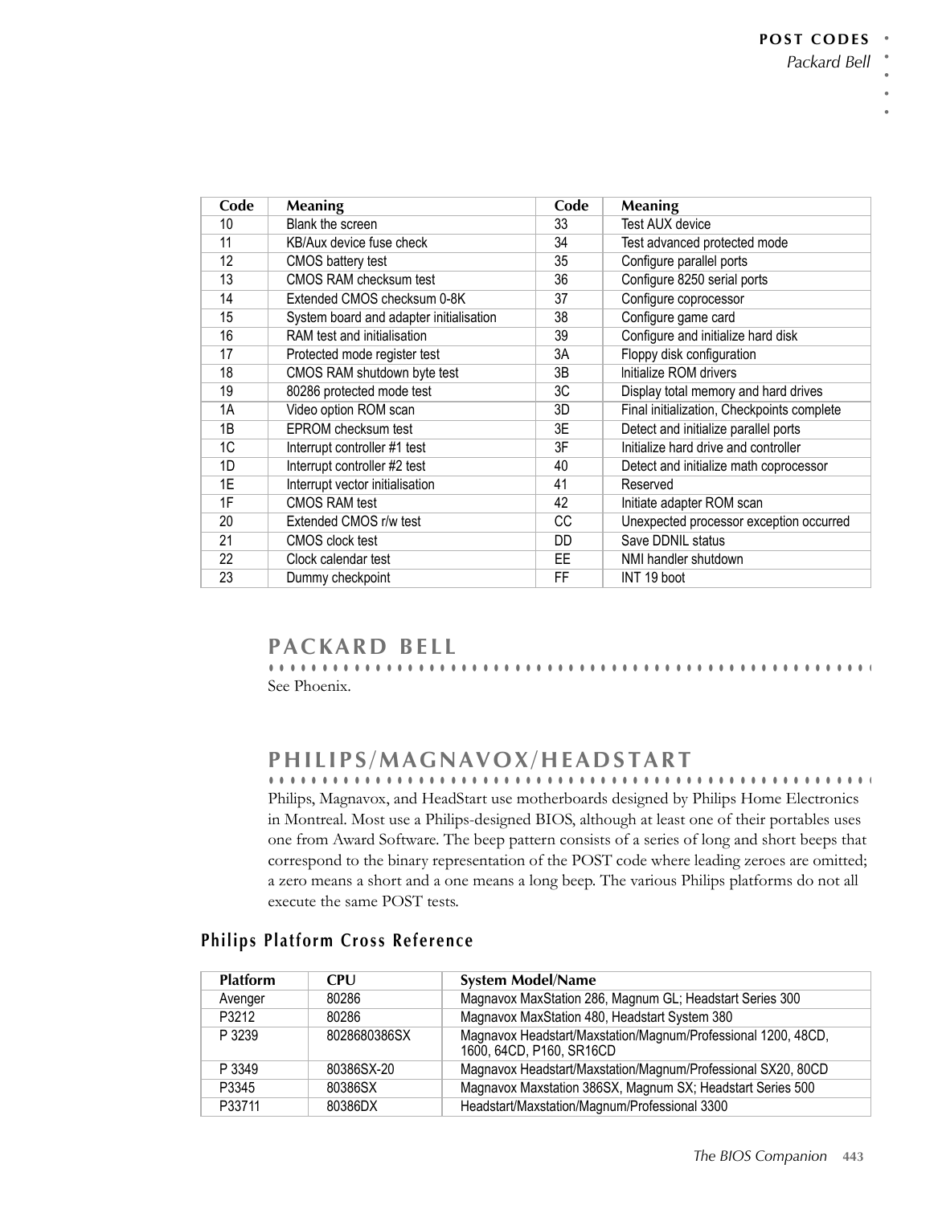| Code | Meaning | Code | Meaning |
|---|---|---|---|
| 10 | Blank the screen | 33 | Test AUX device |
| 11 | KB/Aux device fuse check | 34 | Test advanced protected mode |
| 12 | CMOS battery test | 35 | Configure parallel ports |
| 13 | CMOS RAM checksum test | 36 | Configure 8250 serial ports |
| 14 | Extended CMOS checksum 0-8K | 37 | Configure coprocessor |
| 15 | System board and adapter initialisation | 38 | Configure game card |
| 16 | RAM test and initialisation | 39 | Configure and initialize hard disk |
| 17 | Protected mode register test | 3A | Floppy disk configuration |
| 18 | CMOS RAM shutdown byte test | 3B | Initialize ROM drivers |
| 19 | 80286 protected mode test | 3C | Display total memory and hard drives |
| 1A | Video option ROM scan | 3D | Final initialization, Checkpoints complete |
| 1B | EPROM checksum test | 3E | Detect and initialize parallel ports |
| 1C | Interrupt controller #1 test | 3F | Initialize hard drive and controller |
| 1D | Interrupt controller #2 test | 40 | Detect and initialize math coprocessor |
| 1E | Interrupt vector initialisation | 41 | Reserved |
| 1F | CMOS RAM test | 42 | Initiate adapter ROM scan |
| 20 | Extended CMOS r/w test | CC | Unexpected processor exception occurred |
| 21 | CMOS clock test | DD | Save DDNIL status |
| 22 | Clock calendar test | EE | NMI handler shutdown |
| 23 | Dummy checkpoint | FF | INT 19 boot |

# PACKARD BELL

See Phoenix.

# PHILIPS/MAGNAVOX/HEADSTART

Philips, Magnavox, and HeadStart use motherboards designed by Philips Home Electronics in Montreal. Most use a Philips-designed BIOS, although at least one of their portables uses one from Award Software. The beep pattern consists of a series of long and short beeps that correspond to the binary representation of the POST code where leading zeroes are omitted; a zero means a short and a one means a long beep. The various Philips platforms do not all execute the same POST tests.

## Philips Platform Cross Reference

| Platform | CPU | System Model/Name |
|---|---|---|
| Avenger | 80286 | Magnavox MaxStation 286, Magnum GL; Headstart Series 300 |
| P3212 | 80286 | Magnavox MaxStation 480, Headstart System 380 |
| P 3239 | 8028680386SX | Magnavox Headstart/Maxstation/Magnum/Professional 1200, 48CD, 1600, 64CD, P160, SR16CD |
| P 3349 | 80386SX-20 | Magnavox Headstart/Maxstation/Magnum/Professional SX20, 80CD |
| P3345 | 80386SX | Magnavox Maxstation 386SX, Magnum SX; Headstart Series 500 |
| P33711 | 80386DX | Headstart/Maxstation/Magnum/Professional 3300 |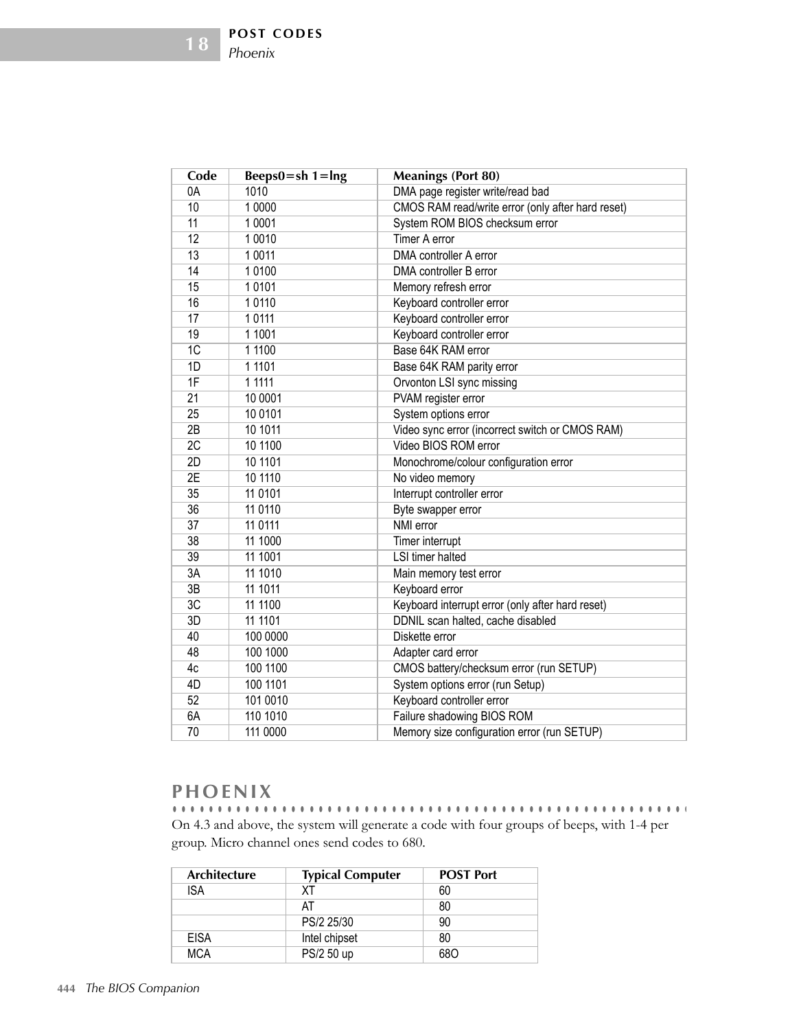| Code | Beeps0=sh 1=lng | Meanings (Port 80) |
|---|---|---|
| 0A | 1010 | DMA page register write/read bad |
| 10 | 1 0000 | CMOS RAM read/write error (only after hard reset) |
| 11 | 1 0001 | System ROM BIOS checksum error |
| 12 | 1 0010 | Timer A error |
| 13 | 1 0011 | DMA controller A error |
| 14 | 1 0100 | DMA controller B error |
| 15 | 1 0101 | Memory refresh error |
| 16 | 1 0110 | Keyboard controller error |
| 17 | 1 0111 | Keyboard controller error |
| 19 | 1 1001 | Keyboard controller error |
| 1C | 1 1100 | Base 64K RAM error |
| 1D | 1 1101 | Base 64K RAM parity error |
| 1F | 1 1111 | Orvonton LSI sync missing |
| 21 | 10 0001 | PVAM register error |
| 25 | 10 0101 | System options error |
| 2B | 10 1011 | Video sync error (incorrect switch or CMOS RAM) |
| 2C | 10 1100 | Video BIOS ROM error |
| 2D | 10 1101 | Monochrome/colour configuration error |
| 2E | 10 1110 | No video memory |
| 35 | 11 0101 | Interrupt controller error |
| 36 | 11 0110 | Byte swapper error |
| 37 | 11 0111 | NMI error |
| 38 | 11 1000 | Timer interrupt |
| 39 | 11 1001 | LSI timer halted |
| 3A | 11 1010 | Main memory test error |
| 3B | 11 1011 | Keyboard error |
| 3C | 11 1100 | Keyboard interrupt error (only after hard reset) |
| 3D | 11 1101 | DDNIL scan halted, cache disabled |
| 40 | 100 0000 | Diskette error |
| 48 | 100 1000 | Adapter card error |
| 4c | 100 1100 | CMOS battery/checksum error (run SETUP) |
| 4D | 100 1101 | System options error (run Setup) |
| 52 | 101 0010 | Keyboard controller error |
| 6A | 110 1010 | Failure shadowing BIOS ROM |
| 70 | 111 0000 | Memory size configuration error (run SETUP) |

## PHOENIX

On 4.3 and above, the system will generate a code with four groups of beeps, with 1-4 per group. Micro channel ones send codes to 680.

| Architecture | Typical Computer | POST Port |
|---|---|---|
| ISA | XT | 60 |
| | AT | 80 |
| | PS/2 25/30 | 90 |
| EISA | Intel chipset | 80 |
| MCA | PS/2 50 up | 68O |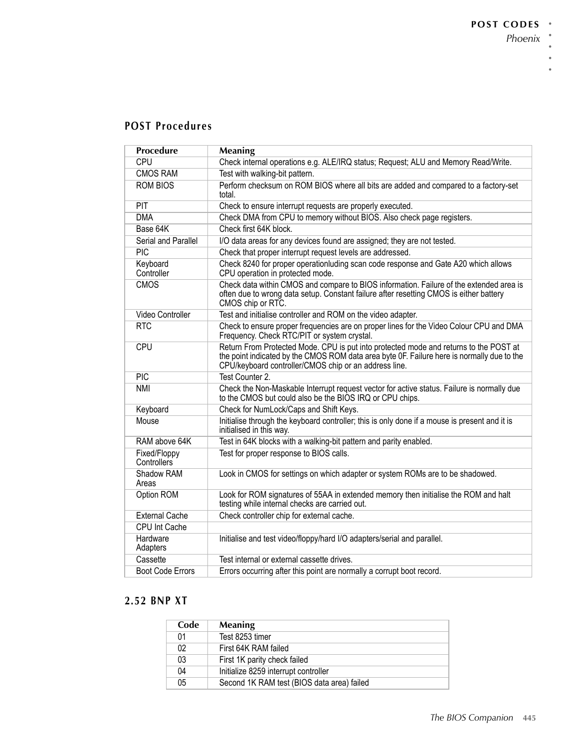## POST Procedures

| Procedure | Meaning |
|---|---|
| CPU | Check internal operations e.g. ALE/IRQ status; Request; ALU and Memory Read/Write. |
| CMOS RAM | Test with walking-bit pattern. |
| ROM BIOS | Perform checksum on ROM BIOS where all bits are added and compared to a factory-set total. |
| PIT | Check to ensure interrupt requests are properly executed. |
| DMA | Check DMA from CPU to memory without BIOS. Also check page registers. |
| Base 64K | Check first 64K block. |
| Serial and Parallel | I/O data areas for any devices found are assigned; they are not tested. |
| PIC | Check that proper interrupt request levels are addressed. |
| Keyboard Controller | Check 8240 for proper operationluding scan code response and Gate A20 which allows CPU operation in protected mode. |
| CMOS | Check data within CMOS and compare to BIOS information. Failure of the extended area is often due to wrong data setup. Constant failure after resetting CMOS is either battery CMOS chip or RTC. |
| Video Controller | Test and initialise controller and ROM on the video adapter. |
| RTC | Check to ensure proper frequencies are on proper lines for the Video Colour CPU and DMA Frequency. Check RTC/PIT or system crystal. |
| CPU | Return From Protected Mode. CPU is put into protected mode and returns to the POST at the point indicated by the CMOS ROM data area byte 0F. Failure here is normally due to the CPU/keyboard controller/CMOS chip or an address line. |
| PIC | Test Counter 2. |
| NMI | Check the Non-Maskable Interrupt request vector for active status. Failure is normally due to the CMOS but could also be the BIOS IRQ or CPU chips. |
| Keyboard | Check for NumLock/Caps and Shift Keys. |
| Mouse | Initialise through the keyboard controller; this is only done if a mouse is present and it is initialised in this way. |
| RAM above 64K | Test in 64K blocks with a walking-bit pattern and parity enabled. |
| Fixed/Floppy Controllers | Test for proper response to BIOS calls. |
| Shadow RAM Areas | Look in CMOS for settings on which adapter or system ROMs are to be shadowed. |
| Option ROM | Look for ROM signatures of 55AA in extended memory then initialise the ROM and halt testing while internal checks are carried out. |
| External Cache | Check controller chip for external cache. |
| CPU Int Cache | |
| Hardware Adapters | Initialise and test video/floppy/hard I/O adapters/serial and parallel. |
| Cassette | Test internal or external cassette drives. |
| Boot Code Errors | Errors occurring after this point are normally a corrupt boot record. |

## 2.52 BNP XT

| Code | Meaning |
|---|---|
| 01 | Test 8253 timer |
| 02 | First 64K RAM failed |
| 03 | First 1K parity check failed |
| 04 | Initialize 8259 interrupt controller |
| 05 | Second 1K RAM test (BIOS data area) failed |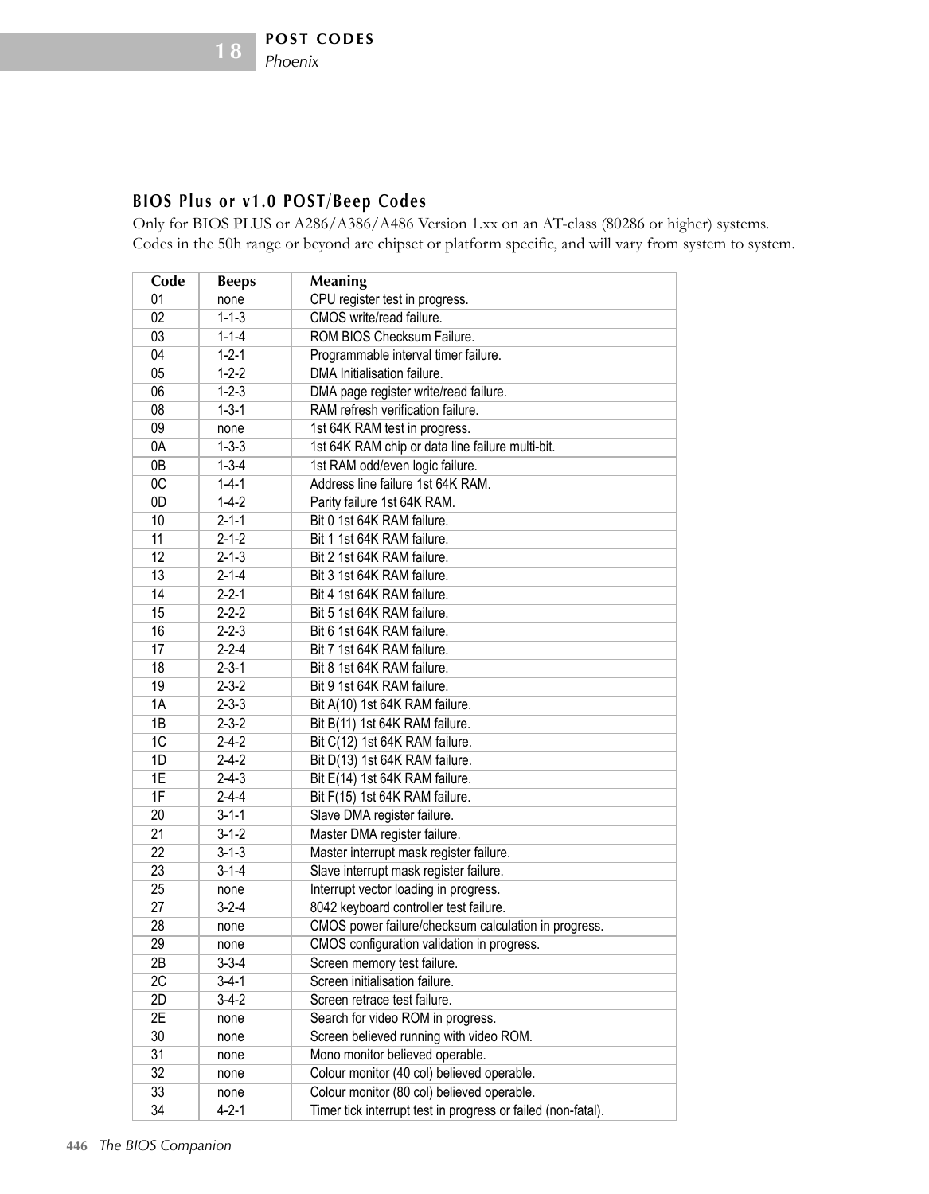## BIOS Plus or v1.0 POST/Beep Codes

Only for BIOS PLUS or A286/A386/A486 Version 1.xx on an AT-class (80286 or higher) systems. Codes in the 50h range or beyond are chipset or platform specific, and will vary from system to system.

| Code | Beeps | Meaning |
|---|---|---|
| 01 | none | CPU register test in progress. |
| 02 | 1-1-3 | CMOS write/read failure. |
| 03 | 1-1-4 | ROM BIOS Checksum Failure. |
| 04 | 1-2-1 | Programmable interval timer failure. |
| 05 | 1-2-2 | DMA Initialisation failure. |
| 06 | 1-2-3 | DMA page register write/read failure. |
| 08 | 1-3-1 | RAM refresh verification failure. |
| 09 | none | 1st 64K RAM test in progress. |
| 0A | 1-3-3 | 1st 64K RAM chip or data line failure multi-bit. |
| 0B | 1-3-4 | 1st RAM odd/even logic failure. |
| 0C | 1-4-1 | Address line failure 1st 64K RAM. |
| 0D | 1-4-2 | Parity failure 1st 64K RAM. |
| 10 | 2-1-1 | Bit 0 1st 64K RAM failure. |
| 11 | 2-1-2 | Bit 1 1st 64K RAM failure. |
| 12 | 2-1-3 | Bit 2 1st 64K RAM failure. |
| 13 | 2-1-4 | Bit 3 1st 64K RAM failure. |
| 14 | 2-2-1 | Bit 4 1st 64K RAM failure. |
| 15 | 2-2-2 | Bit 5 1st 64K RAM failure. |
| 16 | 2-2-3 | Bit 6 1st 64K RAM failure. |
| 17 | 2-2-4 | Bit 7 1st 64K RAM failure. |
| 18 | 2-3-1 | Bit 8 1st 64K RAM failure. |
| 19 | 2-3-2 | Bit 9 1st 64K RAM failure. |
| 1A | 2-3-3 | Bit A(10) 1st 64K RAM failure. |
| 1B | 2-3-2 | Bit B(11) 1st 64K RAM failure. |
| 1C | 2-4-2 | Bit C(12) 1st 64K RAM failure. |
| 1D | 2-4-2 | Bit D(13) 1st 64K RAM failure. |
| 1E | 2-4-3 | Bit E(14) 1st 64K RAM failure. |
| 1F | 2-4-4 | Bit F(15) 1st 64K RAM failure. |
| 20 | 3-1-1 | Slave DMA register failure. |
| 21 | 3-1-2 | Master DMA register failure. |
| 22 | 3-1-3 | Master interrupt mask register failure. |
| 23 | 3-1-4 | Slave interrupt mask register failure. |
| 25 | none | Interrupt vector loading in progress. |
| 27 | 3-2-4 | 8042 keyboard controller test failure. |
| 28 | none | CMOS power failure/checksum calculation in progress. |
| 29 | none | CMOS configuration validation in progress. |
| 2B | 3-3-4 | Screen memory test failure. |
| 2C | 3-4-1 | Screen initialisation failure. |
| 2D | 3-4-2 | Screen retrace test failure. |
| 2E | none | Search for video ROM in progress. |
| 30 | none | Screen believed running with video ROM. |
| 31 | none | Mono monitor believed operable. |
| 32 | none | Colour monitor (40 col) believed operable. |
| 33 | none | Colour monitor (80 col) believed operable. |
| 34 | 4-2-1 | Timer tick interrupt test in progress or failed (non-fatal). |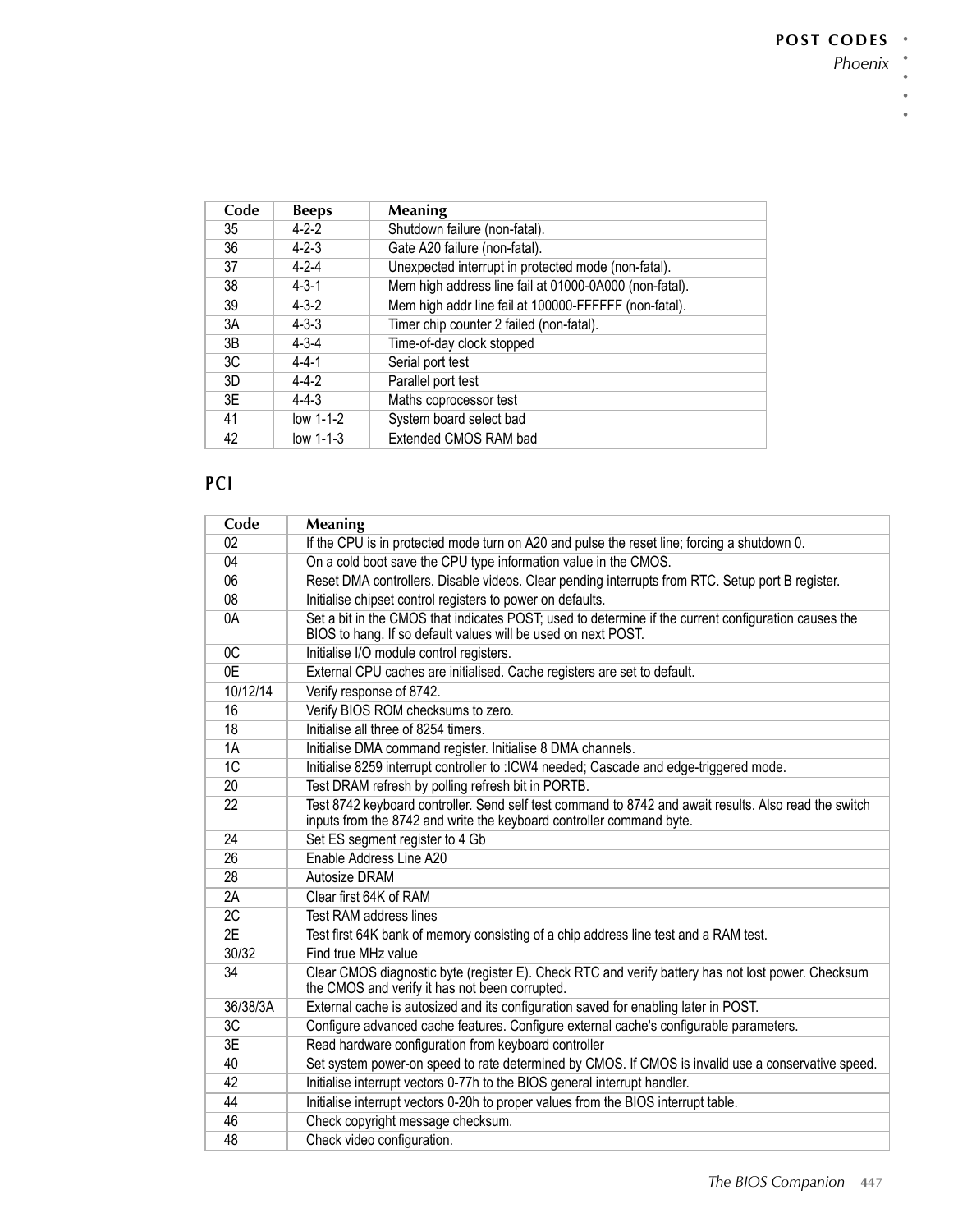| Code | Beeps | Meaning |
|---|---|---|
| 35 | 4-2-2 | Shutdown failure (non-fatal). |
| 36 | 4-2-3 | Gate A20 failure (non-fatal). |
| 37 | 4-2-4 | Unexpected interrupt in protected mode (non-fatal). |
| 38 | 4-3-1 | Mem high address line fail at 01000-0A000 (non-fatal). |
| 39 | 4-3-2 | Mem high addr line fail at 100000-FFFFFF (non-fatal). |
| 3A | 4-3-3 | Timer chip counter 2 failed (non-fatal). |
| 3B | 4-3-4 | Time-of-day clock stopped |
| 3C | 4-4-1 | Serial port test |
| 3D | 4-4-2 | Parallel port test |
| 3E | 4-4-3 | Maths coprocessor test |
| 41 | low 1-1-2 | System board select bad |
| 42 | low 1-1-3 | Extended CMOS RAM bad |

## PCI

| Code | Meaning |
|---|---|
| 02 | If the CPU is in protected mode turn on A20 and pulse the reset line; forcing a shutdown 0. |
| 04 | On a cold boot save the CPU type information value in the CMOS. |
| 06 | Reset DMA controllers. Disable videos. Clear pending interrupts from RTC. Setup port B register. |
| 08 | Initialise chipset control registers to power on defaults. |
| 0A | Set a bit in the CMOS that indicates POST; used to determine if the current configuration causes the BIOS to hang. If so default values will be used on next POST. |
| 0C | Initialise I/O module control registers. |
| 0E | External CPU caches are initialised. Cache registers are set to default. |
| 10/12/14 | Verify response of 8742. |
| 16 | Verify BIOS ROM checksums to zero. |
| 18 | Initialise all three of 8254 timers. |
| 1A | Initialise DMA command register. Initialise 8 DMA channels. |
| 1C | Initialise 8259 interrupt controller to :ICW4 needed; Cascade and edge-triggered mode. |
| 20 | Test DRAM refresh by polling refresh bit in PORTB. |
| 22 | Test 8742 keyboard controller. Send self test command to 8742 and await results. Also read the switch inputs from the 8742 and write the keyboard controller command byte. |
| 24 | Set ES segment register to 4 Gb |
| 26 | Enable Address Line A20 |
| 28 | Autosize DRAM |
| 2A | Clear first 64K of RAM |
| 2C | Test RAM address lines |
| 2E | Test first 64K bank of memory consisting of a chip address line test and a RAM test. |
| 30/32 | Find true MHz value |
| 34 | Clear CMOS diagnostic byte (register E). Check RTC and verify battery has not lost power. Checksum the CMOS and verify it has not been corrupted. |
| 36/38/3A | External cache is autosized and its configuration saved for enabling later in POST. |
| 3C | Configure advanced cache features. Configure external cache's configurable parameters. |
| 3E | Read hardware configuration from keyboard controller |
| 40 | Set system power-on speed to rate determined by CMOS. If CMOS is invalid use a conservative speed. |
| 42 | Initialise interrupt vectors 0-77h to the BIOS general interrupt handler. |
| 44 | Initialise interrupt vectors 0-20h to proper values from the BIOS interrupt table. |
| 46 | Check copyright message checksum. |
| 48 | Check video configuration. |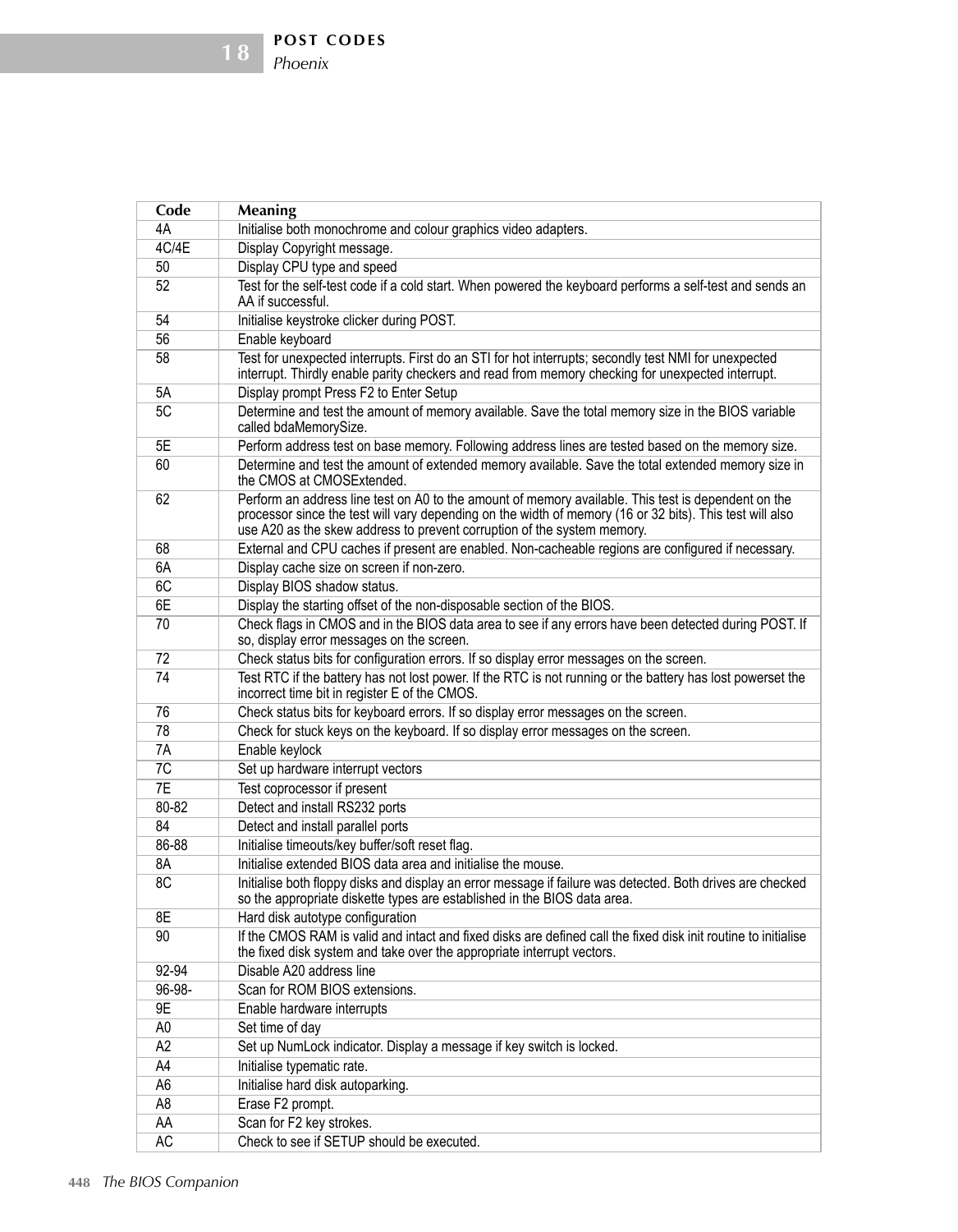| Code | Meaning |
|---|---|
| 4A | Initialise both monochrome and colour graphics video adapters. |
| 4C/4E | Display Copyright message. |
| 50 | Display CPU type and speed |
| 52 | Test for the self-test code if a cold start. When powered the keyboard performs a self-test and sends an AA if successful. |
| 54 | Initialise keystroke clicker during POST. |
| 56 | Enable keyboard |
| 58 | Test for unexpected interrupts. First do an STI for hot interrupts; secondly test NMI for unexpected interrupt. Thirdly enable parity checkers and read from memory checking for unexpected interrupt. |
| 5A | Display prompt Press F2 to Enter Setup |
| 5C | Determine and test the amount of memory available. Save the total memory size in the BIOS variable called bdaMemorySize. |
| 5E | Perform address test on base memory. Following address lines are tested based on the memory size. |
| 60 | Determine and test the amount of extended memory available. Save the total extended memory size in the CMOS at CMOSExtended. |
| 62 | Perform an address line test on A0 to the amount of memory available. This test is dependent on the processor since the test will vary depending on the width of memory (16 or 32 bits). This test will also use A20 as the skew address to prevent corruption of the system memory. |
| 68 | External and CPU caches if present are enabled. Non-cacheable regions are configured if necessary. |
| 6A | Display cache size on screen if non-zero. |
| 6C | Display BIOS shadow status. |
| 6E | Display the starting offset of the non-disposable section of the BIOS. |
| 70 | Check flags in CMOS and in the BIOS data area to see if any errors have been detected during POST. If so, display error messages on the screen. |
| 72 | Check status bits for configuration errors. If so display error messages on the screen. |
| 74 | Test RTC if the battery has not lost power. If the RTC is not running or the battery has lost powerset the incorrect time bit in register E of the CMOS. |
| 76 | Check status bits for keyboard errors. If so display error messages on the screen. |
| 78 | Check for stuck keys on the keyboard. If so display error messages on the screen. |
| 7A | Enable keylock |
| 7C | Set up hardware interrupt vectors |
| 7E | Test coprocessor if present |
| 80-82 | Detect and install RS232 ports |
| 84 | Detect and install parallel ports |
| 86-88 | Initialise timeouts/key buffer/soft reset flag. |
| 8A | Initialise extended BIOS data area and initialise the mouse. |
| 8C | Initialise both floppy disks and display an error message if failure was detected. Both drives are checked so the appropriate diskette types are established in the BIOS data area. |
| 8E | Hard disk autotype configuration |
| 90 | If the CMOS RAM is valid and intact and fixed disks are defined call the fixed disk init routine to initialise the fixed disk system and take over the appropriate interrupt vectors. |
| 92-94 | Disable A20 address line |
| 96-98- | Scan for ROM BIOS extensions. |
| 9E | Enable hardware interrupts |
| A0 | Set time of day |
| A2 | Set up NumLock indicator. Display a message if key switch is locked. |
| A4 | Initialise typematic rate. |
| A6 | Initialise hard disk autoparking. |
| A8 | Erase F2 prompt. |
| AA | Scan for F2 key strokes. |
| AC | Check to see if SETUP should be executed. |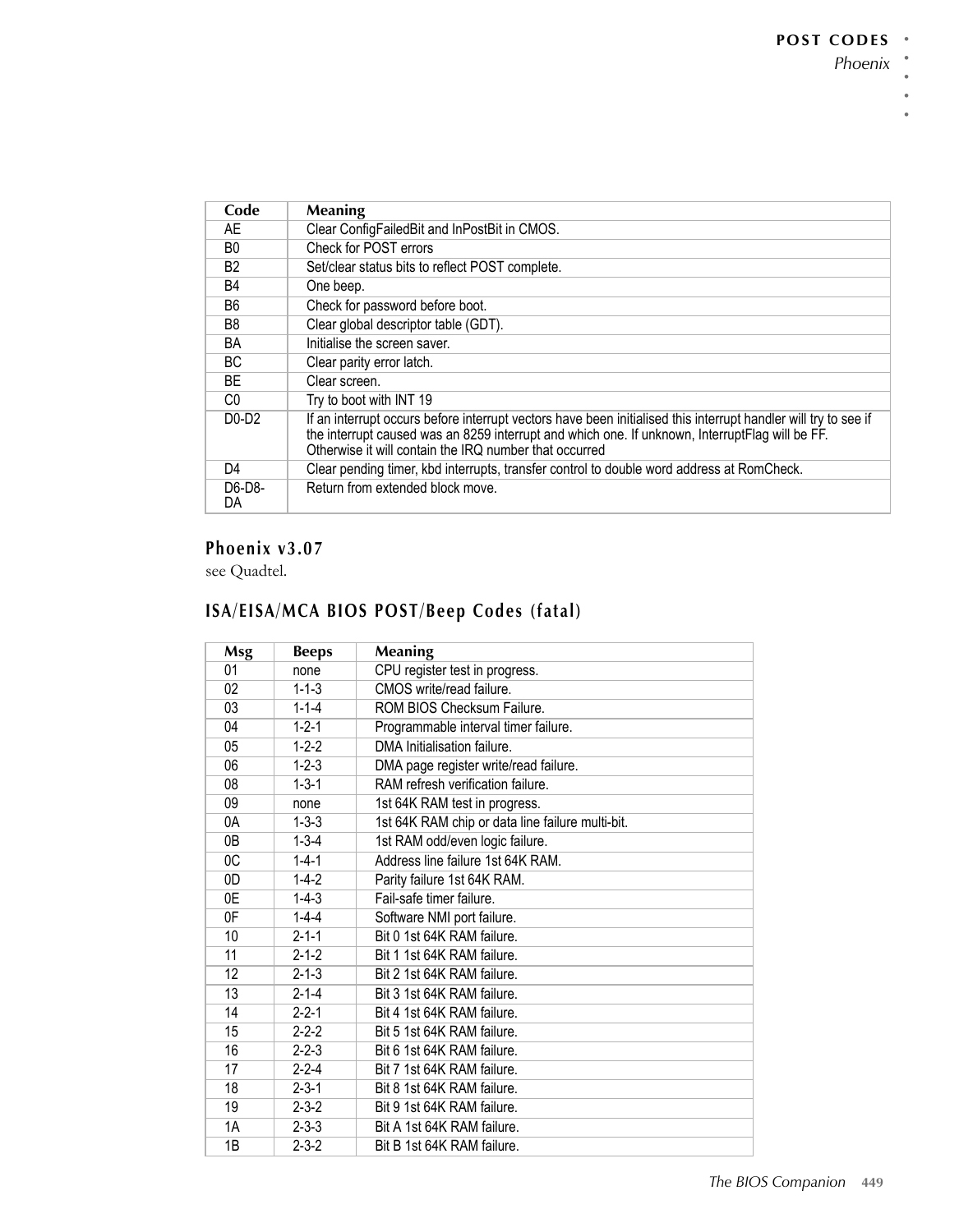| Code | Meaning |
|---|---|
| AE | Clear ConfigFailedBit and InPostBit in CMOS. |
| B0 | Check for POST errors |
| B2 | Set/clear status bits to reflect POST complete. |
| B4 | One beep. |
| B6 | Check for password before boot. |
| B8 | Clear global descriptor table (GDT). |
| BA | Initialise the screen saver. |
| BC | Clear parity error latch. |
| BE | Clear screen. |
| C0 | Try to boot with INT 19 |
| D0-D2 | If an interrupt occurs before interrupt vectors have been initialised this interrupt handler will try to see if the interrupt caused was an 8259 interrupt and which one. If unknown, InterruptFlag will be FF. Otherwise it will contain the IRQ number that occurred |
| D4 | Clear pending timer, kbd interrupts, transfer control to double word address at RomCheck. |
| D6-D8-DA | Return from extended block move. |

## Phoenix v3.07

see Quadtel.

## ISA/EISA/MCA BIOS POST/Beep Codes (fatal)

| Msg | Beeps | Meaning |
|---|---|---|
| 01 | none | CPU register test in progress. |
| 02 | 1-1-3 | CMOS write/read failure. |
| 03 | 1-1-4 | ROM BIOS Checksum Failure. |
| 04 | 1-2-1 | Programmable interval timer failure. |
| 05 | 1-2-2 | DMA Initialisation failure. |
| 06 | 1-2-3 | DMA page register write/read failure. |
| 08 | 1-3-1 | RAM refresh verification failure. |
| 09 | none | 1st 64K RAM test in progress. |
| 0A | 1-3-3 | 1st 64K RAM chip or data line failure multi-bit. |
| 0B | 1-3-4 | 1st RAM odd/even logic failure. |
| 0C | 1-4-1 | Address line failure 1st 64K RAM. |
| 0D | 1-4-2 | Parity failure 1st 64K RAM. |
| 0E | 1-4-3 | Fail-safe timer failure. |
| 0F | 1-4-4 | Software NMI port failure. |
| 10 | 2-1-1 | Bit 0 1st 64K RAM failure. |
| 11 | 2-1-2 | Bit 1 1st 64K RAM failure. |
| 12 | 2-1-3 | Bit 2 1st 64K RAM failure. |
| 13 | 2-1-4 | Bit 3 1st 64K RAM failure. |
| 14 | 2-2-1 | Bit 4 1st 64K RAM failure. |
| 15 | 2-2-2 | Bit 5 1st 64K RAM failure. |
| 16 | 2-2-3 | Bit 6 1st 64K RAM failure. |
| 17 | 2-2-4 | Bit 7 1st 64K RAM failure. |
| 18 | 2-3-1 | Bit 8 1st 64K RAM failure. |
| 19 | 2-3-2 | Bit 9 1st 64K RAM failure. |
| 1A | 2-3-3 | Bit A 1st 64K RAM failure. |
| 1B | 2-3-2 | Bit B 1st 64K RAM failure. |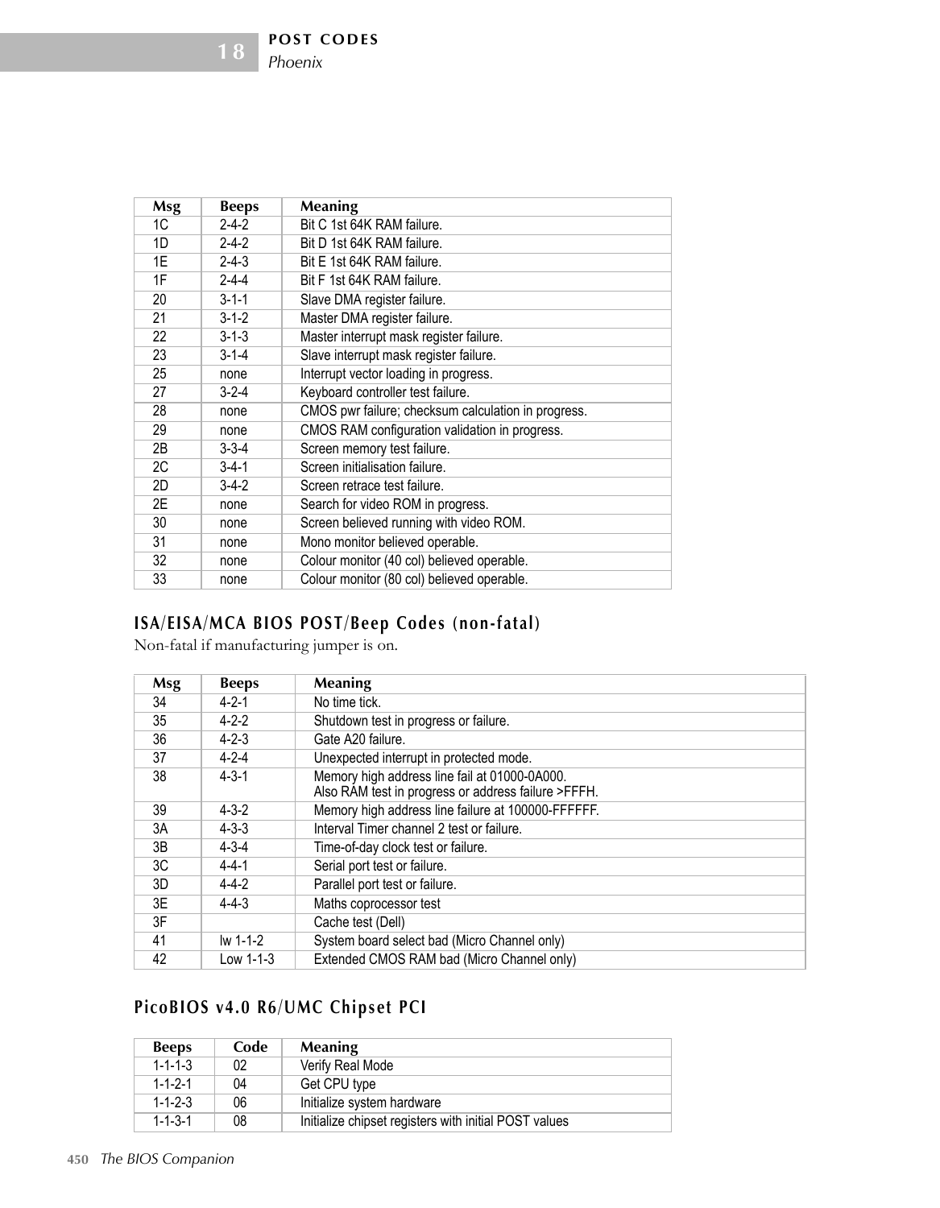| Msg | Beeps | Meaning |
|---|---|---|
| 1C | 2-4-2 | Bit C 1st 64K RAM failure. |
| 1D | 2-4-2 | Bit D 1st 64K RAM failure. |
| 1E | 2-4-3 | Bit E 1st 64K RAM failure. |
| 1F | 2-4-4 | Bit F 1st 64K RAM failure. |
| 20 | 3-1-1 | Slave DMA register failure. |
| 21 | 3-1-2 | Master DMA register failure. |
| 22 | 3-1-3 | Master interrupt mask register failure. |
| 23 | 3-1-4 | Slave interrupt mask register failure. |
| 25 | none | Interrupt vector loading in progress. |
| 27 | 3-2-4 | Keyboard controller test failure. |
| 28 | none | CMOS pwr failure; checksum calculation in progress. |
| 29 | none | CMOS RAM configuration validation in progress. |
| 2B | 3-3-4 | Screen memory test failure. |
| 2C | 3-4-1 | Screen initialisation failure. |
| 2D | 3-4-2 | Screen retrace test failure. |
| 2E | none | Search for video ROM in progress. |
| 30 | none | Screen believed running with video ROM. |
| 31 | none | Mono monitor believed operable. |
| 32 | none | Colour monitor (40 col) believed operable. |
| 33 | none | Colour monitor (80 col) believed operable. |

## ISA/EISA/MCA BIOS POST/Beep Codes (non-fatal)

Non-fatal if manufacturing jumper is on.

| Msg | Beeps | Meaning |
|---|---|---|
| 34 | 4-2-1 | No time tick. |
| 35 | 4-2-2 | Shutdown test in progress or failure. |
| 36 | 4-2-3 | Gate A20 failure. |
| 37 | 4-2-4 | Unexpected interrupt in protected mode. |
| 38 | 4-3-1 | Memory high address line fail at 01000-0A000. Also RAM test in progress or address failure >FFFH. |
| 39 | 4-3-2 | Memory high address line failure at 100000-FFFFFF. |
| 3A | 4-3-3 | Interval Timer channel 2 test or failure. |
| 3B | 4-3-4 | Time-of-day clock test or failure. |
| 3C | 4-4-1 | Serial port test or failure. |
| 3D | 4-4-2 | Parallel port test or failure. |
| 3E | 4-4-3 | Maths coprocessor test |
| 3F | | Cache test (Dell) |
| 41 | lw 1-1-2 | System board select bad (Micro Channel only) |
| 42 | Low 1-1-3 | Extended CMOS RAM bad (Micro Channel only) |

## PicoBIOS v4.0 R6/UMC Chipset PCI

| Beeps | Code | Meaning |
|---|---|---|
| 1-1-1-3 | 02 | Verify Real Mode |
| 1-1-2-1 | 04 | Get CPU type |
| 1-1-2-3 | 06 | Initialize system hardware |
| 1-1-3-1 | 08 | Initialize chipset registers with initial POST values |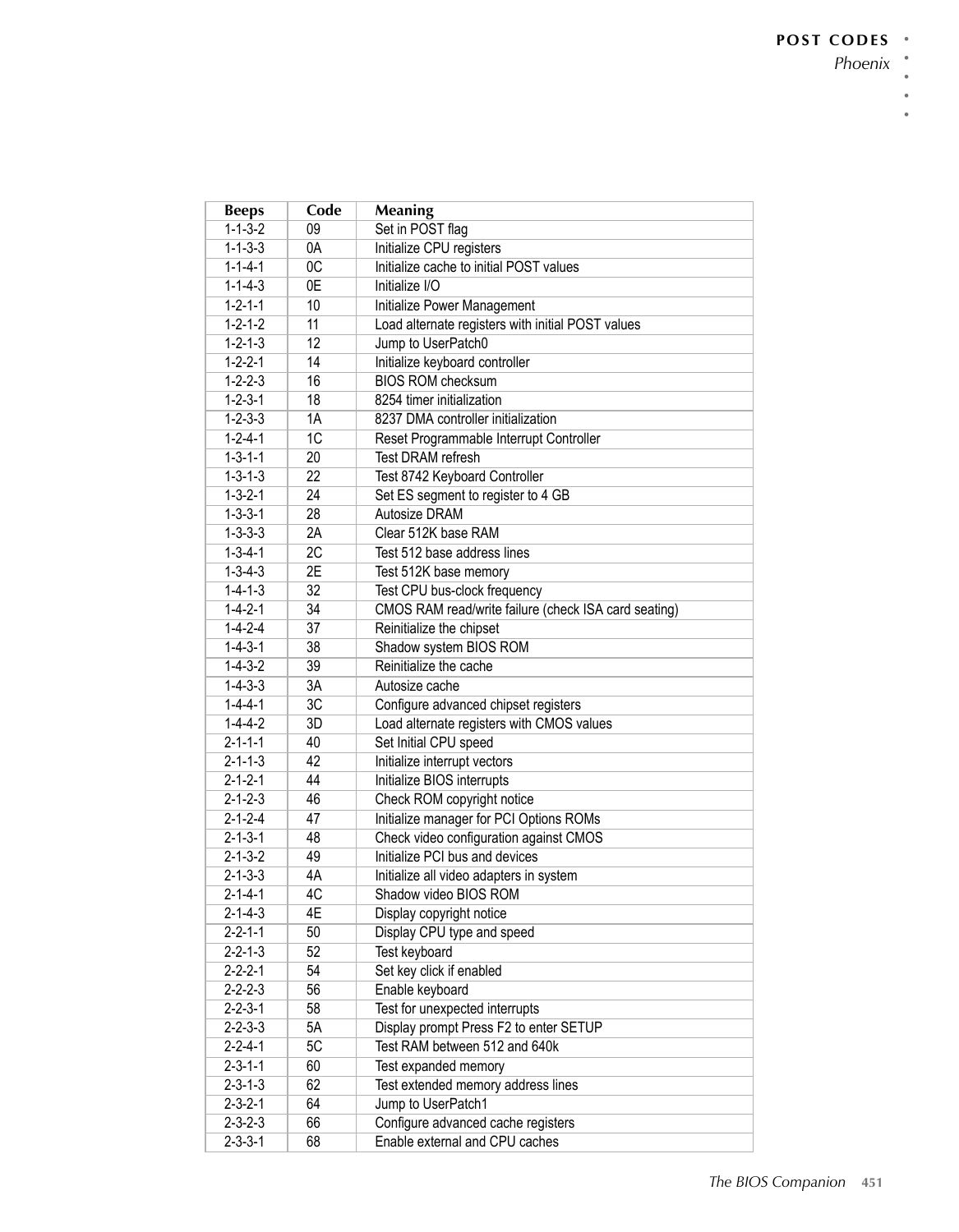| Beeps | Code | Meaning |
|---|---|---|
| 1-1-3-2 | 09 | Set in POST flag |
| 1-1-3-3 | 0A | Initialize CPU registers |
| 1-1-4-1 | 0C | Initialize cache to initial POST values |
| 1-1-4-3 | 0E | Initialize I/O |
| 1-2-1-1 | 10 | Initialize Power Management |
| 1-2-1-2 | 11 | Load alternate registers with initial POST values |
| 1-2-1-3 | 12 | Jump to UserPatch0 |
| 1-2-2-1 | 14 | Initialize keyboard controller |
| 1-2-2-3 | 16 | BIOS ROM checksum |
| 1-2-3-1 | 18 | 8254 timer initialization |
| 1-2-3-3 | 1A | 8237 DMA controller initialization |
| 1-2-4-1 | 1C | Reset Programmable Interrupt Controller |
| 1-3-1-1 | 20 | Test DRAM refresh |
| 1-3-1-3 | 22 | Test 8742 Keyboard Controller |
| 1-3-2-1 | 24 | Set ES segment to register to 4 GB |
| 1-3-3-1 | 28 | Autosize DRAM |
| 1-3-3-3 | 2A | Clear 512K base RAM |
| 1-3-4-1 | 2C | Test 512 base address lines |
| 1-3-4-3 | 2E | Test 512K base memory |
| 1-4-1-3 | 32 | Test CPU bus-clock frequency |
| 1-4-2-1 | 34 | CMOS RAM read/write failure (check ISA card seating) |
| 1-4-2-4 | 37 | Reinitialize the chipset |
| 1-4-3-1 | 38 | Shadow system BIOS ROM |
| 1-4-3-2 | 39 | Reinitialize the cache |
| 1-4-3-3 | 3A | Autosize cache |
| 1-4-4-1 | 3C | Configure advanced chipset registers |
| 1-4-4-2 | 3D | Load alternate registers with CMOS values |
| 2-1-1-1 | 40 | Set Initial CPU speed |
| 2-1-1-3 | 42 | Initialize interrupt vectors |
| 2-1-2-1 | 44 | Initialize BIOS interrupts |
| 2-1-2-3 | 46 | Check ROM copyright notice |
| 2-1-2-4 | 47 | Initialize manager for PCI Options ROMs |
| 2-1-3-1 | 48 | Check video configuration against CMOS |
| 2-1-3-2 | 49 | Initialize PCI bus and devices |
| 2-1-3-3 | 4A | Initialize all video adapters in system |
| 2-1-4-1 | 4C | Shadow video BIOS ROM |
| 2-1-4-3 | 4E | Display copyright notice |
| 2-2-1-1 | 50 | Display CPU type and speed |
| 2-2-1-3 | 52 | Test keyboard |
| 2-2-2-1 | 54 | Set key click if enabled |
| 2-2-2-3 | 56 | Enable keyboard |
| 2-2-3-1 | 58 | Test for unexpected interrupts |
| 2-2-3-3 | 5A | Display prompt Press F2 to enter SETUP |
| 2-2-4-1 | 5C | Test RAM between 512 and 640k |
| 2-3-1-1 | 60 | Test expanded memory |
| 2-3-1-3 | 62 | Test extended memory address lines |
| 2-3-2-1 | 64 | Jump to UserPatch1 |
| 2-3-2-3 | 66 | Configure advanced cache registers |
| 2-3-3-1 | 68 | Enable external and CPU caches |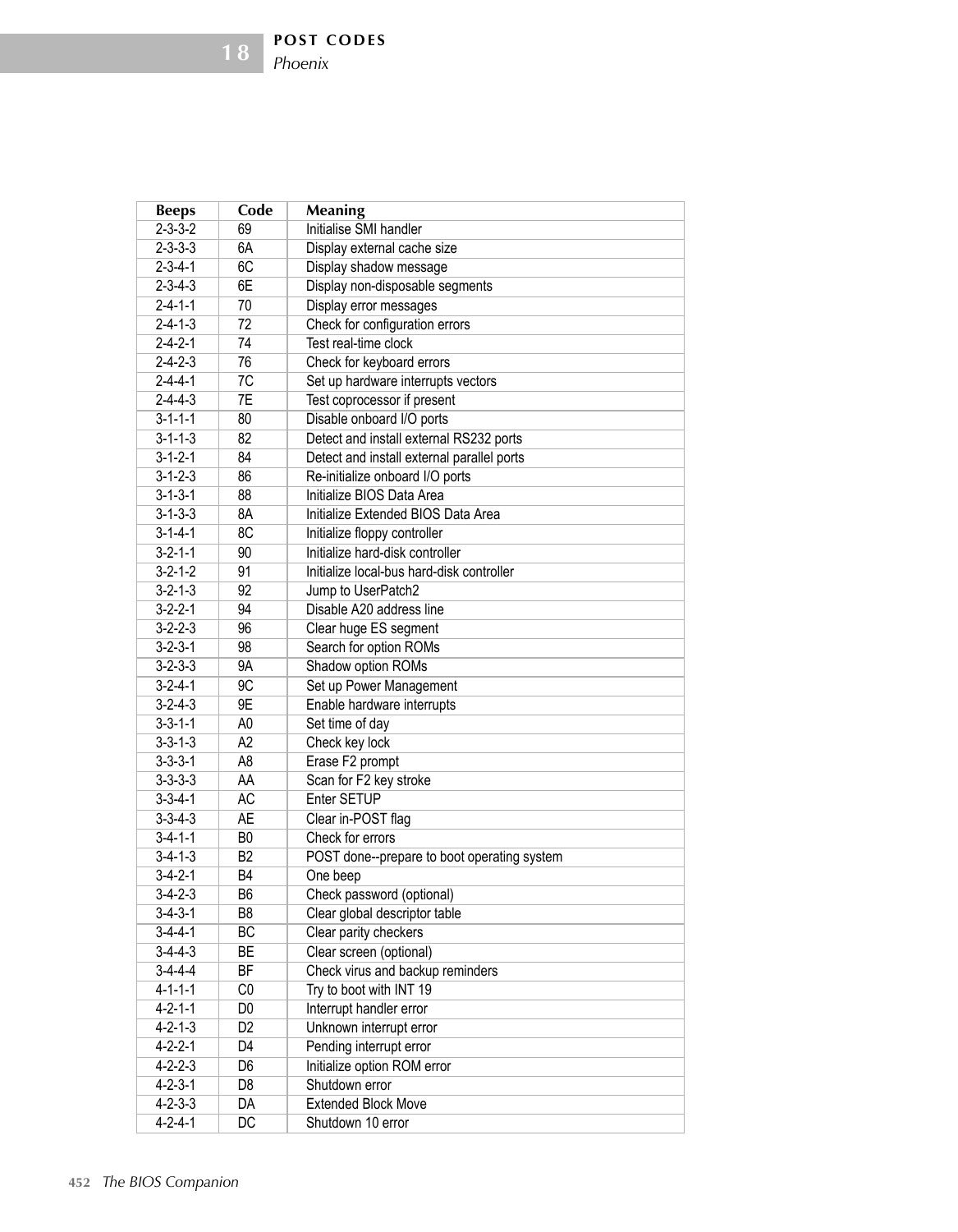| Beeps | Code | Meaning |
|---|---|---|
| 2-3-3-2 | 69 | Initialise SMI handler |
| 2-3-3-3 | 6A | Display external cache size |
| 2-3-4-1 | 6C | Display shadow message |
| 2-3-4-3 | 6E | Display non-disposable segments |
| 2-4-1-1 | 70 | Display error messages |
| 2-4-1-3 | 72 | Check for configuration errors |
| 2-4-2-1 | 74 | Test real-time clock |
| 2-4-2-3 | 76 | Check for keyboard errors |
| 2-4-4-1 | 7C | Set up hardware interrupts vectors |
| 2-4-4-3 | 7E | Test coprocessor if present |
| 3-1-1-1 | 80 | Disable onboard I/O ports |
| 3-1-1-3 | 82 | Detect and install external RS232 ports |
| 3-1-2-1 | 84 | Detect and install external parallel ports |
| 3-1-2-3 | 86 | Re-initialize onboard I/O ports |
| 3-1-3-1 | 88 | Initialize BIOS Data Area |
| 3-1-3-3 | 8A | Initialize Extended BIOS Data Area |
| 3-1-4-1 | 8C | Initialize floppy controller |
| 3-2-1-1 | 90 | Initialize hard-disk controller |
| 3-2-1-2 | 91 | Initialize local-bus hard-disk controller |
| 3-2-1-3 | 92 | Jump to UserPatch2 |
| 3-2-2-1 | 94 | Disable A20 address line |
| 3-2-2-3 | 96 | Clear huge ES segment |
| 3-2-3-1 | 98 | Search for option ROMs |
| 3-2-3-3 | 9A | Shadow option ROMs |
| 3-2-4-1 | 9C | Set up Power Management |
| 3-2-4-3 | 9E | Enable hardware interrupts |
| 3-3-1-1 | A0 | Set time of day |
| 3-3-1-3 | A2 | Check key lock |
| 3-3-3-1 | A8 | Erase F2 prompt |
| 3-3-3-3 | AA | Scan for F2 key stroke |
| 3-3-4-1 | AC | Enter SETUP |
| 3-3-4-3 | AE | Clear in-POST flag |
| 3-4-1-1 | B0 | Check for errors |
| 3-4-1-3 | B2 | POST done--prepare to boot operating system |
| 3-4-2-1 | B4 | One beep |
| 3-4-2-3 | B6 | Check password (optional) |
| 3-4-3-1 | B8 | Clear global descriptor table |
| 3-4-4-1 | BC | Clear parity checkers |
| 3-4-4-3 | BE | Clear screen (optional) |
| 3-4-4-4 | BF | Check virus and backup reminders |
| 4-1-1-1 | C0 | Try to boot with INT 19 |
| 4-2-1-1 | D0 | Interrupt handler error |
| 4-2-1-3 | D2 | Unknown interrupt error |
| 4-2-2-1 | D4 | Pending interrupt error |
| 4-2-2-3 | D6 | Initialize option ROM error |
| 4-2-3-1 | D8 | Shutdown error |
| 4-2-3-3 | DA | Extended Block Move |
| 4-2-4-1 | DC | Shutdown 10 error |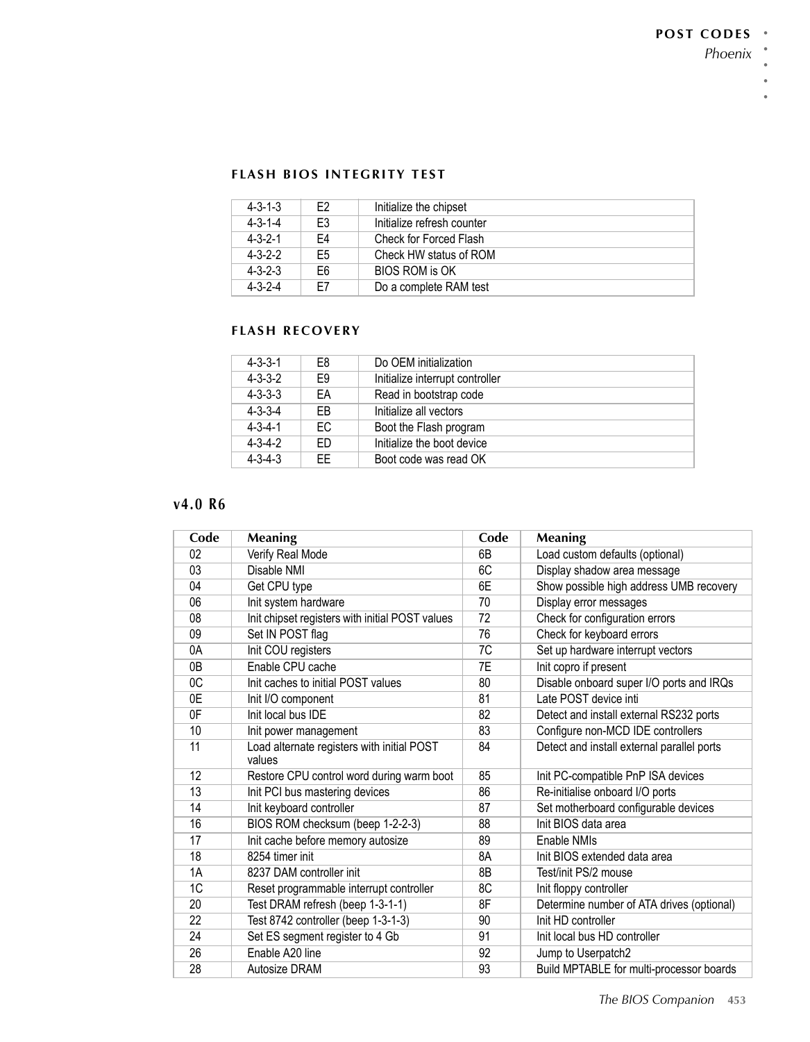### FLASH BIOS INTEGRITY TEST

| | | |
|---|---|---|
| 4-3-1-3 | E2 | Initialize the chipset |
| 4-3-1-4 | E3 | Initialize refresh counter |
| 4-3-2-1 | E4 | Check for Forced Flash |
| 4-3-2-2 | E5 | Check HW status of ROM |
| 4-3-2-3 | E6 | BIOS ROM is OK |
| 4-3-2-4 | E7 | Do a complete RAM test |

### FLASH RECOVERY

| | | |
|---|---|---|
| 4-3-3-1 | E8 | Do OEM initialization |
| 4-3-3-2 | E9 | Initialize interrupt controller |
| 4-3-3-3 | EA | Read in bootstrap code |
| 4-3-3-4 | EB | Initialize all vectors |
| 4-3-4-1 | EC | Boot the Flash program |
| 4-3-4-2 | ED | Initialize the boot device |
| 4-3-4-3 | EE | Boot code was read OK |

## v4.0 R6

| Code | Meaning | Code | Meaning |
|---|---|---|---|
| 02 | Verify Real Mode | 6B | Load custom defaults (optional) |
| 03 | Disable NMI | 6C | Display shadow area message |
| 04 | Get CPU type | 6E | Show possible high address UMB recovery |
| 06 | Init system hardware | 70 | Display error messages |
| 08 | Init chipset registers with initial POST values | 72 | Check for configuration errors |
| 09 | Set IN POST flag | 76 | Check for keyboard errors |
| 0A | Init COU registers | 7C | Set up hardware interrupt vectors |
| 0B | Enable CPU cache | 7E | Init copro if present |
| 0C | Init caches to initial POST values | 80 | Disable onboard super I/O ports and IRQs |
| 0E | Init I/O component | 81 | Late POST device inti |
| 0F | Init local bus IDE | 82 | Detect and install external RS232 ports |
| 10 | Init power management | 83 | Configure non-MCD IDE controllers |
| 11 | Load alternate registers with initial POST values | 84 | Detect and install external parallel ports |
| 12 | Restore CPU control word during warm boot | 85 | Init PC-compatible PnP ISA devices |
| 13 | Init PCI bus mastering devices | 86 | Re-initialise onboard I/O ports |
| 14 | Init keyboard controller | 87 | Set motherboard configurable devices |
| 16 | BIOS ROM checksum (beep 1-2-2-3) | 88 | Init BIOS data area |
| 17 | Init cache before memory autosize | 89 | Enable NMIs |
| 18 | 8254 timer init | 8A | Init BIOS extended data area |
| 1A | 8237 DAM controller init | 8B | Test/init PS/2 mouse |
| 1C | Reset programmable interrupt controller | 8C | Init floppy controller |
| 20 | Test DRAM refresh (beep 1-3-1-1) | 8F | Determine number of ATA drives (optional) |
| 22 | Test 8742 controller (beep 1-3-1-3) | 90 | Init HD controller |
| 24 | Set ES segment register to 4 Gb | 91 | Init local bus HD controller |
| 26 | Enable A20 line | 92 | Jump to Userpatch2 |
| 28 | Autosize DRAM | 93 | Build MPTABLE for multi-processor boards |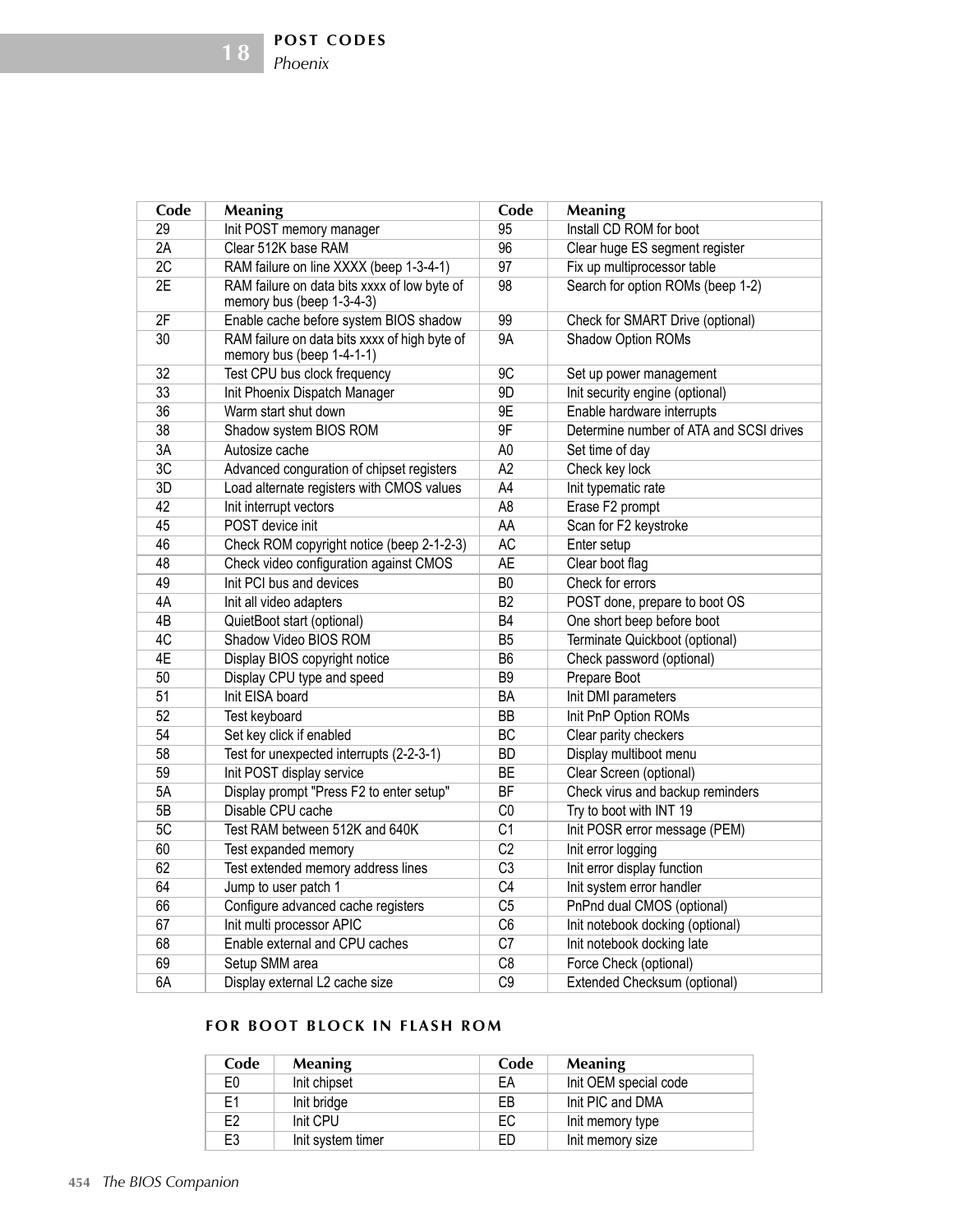| Code | Meaning | Code | Meaning |
|---|---|---|---|
| 29 | Init POST memory manager | 95 | Install CD ROM for boot |
| 2A | Clear 512K base RAM | 96 | Clear huge ES segment register |
| 2C | RAM failure on line XXXX (beep 1-3-4-1) | 97 | Fix up multiprocessor table |
| 2E | RAM failure on data bits xxxx of low byte of memory bus (beep 1-3-4-3) | 98 | Search for option ROMs (beep 1-2) |
| 2F | Enable cache before system BIOS shadow | 99 | Check for SMART Drive (optional) |
| 30 | RAM failure on data bits xxxx of high byte of memory bus (beep 1-4-1-1) | 9A | Shadow Option ROMs |
| 32 | Test CPU bus clock frequency | 9C | Set up power management |
| 33 | Init Phoenix Dispatch Manager | 9D | Init security engine (optional) |
| 36 | Warm start shut down | 9E | Enable hardware interrupts |
| 38 | Shadow system BIOS ROM | 9F | Determine number of ATA and SCSI drives |
| 3A | Autosize cache | A0 | Set time of day |
| 3C | Advanced conguration of chipset registers | A2 | Check key lock |
| 3D | Load alternate registers with CMOS values | A4 | Init typematic rate |
| 42 | Init interrupt vectors | A8 | Erase F2 prompt |
| 45 | POST device init | AA | Scan for F2 keystroke |
| 46 | Check ROM copyright notice (beep 2-1-2-3) | AC | Enter setup |
| 48 | Check video configuration against CMOS | AE | Clear boot flag |
| 49 | Init PCI bus and devices | B0 | Check for errors |
| 4A | Init all video adapters | B2 | POST done, prepare to boot OS |
| 4B | QuietBoot start (optional) | B4 | One short beep before boot |
| 4C | Shadow Video BIOS ROM | B5 | Terminate Quickboot (optional) |
| 4E | Display BIOS copyright notice | B6 | Check password (optional) |
| 50 | Display CPU type and speed | B9 | Prepare Boot |
| 51 | Init EISA board | BA | Init DMI parameters |
| 52 | Test keyboard | BB | Init PnP Option ROMs |
| 54 | Set key click if enabled | BC | Clear parity checkers |
| 58 | Test for unexpected interrupts (2-2-3-1) | BD | Display multiboot menu |
| 59 | Init POST display service | BE | Clear Screen (optional) |
| 5A | Display prompt "Press F2 to enter setup" | BF | Check virus and backup reminders |
| 5B | Disable CPU cache | C0 | Try to boot with INT 19 |
| 5C | Test RAM between 512K and 640K | C1 | Init POSR error message (PEM) |
| 60 | Test expanded memory | C2 | Init error logging |
| 62 | Test extended memory address lines | C3 | Init error display function |
| 64 | Jump to user patch 1 | C4 | Init system error handler |
| 66 | Configure advanced cache registers | C5 | PnPnd dual CMOS (optional) |
| 67 | Init multi processor APIC | C6 | Init notebook docking (optional) |
| 68 | Enable external and CPU caches | C7 | Init notebook docking late |
| 69 | Setup SMM area | C8 | Force Check (optional) |
| 6A | Display external L2 cache size | C9 | Extended Checksum (optional) |

## FOR BOOT BLOCK IN FLASH ROM

| Code | Meaning | Code | Meaning |
|---|---|---|---|
| E0 | Init chipset | EA | Init OEM special code |
| E1 | Init bridge | EB | Init PIC and DMA |
| E2 | Init CPU | EC | Init memory type |
| E3 | Init system timer | ED | Init memory size |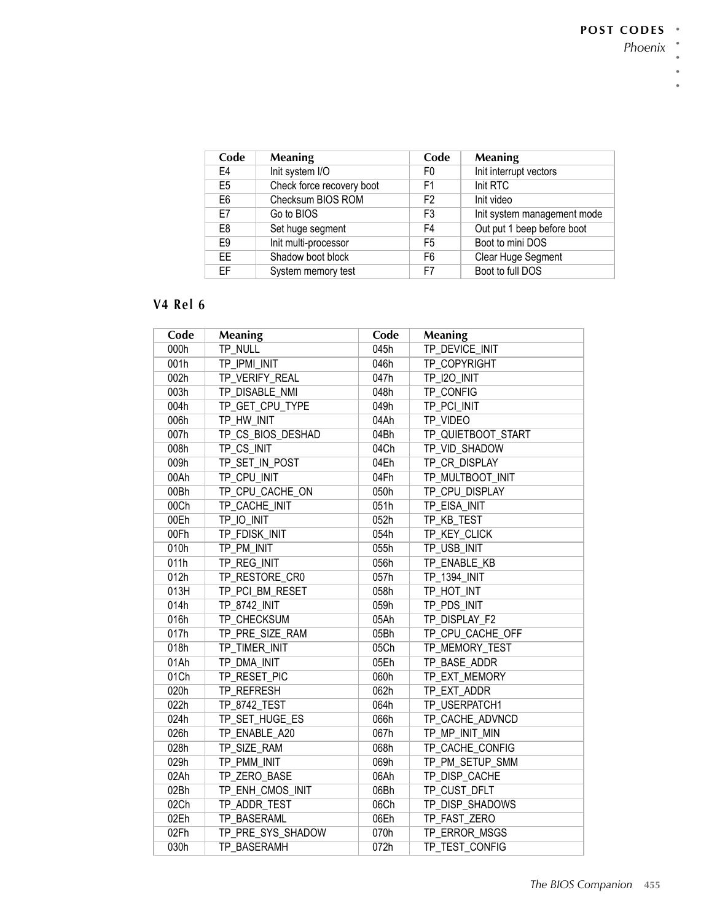| Code | Meaning | Code | Meaning |
| --- | --- | --- | --- |
| E4 | Init system I/O | F0 | Init interrupt vectors |
| E5 | Check force recovery boot | F1 | Init RTC |
| E6 | Checksum BIOS ROM | F2 | Init video |
| E7 | Go to BIOS | F3 | Init system management mode |
| E8 | Set huge segment | F4 | Out put 1 beep before boot |
| E9 | Init multi-processor | F5 | Boot to mini DOS |
| EE | Shadow boot block | F6 | Clear Huge Segment |
| EF | System memory test | F7 | Boot to full DOS |

## V4 Rel 6

| Code | Meaning | Code | Meaning |
| --- | --- | --- | --- |
| 000h | TP_NULL | 045h | TP_DEVICE_INIT |
| 001h | TP_IPMI_INIT | 046h | TP_COPYRIGHT |
| 002h | TP_VERIFY_REAL | 047h | TP_I2O_INIT |
| 003h | TP_DISABLE_NMI | 048h | TP_CONFIG |
| 004h | TP_GET_CPU_TYPE | 049h | TP_PCI_INIT |
| 006h | TP_HW_INIT | 04Ah | TP_VIDEO |
| 007h | TP_CS_BIOS_DESHAD | 04Bh | TP_QUIETBOOT_START |
| 008h | TP_CS_INIT | 04Ch | TP_VID_SHADOW |
| 009h | TP_SET_IN_POST | 04Eh | TP_CR_DISPLAY |
| 00Ah | TP_CPU_INIT | 04Fh | TP_MULTBOOT_INIT |
| 00Bh | TP_CPU_CACHE_ON | 050h | TP_CPU_DISPLAY |
| 00Ch | TP_CACHE_INIT | 051h | TP_EISA_INIT |
| 00Eh | TP_IO_INIT | 052h | TP_KB_TEST |
| 00Fh | TP_FDISK_INIT | 054h | TP_KEY_CLICK |
| 010h | TP_PM_INIT | 055h | TP_USB_INIT |
| 011h | TP_REG_INIT | 056h | TP_ENABLE_KB |
| 012h | TP_RESTORE_CR0 | 057h | TP_1394_INIT |
| 013H | TP_PCI_BM_RESET | 058h | TP_HOT_INT |
| 014h | TP_8742_INIT | 059h | TP_PDS_INIT |
| 016h | TP_CHECKSUM | 05Ah | TP_DISPLAY_F2 |
| 017h | TP_PRE_SIZE_RAM | 05Bh | TP_CPU_CACHE_OFF |
| 018h | TP_TIMER_INIT | 05Ch | TP_MEMORY_TEST |
| 01Ah | TP_DMA_INIT | 05Eh | TP_BASE_ADDR |
| 01Ch | TP_RESET_PIC | 060h | TP_EXT_MEMORY |
| 020h | TP_REFRESH | 062h | TP_EXT_ADDR |
| 022h | TP_8742_TEST | 064h | TP_USERPATCH1 |
| 024h | TP_SET_HUGE_ES | 066h | TP_CACHE_ADVNCD |
| 026h | TP_ENABLE_A20 | 067h | TP_MP_INIT_MIN |
| 028h | TP_SIZE_RAM | 068h | TP_CACHE_CONFIG |
| 029h | TP_PMM_INIT | 069h | TP_PM_SETUP_SMM |
| 02Ah | TP_ZERO_BASE | 06Ah | TP_DISP_CACHE |
| 02Bh | TP_ENH_CMOS_INIT | 06Bh | TP_CUST_DFLT |
| 02Ch | TP_ADDR_TEST | 06Ch | TP_DISP_SHADOWS |
| 02Eh | TP_BASERAML | 06Eh | TP_FAST_ZERO |
| 02Fh | TP_PRE_SYS_SHADOW | 070h | TP_ERROR_MSGS |
| 030h | TP_BASERAMH | 072h | TP_TEST_CONFIG |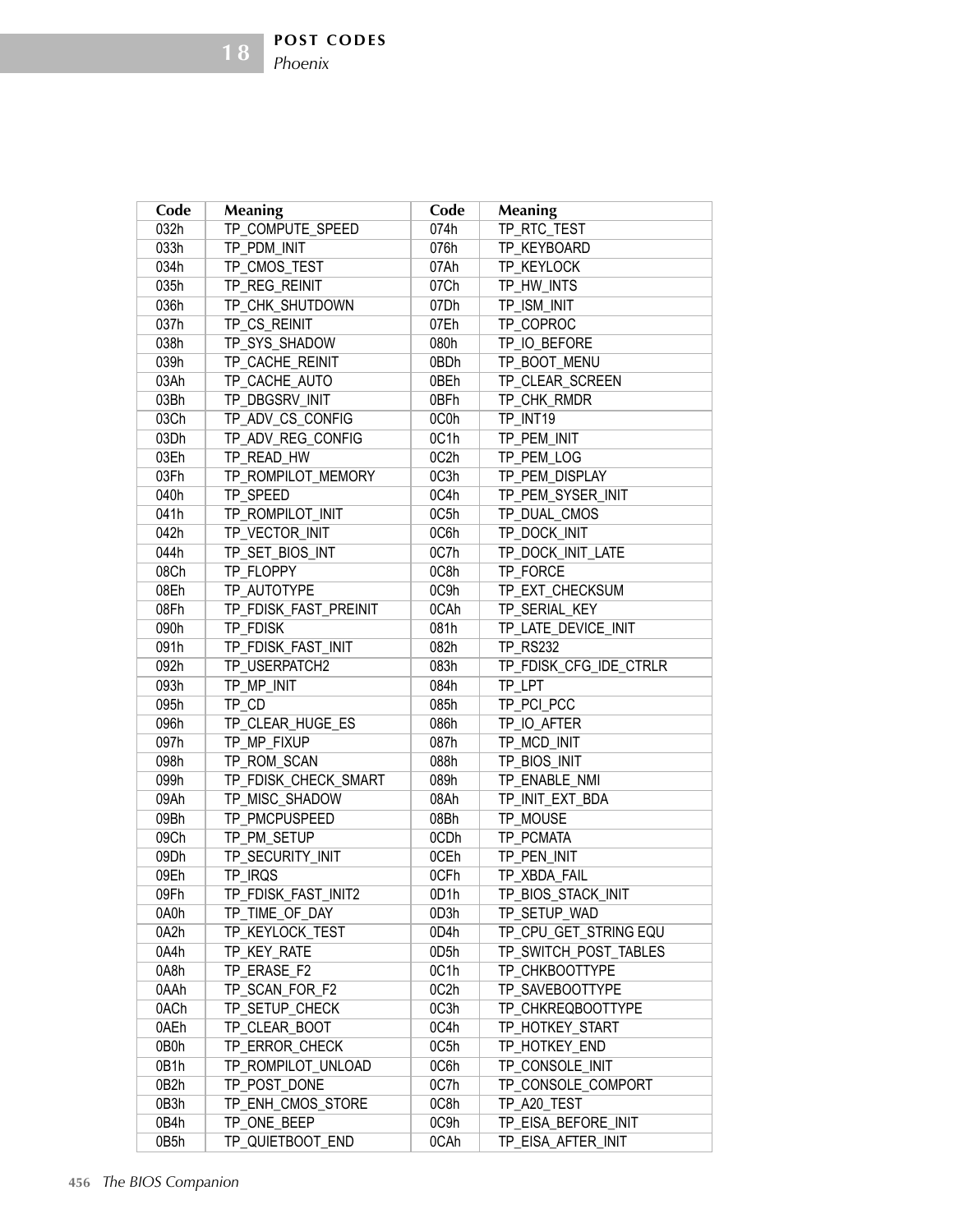| Code | Meaning | Code | Meaning |
|---|---|---|---|
| 032h | TP_COMPUTE_SPEED | 074h | TP_RTC_TEST |
| 033h | TP_PDM_INIT | 076h | TP_KEYBOARD |
| 034h | TP_CMOS_TEST | 07Ah | TP_KEYLOCK |
| 035h | TP_REG_REINIT | 07Ch | TP_HW_INTS |
| 036h | TP_CHK_SHUTDOWN | 07Dh | TP_ISM_INIT |
| 037h | TP_CS_REINIT | 07Eh | TP_COPROC |
| 038h | TP_SYS_SHADOW | 080h | TP_IO_BEFORE |
| 039h | TP_CACHE_REINIT | 0BDh | TP_BOOT_MENU |
| 03Ah | TP_CACHE_AUTO | 0BEh | TP_CLEAR_SCREEN |
| 03Bh | TP_DBGSRV_INIT | 0BFh | TP_CHK_RMDR |
| 03Ch | TP_ADV_CS_CONFIG | 0C0h | TP_INT19 |
| 03Dh | TP_ADV_REG_CONFIG | 0C1h | TP_PEM_INIT |
| 03Eh | TP_READ_HW | 0C2h | TP_PEM_LOG |
| 03Fh | TP_ROMPILOT_MEMORY | 0C3h | TP_PEM_DISPLAY |
| 040h | TP_SPEED | 0C4h | TP_PEM_SYSER_INIT |
| 041h | TP_ROMPILOT_INIT | 0C5h | TP_DUAL_CMOS |
| 042h | TP_VECTOR_INIT | 0C6h | TP_DOCK_INIT |
| 044h | TP_SET_BIOS_INT | 0C7h | TP_DOCK_INIT_LATE |
| 08Ch | TP_FLOPPY | 0C8h | TP_FORCE |
| 08Eh | TP_AUTOTYPE | 0C9h | TP_EXT_CHECKSUM |
| 08Fh | TP_FDISK_FAST_PREINIT | 0CAh | TP_SERIAL_KEY |
| 090h | TP_FDISK | 081h | TP_LATE_DEVICE_INIT |
| 091h | TP_FDISK_FAST_INIT | 082h | TP_RS232 |
| 092h | TP_USERPATCH2 | 083h | TP_FDISK_CFG_IDE_CTRLR |
| 093h | TP_MP_INIT | 084h | TP_LPT |
| 095h | TP_CD | 085h | TP_PCI_PCC |
| 096h | TP_CLEAR_HUGE_ES | 086h | TP_IO_AFTER |
| 097h | TP_MP_FIXUP | 087h | TP_MCD_INIT |
| 098h | TP_ROM_SCAN | 088h | TP_BIOS_INIT |
| 099h | TP_FDISK_CHECK_SMART | 089h | TP_ENABLE_NMI |
| 09Ah | TP_MISC_SHADOW | 08Ah | TP_INIT_EXT_BDA |
| 09Bh | TP_PMCPUSPEED | 08Bh | TP_MOUSE |
| 09Ch | TP_PM_SETUP | 0CDh | TP_PCMATA |
| 09Dh | TP_SECURITY_INIT | 0CEh | TP_PEN_INIT |
| 09Eh | TP_IRQS | 0CFh | TP_XBDA_FAIL |
| 09Fh | TP_FDISK_FAST_INIT2 | 0D1h | TP_BIOS_STACK_INIT |
| 0A0h | TP_TIME_OF_DAY | 0D3h | TP_SETUP_WAD |
| 0A2h | TP_KEYLOCK_TEST | 0D4h | TP_CPU_GET_STRING EQU |
| 0A4h | TP_KEY_RATE | 0D5h | TP_SWITCH_POST_TABLES |
| 0A8h | TP_ERASE_F2 | 0C1h | TP_CHKBOOTTYPE |
| 0AAh | TP_SCAN_FOR_F2 | 0C2h | TP_SAVEBOOTTYPE |
| 0ACh | TP_SETUP_CHECK | 0C3h | TP_CHKREQBOOTTYPE |
| 0AEh | TP_CLEAR_BOOT | 0C4h | TP_HOTKEY_START |
| 0B0h | TP_ERROR_CHECK | 0C5h | TP_HOTKEY_END |
| 0B1h | TP_ROMPILOT_UNLOAD | 0C6h | TP_CONSOLE_INIT |
| 0B2h | TP_POST_DONE | 0C7h | TP_CONSOLE_COMPORT |
| 0B3h | TP_ENH_CMOS_STORE | 0C8h | TP_A20_TEST |
| 0B4h | TP_ONE_BEEP | 0C9h | TP_EISA_BEFORE_INIT |
| 0B5h | TP_QUIETBOOT_END | 0CAh | TP_EISA_AFTER_INIT |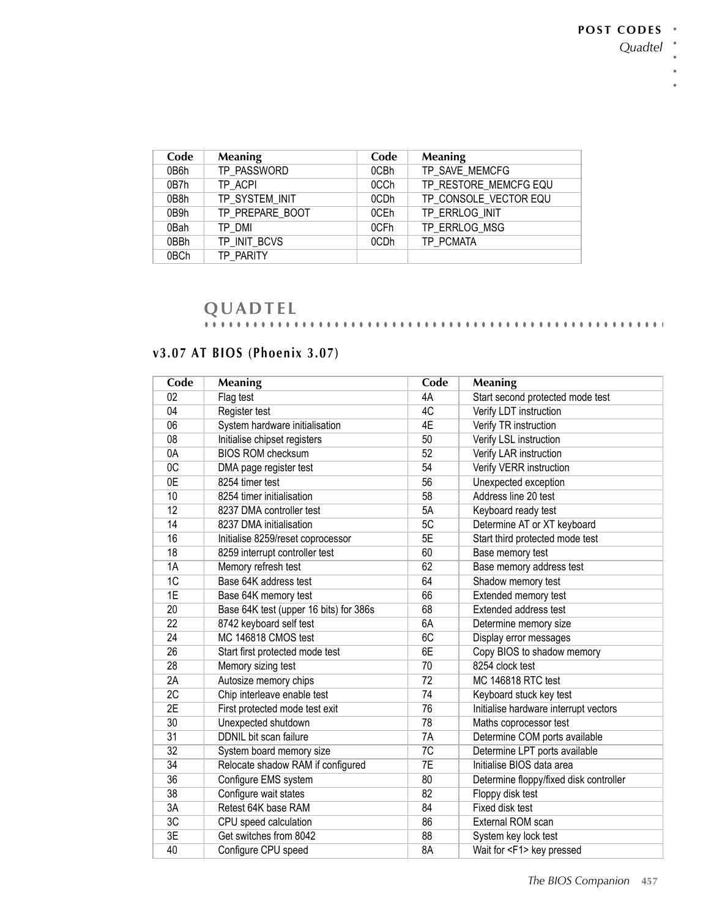| Code | Meaning | Code | Meaning |
| --- | --- | --- | --- |
| 0B6h | TP_PASSWORD | 0CBh | TP_SAVE_MEMCFG |
| 0B7h | TP_ACPI | 0CCh | TP_RESTORE_MEMCFG EQU |
| 0B8h | TP_SYSTEM_INIT | 0CDh | TP_CONSOLE_VECTOR EQU |
| 0B9h | TP_PREPARE_BOOT | 0CEh | TP_ERRLOG_INIT |
| 0Bah | TP_DMI | 0CFh | TP_ERRLOG_MSG |
| 0BBh | TP_INIT_BCVS | 0CDh | TP_PCMATA |
| 0BCh | TP_PARITY | | |

## QUADTEL

### v3.07 AT BIOS (Phoenix 3.07)

| Code | Meaning | Code | Meaning |
| --- | --- | --- | --- |
| 02 | Flag test | 4A | Start second protected mode test |
| 04 | Register test | 4C | Verify LDT instruction |
| 06 | System hardware initialisation | 4E | Verify TR instruction |
| 08 | Initialise chipset registers | 50 | Verify LSL instruction |
| 0A | BIOS ROM checksum | 52 | Verify LAR instruction |
| 0C | DMA page register test | 54 | Verify VERR instruction |
| 0E | 8254 timer test | 56 | Unexpected exception |
| 10 | 8254 timer initialisation | 58 | Address line 20 test |
| 12 | 8237 DMA controller test | 5A | Keyboard ready test |
| 14 | 8237 DMA initialisation | 5C | Determine AT or XT keyboard |
| 16 | Initialise 8259/reset coprocessor | 5E | Start third protected mode test |
| 18 | 8259 interrupt controller test | 60 | Base memory test |
| 1A | Memory refresh test | 62 | Base memory address test |
| 1C | Base 64K address test | 64 | Shadow memory test |
| 1E | Base 64K memory test | 66 | Extended memory test |
| 20 | Base 64K test (upper 16 bits) for 386s | 68 | Extended address test |
| 22 | 8742 keyboard self test | 6A | Determine memory size |
| 24 | MC 146818 CMOS test | 6C | Display error messages |
| 26 | Start first protected mode test | 6E | Copy BIOS to shadow memory |
| 28 | Memory sizing test | 70 | 8254 clock test |
| 2A | Autosize memory chips | 72 | MC 146818 RTC test |
| 2C | Chip interleave enable test | 74 | Keyboard stuck key test |
| 2E | First protected mode test exit | 76 | Initialise hardware interrupt vectors |
| 30 | Unexpected shutdown | 78 | Maths coprocessor test |
| 31 | DDNIL bit scan failure | 7A | Determine COM ports available |
| 32 | System board memory size | 7C | Determine LPT ports available |
| 34 | Relocate shadow RAM if configured | 7E | Initialise BIOS data area |
| 36 | Configure EMS system | 80 | Determine floppy/fixed disk controller |
| 38 | Configure wait states | 82 | Floppy disk test |
| 3A | Retest 64K base RAM | 84 | Fixed disk test |
| 3C | CPU speed calculation | 86 | External ROM scan |
| 3E | Get switches from 8042 | 88 | System key lock test |
| 40 | Configure CPU speed | 8A | Wait for <F1> key pressed |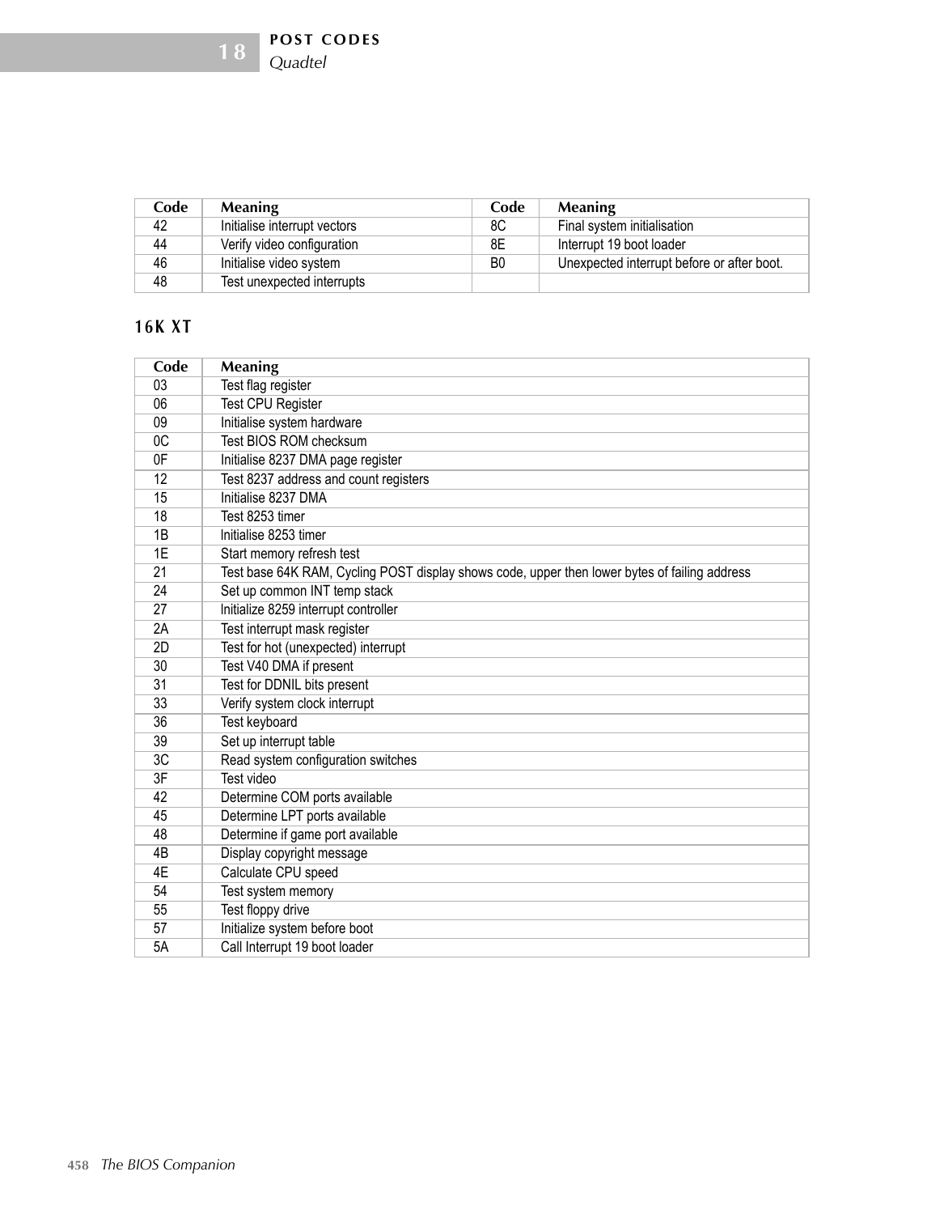| Code | Meaning | Code | Meaning |
|---|---|---|---|
| 42 | Initialise interrupt vectors | 8C | Final system initialisation |
| 44 | Verify video configuration | 8E | Interrupt 19 boot loader |
| 46 | Initialise video system | B0 | Unexpected interrupt before or after boot. |
| 48 | Test unexpected interrupts | | |

## 16K XT

| Code | Meaning |
|---|---|
| 03 | Test flag register |
| 06 | Test CPU Register |
| 09 | Initialise system hardware |
| 0C | Test BIOS ROM checksum |
| 0F | Initialise 8237 DMA page register |
| 12 | Test 8237 address and count registers |
| 15 | Initialise 8237 DMA |
| 18 | Test 8253 timer |
| 1B | Initialise 8253 timer |
| 1E | Start memory refresh test |
| 21 | Test base 64K RAM, Cycling POST display shows code, upper then lower bytes of failing address |
| 24 | Set up common INT temp stack |
| 27 | Initialize 8259 interrupt controller |
| 2A | Test interrupt mask register |
| 2D | Test for hot (unexpected) interrupt |
| 30 | Test V40 DMA if present |
| 31 | Test for DDNIL bits present |
| 33 | Verify system clock interrupt |
| 36 | Test keyboard |
| 39 | Set up interrupt table |
| 3C | Read system configuration switches |
| 3F | Test video |
| 42 | Determine COM ports available |
| 45 | Determine LPT ports available |
| 48 | Determine if game port available |
| 4B | Display copyright message |
| 4E | Calculate CPU speed |
| 54 | Test system memory |
| 55 | Test floppy drive |
| 57 | Initialize system before boot |
| 5A | Call Interrupt 19 boot loader |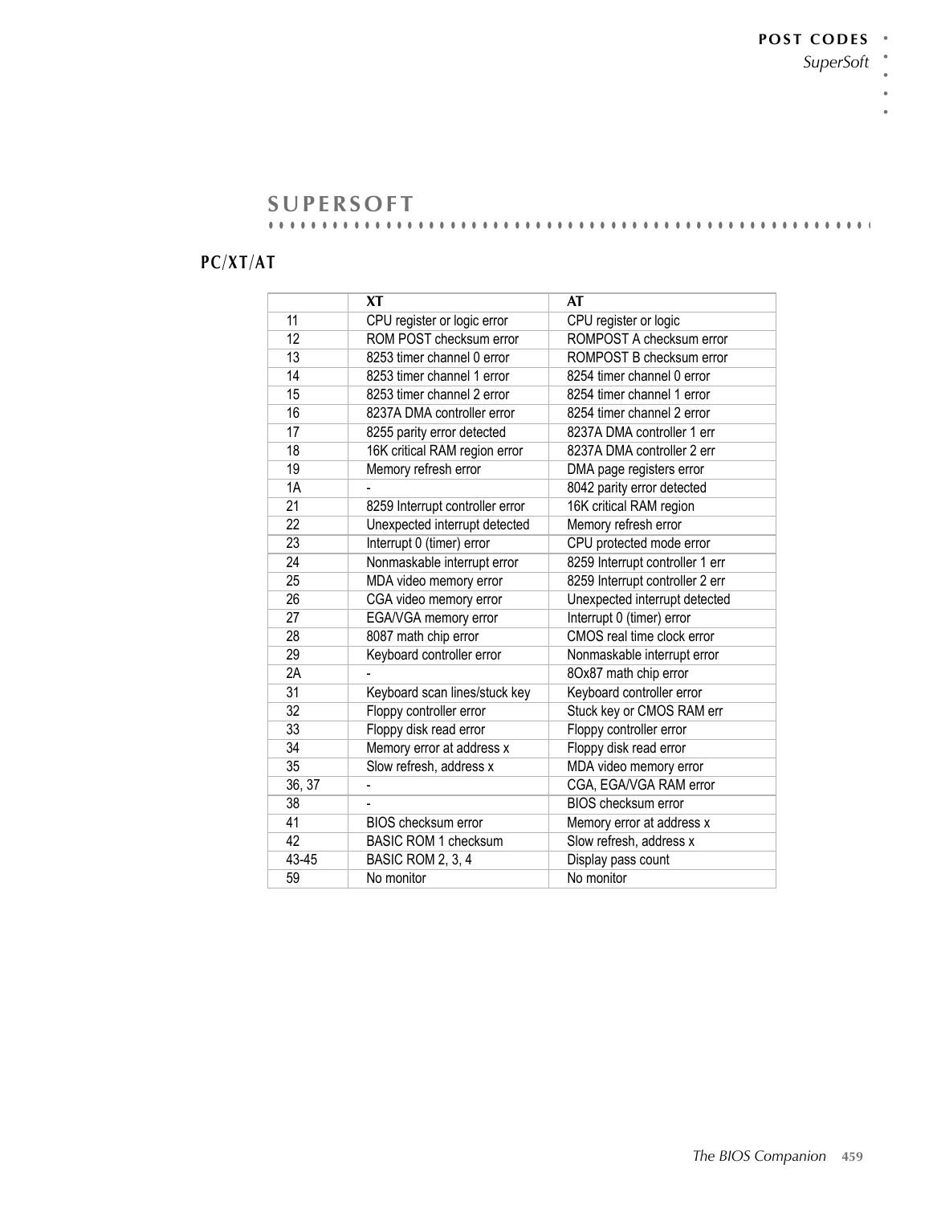## SUPERSOFT

### PC/XT/AT

| | XT | AT |
|---|---|---|
| 11 | CPU register or logic error | CPU register or logic |
| 12 | ROM POST checksum error | ROMPOST A checksum error |
| 13 | 8253 timer channel 0 error | ROMPOST B checksum error |
| 14 | 8253 timer channel 1 error | 8254 timer channel 0 error |
| 15 | 8253 timer channel 2 error | 8254 timer channel 1 error |
| 16 | 8237A DMA controller error | 8254 timer channel 2 error |
| 17 | 8255 parity error detected | 8237A DMA controller 1 err |
| 18 | 16K critical RAM region error | 8237A DMA controller 2 err |
| 19 | Memory refresh error | DMA page registers error |
| 1A | - | 8042 parity error detected |
| 21 | 8259 Interrupt controller error | 16K critical RAM region |
| 22 | Unexpected interrupt detected | Memory refresh error |
| 23 | Interrupt 0 (timer) error | CPU protected mode error |
| 24 | Nonmaskable interrupt error | 8259 Interrupt controller 1 err |
| 25 | MDA video memory error | 8259 Interrupt controller 2 err |
| 26 | CGA video memory error | Unexpected interrupt detected |
| 27 | EGA/VGA memory error | Interrupt 0 (timer) error |
| 28 | 8087 math chip error | CMOS real time clock error |
| 29 | Keyboard controller error | Nonmaskable interrupt error |
| 2A | - | 8Ox87 math chip error |
| 31 | Keyboard scan lines/stuck key | Keyboard controller error |
| 32 | Floppy controller error | Stuck key or CMOS RAM err |
| 33 | Floppy disk read error | Floppy controller error |
| 34 | Memory error at address x | Floppy disk read error |
| 35 | Slow refresh, address x | MDA video memory error |
| 36, 37 | - | CGA, EGA/VGA RAM error |
| 38 | - | BIOS checksum error |
| 41 | BIOS checksum error | Memory error at address x |
| 42 | BASIC ROM 1 checksum | Slow refresh, address x |
| 43-45 | BASIC ROM 2, 3, 4 | Display pass count |
| 59 | No monitor | No monitor |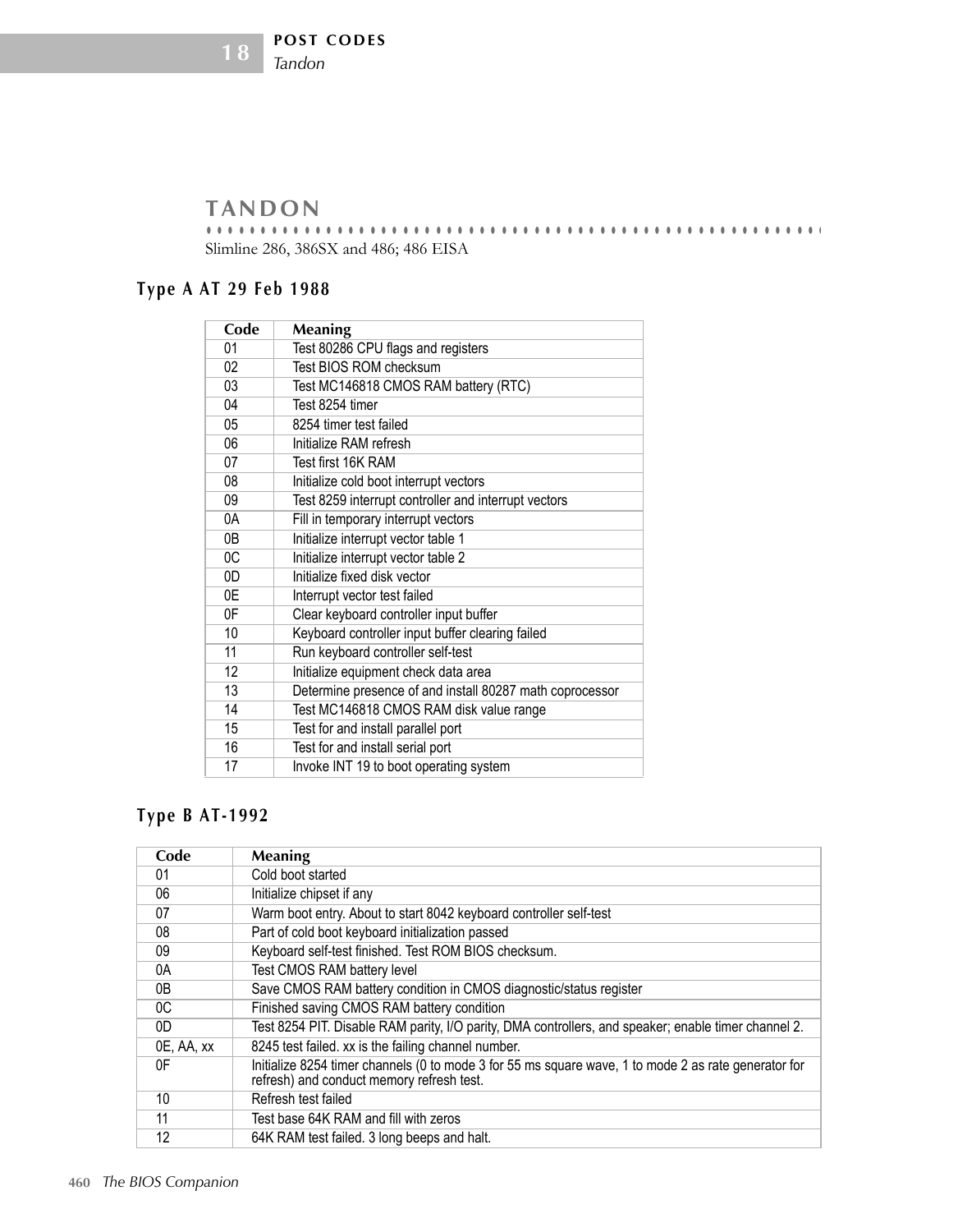## TANDON

Slimline 286, 386SX and 486; 486 EISA

### Type A AT 29 Feb 1988

| Code | Meaning |
|---|---|
| 01 | Test 80286 CPU flags and registers |
| 02 | Test BIOS ROM checksum |
| 03 | Test MC146818 CMOS RAM battery (RTC) |
| 04 | Test 8254 timer |
| 05 | 8254 timer test failed |
| 06 | Initialize RAM refresh |
| 07 | Test first 16K RAM |
| 08 | Initialize cold boot interrupt vectors |
| 09 | Test 8259 interrupt controller and interrupt vectors |
| 0A | Fill in temporary interrupt vectors |
| 0B | Initialize interrupt vector table 1 |
| 0C | Initialize interrupt vector table 2 |
| 0D | Initialize fixed disk vector |
| 0E | Interrupt vector test failed |
| 0F | Clear keyboard controller input buffer |
| 10 | Keyboard controller input buffer clearing failed |
| 11 | Run keyboard controller self-test |
| 12 | Initialize equipment check data area |
| 13 | Determine presence of and install 80287 math coprocessor |
| 14 | Test MC146818 CMOS RAM disk value range |
| 15 | Test for and install parallel port |
| 16 | Test for and install serial port |
| 17 | Invoke INT 19 to boot operating system |

### Type B AT-1992

| Code | Meaning |
|---|---|
| 01 | Cold boot started |
| 06 | Initialize chipset if any |
| 07 | Warm boot entry. About to start 8042 keyboard controller self-test |
| 08 | Part of cold boot keyboard initialization passed |
| 09 | Keyboard self-test finished. Test ROM BIOS checksum. |
| 0A | Test CMOS RAM battery level |
| 0B | Save CMOS RAM battery condition in CMOS diagnostic/status register |
| 0C | Finished saving CMOS RAM battery condition |
| 0D | Test 8254 PIT. Disable RAM parity, I/O parity, DMA controllers, and speaker; enable timer channel 2. |
| 0E, AA, xx | 8245 test failed. xx is the failing channel number. |
| 0F | Initialize 8254 timer channels (0 to mode 3 for 55 ms square wave, 1 to mode 2 as rate generator for refresh) and conduct memory refresh test. |
| 10 | Refresh test failed |
| 11 | Test base 64K RAM and fill with zeros |
| 12 | 64K RAM test failed. 3 long beeps and halt. |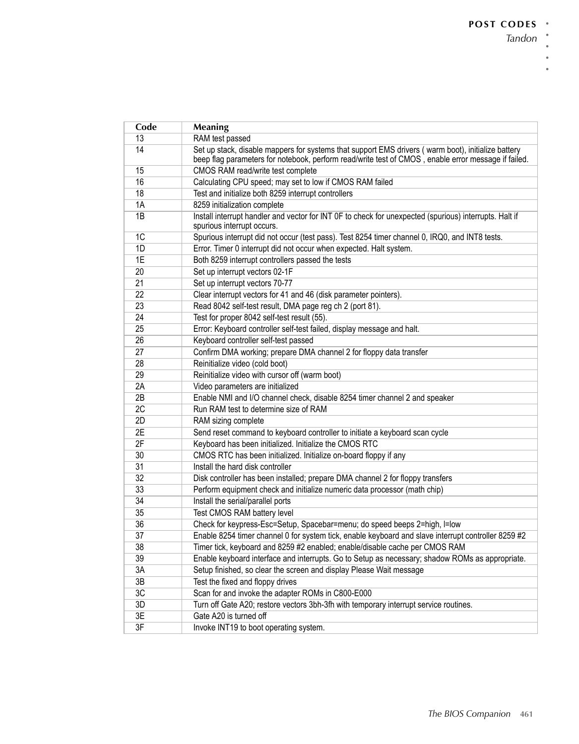| Code | Meaning |
|---|---|
| 13 | RAM test passed |
| 14 | Set up stack, disable mappers for systems that support EMS drivers ( warm boot), initialize battery beep flag parameters for notebook, perform read/write test of CMOS , enable error message if failed. |
| 15 | CMOS RAM read/write test complete |
| 16 | Calculating CPU speed; may set to low if CMOS RAM failed |
| 18 | Test and initialize both 8259 interrupt controllers |
| 1A | 8259 initialization complete |
| 1B | Install interrupt handler and vector for INT 0F to check for unexpected (spurious) interrupts. Halt if spurious interrupt occurs. |
| 1C | Spurious interrupt did not occur (test pass). Test 8254 timer channel 0, IRQ0, and INT8 tests. |
| 1D | Error. Timer 0 interrupt did not occur when expected. Halt system. |
| 1E | Both 8259 interrupt controllers passed the tests |
| 20 | Set up interrupt vectors 02-1F |
| 21 | Set up interrupt vectors 70-77 |
| 22 | Clear interrupt vectors for 41 and 46 (disk parameter pointers). |
| 23 | Read 8042 self-test result, DMA page reg ch 2 (port 81). |
| 24 | Test for proper 8042 self-test result (55). |
| 25 | Error: Keyboard controller self-test failed, display message and halt. |
| 26 | Keyboard controller self-test passed |
| 27 | Confirm DMA working; prepare DMA channel 2 for floppy data transfer |
| 28 | Reinitialize video (cold boot) |
| 29 | Reinitialize video with cursor off (warm boot) |
| 2A | Video parameters are initialized |
| 2B | Enable NMI and I/O channel check, disable 8254 timer channel 2 and speaker |
| 2C | Run RAM test to determine size of RAM |
| 2D | RAM sizing complete |
| 2E | Send reset command to keyboard controller to initiate a keyboard scan cycle |
| 2F | Keyboard has been initialized. Initialize the CMOS RTC |
| 30 | CMOS RTC has been initialized. Initialize on-board floppy if any |
| 31 | Install the hard disk controller |
| 32 | Disk controller has been installed; prepare DMA channel 2 for floppy transfers |
| 33 | Perform equipment check and initialize numeric data processor (math chip) |
| 34 | Install the serial/parallel ports |
| 35 | Test CMOS RAM battery level |
| 36 | Check for keypress-Esc=Setup, Spacebar=menu; do speed beeps 2=high, l=low |
| 37 | Enable 8254 timer channel 0 for system tick, enable keyboard and slave interrupt controller 8259 #2 |
| 38 | Timer tick, keyboard and 8259 #2 enabled; enable/disable cache per CMOS RAM |
| 39 | Enable keyboard interface and interrupts. Go to Setup as necessary; shadow ROMs as appropriate. |
| 3A | Setup finished, so clear the screen and display Please Wait message |
| 3B | Test the fixed and floppy drives |
| 3C | Scan for and invoke the adapter ROMs in C800-E000 |
| 3D | Turn off Gate A20; restore vectors 3bh-3fh with temporary interrupt service routines. |
| 3E | Gate A20 is turned off |
| 3F | Invoke INT19 to boot operating system. |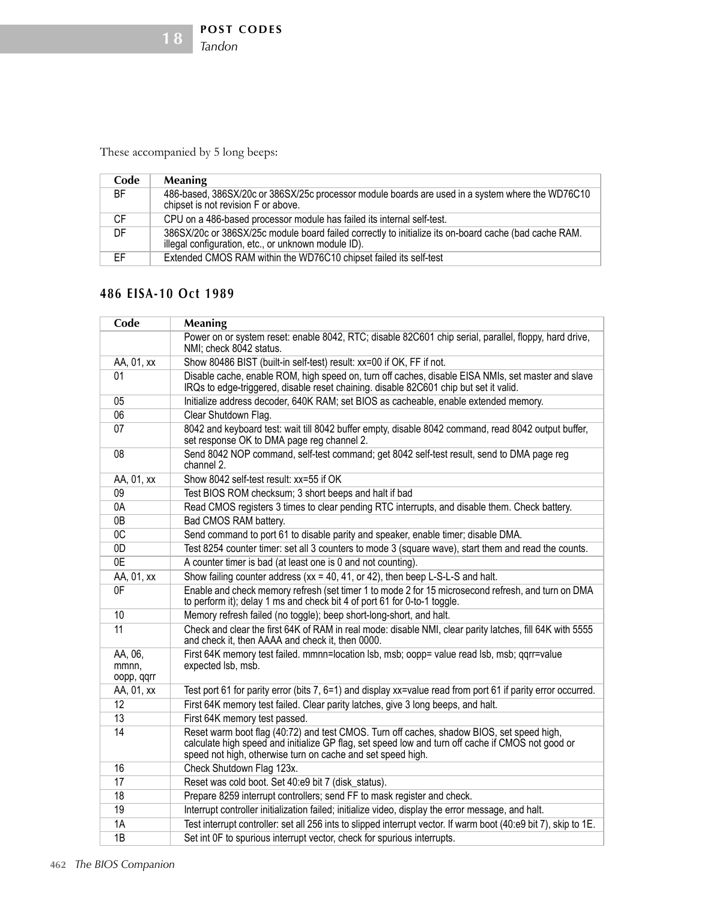These accompanied by 5 long beeps:

| Code | Meaning |
|---|---|
| BF | 486-based, 386SX/20c or 386SX/25c processor module boards are used in a system where the WD76C10 chipset is not revision F or above. |
| CF | CPU on a 486-based processor module has failed its internal self-test. |
| DF | 386SX/20c or 386SX/25c module board failed correctly to initialize its on-board cache (bad cache RAM. illegal configuration, etc., or unknown module ID). |
| EF | Extended CMOS RAM within the WD76C10 chipset failed its self-test |

## 486 EISA-10 Oct 1989

| Code | Meaning |
|---|---|
| | Power on or system reset: enable 8042, RTC; disable 82C601 chip serial, parallel, floppy, hard drive, NMI; check 8042 status. |
| AA, 01, xx | Show 80486 BIST (built-in self-test) result: xx=00 if OK, FF if not. |
| 01 | Disable cache, enable ROM, high speed on, turn off caches, disable EISA NMIs, set master and slave IRQs to edge-triggered, disable reset chaining. disable 82C601 chip but set it valid. |
| 05 | Initialize address decoder, 640K RAM; set BIOS as cacheable, enable extended memory. |
| 06 | Clear Shutdown Flag. |
| 07 | 8042 and keyboard test: wait till 8042 buffer empty, disable 8042 command, read 8042 output buffer, set response OK to DMA page reg channel 2. |
| 08 | Send 8042 NOP command, self-test command; get 8042 self-test result, send to DMA page reg channel 2. |
| AA, 01, xx | Show 8042 self-test result: xx=55 if OK |
| 09 | Test BIOS ROM checksum; 3 short beeps and halt if bad |
| 0A | Read CMOS registers 3 times to clear pending RTC interrupts, and disable them. Check battery. |
| 0B | Bad CMOS RAM battery. |
| 0C | Send command to port 61 to disable parity and speaker, enable timer; disable DMA. |
| 0D | Test 8254 counter timer: set all 3 counters to mode 3 (square wave), start them and read the counts. |
| 0E | A counter timer is bad (at least one is 0 and not counting). |
| AA, 01, xx | Show failing counter address (xx = 40, 41, or 42), then beep L-S-L-S and halt. |
| 0F | Enable and check memory refresh (set timer 1 to mode 2 for 15 microsecond refresh, and turn on DMA to perform it); delay 1 ms and check bit 4 of port 61 for 0-to-1 toggle. |
| 10 | Memory refresh failed (no toggle); beep short-long-short, and halt. |
| 11 | Check and clear the first 64K of RAM in real mode: disable NMI, clear parity latches, fill 64K with 5555 and check it, then AAAA and check it, then 0000. |
| AA, 06, mmnn, oopp, qqrr | First 64K memory test failed. mmnn=location lsb, msb; oopp= value read lsb, msb; qqrr=value expected lsb, msb. |
| AA, 01, xx | Test port 61 for parity error (bits 7, 6=1) and display xx=value read from port 61 if parity error occurred. |
| 12 | First 64K memory test failed. Clear parity latches, give 3 long beeps, and halt. |
| 13 | First 64K memory test passed. |
| 14 | Reset warm boot flag (40:72) and test CMOS. Turn off caches, shadow BIOS, set speed high, calculate high speed and initialize GP flag, set speed low and turn off cache if CMOS not good or speed not high, otherwise turn on cache and set speed high. |
| 16 | Check Shutdown Flag 123x. |
| 17 | Reset was cold boot. Set 40:e9 bit 7 (disk_status). |
| 18 | Prepare 8259 interrupt controllers; send FF to mask register and check. |
| 19 | Interrupt controller initialization failed; initialize video, display the error message, and halt. |
| 1A | Test interrupt controller: set all 256 ints to slipped interrupt vector. If warm boot (40:e9 bit 7), skip to 1E. |
| 1B | Set int 0F to spurious interrupt vector, check for spurious interrupts. |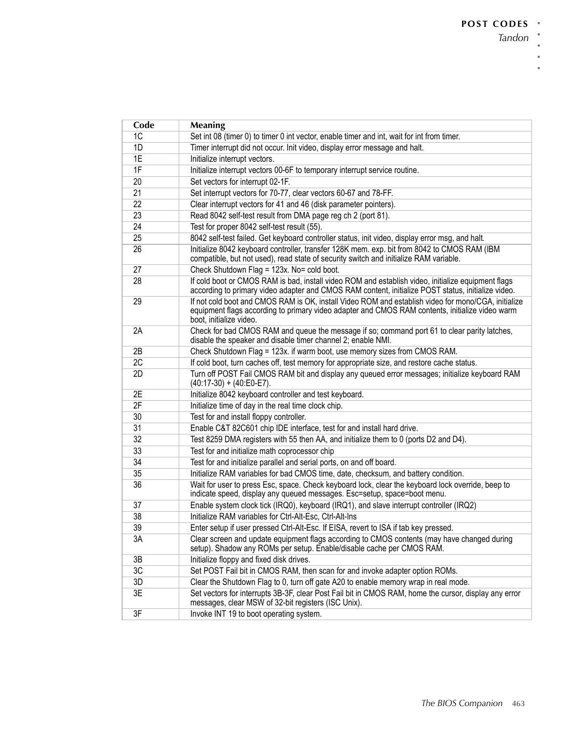| Code | Meaning |
|---|---|
| 1C | Set int 08 (timer 0) to timer 0 int vector, enable timer and int, wait for int from timer. |
| 1D | Timer interrupt did not occur. Init video, display error message and halt. |
| 1E | Initialize interrupt vectors. |
| 1F | Initialize interrupt vectors 00-6F to temporary interrupt service routine. |
| 20 | Set vectors for interrupt 02-1F. |
| 21 | Set interrupt vectors for 70-77, clear vectors 60-67 and 78-FF. |
| 22 | Clear interrupt vectors for 41 and 46 (disk parameter pointers). |
| 23 | Read 8042 self-test result from DMA page reg ch 2 (port 81). |
| 24 | Test for proper 8042 self-test result (55). |
| 25 | 8042 self-test failed. Get keyboard controller status, init video, display error msg, and halt. |
| 26 | Initialize 8042 keyboard controller, transfer 128K mem. exp. bit from 8042 to CMOS RAM (IBM compatible, but not used), read state of security switch and initialize RAM variable. |
| 27 | Check Shutdown Flag = 123x. No= cold boot. |
| 28 | If cold boot or CMOS RAM is bad, install video ROM and establish video, initialize equipment flags according to primary video adapter and CMOS RAM content, initialize POST status, initialize video. |
| 29 | If not cold boot and CMOS RAM is OK, install Video ROM and establish video for mono/CGA, initialize equipment flags according to primary video adapter and CMOS RAM contents, initialize video warm boot, initialize video. |
| 2A | Check for bad CMOS RAM and queue the message if so; command port 61 to clear parity latches, disable the speaker and disable timer channel 2; enable NMI. |
| 2B | Check Shutdown Flag = 123x. if warm boot, use memory sizes from CMOS RAM. |
| 2C | If cold boot, turn caches off, test memory for appropriate size, and restore cache status. |
| 2D | Turn off POST Fail CMOS RAM bit and display any queued error messages; initialize keyboard RAM (40:17-30) + (40:E0-E7). |
| 2E | Initialize 8042 keyboard controller and test keyboard. |
| 2F | Initialize time of day in the real time clock chip. |
| 30 | Test for and install floppy controller. |
| 31 | Enable C&T 82C601 chip IDE interface, test for and install hard drive. |
| 32 | Test 8259 DMA registers with 55 then AA, and initialize them to 0 (ports D2 and D4). |
| 33 | Test for and initialize math coprocessor chip |
| 34 | Test for and initialize parallel and serial ports, on and off board. |
| 35 | Initialize RAM variables for bad CMOS time, date, checksum, and battery condition. |
| 36 | Wait for user to press Esc, space. Check keyboard lock, clear the keyboard lock override, beep to indicate speed, display any queued messages. Esc=setup, space=boot menu. |
| 37 | Enable system clock tick (IRQ0), keyboard (IRQ1), and slave interrupt controller (IRQ2) |
| 38 | Initialize RAM variables for Ctrl-Alt-Esc, Ctrl-Alt-Ins |
| 39 | Enter setup if user pressed Ctrl-Alt-Esc. If EISA, revert to ISA if tab key pressed. |
| 3A | Clear screen and update equipment flags according to CMOS contents (may have changed during setup). Shadow any ROMs per setup. Enable/disable cache per CMOS RAM. |
| 3B | Initialize floppy and fixed disk drives. |
| 3C | Set POST Fail bit in CMOS RAM, then scan for and invoke adapter option ROMs. |
| 3D | Clear the Shutdown Flag to 0, turn off gate A20 to enable memory wrap in real mode. |
| 3E | Set vectors for interrupts 3B-3F, clear Post Fail bit in CMOS RAM, home the cursor, display any error messages, clear MSW of 32-bit registers (ISC Unix). |
| 3F | Invoke INT 19 to boot operating system. |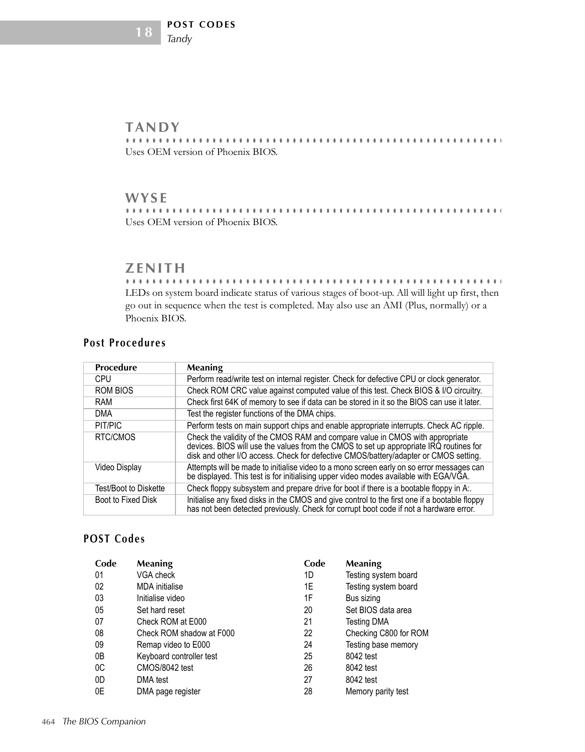## TANDY

Uses OEM version of Phoenix BIOS.

## WYSE

Uses OEM version of Phoenix BIOS.

## ZENITH

LEDs on system board indicate status of various stages of boot-up. All will light up first, then go out in sequence when the test is completed. May also use an AMI (Plus, normally) or a Phoenix BIOS.

### Post Procedures

| Procedure | Meaning |
|---|---|
| CPU | Perform read/write test on internal register. Check for defective CPU or clock generator. |
| ROM BIOS | Check ROM CRC value against computed value of this test. Check BIOS & I/O circuitry. |
| RAM | Check first 64K of memory to see if data can be stored in it so the BIOS can use it later. |
| DMA | Test the register functions of the DMA chips. |
| PIT/PIC | Perform tests on main support chips and enable appropriate interrupts. Check AC ripple. |
| RTC/CMOS | Check the validity of the CMOS RAM and compare value in CMOS with appropriate devices. BIOS will use the values from the CMOS to set up appropriate IRQ routines for disk and other I/O access. Check for defective CMOS/battery/adapter or CMOS setting. |
| Video Display | Attempts will be made to initialise video to a mono screen early on so error messages can be displayed. This test is for initialising upper video modes available with EGA/VGA. |
| Test/Boot to Diskette | Check floppy subsystem and prepare drive for boot if there is a bootable floppy in A:. |
| Boot to Fixed Disk | Initialise any fixed disks in the CMOS and give control to the first one if a bootable floppy has not been detected previously. Check for corrupt boot code if not a hardware error. |

### POST Codes

| Code | Meaning |
|---|---|
| 01 | VGA check |
| 02 | MDA initialise |
| 03 | Initialise video |
| 05 | Set hard reset |
| 07 | Check ROM at E000 |
| 08 | Check ROM shadow at F000 |
| 09 | Remap video to E000 |
| 0B | Keyboard controller test |
| 0C | CMOS/8042 test |
| 0D | DMA test |
| 0E | DMA page register |
| 1D | Testing system board |
| 1E | Testing system board |
| 1F | Bus sizing |
| 20 | Set BIOS data area |
| 21 | Testing DMA |
| 22 | Checking C800 for ROM |
| 24 | Testing base memory |
| 25 | 8042 test |
| 26 | 8042 test |
| 27 | 8042 test |
| 28 | Memory parity test |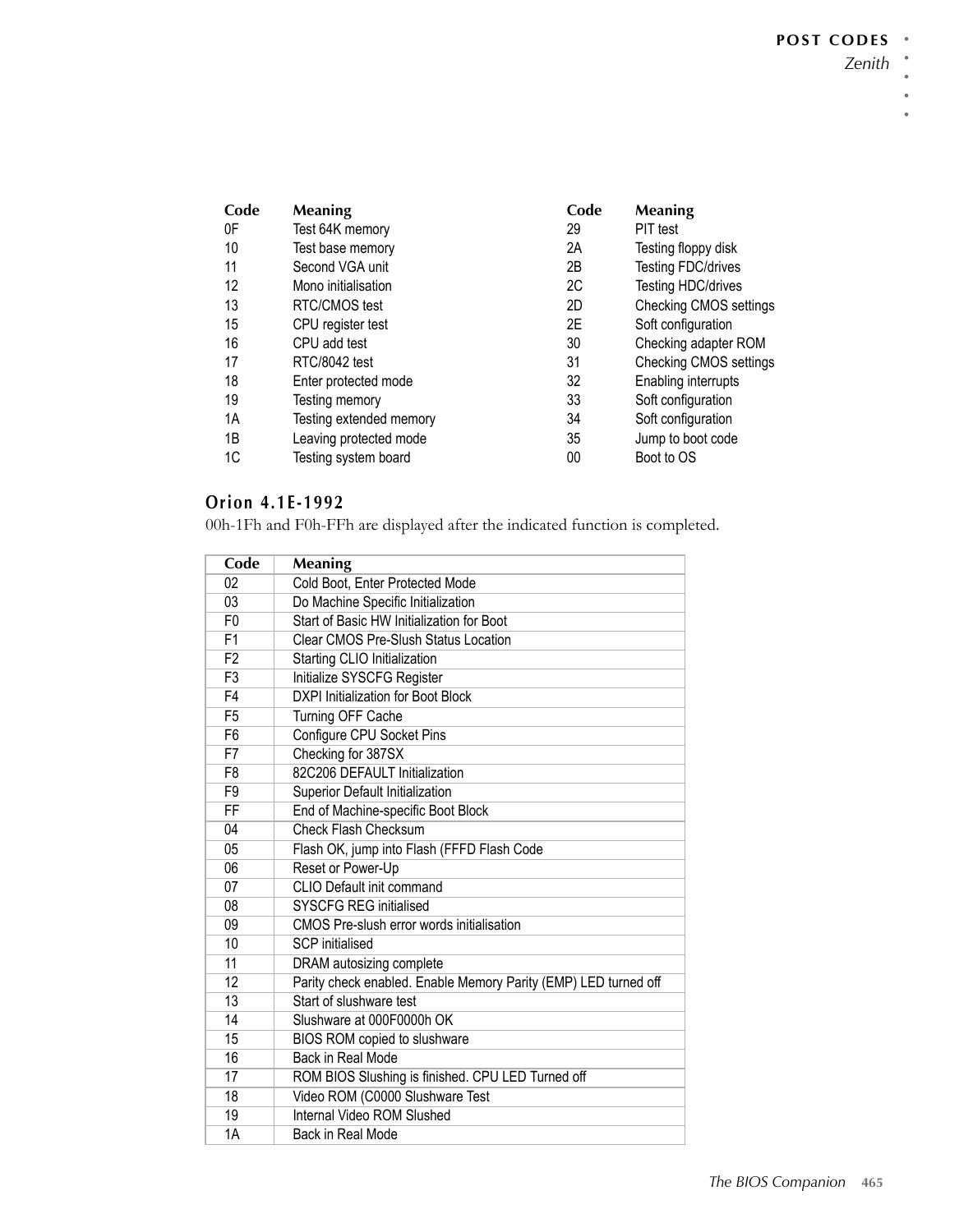| Code | Meaning | Code | Meaning |
|---|---|---|---|
| 0F | Test 64K memory | 29 | PIT test |
| 10 | Test base memory | 2A | Testing floppy disk |
| 11 | Second VGA unit | 2B | Testing FDC/drives |
| 12 | Mono initialisation | 2C | Testing HDC/drives |
| 13 | RTC/CMOS test | 2D | Checking CMOS settings |
| 15 | CPU register test | 2E | Soft configuration |
| 16 | CPU add test | 30 | Checking adapter ROM |
| 17 | RTC/8042 test | 31 | Checking CMOS settings |
| 18 | Enter protected mode | 32 | Enabling interrupts |
| 19 | Testing memory | 33 | Soft configuration |
| 1A | Testing extended memory | 34 | Soft configuration |
| 1B | Leaving protected mode | 35 | Jump to boot code |
| 1C | Testing system board | 00 | Boot to OS |

## Orion 4.1E-1992

00h-1Fh and F0h-FFh are displayed after the indicated function is completed.

| Code | Meaning |
|---|---|
| 02 | Cold Boot, Enter Protected Mode |
| 03 | Do Machine Specific Initialization |
| F0 | Start of Basic HW Initialization for Boot |
| F1 | Clear CMOS Pre-Slush Status Location |
| F2 | Starting CLIO Initialization |
| F3 | Initialize SYSCFG Register |
| F4 | DXPI Initialization for Boot Block |
| F5 | Turning OFF Cache |
| F6 | Configure CPU Socket Pins |
| F7 | Checking for 387SX |
| F8 | 82C206 DEFAULT Initialization |
| F9 | Superior Default Initialization |
| FF | End of Machine-specific Boot Block |
| 04 | Check Flash Checksum |
| 05 | Flash OK, jump into Flash (FFFD Flash Code |
| 06 | Reset or Power-Up |
| 07 | CLIO Default init command |
| 08 | SYSCFG REG initialised |
| 09 | CMOS Pre-slush error words initialisation |
| 10 | SCP initialised |
| 11 | DRAM autosizing complete |
| 12 | Parity check enabled. Enable Memory Parity (EMP) LED turned off |
| 13 | Start of slushware test |
| 14 | Slushware at 000F0000h OK |
| 15 | BIOS ROM copied to slushware |
| 16 | Back in Real Mode |
| 17 | ROM BIOS Slushing is finished. CPU LED Turned off |
| 18 | Video ROM (C0000 Slushware Test |
| 19 | Internal Video ROM Slushed |
| 1A | Back in Real Mode |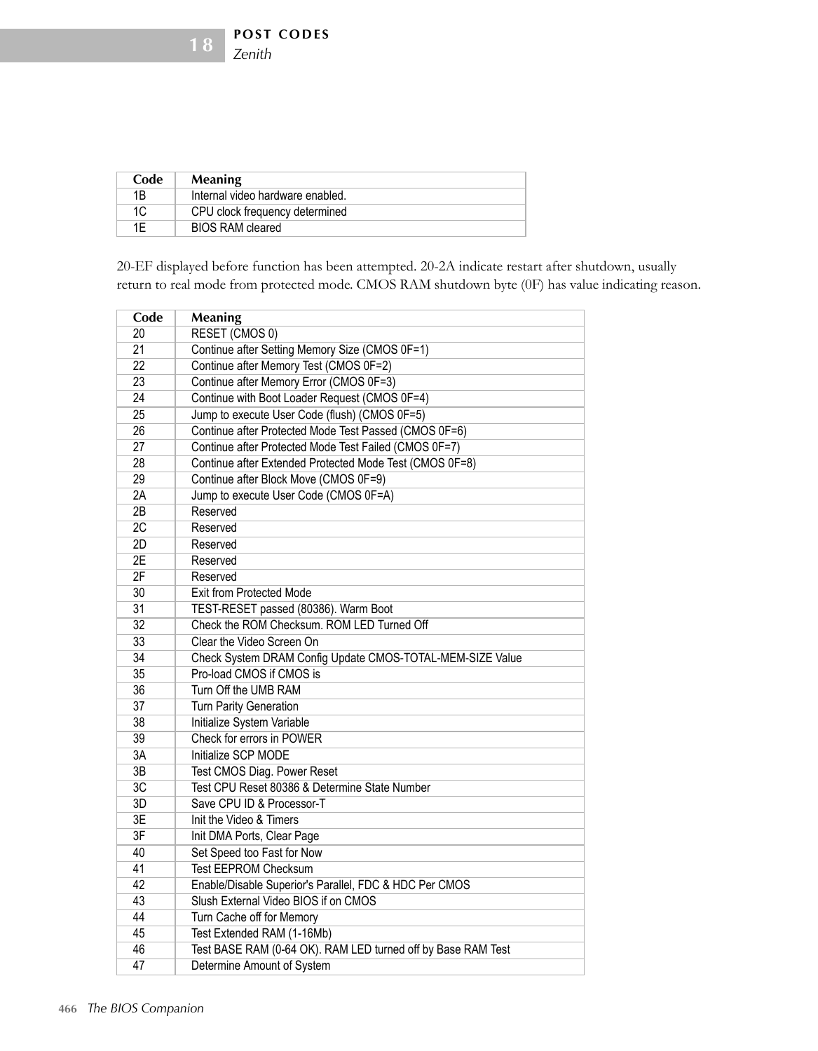| Code | Meaning |
| --- | --- |
| 1B | Internal video hardware enabled. |
| 1C | CPU clock frequency determined |
| 1E | BIOS RAM cleared |

20-EF displayed before function has been attempted. 20-2A indicate restart after shutdown, usually return to real mode from protected mode. CMOS RAM shutdown byte (0F) has value indicating reason.

| Code | Meaning |
| --- | --- |
| 20 | RESET (CMOS 0) |
| 21 | Continue after Setting Memory Size (CMOS 0F=1) |
| 22 | Continue after Memory Test (CMOS 0F=2) |
| 23 | Continue after Memory Error (CMOS 0F=3) |
| 24 | Continue with Boot Loader Request (CMOS 0F=4) |
| 25 | Jump to execute User Code (flush) (CMOS 0F=5) |
| 26 | Continue after Protected Mode Test Passed (CMOS 0F=6) |
| 27 | Continue after Protected Mode Test Failed (CMOS 0F=7) |
| 28 | Continue after Extended Protected Mode Test (CMOS 0F=8) |
| 29 | Continue after Block Move (CMOS 0F=9) |
| 2A | Jump to execute User Code (CMOS 0F=A) |
| 2B | Reserved |
| 2C | Reserved |
| 2D | Reserved |
| 2E | Reserved |
| 2F | Reserved |
| 30 | Exit from Protected Mode |
| 31 | TEST-RESET passed (80386). Warm Boot |
| 32 | Check the ROM Checksum. ROM LED Turned Off |
| 33 | Clear the Video Screen On |
| 34 | Check System DRAM Config Update CMOS-TOTAL-MEM-SIZE Value |
| 35 | Pro-load CMOS if CMOS is |
| 36 | Turn Off the UMB RAM |
| 37 | Turn Parity Generation |
| 38 | Initialize System Variable |
| 39 | Check for errors in POWER |
| 3A | Initialize SCP MODE |
| 3B | Test CMOS Diag. Power Reset |
| 3C | Test CPU Reset 80386 & Determine State Number |
| 3D | Save CPU ID & Processor-T |
| 3E | Init the Video & Timers |
| 3F | Init DMA Ports, Clear Page |
| 40 | Set Speed too Fast for Now |
| 41 | Test EEPROM Checksum |
| 42 | Enable/Disable Superior's Parallel, FDC & HDC Per CMOS |
| 43 | Slush External Video BIOS if on CMOS |
| 44 | Turn Cache off for Memory |
| 45 | Test Extended RAM (1-16Mb) |
| 46 | Test BASE RAM (0-64 OK). RAM LED turned off by Base RAM Test |
| 47 | Determine Amount of System |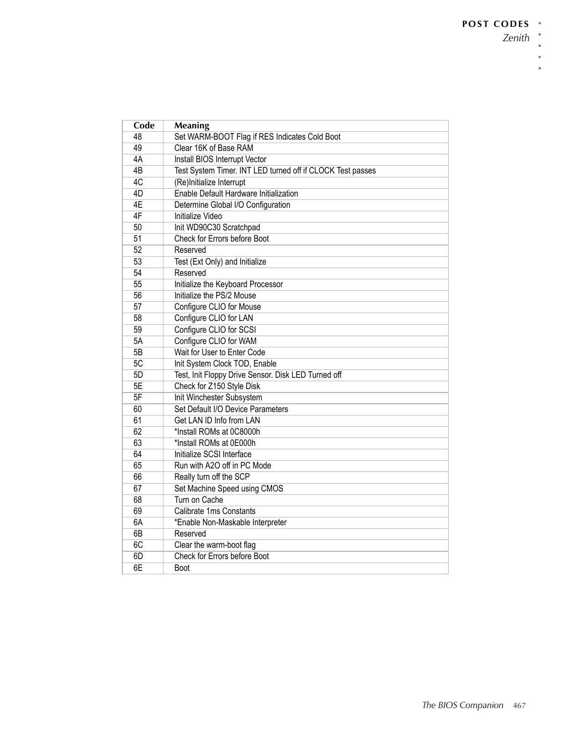| Code | Meaning |
| --- | --- |
| 48 | Set WARM-BOOT Flag if RES Indicates Cold Boot |
| 49 | Clear 16K of Base RAM |
| 4A | Install BIOS Interrupt Vector |
| 4B | Test System Timer. INT LED turned off if CLOCK Test passes |
| 4C | (Re)Initialize Interrupt |
| 4D | Enable Default Hardware Initialization |
| 4E | Determine Global I/O Configuration |
| 4F | Initialize Video |
| 50 | Init WD90C30 Scratchpad |
| 51 | Check for Errors before Boot |
| 52 | Reserved |
| 53 | Test (Ext Only) and Initialize |
| 54 | Reserved |
| 55 | Initialize the Keyboard Processor |
| 56 | Initialize the PS/2 Mouse |
| 57 | Configure CLIO for Mouse |
| 58 | Configure CLIO for LAN |
| 59 | Configure CLIO for SCSI |
| 5A | Configure CLIO for WAM |
| 5B | Wait for User to Enter Code |
| 5C | Init System Clock TOD, Enable |
| 5D | Test, Init Floppy Drive Sensor. Disk LED Turned off |
| 5E | Check for Z150 Style Disk |
| 5F | Init Winchester Subsystem |
| 60 | Set Default I/O Device Parameters |
| 61 | Get LAN ID Info from LAN |
| 62 | *Install ROMs at 0C8000h |
| 63 | *Install ROMs at 0E000h |
| 64 | Initialize SCSI Interface |
| 65 | Run with A2O off in PC Mode |
| 66 | Really turn off the SCP |
| 67 | Set Machine Speed using CMOS |
| 68 | Turn on Cache |
| 69 | Calibrate 1ms Constants |
| 6A | *Enable Non-Maskable Interpreter |
| 6B | Reserved |
| 6C | Clear the warm-boot flag |
| 6D | Check for Errors before Boot |
| 6E | Boot |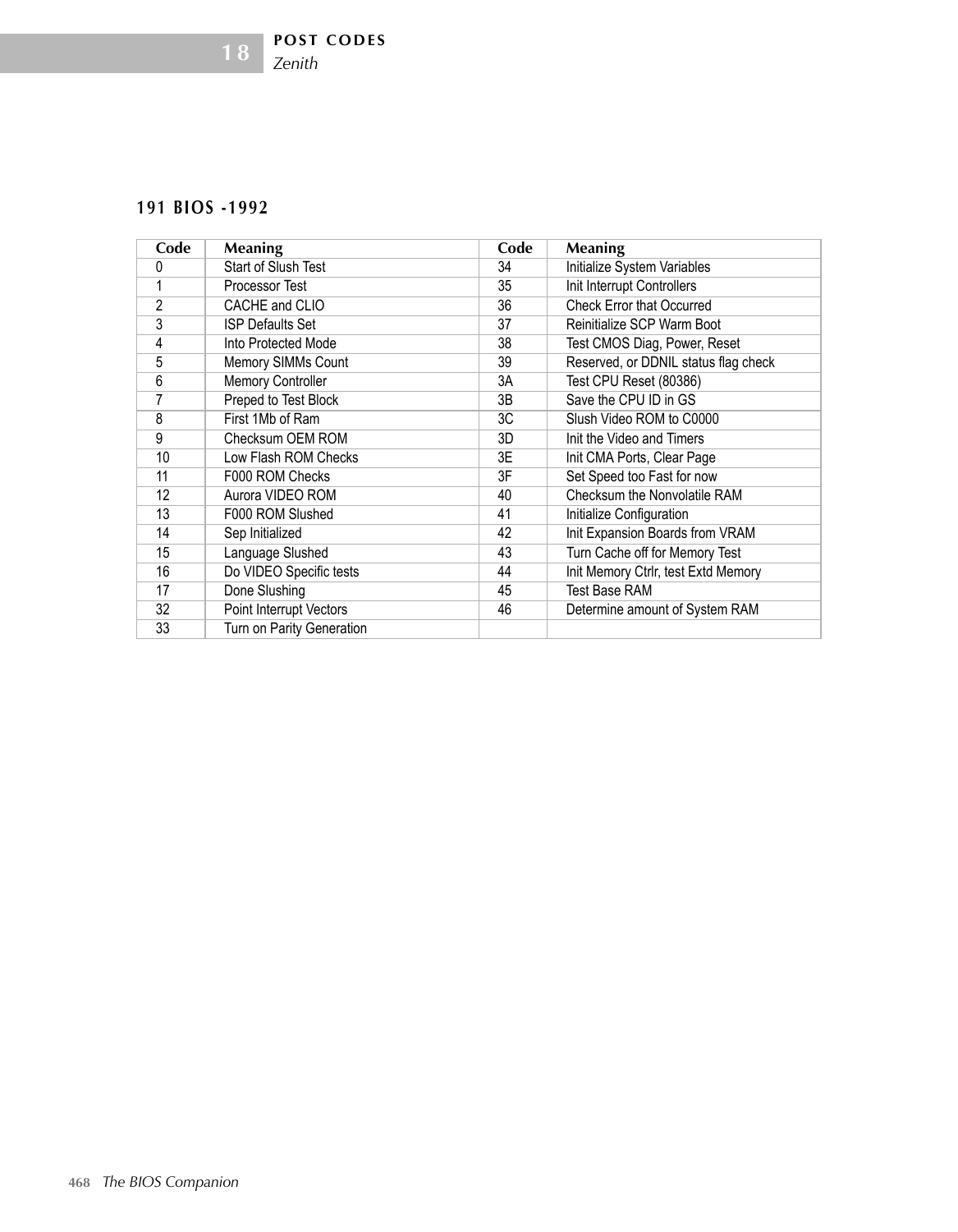## 191 BIOS -1992

| Code | Meaning | Code | Meaning |
|---|---|---|---|
| 0 | Start of Slush Test | 34 | Initialize System Variables |
| 1 | Processor Test | 35 | Init Interrupt Controllers |
| 2 | CACHE and CLIO | 36 | Check Error that Occurred |
| 3 | ISP Defaults Set | 37 | Reinitialize SCP Warm Boot |
| 4 | Into Protected Mode | 38 | Test CMOS Diag, Power, Reset |
| 5 | Memory SIMMs Count | 39 | Reserved, or DDNIL status flag check |
| 6 | Memory Controller | 3A | Test CPU Reset (80386) |
| 7 | Preped to Test Block | 3B | Save the CPU ID in GS |
| 8 | First 1Mb of Ram | 3C | Slush Video ROM to C0000 |
| 9 | Checksum OEM ROM | 3D | Init the Video and Timers |
| 10 | Low Flash ROM Checks | 3E | Init CMA Ports, Clear Page |
| 11 | F000 ROM Checks | 3F | Set Speed too Fast for now |
| 12 | Aurora VIDEO ROM | 40 | Checksum the Nonvolatile RAM |
| 13 | F000 ROM Slushed | 41 | Initialize Configuration |
| 14 | Sep Initialized | 42 | Init Expansion Boards from VRAM |
| 15 | Language Slushed | 43 | Turn Cache off for Memory Test |
| 16 | Do VIDEO Specific tests | 44 | Init Memory Ctrlr, test Extd Memory |
| 17 | Done Slushing | 45 | Test Base RAM |
| 32 | Point Interrupt Vectors | 46 | Determine amount of System RAM |
| 33 | Turn on Parity Generation | | |